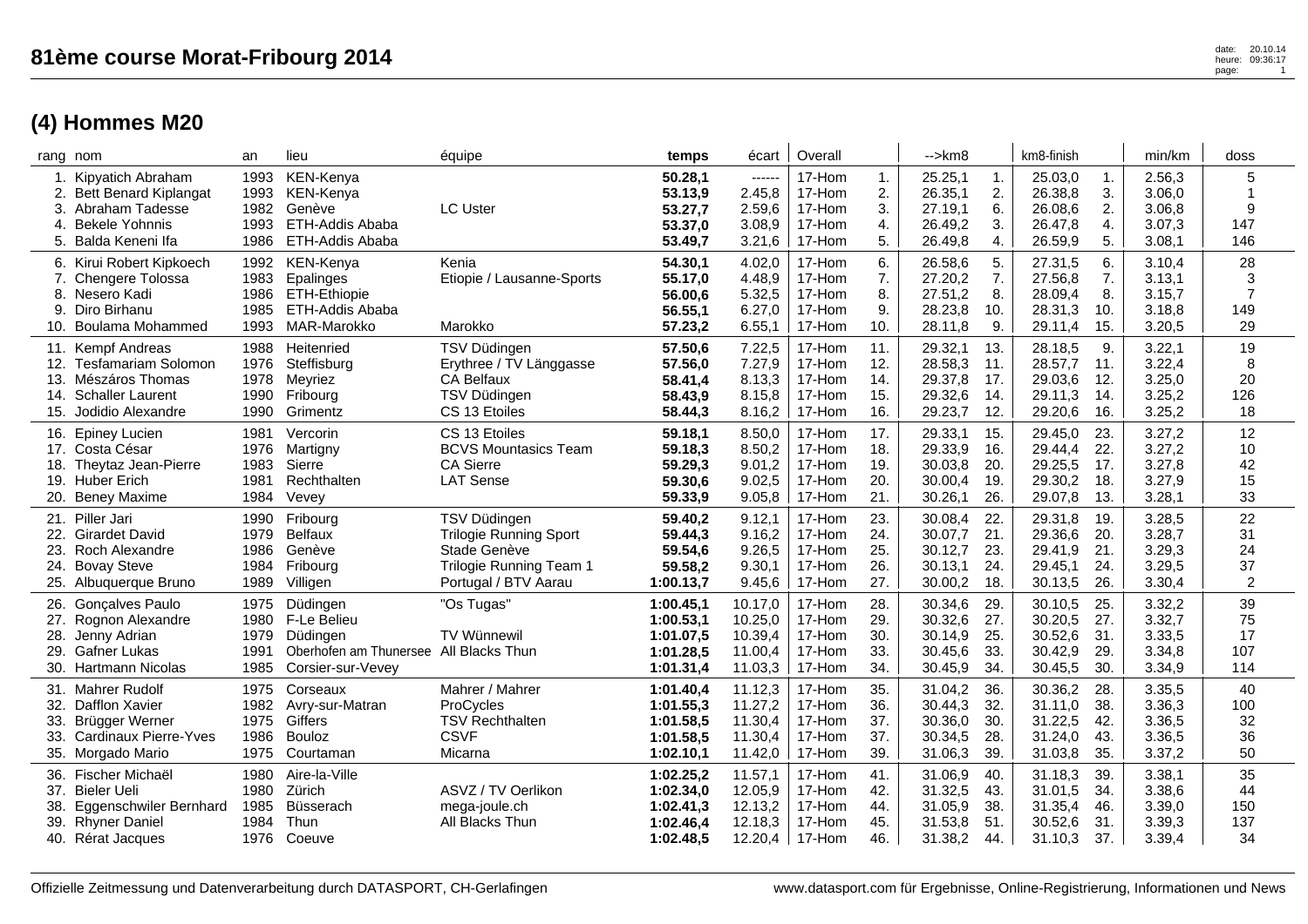# 81ème course Morat-Fribourg 2014

## (4) Hommes M20

| rang | nom | an | lieu | équipe | temps | écart | Overall | | -->km8 | | km8-finish | | min/km | doss |
|---|---|---|---|---|---|---|---|---|---|---|---|---|---|---|
| 1. | Kipyatich Abraham | 1993 | KEN-Kenya | | **50.28,1** | ------ | 17-Hom | 1. | 25.25,1 | 1. | 25.03,0 | 1. | 2.56,3 | 5 |
| 2. | Bett Benard Kiplangat | 1993 | KEN-Kenya | | **53.13,9** | 2.45,8 | 17-Hom | 2. | 26.35,1 | 2. | 26.38,8 | 3. | 3.06,0 | 1 |
| 3. | Abraham Tadesse | 1982 | Genève | LC Uster | **53.27,7** | 2.59,6 | 17-Hom | 3. | 27.19,1 | 6. | 26.08,6 | 2. | 3.06,8 | 9 |
| 4. | Bekele Yohnnis | 1993 | ETH-Addis Ababa | | **53.37,0** | 3.08,9 | 17-Hom | 4. | 26.49,2 | 3. | 26.47,8 | 4. | 3.07,3 | 147 |
| 5. | Balda Keneni Ifa | 1986 | ETH-Addis Ababa | | **53.49,7** | 3.21,6 | 17-Hom | 5. | 26.49,8 | 4. | 26.59,9 | 5. | 3.08,1 | 146 |
| 6. | Kirui Robert Kipkoech | 1992 | KEN-Kenya | Kenia | **54.30,1** | 4.02,0 | 17-Hom | 6. | 26.58,6 | 5. | 27.31,5 | 6. | 3.10,4 | 28 |
| 7. | Chengere Tolossa | 1983 | Epalinges | Etiopie / Lausanne-Sports | **55.17,0** | 4.48,9 | 17-Hom | 7. | 27.20,2 | 7. | 27.56,8 | 7. | 3.13,1 | 3 |
| 8. | Nesero Kadi | 1986 | ETH-Ethiopie | | **56.00,6** | 5.32,5 | 17-Hom | 8. | 27.51,2 | 8. | 28.09,4 | 8. | 3.15,7 | 7 |
| 9. | Diro Birhanu | 1985 | ETH-Addis Ababa | | **56.55,1** | 6.27,0 | 17-Hom | 9. | 28.23,8 | 10. | 28.31,3 | 10. | 3.18,8 | 149 |
| 10. | Boulama Mohammed | 1993 | MAR-Marokko | Marokko | **57.23,2** | 6.55,1 | 17-Hom | 10. | 28.11,8 | 9. | 29.11,4 | 15. | 3.20,5 | 29 |
| 11. | Kempf Andreas | 1988 | Heitenried | TSV Düdingen | **57.50,6** | 7.22,5 | 17-Hom | 11. | 29.32,1 | 13. | 28.18,5 | 9. | 3.22,1 | 19 |
| 12. | Tesfamariam Solomon | 1976 | Steffisburg | Erythree / TV Länggasse | **57.56,0** | 7.27,9 | 17-Hom | 12. | 28.58,3 | 11. | 28.57,7 | 11. | 3.22,4 | 8 |
| 13. | Mészáros Thomas | 1978 | Meyriez | CA Belfaux | **58.41,4** | 8.13,3 | 17-Hom | 14. | 29.37,8 | 17. | 29.03,6 | 12. | 3.25,0 | 20 |
| 14. | Schaller Laurent | 1990 | Fribourg | TSV Düdingen | **58.43,9** | 8.15,8 | 17-Hom | 15. | 29.32,6 | 14. | 29.11,3 | 14. | 3.25,2 | 126 |
| 15. | Jodidio Alexandre | 1990 | Grimentz | CS 13 Etoiles | **58.44,3** | 8.16,2 | 17-Hom | 16. | 29.23,7 | 12. | 29.20,6 | 16. | 3.25,2 | 18 |
| 16. | Epiney Lucien | 1981 | Vercorin | CS 13 Etoiles | **59.18,1** | 8.50,0 | 17-Hom | 17. | 29.33,1 | 15. | 29.45,0 | 23. | 3.27,2 | 12 |
| 17. | Costa César | 1976 | Martigny | BCVS Mountasics Team | **59.18,3** | 8.50,2 | 17-Hom | 18. | 29.33,9 | 16. | 29.44,4 | 22. | 3.27,2 | 10 |
| 18. | Theytaz Jean-Pierre | 1983 | Sierre | CA Sierre | **59.29,3** | 9.01,2 | 17-Hom | 19. | 30.03,8 | 20. | 29.25,5 | 17. | 3.27,8 | 42 |
| 19. | Huber Erich | 1981 | Rechthalten | LAT Sense | **59.30,6** | 9.02,5 | 17-Hom | 20. | 30.00,4 | 19. | 29.30,2 | 18. | 3.27,9 | 15 |
| 20. | Beney Maxime | 1984 | Vevey | | **59.33,9** | 9.05,8 | 17-Hom | 21. | 30.26,1 | 26. | 29.07,8 | 13. | 3.28,1 | 33 |
| 21. | Piller Jari | 1990 | Fribourg | TSV Düdingen | **59.40,2** | 9.12,1 | 17-Hom | 23. | 30.08,4 | 22. | 29.31,8 | 19. | 3.28,5 | 22 |
| 22. | Girardet David | 1979 | Belfaux | Trilogie Running Sport | **59.44,3** | 9.16,2 | 17-Hom | 24. | 30.07,7 | 21. | 29.36,6 | 20. | 3.28,7 | 31 |
| 23. | Roch Alexandre | 1986 | Genève | Stade Genève | **59.54,6** | 9.26,5 | 17-Hom | 25. | 30.12,7 | 23. | 29.41,9 | 21. | 3.29,3 | 24 |
| 24. | Bovay Steve | 1984 | Fribourg | Trilogie Running Team 1 | **59.58,2** | 9.30,1 | 17-Hom | 26. | 30.13,1 | 24. | 29.45,1 | 24. | 3.29,5 | 37 |
| 25. | Albuquerque Bruno | 1989 | Villigen | Portugal / BTV Aarau | **1:00.13,7** | 9.45,6 | 17-Hom | 27. | 30.00,2 | 18. | 30.13,5 | 26. | 3.30,4 | 2 |
| 26. | Gonçalves Paulo | 1975 | Düdingen | "Os Tugas" | **1:00.45,1** | 10.17,0 | 17-Hom | 28. | 30.34,6 | 29. | 30.10,5 | 25. | 3.32,2 | 39 |
| 27. | Rognon Alexandre | 1980 | F-Le Belieu | | **1:00.53,1** | 10.25,0 | 17-Hom | 29. | 30.32,6 | 27. | 30.20,5 | 27. | 3.32,7 | 75 |
| 28. | Jenny Adrian | 1979 | Düdingen | TV Wünnewil | **1:01.07,5** | 10.39,4 | 17-Hom | 30. | 30.14,9 | 25. | 30.52,6 | 31. | 3.33,5 | 17 |
| 29. | Gafner Lukas | 1991 | Oberhofen am Thunersee | All Blacks Thun | **1:01.28,5** | 11.00,4 | 17-Hom | 33. | 30.45,6 | 33. | 30.42,9 | 29. | 3.34,8 | 107 |
| 30. | Hartmann Nicolas | 1985 | Corsier-sur-Vevey | | **1:01.31,4** | 11.03,3 | 17-Hom | 34. | 30.45,9 | 34. | 30.45,5 | 30. | 3.34,9 | 114 |
| 31. | Mahrer Rudolf | 1975 | Corseaux | Mahrer / Mahrer | **1:01.40,4** | 11.12,3 | 17-Hom | 35. | 31.04,2 | 36. | 30.36,2 | 28. | 3.35,5 | 40 |
| 32. | Dafflon Xavier | 1982 | Avry-sur-Matran | ProCycles | **1:01.55,3** | 11.27,2 | 17-Hom | 36. | 30.44,3 | 32. | 31.11,0 | 38. | 3.36,3 | 100 |
| 33. | Brügger Werner | 1975 | Giffers | TSV Rechthalten | **1:01.58,5** | 11.30,4 | 17-Hom | 37. | 30.36,0 | 30. | 31.22,5 | 42. | 3.36,5 | 32 |
| 33. | Cardinaux Pierre-Yves | 1986 | Bouloz | CSVF | **1:01.58,5** | 11.30,4 | 17-Hom | 37. | 30.34,5 | 28. | 31.24,0 | 43. | 3.36,5 | 36 |
| 35. | Morgado Mario | 1975 | Courtaman | Micarna | **1:02.10,1** | 11.42,0 | 17-Hom | 39. | 31.06,3 | 39. | 31.03,8 | 35. | 3.37,2 | 50 |
| 36. | Fischer Michaël | 1980 | Aire-la-Ville | | **1:02.25,2** | 11.57,1 | 17-Hom | 41. | 31.06,9 | 40. | 31.18,3 | 39. | 3.38,1 | 35 |
| 37. | Bieler Ueli | 1980 | Zürich | ASVZ / TV Oerlikon | **1:02.34,0** | 12.05,9 | 17-Hom | 42. | 31.32,5 | 43. | 31.01,5 | 34. | 3.38,6 | 44 |
| 38. | Eggenschwiler Bernhard | 1985 | Büsserach | mega-joule.ch | **1:02.41,3** | 12.13,2 | 17-Hom | 44. | 31.05,9 | 38. | 31.35,4 | 46. | 3.39,0 | 150 |
| 39. | Rhyner Daniel | 1984 | Thun | All Blacks Thun | **1:02.46,4** | 12.18,3 | 17-Hom | 45. | 31.53,8 | 51. | 30.52,6 | 31. | 3.39,3 | 137 |
| 40. | Rérat Jacques | 1976 | Coeuve | | **1:02.48,5** | 12.20,4 | 17-Hom | 46. | 31.38,2 | 44. | 31.10,3 | 37. | 3.39,4 | 34 |

Offizielle Zeitmessung und Datenverarbeitung durch DATASPORT, CH-Gerlafingen — www.datasport.com für Ergebnisse, Online-Registrierung, Informationen und News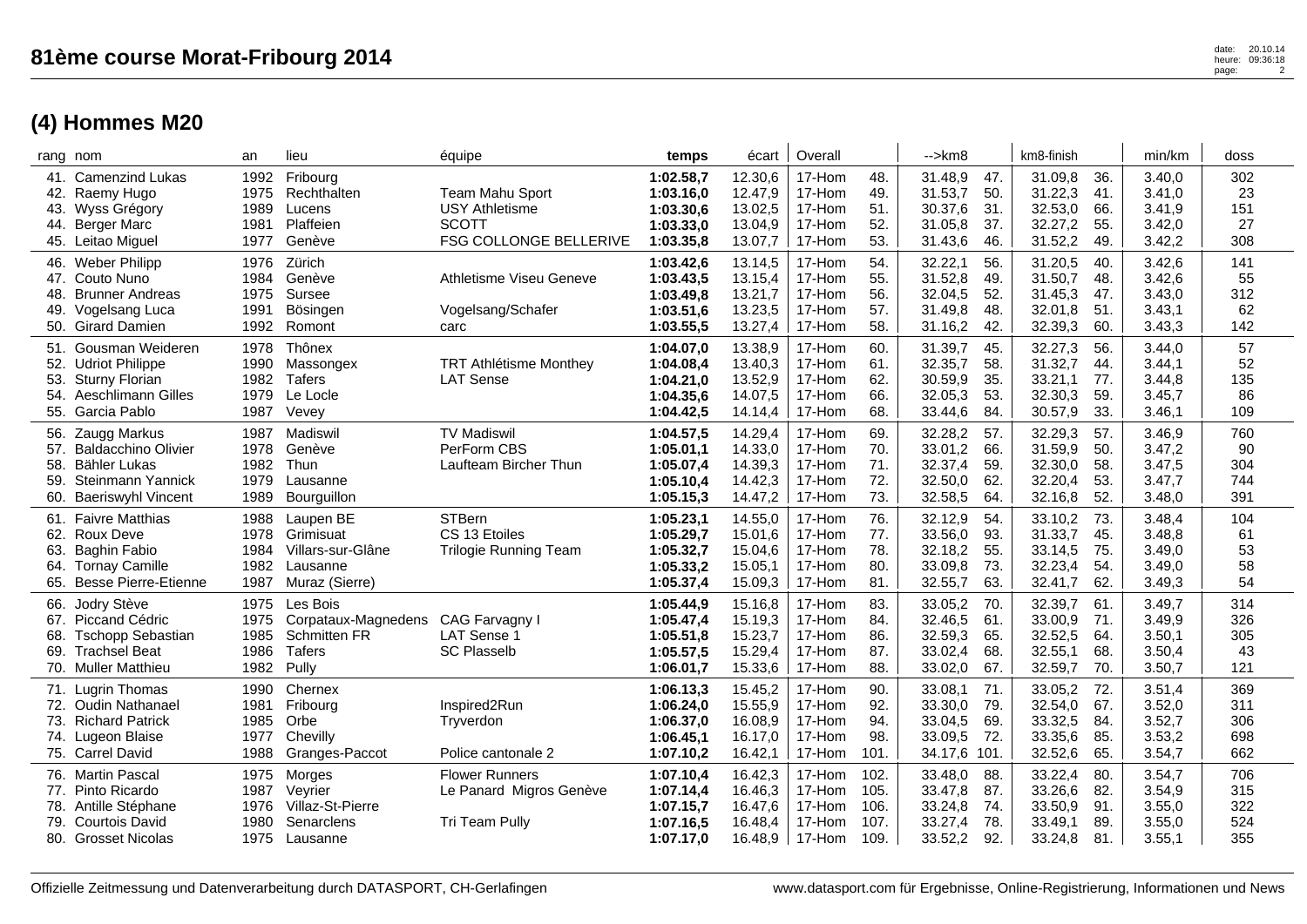# 81ème course Morat-Fribourg 2014

## (4) Hommes M20

| rang | nom | an | lieu | équipe | temps | écart | Overall | | -->km8 | | km8-finish | | min/km | doss |
|---|---|---|---|---|---|---|---|---|---|---|---|---|---|---|
| 41. | Camenzind Lukas | 1992 | Fribourg | | **1:02.58,7** | 12.30,6 | 17-Hom | 48. | 31.48,9 | 47. | 31.09,8 | 36. | 3.40,0 | 302 |
| 42. | Raemy Hugo | 1975 | Rechthalten | Team Mahu Sport | **1:03.16,0** | 12.47,9 | 17-Hom | 49. | 31.53,7 | 50. | 31.22,3 | 41. | 3.41,0 | 23 |
| 43. | Wyss Grégory | 1989 | Lucens | USY Athletisme | **1:03.30,6** | 13.02,5 | 17-Hom | 51. | 30.37,6 | 31. | 32.53,0 | 66. | 3.41,9 | 151 |
| 44. | Berger Marc | 1981 | Plaffeien | SCOTT | **1:03.33,0** | 13.04,9 | 17-Hom | 52. | 31.05,8 | 37. | 32.27,2 | 55. | 3.42,0 | 27 |
| 45. | Leitao Miguel | 1977 | Genève | FSG COLLONGE BELLERIVE | **1:03.35,8** | 13.07,7 | 17-Hom | 53. | 31.43,6 | 46. | 31.52,2 | 49. | 3.42,2 | 308 |
| 46. | Weber Philipp | 1976 | Zürich | | **1:03.42,6** | 13.14,5 | 17-Hom | 54. | 32.22,1 | 56. | 31.20,5 | 40. | 3.42,6 | 141 |
| 47. | Couto Nuno | 1984 | Genève | Athletisme Viseu Geneve | **1:03.43,5** | 13.15,4 | 17-Hom | 55. | 31.52,8 | 49. | 31.50,7 | 48. | 3.42,6 | 55 |
| 48. | Brunner Andreas | 1975 | Sursee | | **1:03.49,8** | 13.21,7 | 17-Hom | 56. | 32.04,5 | 52. | 31.45,3 | 47. | 3.43,0 | 312 |
| 49. | Vogelsang Luca | 1991 | Bösingen | Vogelsang/Schafer | **1:03.51,6** | 13.23,5 | 17-Hom | 57. | 31.49,8 | 48. | 32.01,8 | 51. | 3.43,1 | 62 |
| 50. | Girard Damien | 1992 | Romont | carc | **1:03.55,5** | 13.27,4 | 17-Hom | 58. | 31.16,2 | 42. | 32.39,3 | 60. | 3.43,3 | 142 |
| 51. | Gousman Weideren | 1978 | Thônex | | **1:04.07,0** | 13.38,9 | 17-Hom | 60. | 31.39,7 | 45. | 32.27,3 | 56. | 3.44,0 | 57 |
| 52. | Udriot Philippe | 1990 | Massongex | TRT Athlétisme Monthey | **1:04.08,4** | 13.40,3 | 17-Hom | 61. | 32.35,7 | 58. | 31.32,7 | 44. | 3.44,1 | 52 |
| 53. | Sturny Florian | 1982 | Tafers | LAT Sense | **1:04.21,0** | 13.52,9 | 17-Hom | 62. | 30.59,9 | 35. | 33.21,1 | 77. | 3.44,8 | 135 |
| 54. | Aeschlimann Gilles | 1979 | Le Locle | | **1:04.35,6** | 14.07,5 | 17-Hom | 66. | 32.05,3 | 53. | 32.30,3 | 59. | 3.45,7 | 86 |
| 55. | Garcia Pablo | 1987 | Vevey | | **1:04.42,5** | 14.14,4 | 17-Hom | 68. | 33.44,6 | 84. | 30.57,9 | 33. | 3.46,1 | 109 |
| 56. | Zaugg Markus | 1987 | Madiswil | TV Madiswil | **1:04.57,5** | 14.29,4 | 17-Hom | 69. | 32.28,2 | 57. | 32.29,3 | 57. | 3.46,9 | 760 |
| 57. | Baldacchino Olivier | 1978 | Genève | PerForm CBS | **1:05.01,1** | 14.33,0 | 17-Hom | 70. | 33.01,2 | 66. | 31.59,9 | 50. | 3.47,2 | 90 |
| 58. | Bähler Lukas | 1982 | Thun | Laufteam Bircher Thun | **1:05.07,4** | 14.39,3 | 17-Hom | 71. | 32.37,4 | 59. | 32.30,0 | 58. | 3.47,5 | 304 |
| 59. | Steinmann Yannick | 1979 | Lausanne | | **1:05.10,4** | 14.42,3 | 17-Hom | 72. | 32.50,0 | 62. | 32.20,4 | 53. | 3.47,7 | 744 |
| 60. | Baeriswyhl Vincent | 1989 | Bourguillon | | **1:05.15,3** | 14.47,2 | 17-Hom | 73. | 32.58,5 | 64. | 32.16,8 | 52. | 3.48,0 | 391 |
| 61. | Faivre Matthias | 1988 | Laupen BE | STBern | **1:05.23,1** | 14.55,0 | 17-Hom | 76. | 32.12,9 | 54. | 33.10,2 | 73. | 3.48,4 | 104 |
| 62. | Roux Deve | 1978 | Grimisuat | CS 13 Etoiles | **1:05.29,7** | 15.01,6 | 17-Hom | 77. | 33.56,0 | 93. | 31.33,7 | 45. | 3.48,8 | 61 |
| 63. | Baghin Fabio | 1984 | Villars-sur-Glâne | Trilogie Running Team | **1:05.32,7** | 15.04,6 | 17-Hom | 78. | 32.18,2 | 55. | 33.14,5 | 75. | 3.49,0 | 53 |
| 64. | Tornay Camille | 1982 | Lausanne | | **1:05.33,2** | 15.05,1 | 17-Hom | 80. | 33.09,8 | 73. | 32.23,4 | 54. | 3.49,0 | 58 |
| 65. | Besse Pierre-Etienne | 1987 | Muraz (Sierre) | | **1:05.37,4** | 15.09,3 | 17-Hom | 81. | 32.55,7 | 63. | 32.41,7 | 62. | 3.49,3 | 54 |
| 66. | Jodry Stève | 1975 | Les Bois | | **1:05.44,9** | 15.16,8 | 17-Hom | 83. | 33.05,2 | 70. | 32.39,7 | 61. | 3.49,7 | 314 |
| 67. | Piccand Cédric | 1975 | Corpataux-Magnedens | CAG Farvagny I | **1:05.47,4** | 15.19,3 | 17-Hom | 84. | 32.46,5 | 61. | 33.00,9 | 71. | 3.49,9 | 326 |
| 68. | Tschopp Sebastian | 1985 | Schmitten FR | LAT Sense 1 | **1:05.51,8** | 15.23,7 | 17-Hom | 86. | 32.59,3 | 65. | 32.52,5 | 64. | 3.50,1 | 305 |
| 69. | Trachsel Beat | 1986 | Tafers | SC Plasselb | **1:05.57,5** | 15.29,4 | 17-Hom | 87. | 33.02,4 | 68. | 32.55,1 | 68. | 3.50,4 | 43 |
| 70. | Muller Matthieu | 1982 | Pully | | **1:06.01,7** | 15.33,6 | 17-Hom | 88. | 33.02,0 | 67. | 32.59,7 | 70. | 3.50,7 | 121 |
| 71. | Lugrin Thomas | 1990 | Chernex | | **1:06.13,3** | 15.45,2 | 17-Hom | 90. | 33.08,1 | 71. | 33.05,2 | 72. | 3.51,4 | 369 |
| 72. | Oudin Nathanael | 1981 | Fribourg | Inspired2Run | **1:06.24,0** | 15.55,9 | 17-Hom | 92. | 33.30,0 | 79. | 32.54,0 | 67. | 3.52,0 | 311 |
| 73. | Richard Patrick | 1985 | Orbe | Tryverdon | **1:06.37,0** | 16.08,9 | 17-Hom | 94. | 33.04,5 | 69. | 33.32,5 | 84. | 3.52,7 | 306 |
| 74. | Lugeon Blaise | 1977 | Chevilly | | **1:06.45,1** | 16.17,0 | 17-Hom | 98. | 33.09,5 | 72. | 33.35,6 | 85. | 3.53,2 | 698 |
| 75. | Carrel David | 1988 | Granges-Paccot | Police cantonale 2 | **1:07.10,2** | 16.42,1 | 17-Hom | 101. | 34.17,6 | 101. | 32.52,6 | 65. | 3.54,7 | 662 |
| 76. | Martin Pascal | 1975 | Morges | Flower Runners | **1:07.10,4** | 16.42,3 | 17-Hom | 102. | 33.48,0 | 88. | 33.22,4 | 80. | 3.54,7 | 706 |
| 77. | Pinto Ricardo | 1987 | Veyrier | Le Panard Migros Genève | **1:07.14,4** | 16.46,3 | 17-Hom | 105. | 33.47,8 | 87. | 33.26,6 | 82. | 3.54,9 | 315 |
| 78. | Antille Stéphane | 1976 | Villaz-St-Pierre | | **1:07.15,7** | 16.47,6 | 17-Hom | 106. | 33.24,8 | 74. | 33.50,9 | 91. | 3.55,0 | 322 |
| 79. | Courtois David | 1980 | Senarclens | Tri Team Pully | **1:07.16,5** | 16.48,4 | 17-Hom | 107. | 33.27,4 | 78. | 33.49,1 | 89. | 3.55,0 | 524 |
| 80. | Grosset Nicolas | 1975 | Lausanne | | **1:07.17,0** | 16.48,9 | 17-Hom | 109. | 33.52,2 | 92. | 33.24,8 | 81. | 3.55,1 | 355 |

Offizielle Zeitmessung und Datenverarbeitung durch DATASPORT, CH-Gerlafingen — www.datasport.com für Ergebnisse, Online-Registrierung, Informationen und News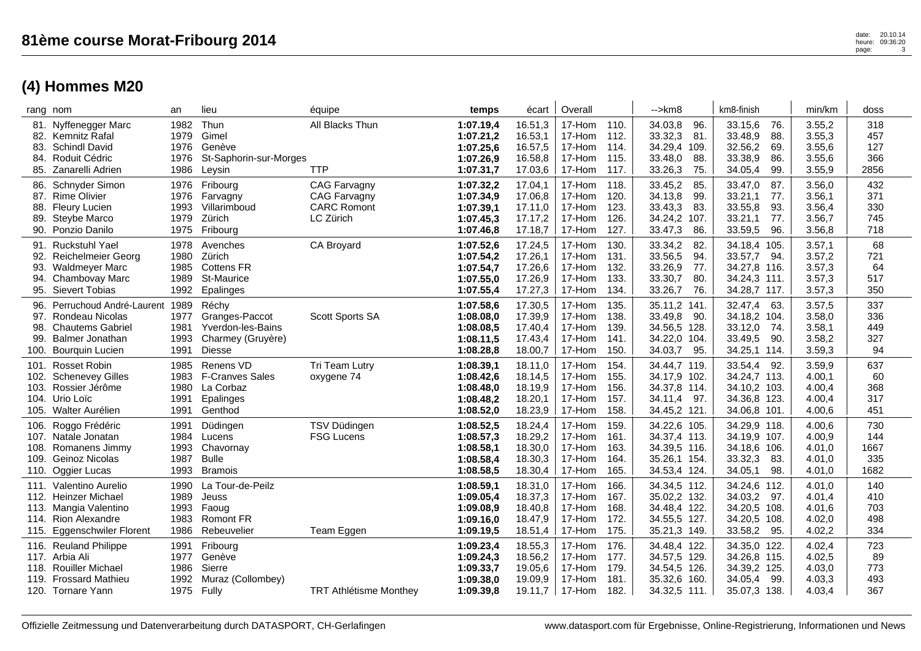# 81ème course Morat-Fribourg 2014

## (4) Hommes M20

| rang | nom | an | lieu | équipe | temps | écart | Overall | | -->km8 | | km8-finish | | min/km | doss |
|---|---|---|---|---|---|---|---|---|---|---|---|---|---|---|
| 81. | Nyffenegger Marc | 1982 | Thun | All Blacks Thun | **1:07.19,4** | 16.51,3 | 17-Hom | 110. | 34.03,8 | 96. | 33.15,6 | 76. | 3.55,2 | 318 |
| 82. | Kemnitz Rafal | 1979 | Gimel | | **1:07.21,2** | 16.53,1 | 17-Hom | 112. | 33.32,3 | 81. | 33.48,9 | 88. | 3.55,3 | 457 |
| 83. | Schindl David | 1976 | Genève | | **1:07.25,6** | 16.57,5 | 17-Hom | 114. | 34.29,4 | 109. | 32.56,2 | 69. | 3.55,6 | 127 |
| 84. | Roduit Cédric | 1976 | St-Saphorin-sur-Morges | | **1:07.26,9** | 16.58,8 | 17-Hom | 115. | 33.48,0 | 88. | 33.38,9 | 86. | 3.55,6 | 366 |
| 85. | Zanarelli Adrien | 1986 | Leysin | TTP | **1:07.31,7** | 17.03,6 | 17-Hom | 117. | 33.26,3 | 75. | 34.05,4 | 99. | 3.55,9 | 2856 |
| 86. | Schnyder Simon | 1976 | Fribourg | CAG Farvagny | **1:07.32,2** | 17.04,1 | 17-Hom | 118. | 33.45,2 | 85. | 33.47,0 | 87. | 3.56,0 | 432 |
| 87. | Rime Olivier | 1976 | Farvagny | CAG Farvagny | **1:07.34,9** | 17.06,8 | 17-Hom | 120. | 34.13,8 | 99. | 33.21,1 | 77. | 3.56,1 | 371 |
| 88. | Fleury Lucien | 1993 | Villarimboud | CARC Romont | **1:07.39,1** | 17.11,0 | 17-Hom | 123. | 33.43,3 | 83. | 33.55,8 | 93. | 3.56,4 | 330 |
| 89. | Steybe Marco | 1979 | Zürich | LC Zürich | **1:07.45,3** | 17.17,2 | 17-Hom | 126. | 34.24,2 | 107. | 33.21,1 | 77. | 3.56,7 | 745 |
| 90. | Ponzio Danilo | 1975 | Fribourg | | **1:07.46,8** | 17.18,7 | 17-Hom | 127. | 33.47,3 | 86. | 33.59,5 | 96. | 3.56,8 | 718 |
| 91. | Ruckstuhl Yael | 1978 | Avenches | CA Broyard | **1:07.52,6** | 17.24,5 | 17-Hom | 130. | 33.34,2 | 82. | 34.18,4 | 105. | 3.57,1 | 68 |
| 92. | Reichelmeier Georg | 1980 | Zürich | | **1:07.54,2** | 17.26,1 | 17-Hom | 131. | 33.56,5 | 94. | 33.57,7 | 94. | 3.57,2 | 721 |
| 93. | Waldmeyer Marc | 1985 | Cottens FR | | **1:07.54,7** | 17.26,6 | 17-Hom | 132. | 33.26,9 | 77. | 34.27,8 | 116. | 3.57,3 | 64 |
| 94. | Chambovay Marc | 1989 | St-Maurice | | **1:07.55,0** | 17.26,9 | 17-Hom | 133. | 33.30,7 | 80. | 34.24,3 | 111. | 3.57,3 | 517 |
| 95. | Sievert Tobias | 1992 | Epalinges | | **1:07.55,4** | 17.27,3 | 17-Hom | 134. | 33.26,7 | 76. | 34.28,7 | 117. | 3.57,3 | 350 |
| 96. | Perruchoud André-Laurent | 1989 | Réchy | | **1:07.58,6** | 17.30,5 | 17-Hom | 135. | 35.11,2 | 141. | 32.47,4 | 63. | 3.57,5 | 337 |
| 97. | Rondeau Nicolas | 1977 | Granges-Paccot | Scott Sports SA | **1:08.08,0** | 17.39,9 | 17-Hom | 138. | 33.49,8 | 90. | 34.18,2 | 104. | 3.58,0 | 336 |
| 98. | Chautems Gabriel | 1981 | Yverdon-les-Bains | | **1:08.08,5** | 17.40,4 | 17-Hom | 139. | 34.56,5 | 128. | 33.12,0 | 74. | 3.58,1 | 449 |
| 99. | Balmer Jonathan | 1993 | Charmey (Gruyère) | | **1:08.11,5** | 17.43,4 | 17-Hom | 141. | 34.22,0 | 104. | 33.49,5 | 90. | 3.58,2 | 327 |
| 100. | Bourquin Lucien | 1991 | Diesse | | **1:08.28,8** | 18.00,7 | 17-Hom | 150. | 34.03,7 | 95. | 34.25,1 | 114. | 3.59,3 | 94 |
| 101. | Rosset Robin | 1985 | Renens VD | Tri Team Lutry | **1:08.39,1** | 18.11,0 | 17-Hom | 154. | 34.44,7 | 119. | 33.54,4 | 92. | 3.59,9 | 637 |
| 102. | Schenevey Gilles | 1983 | F-Cranves Sales | oxygene 74 | **1:08.42,6** | 18.14,5 | 17-Hom | 155. | 34.17,9 | 102. | 34.24,7 | 113. | 4.00,1 | 60 |
| 103. | Rossier Jérôme | 1980 | La Corbaz | | **1:08.48,0** | 18.19,9 | 17-Hom | 156. | 34.37,8 | 114. | 34.10,2 | 103. | 4.00,4 | 368 |
| 104. | Urio Loïc | 1991 | Epalinges | | **1:08.48,2** | 18.20,1 | 17-Hom | 157. | 34.11,4 | 97. | 34.36,8 | 123. | 4.00,4 | 317 |
| 105. | Walter Aurélien | 1991 | Genthod | | **1:08.52,0** | 18.23,9 | 17-Hom | 158. | 34.45,2 | 121. | 34.06,8 | 101. | 4.00,6 | 451 |
| 106. | Roggo Frédéric | 1991 | Düdingen | TSV Düdingen | **1:08.52,5** | 18.24,4 | 17-Hom | 159. | 34.22,6 | 105. | 34.29,9 | 118. | 4.00,6 | 730 |
| 107. | Natale Jonatan | 1984 | Lucens | FSG Lucens | **1:08.57,3** | 18.29,2 | 17-Hom | 161. | 34.37,4 | 113. | 34.19,9 | 107. | 4.00,9 | 144 |
| 108. | Romanens Jimmy | 1993 | Chavornay | | **1:08.58,1** | 18.30,0 | 17-Hom | 163. | 34.39,5 | 116. | 34.18,6 | 106. | 4.01,0 | 1667 |
| 109. | Geinoz Nicolas | 1987 | Bulle | | **1:08.58,4** | 18.30,3 | 17-Hom | 164. | 35.26,1 | 154. | 33.32,3 | 83. | 4.01,0 | 335 |
| 110. | Oggier Lucas | 1993 | Bramois | | **1:08.58,5** | 18.30,4 | 17-Hom | 165. | 34.53,4 | 124. | 34.05,1 | 98. | 4.01,0 | 1682 |
| 111. | Valentino Aurelio | 1990 | La Tour-de-Peilz | | **1:08.59,1** | 18.31,0 | 17-Hom | 166. | 34.34,5 | 112. | 34.24,6 | 112. | 4.01,0 | 140 |
| 112. | Heinzer Michael | 1989 | Jeuss | | **1:09.05,4** | 18.37,3 | 17-Hom | 167. | 35.02,2 | 132. | 34.03,2 | 97. | 4.01,4 | 410 |
| 113. | Mangia Valentino | 1993 | Faoug | | **1:09.08,9** | 18.40,8 | 17-Hom | 168. | 34.48,4 | 122. | 34.20,5 | 108. | 4.01,6 | 703 |
| 114. | Rion Alexandre | 1983 | Romont FR | | **1:09.16,0** | 18.47,9 | 17-Hom | 172. | 34.55,5 | 127. | 34.20,5 | 108. | 4.02,0 | 498 |
| 115. | Eggenschwiler Florent | 1986 | Rebeuvelier | Team Eggen | **1:09.19,5** | 18.51,4 | 17-Hom | 175. | 35.21,3 | 149. | 33.58,2 | 95. | 4.02,2 | 334 |
| 116. | Reuland Philippe | 1991 | Fribourg | | **1:09.23,4** | 18.55,3 | 17-Hom | 176. | 34.48,4 | 122. | 34.35,0 | 122. | 4.02,4 | 723 |
| 117. | Arbia Ali | 1977 | Genève | | **1:09.24,3** | 18.56,2 | 17-Hom | 177. | 34.57,5 | 129. | 34.26,8 | 115. | 4.02,5 | 89 |
| 118. | Rouiller Michael | 1986 | Sierre | | **1:09.33,7** | 19.05,6 | 17-Hom | 179. | 34.54,5 | 126. | 34.39,2 | 125. | 4.03,0 | 773 |
| 119. | Frossard Mathieu | 1992 | Muraz (Collombey) | | **1:09.38,0** | 19.09,9 | 17-Hom | 181. | 35.32,6 | 160. | 34.05,4 | 99. | 4.03,3 | 493 |
| 120. | Tornare Yann | 1975 | Fully | TRT Athlétisme Monthey | **1:09.39,8** | 19.11,7 | 17-Hom | 182. | 34.32,5 | 111. | 35.07,3 | 138. | 4.03,4 | 367 |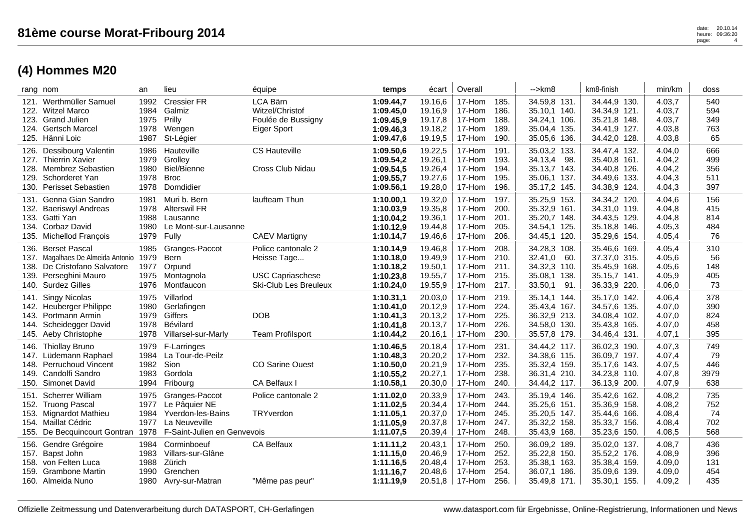# 81ème course Morat-Fribourg 2014

## (4) Hommes M20

| rang | nom | an | lieu | équipe | temps | écart | Overall | | -->km8 | | km8-finish | | min/km | doss |
|---|---|---|---|---|---|---|---|---|---|---|---|---|---|---|
| 121. | Werthmüller Samuel | 1992 | Cressier FR | LCA Bärn | **1:09.44,7** | 19.16,6 | 17-Hom | 185. | 34.59,8 | 131. | 34.44,9 | 130. | 4.03,7 | 540 |
| 122. | Witzel Marco | 1984 | Galmiz | Witzel/Christof | **1:09.45,0** | 19.16,9 | 17-Hom | 186. | 35.10,1 | 140. | 34.34,9 | 121. | 4.03,7 | 594 |
| 123. | Grand Julien | 1975 | Prilly | Foulée de Bussigny | **1:09.45,9** | 19.17,8 | 17-Hom | 188. | 34.24,1 | 106. | 35.21,8 | 148. | 4.03,7 | 349 |
| 124. | Gertsch Marcel | 1978 | Wengen | Eiger Sport | **1:09.46,3** | 19.18,2 | 17-Hom | 189. | 35.04,4 | 135. | 34.41,9 | 127. | 4.03,8 | 763 |
| 125. | Hänni Loic | 1987 | St-Légier | | **1:09.47,6** | 19.19,5 | 17-Hom | 190. | 35.05,6 | 136. | 34.42,0 | 128. | 4.03,8 | 65 |
| 126. | Dessibourg Valentin | 1986 | Hauteville | CS Hauteville | **1:09.50,6** | 19.22,5 | 17-Hom | 191. | 35.03,2 | 133. | 34.47,4 | 132. | 4.04,0 | 666 |
| 127. | Thierrin Xavier | 1979 | Grolley | | **1:09.54,2** | 19.26,1 | 17-Hom | 193. | 34.13,4 | 98. | 35.40,8 | 161. | 4.04,2 | 499 |
| 128. | Membrez Sebastien | 1980 | Biel/Bienne | Cross Club Nidau | **1:09.54,5** | 19.26,4 | 17-Hom | 194. | 35.13,7 | 143. | 34.40,8 | 126. | 4.04,2 | 356 |
| 129. | Schorderet Yan | 1978 | Broc | | **1:09.55,7** | 19.27,6 | 17-Hom | 195. | 35.06,1 | 137. | 34.49,6 | 133. | 4.04,3 | 511 |
| 130. | Perisset Sebastien | 1978 | Domdidier | | **1:09.56,1** | 19.28,0 | 17-Hom | 196. | 35.17,2 | 145. | 34.38,9 | 124. | 4.04,3 | 397 |
| 131. | Genna Gian Sandro | 1981 | Muri b. Bern | laufteam Thun | **1:10.00,1** | 19.32,0 | 17-Hom | 197. | 35.25,9 | 153. | 34.34,2 | 120. | 4.04,6 | 156 |
| 132. | Baeriswyl Andreas | 1978 | Alterswil FR | | **1:10.03,9** | 19.35,8 | 17-Hom | 200. | 35.32,9 | 161. | 34.31,0 | 119. | 4.04,8 | 415 |
| 133. | Gatti Yan | 1988 | Lausanne | | **1:10.04,2** | 19.36,1 | 17-Hom | 201. | 35.20,7 | 148. | 34.43,5 | 129. | 4.04,8 | 814 |
| 134. | Corbaz David | 1980 | Le Mont-sur-Lausanne | | **1:10.12,9** | 19.44,8 | 17-Hom | 205. | 34.54,1 | 125. | 35.18,8 | 146. | 4.05,3 | 484 |
| 135. | Michellod François | 1979 | Fully | CAEV Martigny | **1:10.14,7** | 19.46,6 | 17-Hom | 206. | 34.45,1 | 120. | 35.29,6 | 154. | 4.05,4 | 76 |
| 136. | Berset Pascal | 1985 | Granges-Paccot | Police cantonale 2 | **1:10.14,9** | 19.46,8 | 17-Hom | 208. | 34.28,3 | 108. | 35.46,6 | 169. | 4.05,4 | 310 |
| 137. | Magalhaes De Almeida Antonio | 1979 | Bern | Heisse Tage... | **1:10.18,0** | 19.49,9 | 17-Hom | 210. | 32.41,0 | 60. | 37.37,0 | 315. | 4.05,6 | 56 |
| 138. | De Cristofano Salvatore | 1977 | Orpund | | **1:10.18,2** | 19.50,1 | 17-Hom | 211. | 34.32,3 | 110. | 35.45,9 | 168. | 4.05,6 | 148 |
| 139. | Perseghini Mauro | 1975 | Montagnola | USC Capriaschese | **1:10.23,8** | 19.55,7 | 17-Hom | 215. | 35.08,1 | 138. | 35.15,7 | 141. | 4.05,9 | 405 |
| 140. | Surdez Gilles | 1976 | Montfaucon | Ski-Club Les Breuleux | **1:10.24,0** | 19.55,9 | 17-Hom | 217. | 33.50,1 | 91. | 36.33,9 | 220. | 4.06,0 | 73 |
| 141. | Singy Nicolas | 1975 | Villarlod | | **1:10.31,1** | 20.03,0 | 17-Hom | 219. | 35.14,1 | 144. | 35.17,0 | 142. | 4.06,4 | 378 |
| 142. | Heuberger Philippe | 1980 | Gerlafingen | | **1:10.41,0** | 20.12,9 | 17-Hom | 224. | 35.43,4 | 167. | 34.57,6 | 135. | 4.07,0 | 390 |
| 143. | Portmann Armin | 1979 | Giffers | DOB | **1:10.41,3** | 20.13,2 | 17-Hom | 225. | 36.32,9 | 213. | 34.08,4 | 102. | 4.07,0 | 824 |
| 144. | Scheidegger David | 1978 | Bévilard | | **1:10.41,8** | 20.13,7 | 17-Hom | 226. | 34.58,0 | 130. | 35.43,8 | 165. | 4.07,0 | 458 |
| 145. | Aeby Christophe | 1978 | Villarsel-sur-Marly | Team Profilsport | **1:10.44,2** | 20.16,1 | 17-Hom | 230. | 35.57,8 | 179. | 34.46,4 | 131. | 4.07,1 | 395 |
| 146. | Thiollay Bruno | 1979 | F-Larringes | | **1:10.46,5** | 20.18,4 | 17-Hom | 231. | 34.44,2 | 117. | 36.02,3 | 190. | 4.07,3 | 749 |
| 147. | Lüdemann Raphael | 1984 | La Tour-de-Peilz | | **1:10.48,3** | 20.20,2 | 17-Hom | 232. | 34.38,6 | 115. | 36.09,7 | 197. | 4.07,4 | 79 |
| 148. | Perruchoud Vincent | 1982 | Sion | CO Sarine Ouest | **1:10.50,0** | 20.21,9 | 17-Hom | 235. | 35.32,4 | 159. | 35.17,6 | 143. | 4.07,5 | 446 |
| 149. | Candolfi Sandro | 1983 | Gordola | | **1:10.55,2** | 20.27,1 | 17-Hom | 238. | 36.31,4 | 210. | 34.23,8 | 110. | 4.07,8 | 3979 |
| 150. | Simonet David | 1994 | Fribourg | CA Belfaux I | **1:10.58,1** | 20.30,0 | 17-Hom | 240. | 34.44,2 | 117. | 36.13,9 | 200. | 4.07,9 | 638 |
| 151. | Scherrer William | 1975 | Granges-Paccot | Police cantonale 2 | **1:11.02,0** | 20.33,9 | 17-Hom | 243. | 35.19,4 | 146. | 35.42,6 | 162. | 4.08,2 | 735 |
| 152. | Truong Pascal | 1977 | Le Pâquier NE | | **1:11.02,5** | 20.34,4 | 17-Hom | 244. | 35.25,6 | 151. | 35.36,9 | 158. | 4.08,2 | 752 |
| 153. | Mignardot Mathieu | 1984 | Yverdon-les-Bains | TRYverdon | **1:11.05,1** | 20.37,0 | 17-Hom | 245. | 35.20,5 | 147. | 35.44,6 | 166. | 4.08,4 | 74 |
| 154. | Maillat Cédric | 1977 | La Neuveville | | **1:11.05,9** | 20.37,8 | 17-Hom | 247. | 35.32,2 | 158. | 35.33,7 | 156. | 4.08,4 | 702 |
| 155. | De Becquincourt Gontran | 1978 | F-Saint-Julien en Genvevois | | **1:11.07,5** | 20.39,4 | 17-Hom | 248. | 35.43,9 | 168. | 35.23,6 | 150. | 4.08,5 | 568 |
| 156. | Gendre Grégoire | 1984 | Corminboeuf | CA Belfaux | **1:11.11,2** | 20.43,1 | 17-Hom | 250. | 36.09,2 | 189. | 35.02,0 | 137. | 4.08,7 | 436 |
| 157. | Bapst John | 1983 | Villars-sur-Glâne | | **1:11.15,0** | 20.46,9 | 17-Hom | 252. | 35.22,8 | 150. | 35.52,2 | 176. | 4.08,9 | 396 |
| 158. | von Felten Luca | 1988 | Zürich | | **1:11.16,5** | 20.48,4 | 17-Hom | 253. | 35.38,1 | 163. | 35.38,4 | 159. | 4.09,0 | 131 |
| 159. | Grambone Martin | 1990 | Grenchen | | **1:11.16,7** | 20.48,6 | 17-Hom | 254. | 36.07,1 | 186. | 35.09,6 | 139. | 4.09,0 | 454 |
| 160. | Almeida Nuno | 1980 | Avry-sur-Matran | "Même pas peur" | **1:11.19,9** | 20.51,8 | 17-Hom | 256. | 35.49,8 | 171. | 35.30,1 | 155. | 4.09,2 | 435 |

Offizielle Zeitmessung und Datenverarbeitung durch DATASPORT, CH-Gerlafingen

www.datasport.com für Ergebnisse, Online-Registrierung, Informationen und News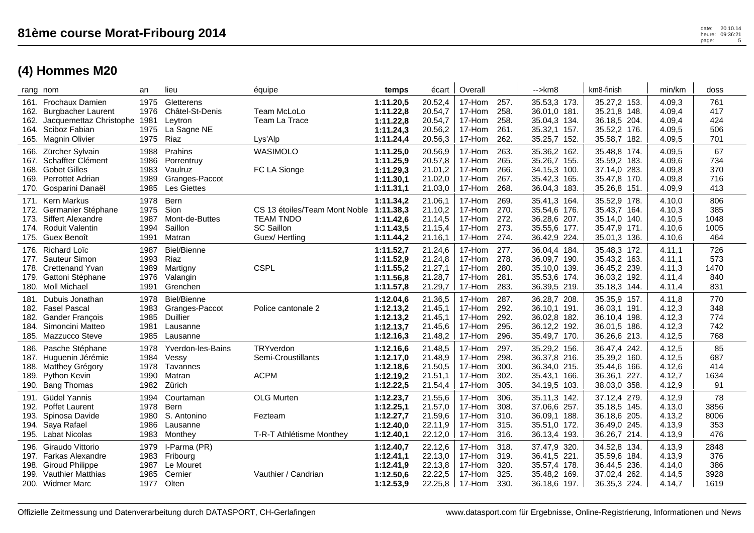# 81ème course Morat-Fribourg 2014

## (4) Hommes M20

| rang | nom | an | lieu | équipe | temps | écart | Overall | | -->km8 | | km8-finish | | min/km | doss |
|---|---|---|---|---|---|---|---|---|---|---|---|---|---|---|
| 161. | Frochaux Damien | 1975 | Gletterens | | **1:11.20,5** | 20.52,4 | 17-Hom | 257. | 35.53,3 | 173. | 35.27,2 | 153. | 4.09,3 | 761 |
| 162. | Burgbacher Laurent | 1976 | Châtel-St-Denis | Team McLoLo | **1:11.22,8** | 20.54,7 | 17-Hom | 258. | 36.01,0 | 181. | 35.21,8 | 148. | 4.09,4 | 417 |
| 162. | Jacquemettaz Christophe | 1981 | Leytron | Team La Trace | **1:11.22,8** | 20.54,7 | 17-Hom | 258. | 35.04,3 | 134. | 36.18,5 | 204. | 4.09,4 | 424 |
| 164. | Sciboz Fabian | 1975 | La Sagne NE | | **1:11.24,3** | 20.56,2 | 17-Hom | 261. | 35.32,1 | 157. | 35.52,2 | 176. | 4.09,5 | 506 |
| 165. | Magnin Olivier | 1975 | Riaz | Lys'Alp | **1:11.24,4** | 20.56,3 | 17-Hom | 262. | 35.25,7 | 152. | 35.58,7 | 182. | 4.09,5 | 701 |
| 166. | Zürcher Sylvain | 1988 | Prahins | WASIMOLO | **1:11.25,0** | 20.56,9 | 17-Hom | 263. | 35.36,2 | 162. | 35.48,8 | 174. | 4.09,5 | 67 |
| 167. | Schaffter Clément | 1986 | Porrentruy | | **1:11.25,9** | 20.57,8 | 17-Hom | 265. | 35.26,7 | 155. | 35.59,2 | 183. | 4.09,6 | 734 |
| 168. | Gobet Gilles | 1983 | Vaulruz | FC LA Sionge | **1:11.29,3** | 21.01,2 | 17-Hom | 266. | 34.15,3 | 100. | 37.14,0 | 283. | 4.09,8 | 370 |
| 169. | Perrottet Adrian | 1989 | Granges-Paccot | | **1:11.30,1** | 21.02,0 | 17-Hom | 267. | 35.42,3 | 165. | 35.47,8 | 170. | 4.09,8 | 716 |
| 170. | Gosparini Danaël | 1985 | Les Giettes | | **1:11.31,1** | 21.03,0 | 17-Hom | 268. | 36.04,3 | 183. | 35.26,8 | 151. | 4.09,9 | 413 |
| 171. | Kern Markus | 1978 | Bern | | **1:11.34,2** | 21.06,1 | 17-Hom | 269. | 35.41,3 | 164. | 35.52,9 | 178. | 4.10,0 | 806 |
| 172. | Germanier Stéphane | 1975 | Sion | CS 13 étoiles/Team Mont Noble | **1:11.38,3** | 21.10,2 | 17-Hom | 270. | 35.54,6 | 176. | 35.43,7 | 164. | 4.10,3 | 385 |
| 173. | Siffert Alexandre | 1987 | Mont-de-Buttes | TEAM TNDO | **1:11.42,6** | 21.14,5 | 17-Hom | 272. | 36.28,6 | 207. | 35.14,0 | 140. | 4.10,5 | 1048 |
| 174. | Roduit Valentin | 1994 | Saillon | SC Saillon | **1:11.43,5** | 21.15,4 | 17-Hom | 273. | 35.55,6 | 177. | 35.47,9 | 171. | 4.10,6 | 1005 |
| 175. | Guex Benoît | 1991 | Matran | Guex/ Hertling | **1:11.44,2** | 21.16,1 | 17-Hom | 274. | 36.42,9 | 224. | 35.01,3 | 136. | 4.10,6 | 464 |
| 176. | Richard Loïc | 1987 | Biel/Bienne | | **1:11.52,7** | 21.24,6 | 17-Hom | 277. | 36.04,4 | 184. | 35.48,3 | 172. | 4.11,1 | 726 |
| 177. | Sauteur Simon | 1993 | Riaz | | **1:11.52,9** | 21.24,8 | 17-Hom | 278. | 36.09,7 | 190. | 35.43,2 | 163. | 4.11,1 | 573 |
| 178. | Crettenand Yvan | 1989 | Martigny | CSPL | **1:11.55,2** | 21.27,1 | 17-Hom | 280. | 35.10,0 | 139. | 36.45,2 | 239. | 4.11,3 | 1470 |
| 179. | Gattoni Stéphane | 1976 | Valangin | | **1:11.56,8** | 21.28,7 | 17-Hom | 281. | 35.53,6 | 174. | 36.03,2 | 192. | 4.11,4 | 840 |
| 180. | Moll Michael | 1991 | Grenchen | | **1:11.57,8** | 21.29,7 | 17-Hom | 283. | 36.39,5 | 219. | 35.18,3 | 144. | 4.11,4 | 831 |
| 181. | Dubuis Jonathan | 1978 | Biel/Bienne | | **1:12.04,6** | 21.36,5 | 17-Hom | 287. | 36.28,7 | 208. | 35.35,9 | 157. | 4.11,8 | 770 |
| 182. | Fasel Pascal | 1983 | Granges-Paccot | Police cantonale 2 | **1:12.13,2** | 21.45,1 | 17-Hom | 292. | 36.10,1 | 191. | 36.03,1 | 191. | 4.12,3 | 348 |
| 182. | Gander François | 1985 | Duillier | | **1:12.13,2** | 21.45,1 | 17-Hom | 292. | 36.02,8 | 182. | 36.10,4 | 198. | 4.12,3 | 774 |
| 184. | Simoncini Matteo | 1981 | Lausanne | | **1:12.13,7** | 21.45,6 | 17-Hom | 295. | 36.12,2 | 192. | 36.01,5 | 186. | 4.12,3 | 742 |
| 185. | Mazzucco Steve | 1985 | Lausanne | | **1:12.16,3** | 21.48,2 | 17-Hom | 296. | 35.49,7 | 170. | 36.26,6 | 213. | 4.12,5 | 768 |
| 186. | Pasche Stéphane | 1978 | Yverdon-les-Bains | TRYverdon | **1:12.16,6** | 21.48,5 | 17-Hom | 297. | 35.29,2 | 156. | 36.47,4 | 242. | 4.12,5 | 85 |
| 187. | Huguenin Jérémie | 1984 | Vessy | Semi-Croustillants | **1:12.17,0** | 21.48,9 | 17-Hom | 298. | 36.37,8 | 216. | 35.39,2 | 160. | 4.12,5 | 687 |
| 188. | Matthey Grégory | 1978 | Tavannes | | **1:12.18,6** | 21.50,5 | 17-Hom | 300. | 36.34,0 | 215. | 35.44,6 | 166. | 4.12,6 | 414 |
| 189. | Python Kevin | 1990 | Matran | ACPM | **1:12.19,2** | 21.51,1 | 17-Hom | 302. | 35.43,1 | 166. | 36.36,1 | 227. | 4.12,7 | 1634 |
| 190. | Bang Thomas | 1982 | Zürich | | **1:12.22,5** | 21.54,4 | 17-Hom | 305. | 34.19,5 | 103. | 38.03,0 | 358. | 4.12,9 | 91 |
| 191. | Güdel Yannis | 1994 | Courtaman | OLG Murten | **1:12.23,7** | 21.55,6 | 17-Hom | 306. | 35.11,3 | 142. | 37.12,4 | 279. | 4.12,9 | 78 |
| 192. | Poffet Laurent | 1978 | Bern | | **1:12.25,1** | 21.57,0 | 17-Hom | 308. | 37.06,6 | 257. | 35.18,5 | 145. | 4.13,0 | 3856 |
| 193. | Spinosa Davide | 1980 | S. Antonino | Fezteam | **1:12.27,7** | 21.59,6 | 17-Hom | 310. | 36.09,1 | 188. | 36.18,6 | 205. | 4.13,2 | 8006 |
| 194. | Saya Rafael | 1986 | Lausanne | | **1:12.40,0** | 22.11,9 | 17-Hom | 315. | 35.51,0 | 172. | 36.49,0 | 245. | 4.13,9 | 353 |
| 195. | Labat Nicolas | 1983 | Monthey | T-R-T Athlétisme Monthey | **1:12.40,1** | 22.12,0 | 17-Hom | 316. | 36.13,4 | 193. | 36.26,7 | 214. | 4.13,9 | 476 |
| 196. | Giraudo Vittorio | 1979 | I-Parma (PR) | | **1:12.40,7** | 22.12,6 | 17-Hom | 318. | 37.47,9 | 320. | 34.52,8 | 134. | 4.13,9 | 2848 |
| 197. | Farkas Alexandre | 1983 | Fribourg | | **1:12.41,1** | 22.13,0 | 17-Hom | 319. | 36.41,5 | 221. | 35.59,6 | 184. | 4.13,9 | 376 |
| 198. | Giroud Philippe | 1987 | Le Mouret | | **1:12.41,9** | 22.13,8 | 17-Hom | 320. | 35.57,4 | 178. | 36.44,5 | 236. | 4.14,0 | 386 |
| 199. | Vauthier Matthias | 1985 | Cernier | Vauthier / Candrian | **1:12.50,6** | 22.22,5 | 17-Hom | 325. | 35.48,2 | 169. | 37.02,4 | 262. | 4.14,5 | 3928 |
| 200. | Widmer Marc | 1977 | Olten | | **1:12.53,9** | 22.25,8 | 17-Hom | 330. | 36.18,6 | 197. | 36.35,3 | 224. | 4.14,7 | 1619 |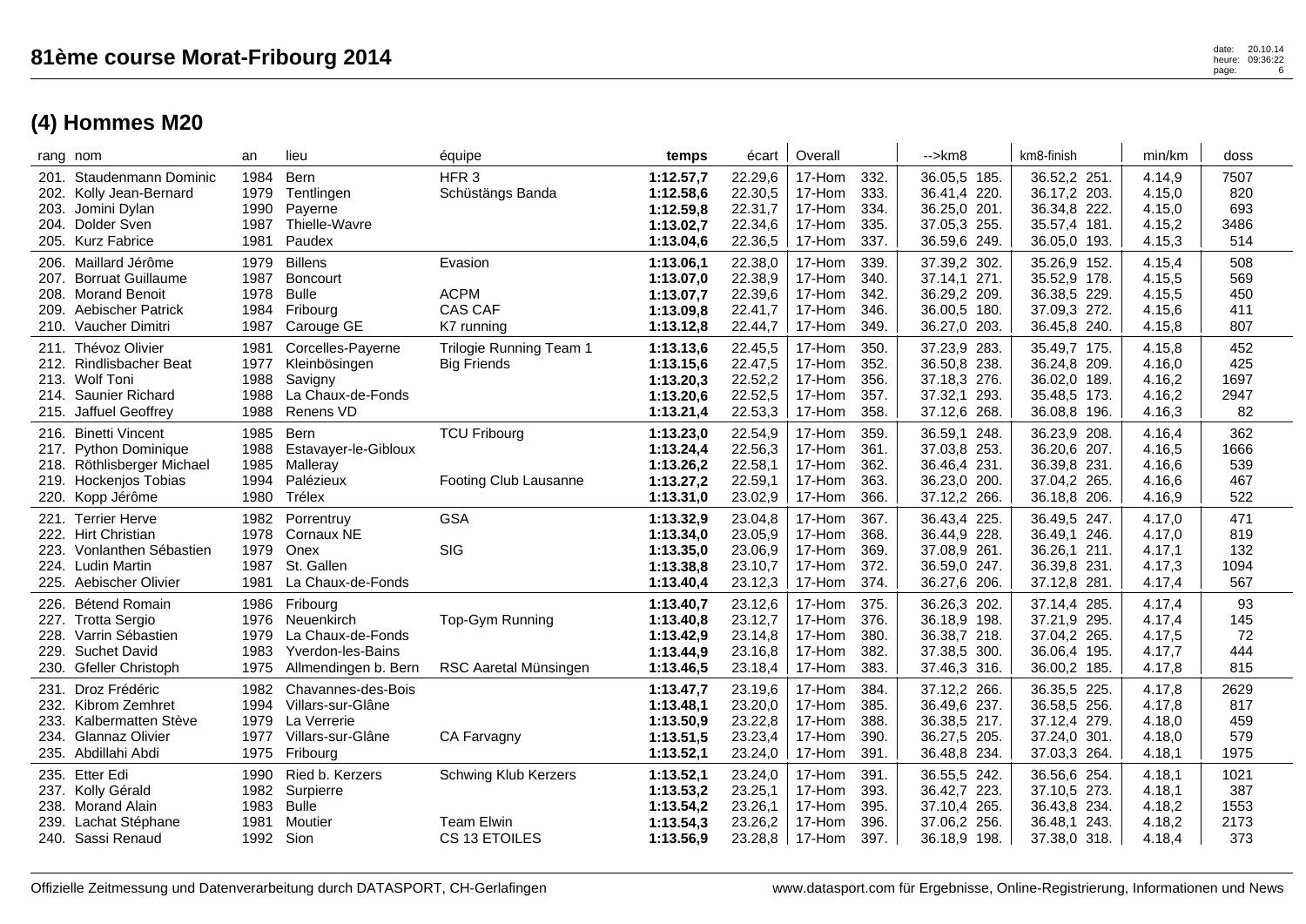# 81ème course Morat-Fribourg 2014

## (4) Hommes M20

| rang | nom | an | lieu | équipe | temps | écart | Overall | | -->km8 | | km8-finish | | min/km | doss |
|---|---|---|---|---|---|---|---|---|---|---|---|---|---|---|
| 201. | Staudenmann Dominic | 1984 | Bern | HFR 3 | **1:12.57,7** | 22.29,6 | 17-Hom | 332. | 36.05,5 | 185. | 36.52,2 | 251. | 4.14,9 | 7507 |
| 202. | Kolly Jean-Bernard | 1979 | Tentlingen | Schüstängs Banda | **1:12.58,6** | 22.30,5 | 17-Hom | 333. | 36.41,4 | 220. | 36.17,2 | 203. | 4.15,0 | 820 |
| 203. | Jomini Dylan | 1990 | Payerne | | **1:12.59,8** | 22.31,7 | 17-Hom | 334. | 36.25,0 | 201. | 36.34,8 | 222. | 4.15,0 | 693 |
| 204. | Dolder Sven | 1987 | Thielle-Wavre | | **1:13.02,7** | 22.34,6 | 17-Hom | 335. | 37.05,3 | 255. | 35.57,4 | 181. | 4.15,2 | 3486 |
| 205. | Kurz Fabrice | 1981 | Paudex | | **1:13.04,6** | 22.36,5 | 17-Hom | 337. | 36.59,6 | 249. | 36.05,0 | 193. | 4.15,3 | 514 |
| 206. | Maillard Jérôme | 1979 | Billens | Evasion | **1:13.06,1** | 22.38,0 | 17-Hom | 339. | 37.39,2 | 302. | 35.26,9 | 152. | 4.15,4 | 508 |
| 207. | Borruat Guillaume | 1987 | Boncourt | | **1:13.07,0** | 22.38,9 | 17-Hom | 340. | 37.14,1 | 271. | 35.52,9 | 178. | 4.15,5 | 569 |
| 208. | Morand Benoit | 1978 | Bulle | ACPM | **1:13.07,7** | 22.39,6 | 17-Hom | 342. | 36.29,2 | 209. | 36.38,5 | 229. | 4.15,5 | 450 |
| 209. | Aebischer Patrick | 1984 | Fribourg | CAS CAF | **1:13.09,8** | 22.41,7 | 17-Hom | 346. | 36.00,5 | 180. | 37.09,3 | 272. | 4.15,6 | 411 |
| 210. | Vaucher Dimitri | 1987 | Carouge GE | K7 running | **1:13.12,8** | 22.44,7 | 17-Hom | 349. | 36.27,0 | 203. | 36.45,8 | 240. | 4.15,8 | 807 |
| 211. | Thévoz Olivier | 1981 | Corcelles-Payerne | Trilogie Running Team 1 | **1:13.13,6** | 22.45,5 | 17-Hom | 350. | 37.23,9 | 283. | 35.49,7 | 175. | 4.15,8 | 452 |
| 212. | Rindlisbacher Beat | 1977 | Kleinbösingen | Big Friends | **1:13.15,6** | 22.47,5 | 17-Hom | 352. | 36.50,8 | 238. | 36.24,8 | 209. | 4.16,0 | 425 |
| 213. | Wolf Toni | 1988 | Savigny | | **1:13.20,3** | 22.52,2 | 17-Hom | 356. | 37.18,3 | 276. | 36.02,0 | 189. | 4.16,2 | 1697 |
| 214. | Saunier Richard | 1988 | La Chaux-de-Fonds | | **1:13.20,6** | 22.52,5 | 17-Hom | 357. | 37.32,1 | 293. | 35.48,5 | 173. | 4.16,2 | 2947 |
| 215. | Jaffuel Geoffrey | 1988 | Renens VD | | **1:13.21,4** | 22.53,3 | 17-Hom | 358. | 37.12,6 | 268. | 36.08,8 | 196. | 4.16,3 | 82 |
| 216. | Binetti Vincent | 1985 | Bern | TCU Fribourg | **1:13.23,0** | 22.54,9 | 17-Hom | 359. | 36.59,1 | 248. | 36.23,9 | 208. | 4.16,4 | 362 |
| 217. | Python Dominique | 1988 | Estavayer-le-Gibloux | | **1:13.24,4** | 22.56,3 | 17-Hom | 361. | 37.03,8 | 253. | 36.20,6 | 207. | 4.16,5 | 1666 |
| 218. | Röthlisberger Michael | 1985 | Malleray | | **1:13.26,2** | 22.58,1 | 17-Hom | 362. | 36.46,4 | 231. | 36.39,8 | 231. | 4.16,6 | 539 |
| 219. | Hockenjos Tobias | 1994 | Palézieux | Footing Club Lausanne | **1:13.27,2** | 22.59,1 | 17-Hom | 363. | 36.23,0 | 200. | 37.04,2 | 265. | 4.16,6 | 467 |
| 220. | Kopp Jérôme | 1980 | Trélex | | **1:13.31,0** | 23.02,9 | 17-Hom | 366. | 37.12,2 | 266. | 36.18,8 | 206. | 4.16,9 | 522 |
| 221. | Terrier Herve | 1982 | Porrentruy | GSA | **1:13.32,9** | 23.04,8 | 17-Hom | 367. | 36.43,4 | 225. | 36.49,5 | 247. | 4.17,0 | 471 |
| 222. | Hirt Christian | 1978 | Cornaux NE | | **1:13.34,0** | 23.05,9 | 17-Hom | 368. | 36.44,9 | 228. | 36.49,1 | 246. | 4.17,0 | 819 |
| 223. | Vonlanthen Sébastien | 1979 | Onex | SIG | **1:13.35,0** | 23.06,9 | 17-Hom | 369. | 37.08,9 | 261. | 36.26,1 | 211. | 4.17,1 | 132 |
| 224. | Ludin Martin | 1987 | St. Gallen | | **1:13.38,8** | 23.10,7 | 17-Hom | 372. | 36.59,0 | 247. | 36.39,8 | 231. | 4.17,3 | 1094 |
| 225. | Aebischer Olivier | 1981 | La Chaux-de-Fonds | | **1:13.40,4** | 23.12,3 | 17-Hom | 374. | 36.27,6 | 206. | 37.12,8 | 281. | 4.17,4 | 567 |
| 226. | Bétend Romain | 1986 | Fribourg | | **1:13.40,7** | 23.12,6 | 17-Hom | 375. | 36.26,3 | 202. | 37.14,4 | 285. | 4.17,4 | 93 |
| 227. | Trotta Sergio | 1976 | Neuenkirch | Top-Gym Running | **1:13.40,8** | 23.12,7 | 17-Hom | 376. | 36.18,9 | 198. | 37.21,9 | 295. | 4.17,4 | 145 |
| 228. | Varrin Sébastien | 1979 | La Chaux-de-Fonds | | **1:13.42,9** | 23.14,8 | 17-Hom | 380. | 36.38,7 | 218. | 37.04,2 | 265. | 4.17,5 | 72 |
| 229. | Suchet David | 1983 | Yverdon-les-Bains | | **1:13.44,9** | 23.16,8 | 17-Hom | 382. | 37.38,5 | 300. | 36.06,4 | 195. | 4.17,7 | 444 |
| 230. | Gfeller Christoph | 1975 | Allmendingen b. Bern | RSC Aaretal Münsingen | **1:13.46,5** | 23.18,4 | 17-Hom | 383. | 37.46,3 | 316. | 36.00,2 | 185. | 4.17,8 | 815 |
| 231. | Droz Frédéric | 1982 | Chavannes-des-Bois | | **1:13.47,7** | 23.19,6 | 17-Hom | 384. | 37.12,2 | 266. | 36.35,5 | 225. | 4.17,8 | 2629 |
| 232. | Kibrom Zemhret | 1994 | Villars-sur-Glâne | | **1:13.48,1** | 23.20,0 | 17-Hom | 385. | 36.49,6 | 237. | 36.58,5 | 256. | 4.17,8 | 817 |
| 233. | Kalbermatten Stève | 1979 | La Verrerie | | **1:13.50,9** | 23.22,8 | 17-Hom | 388. | 36.38,5 | 217. | 37.12,4 | 279. | 4.18,0 | 459 |
| 234. | Glannaz Olivier | 1977 | Villars-sur-Glâne | CA Farvagny | **1:13.51,5** | 23.23,4 | 17-Hom | 390. | 36.27,5 | 205. | 37.24,0 | 301. | 4.18,0 | 579 |
| 235. | Abdillahi Abdi | 1975 | Fribourg | | **1:13.52,1** | 23.24,0 | 17-Hom | 391. | 36.48,8 | 234. | 37.03,3 | 264. | 4.18,1 | 1975 |
| 235. | Etter Edi | 1990 | Ried b. Kerzers | Schwing Klub Kerzers | **1:13.52,1** | 23.24,0 | 17-Hom | 391. | 36.55,5 | 242. | 36.56,6 | 254. | 4.18,1 | 1021 |
| 237. | Kolly Gérald | 1982 | Surpierre | | **1:13.53,2** | 23.25,1 | 17-Hom | 393. | 36.42,7 | 223. | 37.10,5 | 273. | 4.18,1 | 387 |
| 238. | Morand Alain | 1983 | Bulle | | **1:13.54,2** | 23.26,1 | 17-Hom | 395. | 37.10,4 | 265. | 36.43,8 | 234. | 4.18,2 | 1553 |
| 239. | Lachat Stéphane | 1981 | Moutier | Team Elwin | **1:13.54,3** | 23.26,2 | 17-Hom | 396. | 37.06,2 | 256. | 36.48,1 | 243. | 4.18,2 | 2173 |
| 240. | Sassi Renaud | 1992 | Sion | CS 13 ETOILES | **1:13.56,9** | 23.28,8 | 17-Hom | 397. | 36.18,9 | 198. | 37.38,0 | 318. | 4.18,4 | 373 |

Offizielle Zeitmessung und Datenverarbeitung durch DATASPORT, CH-Gerlafingen

www.datasport.com für Ergebnisse, Online-Registrierung, Informationen und News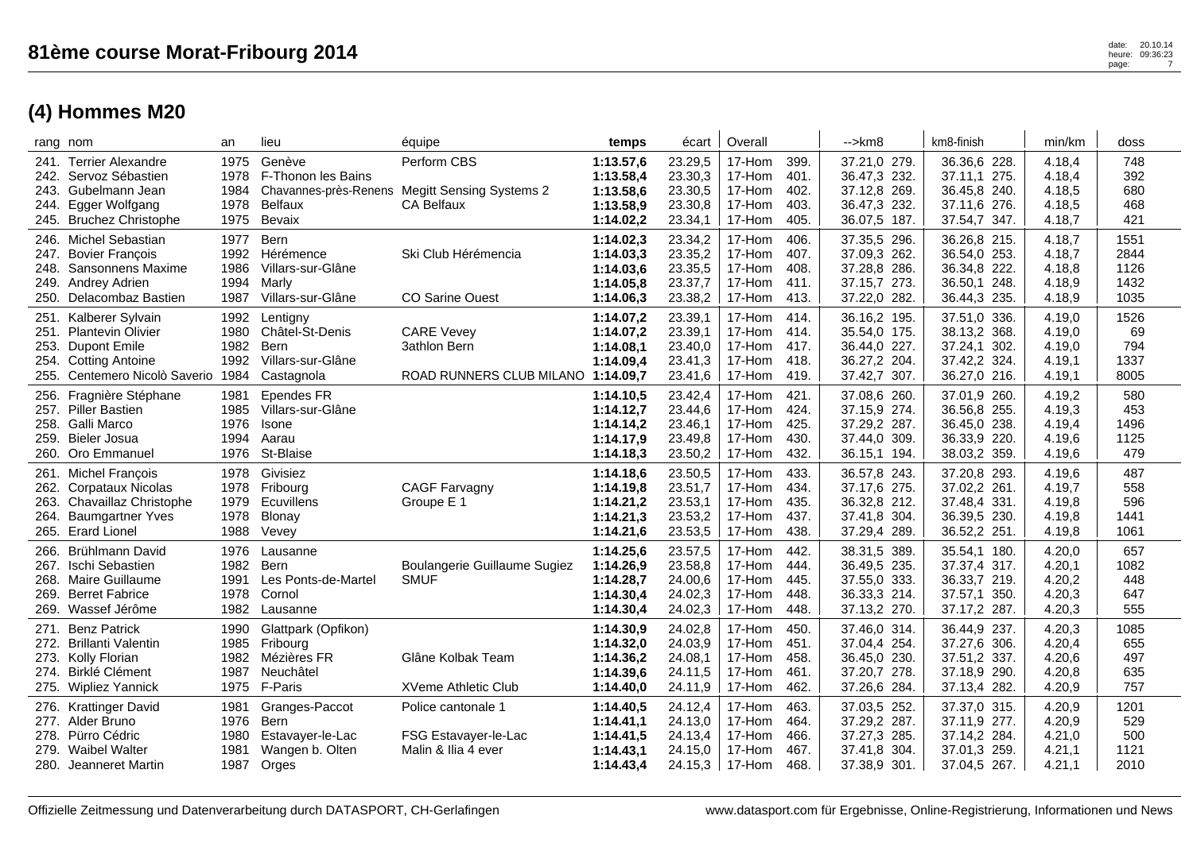# 81ème course Morat-Fribourg 2014

## (4) Hommes M20

| rang | nom | an | lieu | équipe | temps | écart | Overall | | -->km8 | | km8-finish | | min/km | doss |
|---|---|---|---|---|---|---|---|---|---|---|---|---|---|---|
| 241. | Terrier Alexandre | 1975 | Genève | Perform CBS | **1:13.57,6** | 23.29,5 | 17-Hom | 399. | 37.21,0 | 279. | 36.36,6 | 228. | 4.18,4 | 748 |
| 242. | Servoz Sébastien | 1978 | F-Thonon les Bains | | **1:13.58,4** | 23.30,3 | 17-Hom | 401. | 36.47,3 | 232. | 37.11,1 | 275. | 4.18,4 | 392 |
| 243. | Gubelmann Jean | 1984 | Chavannes-près-Renens | Megitt Sensing Systems 2 | **1:13.58,6** | 23.30,5 | 17-Hom | 402. | 37.12,8 | 269. | 36.45,8 | 240. | 4.18,5 | 680 |
| 244. | Egger Wolfgang | 1978 | Belfaux | CA Belfaux | **1:13.58,9** | 23.30,8 | 17-Hom | 403. | 36.47,3 | 232. | 37.11,6 | 276. | 4.18,5 | 468 |
| 245. | Bruchez Christophe | 1975 | Bevaix | | **1:14.02,2** | 23.34,1 | 17-Hom | 405. | 36.07,5 | 187. | 37.54,7 | 347. | 4.18,7 | 421 |
| 246. | Michel Sebastian | 1977 | Bern | | **1:14.02,3** | 23.34,2 | 17-Hom | 406. | 37.35,5 | 296. | 36.26,8 | 215. | 4.18,7 | 1551 |
| 247. | Bovier François | 1992 | Hérémence | Ski Club Hérémencia | **1:14.03,3** | 23.35,2 | 17-Hom | 407. | 37.09,3 | 262. | 36.54,0 | 253. | 4.18,7 | 2844 |
| 248. | Sansonnens Maxime | 1986 | Villars-sur-Glâne | | **1:14.03,6** | 23.35,5 | 17-Hom | 408. | 37.28,8 | 286. | 36.34,8 | 222. | 4.18,8 | 1126 |
| 249. | Andrey Adrien | 1994 | Marly | | **1:14.05,8** | 23.37,7 | 17-Hom | 411. | 37.15,7 | 273. | 36.50,1 | 248. | 4.18,9 | 1432 |
| 250. | Delacombaz Bastien | 1987 | Villars-sur-Glâne | CO Sarine Ouest | **1:14.06,3** | 23.38,2 | 17-Hom | 413. | 37.22,0 | 282. | 36.44,3 | 235. | 4.18,9 | 1035 |
| 251. | Kalberer Sylvain | 1992 | Lentigny | | **1:14.07,2** | 23.39,1 | 17-Hom | 414. | 36.16,2 | 195. | 37.51,0 | 336. | 4.19,0 | 1526 |
| 251. | Plantevin Olivier | 1980 | Châtel-St-Denis | CARE Vevey | **1:14.07,2** | 23.39,1 | 17-Hom | 414. | 35.54,0 | 175. | 38.13,2 | 368. | 4.19,0 | 69 |
| 253. | Dupont Emile | 1982 | Bern | 3athlon Bern | **1:14.08,1** | 23.40,0 | 17-Hom | 417. | 36.44,0 | 227. | 37.24,1 | 302. | 4.19,0 | 794 |
| 254. | Cotting Antoine | 1992 | Villars-sur-Glâne | | **1:14.09,4** | 23.41,3 | 17-Hom | 418. | 36.27,2 | 204. | 37.42,2 | 324. | 4.19,1 | 1337 |
| 255. | Centemero Nicolò Saverio | 1984 | Castagnola | ROAD RUNNERS CLUB MILANO | **1:14.09,7** | 23.41,6 | 17-Hom | 419. | 37.42,7 | 307. | 36.27,0 | 216. | 4.19,1 | 8005 |
| 256. | Fragnière Stéphane | 1981 | Ependes FR | | **1:14.10,5** | 23.42,4 | 17-Hom | 421. | 37.08,6 | 260. | 37.01,9 | 260. | 4.19,2 | 580 |
| 257. | Piller Bastien | 1985 | Villars-sur-Glâne | | **1:14.12,7** | 23.44,6 | 17-Hom | 424. | 37.15,9 | 274. | 36.56,8 | 255. | 4.19,3 | 453 |
| 258. | Galli Marco | 1976 | Isone | | **1:14.14,2** | 23.46,1 | 17-Hom | 425. | 37.29,2 | 287. | 36.45,0 | 238. | 4.19,4 | 1496 |
| 259. | Bieler Josua | 1994 | Aarau | | **1:14.17,9** | 23.49,8 | 17-Hom | 430. | 37.44,0 | 309. | 36.33,9 | 220. | 4.19,6 | 1125 |
| 260. | Oro Emmanuel | 1976 | St-Blaise | | **1:14.18,3** | 23.50,2 | 17-Hom | 432. | 36.15,1 | 194. | 38.03,2 | 359. | 4.19,6 | 479 |
| 261. | Michel François | 1978 | Givisiez | | **1:14.18,6** | 23.50,5 | 17-Hom | 433. | 36.57,8 | 243. | 37.20,8 | 293. | 4.19,6 | 487 |
| 262. | Corpataux Nicolas | 1978 | Fribourg | CAGF Farvagny | **1:14.19,8** | 23.51,7 | 17-Hom | 434. | 37.17,6 | 275. | 37.02,2 | 261. | 4.19,7 | 558 |
| 263. | Chavaillaz Christophe | 1979 | Ecuvillens | Groupe E 1 | **1:14.21,2** | 23.53,1 | 17-Hom | 435. | 36.32,8 | 212. | 37.48,4 | 331. | 4.19,8 | 596 |
| 264. | Baumgartner Yves | 1978 | Blonay | | **1:14.21,3** | 23.53,2 | 17-Hom | 437. | 37.41,8 | 304. | 36.39,5 | 230. | 4.19,8 | 1441 |
| 265. | Erard Lionel | 1988 | Vevey | | **1:14.21,6** | 23.53,5 | 17-Hom | 438. | 37.29,4 | 289. | 36.52,2 | 251. | 4.19,8 | 1061 |
| 266. | Brühlmann David | 1976 | Lausanne | | **1:14.25,6** | 23.57,5 | 17-Hom | 442. | 38.31,5 | 389. | 35.54,1 | 180. | 4.20,0 | 657 |
| 267. | Ischi Sebastien | 1982 | Bern | Boulangerie Guillaume Sugiez | **1:14.26,9** | 23.58,8 | 17-Hom | 444. | 36.49,5 | 235. | 37.37,4 | 317. | 4.20,1 | 1082 |
| 268. | Maire Guillaume | 1991 | Les Ponts-de-Martel | SMUF | **1:14.28,7** | 24.00,6 | 17-Hom | 445. | 37.55,0 | 333. | 36.33,7 | 219. | 4.20,2 | 448 |
| 269. | Berret Fabrice | 1978 | Cornol | | **1:14.30,4** | 24.02,3 | 17-Hom | 448. | 36.33,3 | 214. | 37.57,1 | 350. | 4.20,3 | 647 |
| 269. | Wassef Jérôme | 1982 | Lausanne | | **1:14.30,4** | 24.02,3 | 17-Hom | 448. | 37.13,2 | 270. | 37.17,2 | 287. | 4.20,3 | 555 |
| 271. | Benz Patrick | 1990 | Glattpark (Opfikon) | | **1:14.30,9** | 24.02,8 | 17-Hom | 450. | 37.46,0 | 314. | 36.44,9 | 237. | 4.20,3 | 1085 |
| 272. | Brillanti Valentin | 1985 | Fribourg | | **1:14.32,0** | 24.03,9 | 17-Hom | 451. | 37.04,4 | 254. | 37.27,6 | 306. | 4.20,4 | 655 |
| 273. | Kolly Florian | 1982 | Mézières FR | Glâne Kolbak Team | **1:14.36,2** | 24.08,1 | 17-Hom | 458. | 36.45,0 | 230. | 37.51,2 | 337. | 4.20,6 | 497 |
| 274. | Birklé Clément | 1987 | Neuchâtel | | **1:14.39,6** | 24.11,5 | 17-Hom | 461. | 37.20,7 | 278. | 37.18,9 | 290. | 4.20,8 | 635 |
| 275. | Wipliez Yannick | 1975 | F-Paris | XVeme Athletic Club | **1:14.40,0** | 24.11,9 | 17-Hom | 462. | 37.26,6 | 284. | 37.13,4 | 282. | 4.20,9 | 757 |
| 276. | Krattinger David | 1981 | Granges-Paccot | Police cantonale 1 | **1:14.40,5** | 24.12,4 | 17-Hom | 463. | 37.03,5 | 252. | 37.37,0 | 315. | 4.20,9 | 1201 |
| 277. | Alder Bruno | 1976 | Bern | | **1:14.41,1** | 24.13,0 | 17-Hom | 464. | 37.29,2 | 287. | 37.11,9 | 277. | 4.20,9 | 529 |
| 278. | Pürro Cédric | 1980 | Estavayer-le-Lac | FSG Estavayer-le-Lac | **1:14.41,5** | 24.13,4 | 17-Hom | 466. | 37.27,3 | 285. | 37.14,2 | 284. | 4.21,0 | 500 |
| 279. | Waibel Walter | 1981 | Wangen b. Olten | Malin & Ilia 4 ever | **1:14.43,1** | 24.15,0 | 17-Hom | 467. | 37.41,8 | 304. | 37.01,3 | 259. | 4.21,1 | 1121 |
| 280. | Jeanneret Martin | 1987 | Orges | | **1:14.43,4** | 24.15,3 | 17-Hom | 468. | 37.38,9 | 301. | 37.04,5 | 267. | 4.21,1 | 2010 |

Offizielle Zeitmessung und Datenverarbeitung durch DATASPORT, CH-Gerlafingen

www.datasport.com für Ergebnisse, Online-Registrierung, Informationen und News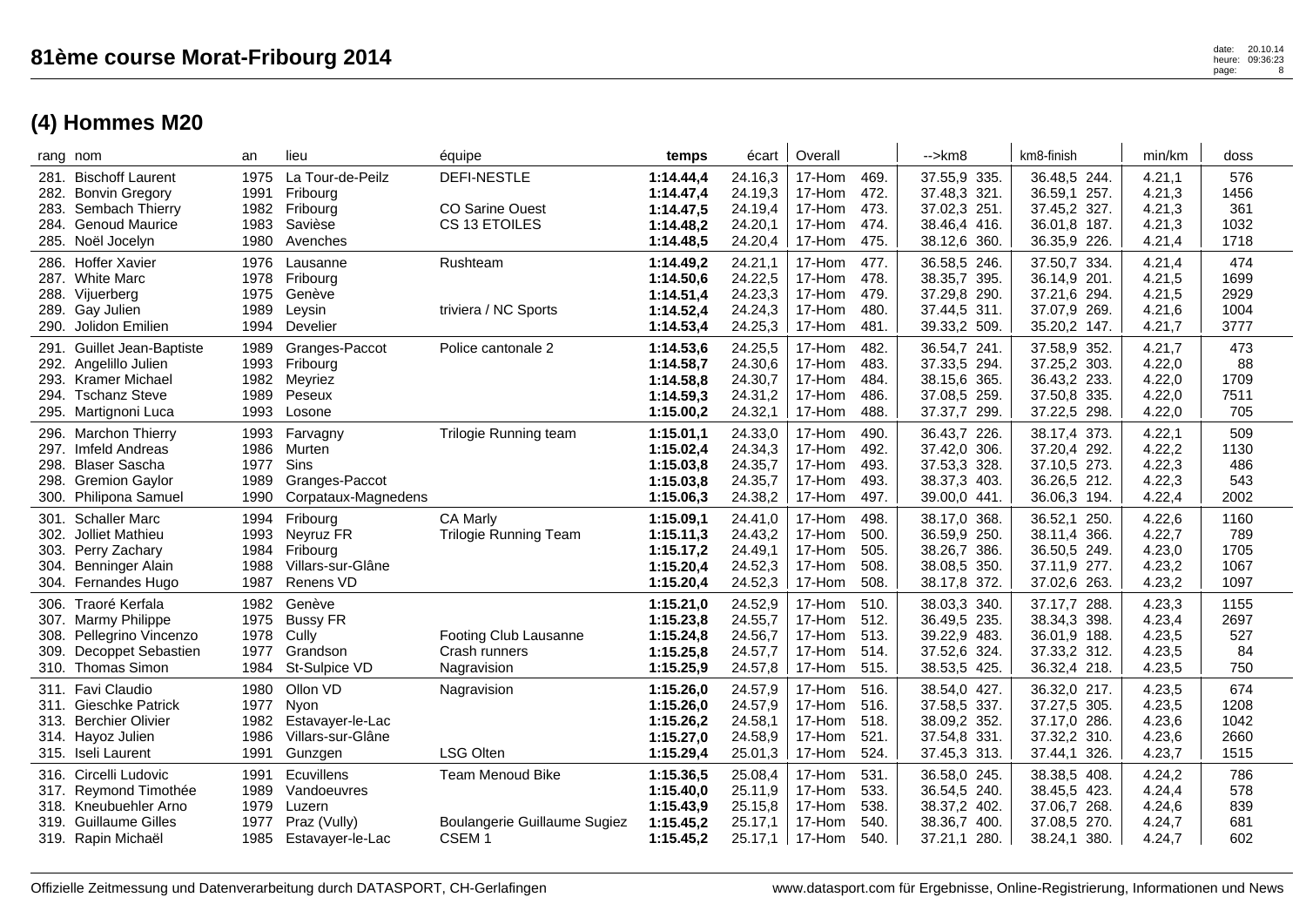# 81ème course Morat-Fribourg 2014

## (4) Hommes M20

| rang | nom | an | lieu | équipe | temps | écart | Overall | | -->km8 | | km8-finish | | min/km | doss |
|---|---|---|---|---|---|---|---|---|---|---|---|---|---|---|
| 281. | Bischoff Laurent | 1975 | La Tour-de-Peilz | DEFI-NESTLE | **1:14.44,4** | 24.16,3 | 17-Hom | 469. | 37.55,9 | 335. | 36.48,5 | 244. | 4.21,1 | 576 |
| 282. | Bonvin Gregory | 1991 | Fribourg | | **1:14.47,4** | 24.19,3 | 17-Hom | 472. | 37.48,3 | 321. | 36.59,1 | 257. | 4.21,3 | 1456 |
| 283. | Sembach Thierry | 1982 | Fribourg | CO Sarine Ouest | **1:14.47,5** | 24.19,4 | 17-Hom | 473. | 37.02,3 | 251. | 37.45,2 | 327. | 4.21,3 | 361 |
| 284. | Genoud Maurice | 1983 | Savièse | CS 13 ETOILES | **1:14.48,2** | 24.20,1 | 17-Hom | 474. | 38.46,4 | 416. | 36.01,8 | 187. | 4.21,3 | 1032 |
| 285. | Noël Jocelyn | 1980 | Avenches | | **1:14.48,5** | 24.20,4 | 17-Hom | 475. | 38.12,6 | 360. | 36.35,9 | 226. | 4.21,4 | 1718 |
| 286. | Hoffer Xavier | 1976 | Lausanne | Rushteam | **1:14.49,2** | 24.21,1 | 17-Hom | 477. | 36.58,5 | 246. | 37.50,7 | 334. | 4.21,4 | 474 |
| 287. | White Marc | 1978 | Fribourg | | **1:14.50,6** | 24.22,5 | 17-Hom | 478. | 38.35,7 | 395. | 36.14,9 | 201. | 4.21,5 | 1699 |
| 288. | Vijuerberg | 1975 | Genève | | **1:14.51,4** | 24.23,3 | 17-Hom | 479. | 37.29,8 | 290. | 37.21,6 | 294. | 4.21,5 | 2929 |
| 289. | Gay Julien | 1989 | Leysin | triviera / NC Sports | **1:14.52,4** | 24.24,3 | 17-Hom | 480. | 37.44,5 | 311. | 37.07,9 | 269. | 4.21,6 | 1004 |
| 290. | Jolidon Emilien | 1994 | Develier | | **1:14.53,4** | 24.25,3 | 17-Hom | 481. | 39.33,2 | 509. | 35.20,2 | 147. | 4.21,7 | 3777 |
| 291. | Guillet Jean-Baptiste | 1989 | Granges-Paccot | Police cantonale 2 | **1:14.53,6** | 24.25,5 | 17-Hom | 482. | 36.54,7 | 241. | 37.58,9 | 352. | 4.21,7 | 473 |
| 292. | Angelillo Julien | 1993 | Fribourg | | **1:14.58,7** | 24.30,6 | 17-Hom | 483. | 37.33,5 | 294. | 37.25,2 | 303. | 4.22,0 | 88 |
| 293. | Kramer Michael | 1982 | Meyriez | | **1:14.58,8** | 24.30,7 | 17-Hom | 484. | 38.15,6 | 365. | 36.43,2 | 233. | 4.22,0 | 1709 |
| 294. | Tschanz Steve | 1989 | Peseux | | **1:14.59,3** | 24.31,2 | 17-Hom | 486. | 37.08,5 | 259. | 37.50,8 | 335. | 4.22,0 | 7511 |
| 295. | Martignoni Luca | 1993 | Losone | | **1:15.00,2** | 24.32,1 | 17-Hom | 488. | 37.37,7 | 299. | 37.22,5 | 298. | 4.22,0 | 705 |
| 296. | Marchon Thierry | 1993 | Farvagny | Trilogie Running team | **1:15.01,1** | 24.33,0 | 17-Hom | 490. | 36.43,7 | 226. | 38.17,4 | 373. | 4.22,1 | 509 |
| 297. | Imfeld Andreas | 1986 | Murten | | **1:15.02,4** | 24.34,3 | 17-Hom | 492. | 37.42,0 | 306. | 37.20,4 | 292. | 4.22,2 | 1130 |
| 298. | Blaser Sascha | 1977 | Sins | | **1:15.03,8** | 24.35,7 | 17-Hom | 493. | 37.53,3 | 328. | 37.10,5 | 273. | 4.22,3 | 486 |
| 298. | Gremion Gaylor | 1989 | Granges-Paccot | | **1:15.03,8** | 24.35,7 | 17-Hom | 493. | 38.37,3 | 403. | 36.26,5 | 212. | 4.22,3 | 543 |
| 300. | Philipona Samuel | 1990 | Corpataux-Magnedens | | **1:15.06,3** | 24.38,2 | 17-Hom | 497. | 39.00,0 | 441. | 36.06,3 | 194. | 4.22,4 | 2002 |
| 301. | Schaller Marc | 1994 | Fribourg | CA Marly | **1:15.09,1** | 24.41,0 | 17-Hom | 498. | 38.17,0 | 368. | 36.52,1 | 250. | 4.22,6 | 1160 |
| 302. | Jolliet Mathieu | 1993 | Neyruz FR | Trilogie Running Team | **1:15.11,3** | 24.43,2 | 17-Hom | 500. | 36.59,9 | 250. | 38.11,4 | 366. | 4.22,7 | 789 |
| 303. | Perry Zachary | 1984 | Fribourg | | **1:15.17,2** | 24.49,1 | 17-Hom | 505. | 38.26,7 | 386. | 36.50,5 | 249. | 4.23,0 | 1705 |
| 304. | Benninger Alain | 1988 | Villars-sur-Glâne | | **1:15.20,4** | 24.52,3 | 17-Hom | 508. | 38.08,5 | 350. | 37.11,9 | 277. | 4.23,2 | 1067 |
| 304. | Fernandes Hugo | 1987 | Renens VD | | **1:15.20,4** | 24.52,3 | 17-Hom | 508. | 38.17,8 | 372. | 37.02,6 | 263. | 4.23,2 | 1097 |
| 306. | Traoré Kerfala | 1982 | Genève | | **1:15.21,0** | 24.52,9 | 17-Hom | 510. | 38.03,3 | 340. | 37.17,7 | 288. | 4.23,3 | 1155 |
| 307. | Marmy Philippe | 1975 | Bussy FR | | **1:15.23,8** | 24.55,7 | 17-Hom | 512. | 36.49,5 | 235. | 38.34,3 | 398. | 4.23,4 | 2697 |
| 308. | Pellegrino Vincenzo | 1978 | Cully | Footing Club Lausanne | **1:15.24,8** | 24.56,7 | 17-Hom | 513. | 39.22,9 | 483. | 36.01,9 | 188. | 4.23,5 | 527 |
| 309. | Decoppet Sebastien | 1977 | Grandson | Crash runners | **1:15.25,8** | 24.57,7 | 17-Hom | 514. | 37.52,6 | 324. | 37.33,2 | 312. | 4.23,5 | 84 |
| 310. | Thomas Simon | 1984 | St-Sulpice VD | Nagravision | **1:15.25,9** | 24.57,8 | 17-Hom | 515. | 38.53,5 | 425. | 36.32,4 | 218. | 4.23,5 | 750 |
| 311. | Favi Claudio | 1980 | Ollon VD | Nagravision | **1:15.26,0** | 24.57,9 | 17-Hom | 516. | 38.54,0 | 427. | 36.32,0 | 217. | 4.23,5 | 674 |
| 311. | Gieschke Patrick | 1977 | Nyon | | **1:15.26,0** | 24.57,9 | 17-Hom | 516. | 37.58,5 | 337. | 37.27,5 | 305. | 4.23,5 | 1208 |
| 313. | Berchier Olivier | 1982 | Estavayer-le-Lac | | **1:15.26,2** | 24.58,1 | 17-Hom | 518. | 38.09,2 | 352. | 37.17,0 | 286. | 4.23,6 | 1042 |
| 314. | Hayoz Julien | 1986 | Villars-sur-Glâne | | **1:15.27,0** | 24.58,9 | 17-Hom | 521. | 37.54,8 | 331. | 37.32,2 | 310. | 4.23,6 | 2660 |
| 315. | Iseli Laurent | 1991 | Gunzgen | LSG Olten | **1:15.29,4** | 25.01,3 | 17-Hom | 524. | 37.45,3 | 313. | 37.44,1 | 326. | 4.23,7 | 1515 |
| 316. | Circelli Ludovic | 1991 | Ecuvillens | Team Menoud Bike | **1:15.36,5** | 25.08,4 | 17-Hom | 531. | 36.58,0 | 245. | 38.38,5 | 408. | 4.24,2 | 786 |
| 317. | Reymond Timothée | 1989 | Vandoeuvres | | **1:15.40,0** | 25.11,9 | 17-Hom | 533. | 36.54,5 | 240. | 38.45,5 | 423. | 4.24,4 | 578 |
| 318. | Kneubuehler Arno | 1979 | Luzern | | **1:15.43,9** | 25.15,8 | 17-Hom | 538. | 38.37,2 | 402. | 37.06,7 | 268. | 4.24,6 | 839 |
| 319. | Guillaume Gilles | 1977 | Praz (Vully) | Boulangerie Guillaume Sugiez | **1:15.45,2** | 25.17,1 | 17-Hom | 540. | 38.36,7 | 400. | 37.08,5 | 270. | 4.24,7 | 681 |
| 319. | Rapin Michaël | 1985 | Estavayer-le-Lac | CSEM 1 | **1:15.45,2** | 25.17,1 | 17-Hom | 540. | 37.21,1 | 280. | 38.24,1 | 380. | 4.24,7 | 602 |

Offizielle Zeitmessung und Datenverarbeitung durch DATASPORT, CH-Gerlafingen

www.datasport.com für Ergebnisse, Online-Registrierung, Informationen und News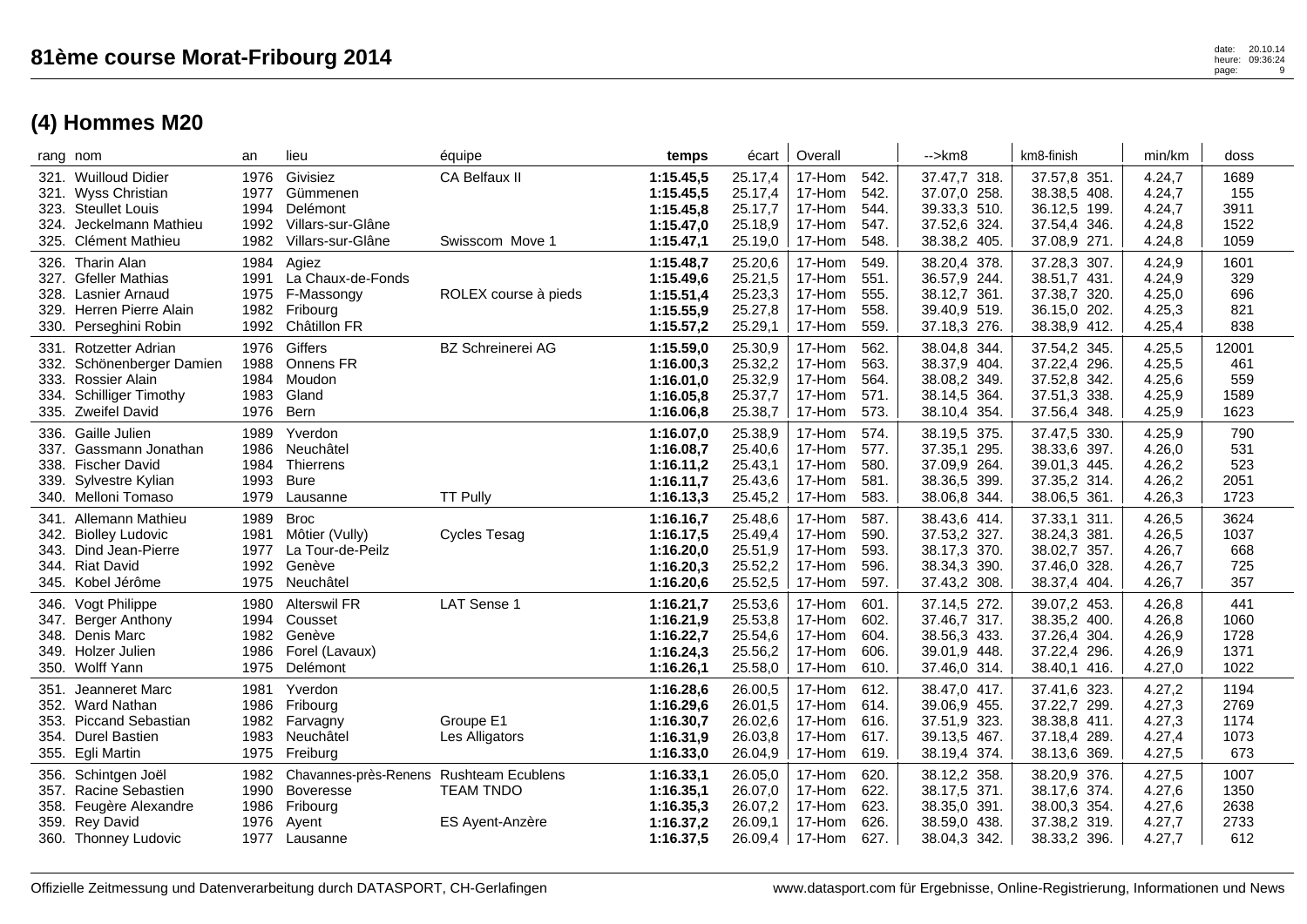# 81ème course Morat-Fribourg 2014

## (4) Hommes M20

| rang | nom | an | lieu | équipe | temps | écart | Overall | | -->km8 | km8-finish | min/km | doss |
|---|---|---|---|---|---|---|---|---|---|---|---|---|
| 321. | Wuilloud Didier | 1976 | Givisiez | CA Belfaux II | **1:15.45,5** | 25.17,4 | 17-Hom | 542. | 37.47,7 318. | 37.57,8 351. | 4.24,7 | 1689 |
| 321. | Wyss Christian | 1977 | Gümmenen | | **1:15.45,5** | 25.17,4 | 17-Hom | 542. | 37.07,0 258. | 38.38,5 408. | 4.24,7 | 155 |
| 323. | Steullet Louis | 1994 | Delémont | | **1:15.45,8** | 25.17,7 | 17-Hom | 544. | 39.33,3 510. | 36.12,5 199. | 4.24,7 | 3911 |
| 324. | Jeckelmann Mathieu | 1992 | Villars-sur-Glâne | | **1:15.47,0** | 25.18,9 | 17-Hom | 547. | 37.52,6 324. | 37.54,4 346. | 4.24,8 | 1522 |
| 325. | Clément Mathieu | 1982 | Villars-sur-Glâne | Swisscom Move 1 | **1:15.47,1** | 25.19,0 | 17-Hom | 548. | 38.38,2 405. | 37.08,9 271. | 4.24,8 | 1059 |
| 326. | Tharin Alan | 1984 | Agiez | | **1:15.48,7** | 25.20,6 | 17-Hom | 549. | 38.20,4 378. | 37.28,3 307. | 4.24,9 | 1601 |
| 327. | Gfeller Mathias | 1991 | La Chaux-de-Fonds | | **1:15.49,6** | 25.21,5 | 17-Hom | 551. | 36.57,9 244. | 38.51,7 431. | 4.24,9 | 329 |
| 328. | Lasnier Arnaud | 1975 | F-Massongy | ROLEX course à pieds | **1:15.51,4** | 25.23,3 | 17-Hom | 555. | 38.12,7 361. | 37.38,7 320. | 4.25,0 | 696 |
| 329. | Herren Pierre Alain | 1982 | Fribourg | | **1:15.55,9** | 25.27,8 | 17-Hom | 558. | 39.40,9 519. | 36.15,0 202. | 4.25,3 | 821 |
| 330. | Perseghini Robin | 1992 | Châtillon FR | | **1:15.57,2** | 25.29,1 | 17-Hom | 559. | 37.18,3 276. | 38.38,9 412. | 4.25,4 | 838 |
| 331. | Rotzetter Adrian | 1976 | Giffers | BZ Schreinerei AG | **1:15.59,0** | 25.30,9 | 17-Hom | 562. | 38.04,8 344. | 37.54,2 345. | 4.25,5 | 12001 |
| 332. | Schönenberger Damien | 1988 | Onnens FR | | **1:16.00,3** | 25.32,2 | 17-Hom | 563. | 38.37,9 404. | 37.22,4 296. | 4.25,5 | 461 |
| 333. | Rossier Alain | 1984 | Moudon | | **1:16.01,0** | 25.32,9 | 17-Hom | 564. | 38.08,2 349. | 37.52,8 342. | 4.25,6 | 559 |
| 334. | Schilliger Timothy | 1983 | Gland | | **1:16.05,8** | 25.37,7 | 17-Hom | 571. | 38.14,5 364. | 37.51,3 338. | 4.25,9 | 1589 |
| 335. | Zweifel David | 1976 | Bern | | **1:16.06,8** | 25.38,7 | 17-Hom | 573. | 38.10,4 354. | 37.56,4 348. | 4.25,9 | 1623 |
| 336. | Gaille Julien | 1989 | Yverdon | | **1:16.07,0** | 25.38,9 | 17-Hom | 574. | 38.19,5 375. | 37.47,5 330. | 4.25,9 | 790 |
| 337. | Gassmann Jonathan | 1986 | Neuchâtel | | **1:16.08,7** | 25.40,6 | 17-Hom | 577. | 37.35,1 295. | 38.33,6 397. | 4.26,0 | 531 |
| 338. | Fischer David | 1984 | Thierrens | | **1:16.11,2** | 25.43,1 | 17-Hom | 580. | 37.09,9 264. | 39.01,3 445. | 4.26,2 | 523 |
| 339. | Sylvestre Kylian | 1993 | Bure | | **1:16.11,7** | 25.43,6 | 17-Hom | 581. | 38.36,5 399. | 37.35,2 314. | 4.26,2 | 2051 |
| 340. | Melloni Tomaso | 1979 | Lausanne | TT Pully | **1:16.13,3** | 25.45,2 | 17-Hom | 583. | 38.06,8 344. | 38.06,5 361. | 4.26,3 | 1723 |
| 341. | Allemann Mathieu | 1989 | Broc | | **1:16.16,7** | 25.48,6 | 17-Hom | 587. | 38.43,6 414. | 37.33,1 311. | 4.26,5 | 3624 |
| 342. | Biolley Ludovic | 1981 | Môtier (Vully) | Cycles Tesag | **1:16.17,5** | 25.49,4 | 17-Hom | 590. | 37.53,2 327. | 38.24,3 381. | 4.26,5 | 1037 |
| 343. | Dind Jean-Pierre | 1977 | La Tour-de-Peilz | | **1:16.20,0** | 25.51,9 | 17-Hom | 593. | 38.17,3 370. | 38.02,7 357. | 4.26,7 | 668 |
| 344. | Riat David | 1992 | Genève | | **1:16.20,3** | 25.52,2 | 17-Hom | 596. | 38.34,3 390. | 37.46,0 328. | 4.26,7 | 725 |
| 345. | Kobel Jérôme | 1975 | Neuchâtel | | **1:16.20,6** | 25.52,5 | 17-Hom | 597. | 37.43,2 308. | 38.37,4 404. | 4.26,7 | 357 |
| 346. | Vogt Philippe | 1980 | Alterswil FR | LAT Sense 1 | **1:16.21,7** | 25.53,6 | 17-Hom | 601. | 37.14,5 272. | 39.07,2 453. | 4.26,8 | 441 |
| 347. | Berger Anthony | 1994 | Cousset | | **1:16.21,9** | 25.53,8 | 17-Hom | 602. | 37.46,7 317. | 38.35,2 400. | 4.26,8 | 1060 |
| 348. | Denis Marc | 1982 | Genève | | **1:16.22,7** | 25.54,6 | 17-Hom | 604. | 38.56,3 433. | 37.26,4 304. | 4.26,9 | 1728 |
| 349. | Holzer Julien | 1986 | Forel (Lavaux) | | **1:16.24,3** | 25.56,2 | 17-Hom | 606. | 39.01,9 448. | 37.22,4 296. | 4.26,9 | 1371 |
| 350. | Wolff Yann | 1975 | Delémont | | **1:16.26,1** | 25.58,0 | 17-Hom | 610. | 37.46,0 314. | 38.40,1 416. | 4.27,0 | 1022 |
| 351. | Jeanneret Marc | 1981 | Yverdon | | **1:16.28,6** | 26.00,5 | 17-Hom | 612. | 38.47,0 417. | 37.41,6 323. | 4.27,2 | 1194 |
| 352. | Ward Nathan | 1986 | Fribourg | | **1:16.29,6** | 26.01,5 | 17-Hom | 614. | 39.06,9 455. | 37.22,7 299. | 4.27,3 | 2769 |
| 353. | Piccand Sebastian | 1982 | Farvagny | Groupe E1 | **1:16.30,7** | 26.02,6 | 17-Hom | 616. | 37.51,9 323. | 38.38,8 411. | 4.27,3 | 1174 |
| 354. | Durel Bastien | 1983 | Neuchâtel | Les Alligators | **1:16.31,9** | 26.03,8 | 17-Hom | 617. | 39.13,5 467. | 37.18,4 289. | 4.27,4 | 1073 |
| 355. | Egli Martin | 1975 | Freiburg | | **1:16.33,0** | 26.04,9 | 17-Hom | 619. | 38.19,4 374. | 38.13,6 369. | 4.27,5 | 673 |
| 356. | Schintgen Joël | 1982 | Chavannes-près-Renens | Rushteam Ecublens | **1:16.33,1** | 26.05,0 | 17-Hom | 620. | 38.12,2 358. | 38.20,9 376. | 4.27,5 | 1007 |
| 357. | Racine Sebastien | 1990 | Boveresse | TEAM TNDO | **1:16.35,1** | 26.07,0 | 17-Hom | 622. | 38.17,5 371. | 38.17,6 374. | 4.27,6 | 1350 |
| 358. | Feugère Alexandre | 1986 | Fribourg | | **1:16.35,3** | 26.07,2 | 17-Hom | 623. | 38.35,0 391. | 38.00,3 354. | 4.27,6 | 2638 |
| 359. | Rey David | 1976 | Ayent | ES Ayent-Anzère | **1:16.37,2** | 26.09,1 | 17-Hom | 626. | 38.59,0 438. | 37.38,2 319. | 4.27,7 | 2733 |
| 360. | Thonney Ludovic | 1977 | Lausanne | | **1:16.37,5** | 26.09,4 | 17-Hom | 627. | 38.04,3 342. | 38.33,2 396. | 4.27,7 | 612 |

Offizielle Zeitmessung und Datenverarbeitung durch DATASPORT, CH-Gerlafingen

www.datasport.com für Ergebnisse, Online-Registrierung, Informationen und News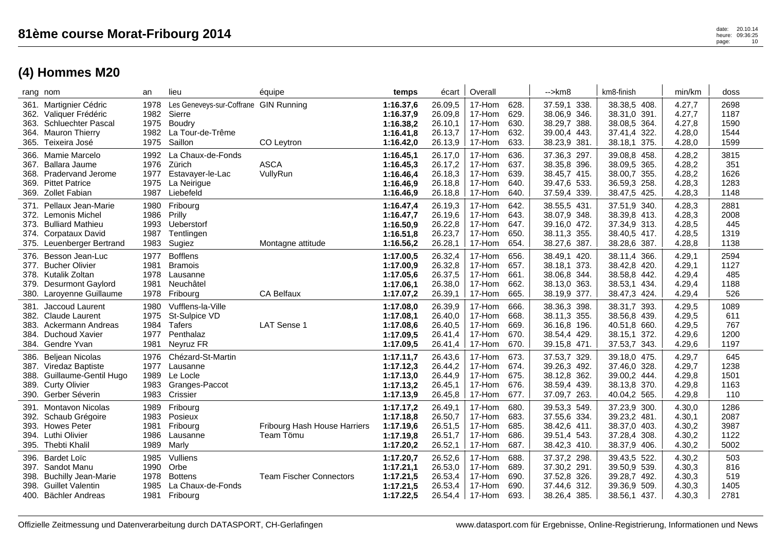# 81ème course Morat-Fribourg 2014

## (4) Hommes M20

| rang | nom | an | lieu | équipe | temps | écart | Overall | | -->km8 | | km8-finish | | min/km | doss |
|---|---|---|---|---|---|---|---|---|---|---|---|---|---|---|
| 361. | Martignier Cédric | 1978 | Les Geneveys-sur-Coffrane | GIN Running | **1:16.37,6** | 26.09,5 | 17-Hom | 628. | 37.59,1 | 338. | 38.38,5 | 408. | 4.27,7 | 2698 |
| 362. | Valiquer Frédéric | 1982 | Sierre | | **1:16.37,9** | 26.09,8 | 17-Hom | 629. | 38.06,9 | 346. | 38.31,0 | 391. | 4.27,7 | 1187 |
| 363. | Schluechter Pascal | 1975 | Boudry | | **1:16.38,2** | 26.10,1 | 17-Hom | 630. | 38.29,7 | 388. | 38.08,5 | 364. | 4.27,8 | 1590 |
| 364. | Mauron Thierry | 1982 | La Tour-de-Trême | | **1:16.41,8** | 26.13,7 | 17-Hom | 632. | 39.00,4 | 443. | 37.41,4 | 322. | 4.28,0 | 1544 |
| 365. | Teixeira José | 1975 | Saillon | CO Leytron | **1:16.42,0** | 26.13,9 | 17-Hom | 633. | 38.23,9 | 381. | 38.18,1 | 375. | 4.28,0 | 1599 |
| 366. | Mamie Marcelo | 1992 | La Chaux-de-Fonds | | **1:16.45,1** | 26.17,0 | 17-Hom | 636. | 37.36,3 | 297. | 39.08,8 | 458. | 4.28,2 | 3815 |
| 367. | Ballara Jaume | 1976 | Zürich | ASCA | **1:16.45,3** | 26.17,2 | 17-Hom | 637. | 38.35,8 | 396. | 38.09,5 | 365. | 4.28,2 | 351 |
| 368. | Pradervand Jerome | 1977 | Estavayer-le-Lac | VullyRun | **1:16.46,4** | 26.18,3 | 17-Hom | 639. | 38.45,7 | 415. | 38.00,7 | 355. | 4.28,2 | 1626 |
| 369. | Pittet Patrice | 1975 | La Neirigue | | **1:16.46,9** | 26.18,8 | 17-Hom | 640. | 39.47,6 | 533. | 36.59,3 | 258. | 4.28,3 | 1283 |
| 369. | Zollet Fabian | 1987 | Liebefeld | | **1:16.46,9** | 26.18,8 | 17-Hom | 640. | 37.59,4 | 339. | 38.47,5 | 425. | 4.28,3 | 1148 |
| 371. | Pellaux Jean-Marie | 1980 | Fribourg | | **1:16.47,4** | 26.19,3 | 17-Hom | 642. | 38.55,5 | 431. | 37.51,9 | 340. | 4.28,3 | 2881 |
| 372. | Lemonis Michel | 1986 | Prilly | | **1:16.47,7** | 26.19,6 | 17-Hom | 643. | 38.07,9 | 348. | 38.39,8 | 413. | 4.28,3 | 2008 |
| 373. | Bulliard Mathieu | 1993 | Ueberstorf | | **1:16.50,9** | 26.22,8 | 17-Hom | 647. | 39.16,0 | 472. | 37.34,9 | 313. | 4.28,5 | 445 |
| 374. | Corpataux David | 1987 | Tentlingen | | **1:16.51,8** | 26.23,7 | 17-Hom | 650. | 38.11,3 | 355. | 38.40,5 | 417. | 4.28,5 | 1319 |
| 375. | Leuenberger Bertrand | 1983 | Sugiez | Montagne attitude | **1:16.56,2** | 26.28,1 | 17-Hom | 654. | 38.27,6 | 387. | 38.28,6 | 387. | 4.28,8 | 1138 |
| 376. | Besson Jean-Luc | 1977 | Bofflens | | **1:17.00,5** | 26.32,4 | 17-Hom | 656. | 38.49,1 | 420. | 38.11,4 | 366. | 4.29,1 | 2594 |
| 377. | Bucher Olivier | 1981 | Bramois | | **1:17.00,9** | 26.32,8 | 17-Hom | 657. | 38.18,1 | 373. | 38.42,8 | 420. | 4.29,1 | 1127 |
| 378. | Kutalik Zoltan | 1978 | Lausanne | | **1:17.05,6** | 26.37,5 | 17-Hom | 661. | 38.06,8 | 344. | 38.58,8 | 442. | 4.29,4 | 485 |
| 379. | Desurmont Gaylord | 1981 | Neuchâtel | | **1:17.06,1** | 26.38,0 | 17-Hom | 662. | 38.13,0 | 363. | 38.53,1 | 434. | 4.29,4 | 1188 |
| 380. | Laroyenne Guillaume | 1978 | Fribourg | CA Belfaux | **1:17.07,2** | 26.39,1 | 17-Hom | 665. | 38.19,9 | 377. | 38.47,3 | 424. | 4.29,4 | 526 |
| 381. | Jaccoud Laurent | 1980 | Vufflens-la-Ville | | **1:17.08,0** | 26.39,9 | 17-Hom | 666. | 38.36,3 | 398. | 38.31,7 | 393. | 4.29,5 | 1089 |
| 382. | Claude Laurent | 1975 | St-Sulpice VD | | **1:17.08,1** | 26.40,0 | 17-Hom | 668. | 38.11,3 | 355. | 38.56,8 | 439. | 4.29,5 | 611 |
| 383. | Ackermann Andreas | 1984 | Tafers | LAT Sense 1 | **1:17.08,6** | 26.40,5 | 17-Hom | 669. | 36.16,8 | 196. | 40.51,8 | 660. | 4.29,5 | 767 |
| 384. | Duchoud Xavier | 1977 | Penthalaz | | **1:17.09,5** | 26.41,4 | 17-Hom | 670. | 38.54,4 | 429. | 38.15,1 | 372. | 4.29,6 | 1200 |
| 384. | Gendre Yvan | 1981 | Neyruz FR | | **1:17.09,5** | 26.41,4 | 17-Hom | 670. | 39.15,8 | 471. | 37.53,7 | 343. | 4.29,6 | 1197 |
| 386. | Beljean Nicolas | 1976 | Chézard-St-Martin | | **1:17.11,7** | 26.43,6 | 17-Hom | 673. | 37.53,7 | 329. | 39.18,0 | 475. | 4.29,7 | 645 |
| 387. | Viredaz Baptiste | 1977 | Lausanne | | **1:17.12,3** | 26.44,2 | 17-Hom | 674. | 39.26,3 | 492. | 37.46,0 | 328. | 4.29,7 | 1238 |
| 388. | Guillaume-Gentil Hugo | 1989 | Le Locle | | **1:17.13,0** | 26.44,9 | 17-Hom | 675. | 38.12,8 | 362. | 39.00,2 | 444. | 4.29,8 | 1501 |
| 389. | Curty Olivier | 1983 | Granges-Paccot | | **1:17.13,2** | 26.45,1 | 17-Hom | 676. | 38.59,4 | 439. | 38.13,8 | 370. | 4.29,8 | 1163 |
| 390. | Gerber Séverin | 1983 | Crissier | | **1:17.13,9** | 26.45,8 | 17-Hom | 677. | 37.09,7 | 263. | 40.04,2 | 565. | 4.29,8 | 110 |
| 391. | Montavon Nicolas | 1989 | Fribourg | | **1:17.17,2** | 26.49,1 | 17-Hom | 680. | 39.53,3 | 549. | 37.23,9 | 300. | 4.30,0 | 1286 |
| 392. | Schaub Grégoire | 1983 | Posieux | | **1:17.18,8** | 26.50,7 | 17-Hom | 683. | 37.55,6 | 334. | 39.23,2 | 481. | 4.30,1 | 2087 |
| 393. | Howes Peter | 1981 | Fribourg | Fribourg Hash House Harriers | **1:17.19,6** | 26.51,5 | 17-Hom | 685. | 38.42,6 | 411. | 38.37,0 | 403. | 4.30,2 | 3987 |
| 394. | Luthi Olivier | 1986 | Lausanne | Team Tömu | **1:17.19,8** | 26.51,7 | 17-Hom | 686. | 39.51,4 | 543. | 37.28,4 | 308. | 4.30,2 | 1122 |
| 395. | Thebti Khalil | 1989 | Marly | | **1:17.20,2** | 26.52,1 | 17-Hom | 687. | 38.42,3 | 410. | 38.37,9 | 406. | 4.30,2 | 5002 |
| 396. | Bardet Loïc | 1985 | Vulliens | | **1:17.20,7** | 26.52,6 | 17-Hom | 688. | 37.37,2 | 298. | 39.43,5 | 522. | 4.30,2 | 503 |
| 397. | Sandot Manu | 1990 | Orbe | | **1:17.21,1** | 26.53,0 | 17-Hom | 689. | 37.30,2 | 291. | 39.50,9 | 539. | 4.30,3 | 816 |
| 398. | Buchilly Jean-Marie | 1978 | Bottens | Team Fischer Connectors | **1:17.21,5** | 26.53,4 | 17-Hom | 690. | 37.52,8 | 326. | 39.28,7 | 492. | 4.30,3 | 519 |
| 398. | Guillet Valentin | 1985 | La Chaux-de-Fonds | | **1:17.21,5** | 26.53,4 | 17-Hom | 690. | 37.44,6 | 312. | 39.36,9 | 509. | 4.30,3 | 1405 |
| 400. | Bächler Andreas | 1981 | Fribourg | | **1:17.22,5** | 26.54,4 | 17-Hom | 693. | 38.26,4 | 385. | 38.56,1 | 437. | 4.30,3 | 2781 |

Offizielle Zeitmessung und Datenverarbeitung durch DATASPORT, CH-Gerlafingen — www.datasport.com für Ergebnisse, Online-Registrierung, Informationen und News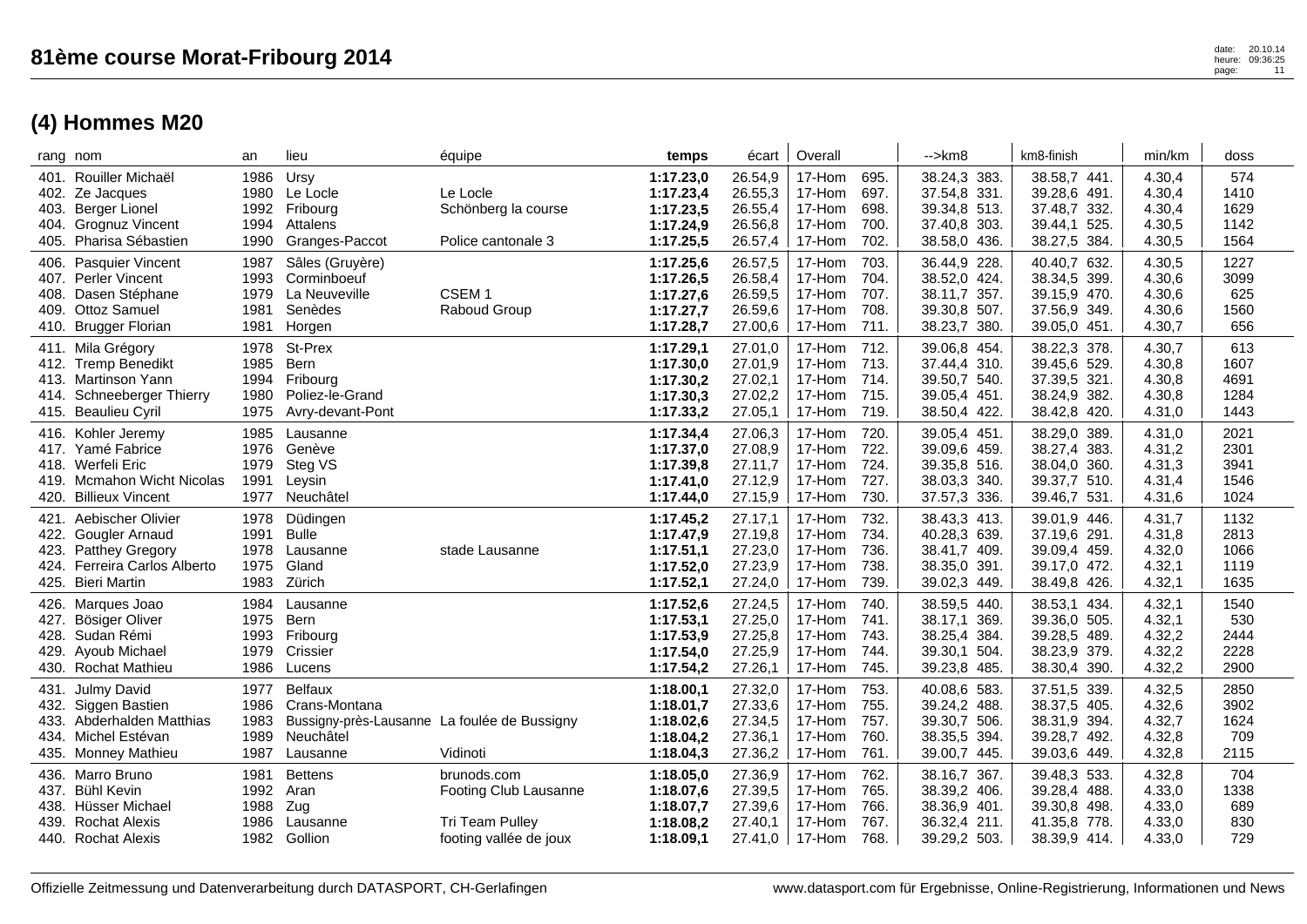# 81ème course Morat-Fribourg 2014

## (4) Hommes M20

| rang | nom | an | lieu | équipe | temps | écart | Overall | | -->km8 | | km8-finish | | min/km | doss |
|---|---|---|---|---|---|---|---|---|---|---|---|---|---|---|
| 401. | Rouiller Michaël | 1986 | Ursy | | **1:17.23,0** | 26.54,9 | 17-Hom | 695. | 38.24,3 | 383. | 38.58,7 | 441. | 4.30,4 | 574 |
| 402. | Ze Jacques | 1980 | Le Locle | Le Locle | **1:17.23,4** | 26.55,3 | 17-Hom | 697. | 37.54,8 | 331. | 39.28,6 | 491. | 4.30,4 | 1410 |
| 403. | Berger Lionel | 1992 | Fribourg | Schönberg la course | **1:17.23,5** | 26.55,4 | 17-Hom | 698. | 39.34,8 | 513. | 37.48,7 | 332. | 4.30,4 | 1629 |
| 404. | Grognuz Vincent | 1994 | Attalens | | **1:17.24,9** | 26.56,8 | 17-Hom | 700. | 37.40,8 | 303. | 39.44,1 | 525. | 4.30,5 | 1142 |
| 405. | Pharisa Sébastien | 1990 | Granges-Paccot | Police cantonale 3 | **1:17.25,5** | 26.57,4 | 17-Hom | 702. | 38.58,0 | 436. | 38.27,5 | 384. | 4.30,5 | 1564 |
| 406. | Pasquier Vincent | 1987 | Sâles (Gruyère) | | **1:17.25,6** | 26.57,5 | 17-Hom | 703. | 36.44,9 | 228. | 40.40,7 | 632. | 4.30,5 | 1227 |
| 407. | Perler Vincent | 1993 | Corminboeuf | | **1:17.26,5** | 26.58,4 | 17-Hom | 704. | 38.52,0 | 424. | 38.34,5 | 399. | 4.30,6 | 3099 |
| 408. | Dasen Stéphane | 1979 | La Neuveville | CSEM 1 | **1:17.27,6** | 26.59,5 | 17-Hom | 707. | 38.11,7 | 357. | 39.15,9 | 470. | 4.30,6 | 625 |
| 409. | Ottoz Samuel | 1981 | Senèdes | Raboud Group | **1:17.27,7** | 26.59,6 | 17-Hom | 708. | 39.30,8 | 507. | 37.56,9 | 349. | 4.30,6 | 1560 |
| 410. | Brugger Florian | 1981 | Horgen | | **1:17.28,7** | 27.00,6 | 17-Hom | 711. | 38.23,7 | 380. | 39.05,0 | 451. | 4.30,7 | 656 |
| 411. | Mila Grégory | 1978 | St-Prex | | **1:17.29,1** | 27.01,0 | 17-Hom | 712. | 39.06,8 | 454. | 38.22,3 | 378. | 4.30,7 | 613 |
| 412. | Tremp Benedikt | 1985 | Bern | | **1:17.30,0** | 27.01,9 | 17-Hom | 713. | 37.44,4 | 310. | 39.45,6 | 529. | 4.30,8 | 1607 |
| 413. | Martinson Yann | 1994 | Fribourg | | **1:17.30,2** | 27.02,1 | 17-Hom | 714. | 39.50,7 | 540. | 37.39,5 | 321. | 4.30,8 | 4691 |
| 414. | Schneeberger Thierry | 1980 | Poliez-le-Grand | | **1:17.30,3** | 27.02,2 | 17-Hom | 715. | 39.05,4 | 451. | 38.24,9 | 382. | 4.30,8 | 1284 |
| 415. | Beaulieu Cyril | 1975 | Avry-devant-Pont | | **1:17.33,2** | 27.05,1 | 17-Hom | 719. | 38.50,4 | 422. | 38.42,8 | 420. | 4.31,0 | 1443 |
| 416. | Kohler Jeremy | 1985 | Lausanne | | **1:17.34,4** | 27.06,3 | 17-Hom | 720. | 39.05,4 | 451. | 38.29,0 | 389. | 4.31,0 | 2021 |
| 417. | Yamé Fabrice | 1976 | Genève | | **1:17.37,0** | 27.08,9 | 17-Hom | 722. | 39.09,6 | 459. | 38.27,4 | 383. | 4.31,2 | 2301 |
| 418. | Werfeli Eric | 1979 | Steg VS | | **1:17.39,8** | 27.11,7 | 17-Hom | 724. | 39.35,8 | 516. | 38.04,0 | 360. | 4.31,3 | 3941 |
| 419. | Mcmahon Wicht Nicolas | 1991 | Leysin | | **1:17.41,0** | 27.12,9 | 17-Hom | 727. | 38.03,3 | 340. | 39.37,7 | 510. | 4.31,4 | 1546 |
| 420. | Billieux Vincent | 1977 | Neuchâtel | | **1:17.44,0** | 27.15,9 | 17-Hom | 730. | 37.57,3 | 336. | 39.46,7 | 531. | 4.31,6 | 1024 |
| 421. | Aebischer Olivier | 1978 | Düdingen | | **1:17.45,2** | 27.17,1 | 17-Hom | 732. | 38.43,3 | 413. | 39.01,9 | 446. | 4.31,7 | 1132 |
| 422. | Gougler Arnaud | 1991 | Bulle | | **1:17.47,9** | 27.19,8 | 17-Hom | 734. | 40.28,3 | 639. | 37.19,6 | 291. | 4.31,8 | 2813 |
| 423. | Patthey Gregory | 1978 | Lausanne | stade Lausanne | **1:17.51,1** | 27.23,0 | 17-Hom | 736. | 38.41,7 | 409. | 39.09,4 | 459. | 4.32,0 | 1066 |
| 424. | Ferreira Carlos Alberto | 1975 | Gland | | **1:17.52,0** | 27.23,9 | 17-Hom | 738. | 38.35,0 | 391. | 39.17,0 | 472. | 4.32,1 | 1119 |
| 425. | Bieri Martin | 1983 | Zürich | | **1:17.52,1** | 27.24,0 | 17-Hom | 739. | 39.02,3 | 449. | 38.49,8 | 426. | 4.32,1 | 1635 |
| 426. | Marques Joao | 1984 | Lausanne | | **1:17.52,6** | 27.24,5 | 17-Hom | 740. | 38.59,5 | 440. | 38.53,1 | 434. | 4.32,1 | 1540 |
| 427. | Bösiger Oliver | 1975 | Bern | | **1:17.53,1** | 27.25,0 | 17-Hom | 741. | 38.17,1 | 369. | 39.36,0 | 505. | 4.32,1 | 530 |
| 428. | Sudan Rémi | 1993 | Fribourg | | **1:17.53,9** | 27.25,8 | 17-Hom | 743. | 38.25,4 | 384. | 39.28,5 | 489. | 4.32,2 | 2444 |
| 429. | Ayoub Michael | 1979 | Crissier | | **1:17.54,0** | 27.25,9 | 17-Hom | 744. | 39.30,1 | 504. | 38.23,9 | 379. | 4.32,2 | 2228 |
| 430. | Rochat Mathieu | 1986 | Lucens | | **1:17.54,2** | 27.26,1 | 17-Hom | 745. | 39.23,8 | 485. | 38.30,4 | 390. | 4.32,2 | 2900 |
| 431. | Julmy David | 1977 | Belfaux | | **1:18.00,1** | 27.32,0 | 17-Hom | 753. | 40.08,6 | 583. | 37.51,5 | 339. | 4.32,5 | 2850 |
| 432. | Siggen Bastien | 1986 | Crans-Montana | | **1:18.01,7** | 27.33,6 | 17-Hom | 755. | 39.24,2 | 488. | 38.37,5 | 405. | 4.32,6 | 3902 |
| 433. | Abderhalden Matthias | 1983 | Bussigny-près-Lausanne | La foulée de Bussigny | **1:18.02,6** | 27.34,5 | 17-Hom | 757. | 39.30,7 | 506. | 38.31,9 | 394. | 4.32,7 | 1624 |
| 434. | Michel Estévan | 1989 | Neuchâtel | | **1:18.04,2** | 27.36,1 | 17-Hom | 760. | 38.35,5 | 394. | 39.28,7 | 492. | 4.32,8 | 709 |
| 435. | Monney Mathieu | 1987 | Lausanne | Vidinoti | **1:18.04,3** | 27.36,2 | 17-Hom | 761. | 39.00,7 | 445. | 39.03,6 | 449. | 4.32,8 | 2115 |
| 436. | Marro Bruno | 1981 | Bettens | brunods.com | **1:18.05,0** | 27.36,9 | 17-Hom | 762. | 38.16,7 | 367. | 39.48,3 | 533. | 4.32,8 | 704 |
| 437. | Bühl Kevin | 1992 | Aran | Footing Club Lausanne | **1:18.07,6** | 27.39,5 | 17-Hom | 765. | 38.39,2 | 406. | 39.28,4 | 488. | 4.33,0 | 1338 |
| 438. | Hüsser Michael | 1988 | Zug | | **1:18.07,7** | 27.39,6 | 17-Hom | 766. | 38.36,9 | 401. | 39.30,8 | 498. | 4.33,0 | 689 |
| 439. | Rochat Alexis | 1986 | Lausanne | Tri Team Pulley | **1:18.08,2** | 27.40,1 | 17-Hom | 767. | 36.32,4 | 211. | 41.35,8 | 778. | 4.33,0 | 830 |
| 440. | Rochat Alexis | 1982 | Gollion | footing vallée de joux | **1:18.09,1** | 27.41,0 | 17-Hom | 768. | 39.29,2 | 503. | 38.39,9 | 414. | 4.33,0 | 729 |

Offizielle Zeitmessung und Datenverarbeitung durch DATASPORT, CH-Gerlafingen

www.datasport.com für Ergebnisse, Online-Registrierung, Informationen und News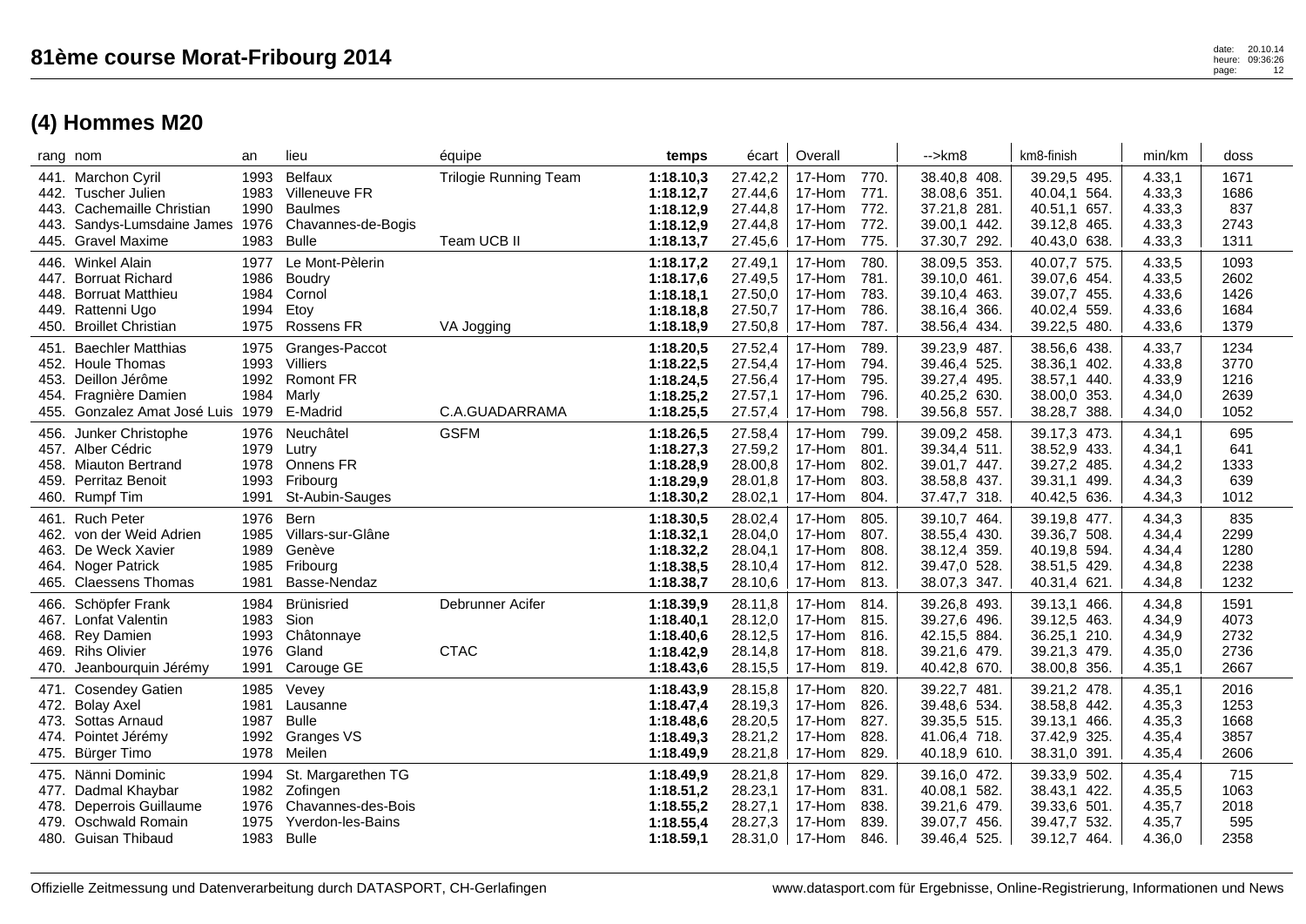# 81ème course Morat-Fribourg 2014

## (4) Hommes M20

| rang | nom | an | lieu | équipe | temps | écart | Overall | | -->km8 | | km8-finish | | min/km | doss |
|---|---|---|---|---|---|---|---|---|---|---|---|---|---|---|
| 441. | Marchon Cyril | 1993 | Belfaux | Trilogie Running Team | **1:18.10,3** | 27.42,2 | 17-Hom | 770. | 38.40,8 | 408. | 39.29,5 | 495. | 4.33,1 | 1671 |
| 442. | Tuscher Julien | 1983 | Villeneuve FR | | **1:18.12,7** | 27.44,6 | 17-Hom | 771. | 38.08,6 | 351. | 40.04,1 | 564. | 4.33,3 | 1686 |
| 443. | Cachemaille Christian | 1990 | Baulmes | | **1:18.12,9** | 27.44,8 | 17-Hom | 772. | 37.21,8 | 281. | 40.51,1 | 657. | 4.33,3 | 837 |
| 443. | Sandys-Lumsdaine James | 1976 | Chavannes-de-Bogis | | **1:18.12,9** | 27.44,8 | 17-Hom | 772. | 39.00,1 | 442. | 39.12,8 | 465. | 4.33,3 | 2743 |
| 445. | Gravel Maxime | 1983 | Bulle | Team UCB II | **1:18.13,7** | 27.45,6 | 17-Hom | 775. | 37.30,7 | 292. | 40.43,0 | 638. | 4.33,3 | 1311 |
| 446. | Winkel Alain | 1977 | Le Mont-Pèlerin | | **1:18.17,2** | 27.49,1 | 17-Hom | 780. | 38.09,5 | 353. | 40.07,7 | 575. | 4.33,5 | 1093 |
| 447. | Borruat Richard | 1986 | Boudry | | **1:18.17,6** | 27.49,5 | 17-Hom | 781. | 39.10,0 | 461. | 39.07,6 | 454. | 4.33,5 | 2602 |
| 448. | Borruat Matthieu | 1984 | Cornol | | **1:18.18,1** | 27.50,0 | 17-Hom | 783. | 39.10,4 | 463. | 39.07,7 | 455. | 4.33,6 | 1426 |
| 449. | Rattenni Ugo | 1994 | Etoy | | **1:18.18,8** | 27.50,7 | 17-Hom | 786. | 38.16,4 | 366. | 40.02,4 | 559. | 4.33,6 | 1684 |
| 450. | Broillet Christian | 1975 | Rossens FR | VA Jogging | **1:18.18,9** | 27.50,8 | 17-Hom | 787. | 38.56,4 | 434. | 39.22,5 | 480. | 4.33,6 | 1379 |
| 451. | Baechler Matthias | 1975 | Granges-Paccot | | **1:18.20,5** | 27.52,4 | 17-Hom | 789. | 39.23,9 | 487. | 38.56,6 | 438. | 4.33,7 | 1234 |
| 452. | Houle Thomas | 1993 | Villiers | | **1:18.22,5** | 27.54,4 | 17-Hom | 794. | 39.46,4 | 525. | 38.36,1 | 402. | 4.33,8 | 3770 |
| 453. | Deillon Jérôme | 1992 | Romont FR | | **1:18.24,5** | 27.56,4 | 17-Hom | 795. | 39.27,4 | 495. | 38.57,1 | 440. | 4.33,9 | 1216 |
| 454. | Fragnière Damien | 1984 | Marly | | **1:18.25,2** | 27.57,1 | 17-Hom | 796. | 40.25,2 | 630. | 38.00,0 | 353. | 4.34,0 | 2639 |
| 455. | Gonzalez Amat José Luis | 1979 | E-Madrid | C.A.GUADARRAMA | **1:18.25,5** | 27.57,4 | 17-Hom | 798. | 39.56,8 | 557. | 38.28,7 | 388. | 4.34,0 | 1052 |
| 456. | Junker Christophe | 1976 | Neuchâtel | GSFM | **1:18.26,5** | 27.58,4 | 17-Hom | 799. | 39.09,2 | 458. | 39.17,3 | 473. | 4.34,1 | 695 |
| 457. | Alber Cédric | 1979 | Lutry | | **1:18.27,3** | 27.59,2 | 17-Hom | 801. | 39.34,4 | 511. | 38.52,9 | 433. | 4.34,1 | 641 |
| 458. | Miauton Bertrand | 1978 | Onnens FR | | **1:18.28,9** | 28.00,8 | 17-Hom | 802. | 39.01,7 | 447. | 39.27,2 | 485. | 4.34,2 | 1333 |
| 459. | Perritaz Benoit | 1993 | Fribourg | | **1:18.29,9** | 28.01,8 | 17-Hom | 803. | 38.58,8 | 437. | 39.31,1 | 499. | 4.34,3 | 639 |
| 460. | Rumpf Tim | 1991 | St-Aubin-Sauges | | **1:18.30,2** | 28.02,1 | 17-Hom | 804. | 37.47,7 | 318. | 40.42,5 | 636. | 4.34,3 | 1012 |
| 461. | Ruch Peter | 1976 | Bern | | **1:18.30,5** | 28.02,4 | 17-Hom | 805. | 39.10,7 | 464. | 39.19,8 | 477. | 4.34,3 | 835 |
| 462. | von der Weid Adrien | 1985 | Villars-sur-Glâne | | **1:18.32,1** | 28.04,0 | 17-Hom | 807. | 38.55,4 | 430. | 39.36,7 | 508. | 4.34,4 | 2299 |
| 463. | De Weck Xavier | 1989 | Genève | | **1:18.32,2** | 28.04,1 | 17-Hom | 808. | 38.12,4 | 359. | 40.19,8 | 594. | 4.34,4 | 1280 |
| 464. | Noger Patrick | 1985 | Fribourg | | **1:18.38,5** | 28.10,4 | 17-Hom | 812. | 39.47,0 | 528. | 38.51,5 | 429. | 4.34,8 | 2238 |
| 465. | Claessens Thomas | 1981 | Basse-Nendaz | | **1:18.38,7** | 28.10,6 | 17-Hom | 813. | 38.07,3 | 347. | 40.31,4 | 621. | 4.34,8 | 1232 |
| 466. | Schöpfer Frank | 1984 | Brünisried | Debrunner Acifer | **1:18.39,9** | 28.11,8 | 17-Hom | 814. | 39.26,8 | 493. | 39.13,1 | 466. | 4.34,8 | 1591 |
| 467. | Lonfat Valentin | 1983 | Sion | | **1:18.40,1** | 28.12,0 | 17-Hom | 815. | 39.27,6 | 496. | 39.12,5 | 463. | 4.34,9 | 4073 |
| 468. | Rey Damien | 1993 | Châtonnaye | | **1:18.40,6** | 28.12,5 | 17-Hom | 816. | 42.15,5 | 884. | 36.25,1 | 210. | 4.34,9 | 2732 |
| 469. | Rihs Olivier | 1976 | Gland | CTAC | **1:18.42,9** | 28.14,8 | 17-Hom | 818. | 39.21,6 | 479. | 39.21,3 | 479. | 4.35,0 | 2736 |
| 470. | Jeanbourquin Jérémy | 1991 | Carouge GE | | **1:18.43,6** | 28.15,5 | 17-Hom | 819. | 40.42,8 | 670. | 38.00,8 | 356. | 4.35,1 | 2667 |
| 471. | Cosendey Gatien | 1985 | Vevey | | **1:18.43,9** | 28.15,8 | 17-Hom | 820. | 39.22,7 | 481. | 39.21,2 | 478. | 4.35,1 | 2016 |
| 472. | Bolay Axel | 1981 | Lausanne | | **1:18.47,4** | 28.19,3 | 17-Hom | 826. | 39.48,6 | 534. | 38.58,8 | 442. | 4.35,3 | 1253 |
| 473. | Sottas Arnaud | 1987 | Bulle | | **1:18.48,6** | 28.20,5 | 17-Hom | 827. | 39.35,5 | 515. | 39.13,1 | 466. | 4.35,3 | 1668 |
| 474. | Pointet Jérémy | 1992 | Granges VS | | **1:18.49,3** | 28.21,2 | 17-Hom | 828. | 41.06,4 | 718. | 37.42,9 | 325. | 4.35,4 | 3857 |
| 475. | Bürger Timo | 1978 | Meilen | | **1:18.49,9** | 28.21,8 | 17-Hom | 829. | 40.18,9 | 610. | 38.31,0 | 391. | 4.35,4 | 2606 |
| 475. | Nänni Dominic | 1994 | St. Margarethen TG | | **1:18.49,9** | 28.21,8 | 17-Hom | 829. | 39.16,0 | 472. | 39.33,9 | 502. | 4.35,4 | 715 |
| 477. | Dadmal Khaybar | 1982 | Zofingen | | **1:18.51,2** | 28.23,1 | 17-Hom | 831. | 40.08,1 | 582. | 38.43,1 | 422. | 4.35,5 | 1063 |
| 478. | Deperrois Guillaume | 1976 | Chavannes-des-Bois | | **1:18.55,2** | 28.27,1 | 17-Hom | 838. | 39.21,6 | 479. | 39.33,6 | 501. | 4.35,7 | 2018 |
| 479. | Oschwald Romain | 1975 | Yverdon-les-Bains | | **1:18.55,4** | 28.27,3 | 17-Hom | 839. | 39.07,7 | 456. | 39.47,7 | 532. | 4.35,7 | 595 |
| 480. | Guisan Thibaud | 1983 | Bulle | | **1:18.59,1** | 28.31,0 | 17-Hom | 846. | 39.46,4 | 525. | 39.12,7 | 464. | 4.36,0 | 2358 |

Offizielle Zeitmessung und Datenverarbeitung durch DATASPORT, CH-Gerlafingen

www.datasport.com für Ergebnisse, Online-Registrierung, Informationen und News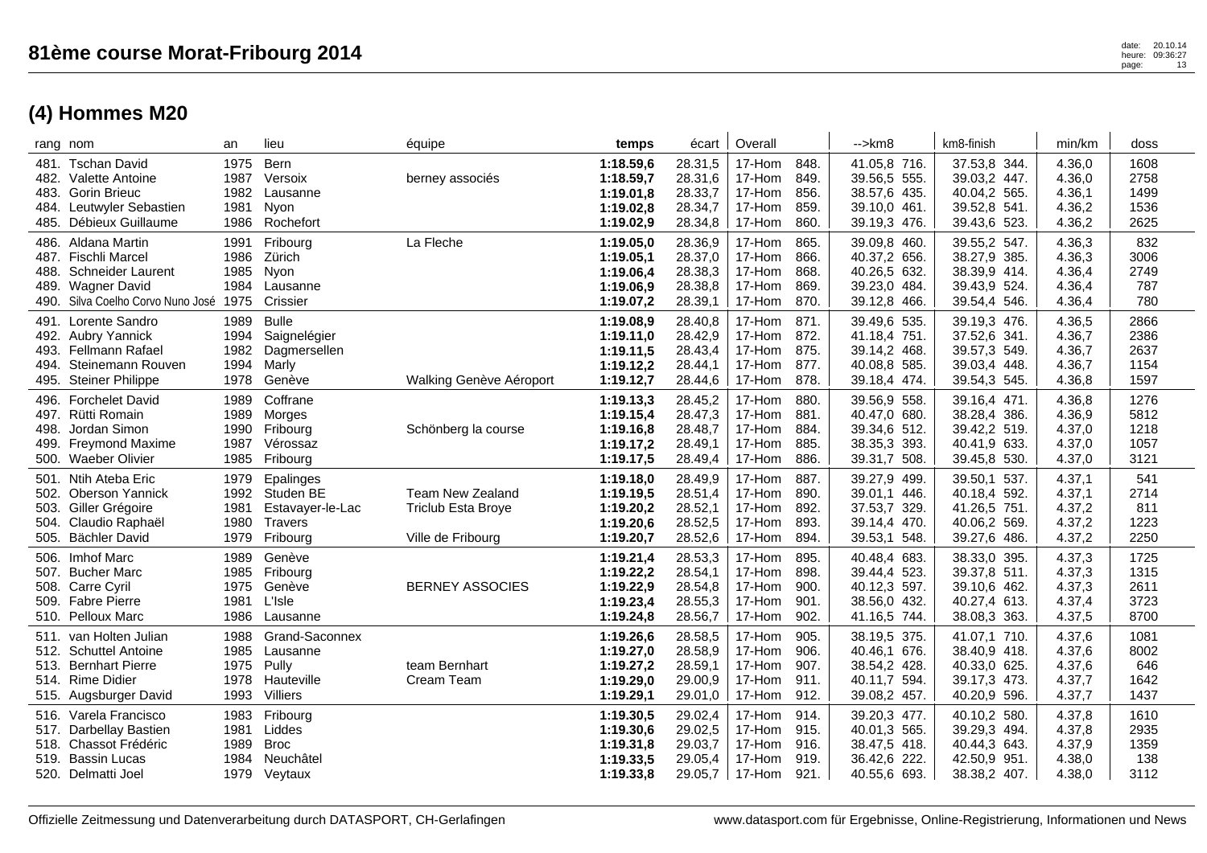# 81ème course Morat-Fribourg 2014

## (4) Hommes M20

| rang | nom | an | lieu | équipe | temps | écart | Overall | | -->km8 | | km8-finish | | min/km | doss |
|---|---|---|---|---|---|---|---|---|---|---|---|---|---|---|
| 481. | Tschan David | 1975 | Bern | | **1:18.59,6** | 28.31,5 | 17-Hom | 848. | 41.05,8 | 716. | 37.53,8 | 344. | 4.36,0 | 1608 |
| 482. | Valette Antoine | 1987 | Versoix | berney associés | **1:18.59,7** | 28.31,6 | 17-Hom | 849. | 39.56,5 | 555. | 39.03,2 | 447. | 4.36,0 | 2758 |
| 483. | Gorin Brieuc | 1982 | Lausanne | | **1:19.01,8** | 28.33,7 | 17-Hom | 856. | 38.57,6 | 435. | 40.04,2 | 565. | 4.36,1 | 1499 |
| 484. | Leutwyler Sebastien | 1981 | Nyon | | **1:19.02,8** | 28.34,7 | 17-Hom | 859. | 39.10,0 | 461. | 39.52,8 | 541. | 4.36,2 | 1536 |
| 485. | Débieux Guillaume | 1986 | Rochefort | | **1:19.02,9** | 28.34,8 | 17-Hom | 860. | 39.19,3 | 476. | 39.43,6 | 523. | 4.36,2 | 2625 |
| 486. | Aldana Martin | 1991 | Fribourg | La Fleche | **1:19.05,0** | 28.36,9 | 17-Hom | 865. | 39.09,8 | 460. | 39.55,2 | 547. | 4.36,3 | 832 |
| 487. | Fischli Marcel | 1986 | Zürich | | **1:19.05,1** | 28.37,0 | 17-Hom | 866. | 40.37,2 | 656. | 38.27,9 | 385. | 4.36,3 | 3006 |
| 488. | Schneider Laurent | 1985 | Nyon | | **1:19.06,4** | 28.38,3 | 17-Hom | 868. | 40.26,5 | 632. | 38.39,9 | 414. | 4.36,4 | 2749 |
| 489. | Wagner David | 1984 | Lausanne | | **1:19.06,9** | 28.38,8 | 17-Hom | 869. | 39.23,0 | 484. | 39.43,9 | 524. | 4.36,4 | 787 |
| 490. | Silva Coelho Corvo Nuno José | 1975 | Crissier | | **1:19.07,2** | 28.39,1 | 17-Hom | 870. | 39.12,8 | 466. | 39.54,4 | 546. | 4.36,4 | 780 |
| 491. | Lorente Sandro | 1989 | Bulle | | **1:19.08,9** | 28.40,8 | 17-Hom | 871. | 39.49,6 | 535. | 39.19,3 | 476. | 4.36,5 | 2866 |
| 492. | Aubry Yannick | 1994 | Saignelégier | | **1:19.11,0** | 28.42,9 | 17-Hom | 872. | 41.18,4 | 751. | 37.52,6 | 341. | 4.36,7 | 2386 |
| 493. | Fellmann Rafael | 1982 | Dagmersellen | | **1:19.11,5** | 28.43,4 | 17-Hom | 875. | 39.14,2 | 468. | 39.57,3 | 549. | 4.36,7 | 2637 |
| 494. | Steinemann Rouven | 1994 | Marly | | **1:19.12,2** | 28.44,1 | 17-Hom | 877. | 40.08,8 | 585. | 39.03,4 | 448. | 4.36,7 | 1154 |
| 495. | Steiner Philippe | 1978 | Genève | Walking Genève Aéroport | **1:19.12,7** | 28.44,6 | 17-Hom | 878. | 39.18,4 | 474. | 39.54,3 | 545. | 4.36,8 | 1597 |
| 496. | Forchelet David | 1989 | Coffrane | | **1:19.13,3** | 28.45,2 | 17-Hom | 880. | 39.56,9 | 558. | 39.16,4 | 471. | 4.36,8 | 1276 |
| 497. | Rütti Romain | 1989 | Morges | | **1:19.15,4** | 28.47,3 | 17-Hom | 881. | 40.47,0 | 680. | 38.28,4 | 386. | 4.36,9 | 5812 |
| 498. | Jordan Simon | 1990 | Fribourg | Schönberg la course | **1:19.16,8** | 28.48,7 | 17-Hom | 884. | 39.34,6 | 512. | 39.42,2 | 519. | 4.37,0 | 1218 |
| 499. | Freymond Maxime | 1987 | Vérossaz | | **1:19.17,2** | 28.49,1 | 17-Hom | 885. | 38.35,3 | 393. | 40.41,9 | 633. | 4.37,0 | 1057 |
| 500. | Waeber Olivier | 1985 | Fribourg | | **1:19.17,5** | 28.49,4 | 17-Hom | 886. | 39.31,7 | 508. | 39.45,8 | 530. | 4.37,0 | 3121 |
| 501. | Ntih Ateba Eric | 1979 | Epalinges | | **1:19.18,0** | 28.49,9 | 17-Hom | 887. | 39.27,9 | 499. | 39.50,1 | 537. | 4.37,1 | 541 |
| 502. | Oberson Yannick | 1992 | Studen BE | Team New Zealand | **1:19.19,5** | 28.51,4 | 17-Hom | 890. | 39.01,1 | 446. | 40.18,4 | 592. | 4.37,1 | 2714 |
| 503. | Giller Grégoire | 1981 | Estavayer-le-Lac | Triclub Esta Broye | **1:19.20,2** | 28.52,1 | 17-Hom | 892. | 37.53,7 | 329. | 41.26,5 | 751. | 4.37,2 | 811 |
| 504. | Claudio Raphaël | 1980 | Travers | | **1:19.20,6** | 28.52,5 | 17-Hom | 893. | 39.14,4 | 470. | 40.06,2 | 569. | 4.37,2 | 1223 |
| 505. | Bächler David | 1979 | Fribourg | Ville de Fribourg | **1:19.20,7** | 28.52,6 | 17-Hom | 894. | 39.53,1 | 548. | 39.27,6 | 486. | 4.37,2 | 2250 |
| 506. | Imhof Marc | 1989 | Genève | | **1:19.21,4** | 28.53,3 | 17-Hom | 895. | 40.48,4 | 683. | 38.33,0 | 395. | 4.37,3 | 1725 |
| 507. | Bucher Marc | 1985 | Fribourg | | **1:19.22,2** | 28.54,1 | 17-Hom | 898. | 39.44,4 | 523. | 39.37,8 | 511. | 4.37,3 | 1315 |
| 508. | Carre Cyril | 1975 | Genève | BERNEY ASSOCIES | **1:19.22,9** | 28.54,8 | 17-Hom | 900. | 40.12,3 | 597. | 39.10,6 | 462. | 4.37,3 | 2611 |
| 509. | Fabre Pierre | 1981 | L'Isle | | **1:19.23,4** | 28.55,3 | 17-Hom | 901. | 38.56,0 | 432. | 40.27,4 | 613. | 4.37,4 | 3723 |
| 510. | Pelloux Marc | 1986 | Lausanne | | **1:19.24,8** | 28.56,7 | 17-Hom | 902. | 41.16,5 | 744. | 38.08,3 | 363. | 4.37,5 | 8700 |
| 511. | van Holten Julian | 1988 | Grand-Saconnex | | **1:19.26,6** | 28.58,5 | 17-Hom | 905. | 38.19,5 | 375. | 41.07,1 | 710. | 4.37,6 | 1081 |
| 512. | Schuttel Antoine | 1985 | Lausanne | | **1:19.27,0** | 28.58,9 | 17-Hom | 906. | 40.46,1 | 676. | 38.40,9 | 418. | 4.37,6 | 8002 |
| 513. | Bernhart Pierre | 1975 | Pully | team Bernhart | **1:19.27,2** | 28.59,1 | 17-Hom | 907. | 38.54,2 | 428. | 40.33,0 | 625. | 4.37,6 | 646 |
| 514. | Rime Didier | 1978 | Hauteville | Cream Team | **1:19.29,0** | 29.00,9 | 17-Hom | 911. | 40.11,7 | 594. | 39.17,3 | 473. | 4.37,7 | 1642 |
| 515. | Augsburger David | 1993 | Villiers | | **1:19.29,1** | 29.01,0 | 17-Hom | 912. | 39.08,2 | 457. | 40.20,9 | 596. | 4.37,7 | 1437 |
| 516. | Varela Francisco | 1983 | Fribourg | | **1:19.30,5** | 29.02,4 | 17-Hom | 914. | 39.20,3 | 477. | 40.10,2 | 580. | 4.37,8 | 1610 |
| 517. | Darbellay Bastien | 1981 | Liddes | | **1:19.30,6** | 29.02,5 | 17-Hom | 915. | 40.01,3 | 565. | 39.29,3 | 494. | 4.37,8 | 2935 |
| 518. | Chassot Frédéric | 1989 | Broc | | **1:19.31,8** | 29.03,7 | 17-Hom | 916. | 38.47,5 | 418. | 40.44,3 | 643. | 4.37,9 | 1359 |
| 519. | Bassin Lucas | 1984 | Neuchâtel | | **1:19.33,5** | 29.05,4 | 17-Hom | 919. | 36.42,6 | 222. | 42.50,9 | 951. | 4.38,0 | 138 |
| 520. | Delmatti Joel | 1979 | Veytaux | | **1:19.33,8** | 29.05,7 | 17-Hom | 921. | 40.55,6 | 693. | 38.38,2 | 407. | 4.38,0 | 3112 |

Offizielle Zeitmessung und Datenverarbeitung durch DATASPORT, CH-Gerlafingen

www.datasport.com für Ergebnisse, Online-Registrierung, Informationen und News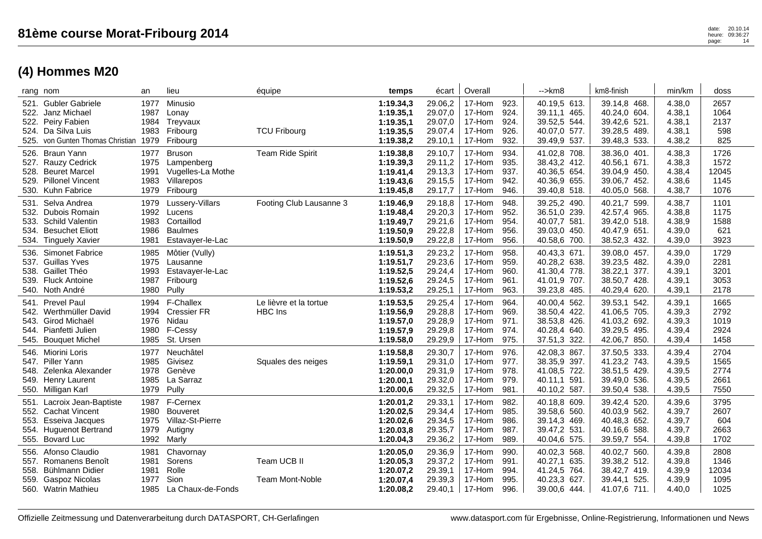# 81ème course Morat-Fribourg 2014

## (4) Hommes M20

| rang | nom | an | lieu | équipe | temps | écart | Overall | | -->km8 | | km8-finish | | min/km | doss |
|---|---|---|---|---|---|---|---|---|---|---|---|---|---|---|
| 521. | Gubler Gabriele | 1977 | Minusio | | **1:19.34,3** | 29.06,2 | 17-Hom | 923. | 40.19,5 | 613. | 39.14,8 | 468. | 4.38,0 | 2657 |
| 522. | Janz Michael | 1987 | Lonay | | **1:19.35,1** | 29.07,0 | 17-Hom | 924. | 39.11,1 | 465. | 40.24,0 | 604. | 4.38,1 | 1064 |
| 522. | Peiry Fabien | 1984 | Treyvaux | | **1:19.35,1** | 29.07,0 | 17-Hom | 924. | 39.52,5 | 544. | 39.42,6 | 521. | 4.38,1 | 2137 |
| 524. | Da Silva Luis | 1983 | Fribourg | TCU Fribourg | **1:19.35,5** | 29.07,4 | 17-Hom | 926. | 40.07,0 | 577. | 39.28,5 | 489. | 4.38,1 | 598 |
| 525. | von Gunten Thomas Christian | 1979 | Fribourg | | **1:19.38,2** | 29.10,1 | 17-Hom | 932. | 39.49,9 | 537. | 39.48,3 | 533. | 4.38,2 | 825 |
| 526. | Braun Yann | 1977 | Bruson | Team Ride Spirit | **1:19.38,8** | 29.10,7 | 17-Hom | 934. | 41.02,8 | 708. | 38.36,0 | 401. | 4.38,3 | 1726 |
| 527. | Rauzy Cedrick | 1975 | Lampenberg | | **1:19.39,3** | 29.11,2 | 17-Hom | 935. | 38.43,2 | 412. | 40.56,1 | 671. | 4.38,3 | 1572 |
| 528. | Beuret Marcel | 1991 | Vugelles-La Mothe | | **1:19.41,4** | 29.13,3 | 17-Hom | 937. | 40.36,5 | 654. | 39.04,9 | 450. | 4.38,4 | 12045 |
| 529. | Pillonel Vincent | 1983 | Villarepos | | **1:19.43,6** | 29.15,5 | 17-Hom | 942. | 40.36,9 | 655. | 39.06,7 | 452. | 4.38,6 | 1145 |
| 530. | Kuhn Fabrice | 1979 | Fribourg | | **1:19.45,8** | 29.17,7 | 17-Hom | 946. | 39.40,8 | 518. | 40.05,0 | 568. | 4.38,7 | 1076 |
| 531. | Selva Andrea | 1979 | Lussery-Villars | Footing Club Lausanne 3 | **1:19.46,9** | 29.18,8 | 17-Hom | 948. | 39.25,2 | 490. | 40.21,7 | 599. | 4.38,7 | 1101 |
| 532. | Dubois Romain | 1992 | Lucens | | **1:19.48,4** | 29.20,3 | 17-Hom | 952. | 36.51,0 | 239. | 42.57,4 | 965. | 4.38,8 | 1175 |
| 533. | Schild Valentin | 1983 | Cortaillod | | **1:19.49,7** | 29.21,6 | 17-Hom | 954. | 40.07,7 | 581. | 39.42,0 | 518. | 4.38,9 | 1588 |
| 534. | Besuchet Eliott | 1986 | Baulmes | | **1:19.50,9** | 29.22,8 | 17-Hom | 956. | 39.03,0 | 450. | 40.47,9 | 651. | 4.39,0 | 621 |
| 534. | Tinguely Xavier | 1981 | Estavayer-le-Lac | | **1:19.50,9** | 29.22,8 | 17-Hom | 956. | 40.58,6 | 700. | 38.52,3 | 432. | 4.39,0 | 3923 |
| 536. | Simonet Fabrice | 1985 | Môtier (Vully) | | **1:19.51,3** | 29.23,2 | 17-Hom | 958. | 40.43,3 | 671. | 39.08,0 | 457. | 4.39,0 | 1729 |
| 537. | Guillas Yves | 1975 | Lausanne | | **1:19.51,7** | 29.23,6 | 17-Hom | 959. | 40.28,2 | 638. | 39.23,5 | 482. | 4.39,0 | 2281 |
| 538. | Gaillet Théo | 1993 | Estavayer-le-Lac | | **1:19.52,5** | 29.24,4 | 17-Hom | 960. | 41.30,4 | 778. | 38.22,1 | 377. | 4.39,1 | 3201 |
| 539. | Fluck Antoine | 1987 | Fribourg | | **1:19.52,6** | 29.24,5 | 17-Hom | 961. | 41.01,9 | 707. | 38.50,7 | 428. | 4.39,1 | 3053 |
| 540. | Noth André | 1980 | Pully | | **1:19.53,2** | 29.25,1 | 17-Hom | 963. | 39.23,8 | 485. | 40.29,4 | 620. | 4.39,1 | 2178 |
| 541. | Prevel Paul | 1994 | F-Challex | Le lièvre et la tortue | **1:19.53,5** | 29.25,4 | 17-Hom | 964. | 40.00,4 | 562. | 39.53,1 | 542. | 4.39,1 | 1665 |
| 542. | Werthmüller David | 1994 | Cressier FR | HBC Ins | **1:19.56,9** | 29.28,8 | 17-Hom | 969. | 38.50,4 | 422. | 41.06,5 | 705. | 4.39,3 | 2792 |
| 543. | Girod Michaël | 1976 | Nidau | | **1:19.57,0** | 29.28,9 | 17-Hom | 971. | 38.53,8 | 426. | 41.03,2 | 692. | 4.39,3 | 1019 |
| 544. | Pianfetti Julien | 1980 | F-Cessy | | **1:19.57,9** | 29.29,8 | 17-Hom | 974. | 40.28,4 | 640. | 39.29,5 | 495. | 4.39,4 | 2924 |
| 545. | Bouquet Michel | 1985 | St. Ursen | | **1:19.58,0** | 29.29,9 | 17-Hom | 975. | 37.51,3 | 322. | 42.06,7 | 850. | 4.39,4 | 1458 |
| 546. | Miorini Loris | 1977 | Neuchâtel | | **1:19.58,8** | 29.30,7 | 17-Hom | 976. | 42.08,3 | 867. | 37.50,5 | 333. | 4.39,4 | 2704 |
| 547. | Piller Yann | 1985 | Givisez | Squales des neiges | **1:19.59,1** | 29.31,0 | 17-Hom | 977. | 38.35,9 | 397. | 41.23,2 | 743. | 4.39,5 | 1565 |
| 548. | Zelenka Alexander | 1978 | Genève | | **1:20.00,0** | 29.31,9 | 17-Hom | 978. | 41.08,5 | 722. | 38.51,5 | 429. | 4.39,5 | 2774 |
| 549. | Henry Laurent | 1985 | La Sarraz | | **1:20.00,1** | 29.32,0 | 17-Hom | 979. | 40.11,1 | 591. | 39.49,0 | 536. | 4.39,5 | 2661 |
| 550. | Milligan Karl | 1979 | Pully | | **1:20.00,6** | 29.32,5 | 17-Hom | 981. | 40.10,2 | 587. | 39.50,4 | 538. | 4.39,5 | 7550 |
| 551. | Lacroix Jean-Baptiste | 1987 | F-Cernex | | **1:20.01,2** | 29.33,1 | 17-Hom | 982. | 40.18,8 | 609. | 39.42,4 | 520. | 4.39,6 | 3795 |
| 552. | Cachat Vincent | 1980 | Bouveret | | **1:20.02,5** | 29.34,4 | 17-Hom | 985. | 39.58,6 | 560. | 40.03,9 | 562. | 4.39,7 | 2607 |
| 553. | Esseiva Jacques | 1975 | Villaz-St-Pierre | | **1:20.02,6** | 29.34,5 | 17-Hom | 986. | 39.14,3 | 469. | 40.48,3 | 652. | 4.39,7 | 604 |
| 554. | Huguenot Bertrand | 1979 | Autigny | | **1:20.03,8** | 29.35,7 | 17-Hom | 987. | 39.47,2 | 531. | 40.16,6 | 588. | 4.39,7 | 2663 |
| 555. | Bovard Luc | 1992 | Marly | | **1:20.04,3** | 29.36,2 | 17-Hom | 989. | 40.04,6 | 575. | 39.59,7 | 554. | 4.39,8 | 1702 |
| 556. | Afonso Claudio | 1981 | Chavornay | | **1:20.05,0** | 29.36,9 | 17-Hom | 990. | 40.02,3 | 568. | 40.02,7 | 560. | 4.39,8 | 2808 |
| 557. | Romanens Benoît | 1981 | Sorens | Team UCB II | **1:20.05,3** | 29.37,2 | 17-Hom | 991. | 40.27,1 | 635. | 39.38,2 | 512. | 4.39,8 | 1346 |
| 558. | Bühlmann Didier | 1981 | Rolle | | **1:20.07,2** | 29.39,1 | 17-Hom | 994. | 41.24,5 | 764. | 38.42,7 | 419. | 4.39,9 | 12034 |
| 559. | Gaspoz Nicolas | 1977 | Sion | Team Mont-Noble | **1:20.07,4** | 29.39,3 | 17-Hom | 995. | 40.23,3 | 627. | 39.44,1 | 525. | 4.39,9 | 1095 |
| 560. | Watrin Mathieu | 1985 | La Chaux-de-Fonds | | **1:20.08,2** | 29.40,1 | 17-Hom | 996. | 39.00,6 | 444. | 41.07,6 | 711. | 4.40,0 | 1025 |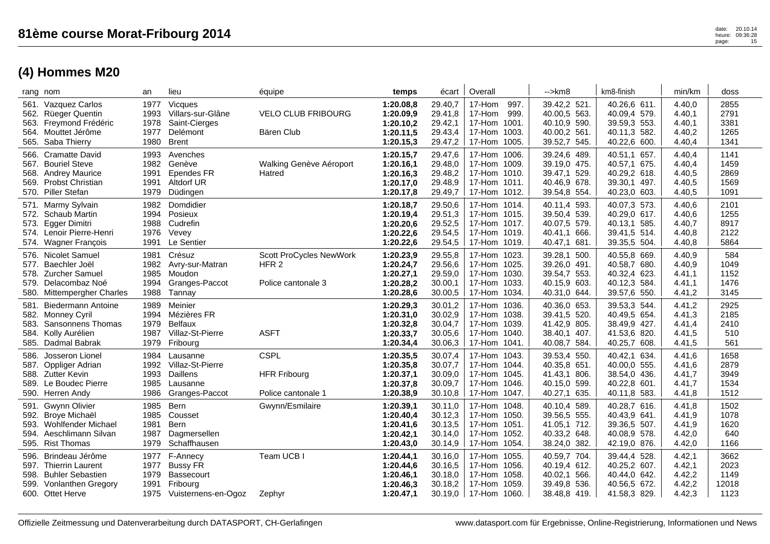# 81ème course Morat-Fribourg 2014

## (4) Hommes M20

| rang | nom | an | lieu | équipe | temps | écart | Overall | -->km8 | km8-finish | min/km | doss |
|---|---|---|---|---|---|---|---|---|---|---|---|
| 561. | Vazquez Carlos | 1977 | Vicques | | **1:20.08,8** | 29.40,7 | 17-Hom 997. | 39.42,2 521. | 40.26,6 611. | 4.40,0 | 2855 |
| 562. | Rüeger Quentin | 1993 | Villars-sur-Glâne | VELO CLUB FRIBOURG | **1:20.09,9** | 29.41,8 | 17-Hom 999. | 40.00,5 563. | 40.09,4 579. | 4.40,1 | 2791 |
| 563. | Freymond Frédéric | 1978 | Saint-Cierges | | **1:20.10,2** | 29.42,1 | 17-Hom 1001. | 40.10,9 590. | 39.59,3 553. | 4.40,1 | 3381 |
| 564. | Mouttet Jérôme | 1977 | Delémont | Bären Club | **1:20.11,5** | 29.43,4 | 17-Hom 1003. | 40.00,2 561. | 40.11,3 582. | 4.40,2 | 1265 |
| 565. | Saba Thierry | 1980 | Brent | | **1:20.15,3** | 29.47,2 | 17-Hom 1005. | 39.52,7 545. | 40.22,6 600. | 4.40,4 | 1341 |
| 566. | Cramatte David | 1993 | Avenches | | **1:20.15,7** | 29.47,6 | 17-Hom 1006. | 39.24,6 489. | 40.51,1 657. | 4.40,4 | 1141 |
| 567. | Bouriel Steve | 1982 | Genève | Walking Genève Aéroport | **1:20.16,1** | 29.48,0 | 17-Hom 1009. | 39.19,0 475. | 40.57,1 675. | 4.40,4 | 1459 |
| 568. | Andrey Maurice | 1991 | Ependes FR | Hatred | **1:20.16,3** | 29.48,2 | 17-Hom 1010. | 39.47,1 529. | 40.29,2 618. | 4.40,5 | 2869 |
| 569. | Probst Christian | 1991 | Altdorf UR | | **1:20.17,0** | 29.48,9 | 17-Hom 1011. | 40.46,9 678. | 39.30,1 497. | 4.40,5 | 1569 |
| 570. | Piller Stefan | 1979 | Düdingen | | **1:20.17,8** | 29.49,7 | 17-Hom 1012. | 39.54,8 554. | 40.23,0 603. | 4.40,5 | 1091 |
| 571. | Marmy Sylvain | 1982 | Domdidier | | **1:20.18,7** | 29.50,6 | 17-Hom 1014. | 40.11,4 593. | 40.07,3 573. | 4.40,6 | 2101 |
| 572. | Schaub Martin | 1994 | Posieux | | **1:20.19,4** | 29.51,3 | 17-Hom 1015. | 39.50,4 539. | 40.29,0 617. | 4.40,6 | 1255 |
| 573. | Egger Dimitri | 1988 | Cudrefin | | **1:20.20,6** | 29.52,5 | 17-Hom 1017. | 40.07,5 579. | 40.13,1 585. | 4.40,7 | 8917 |
| 574. | Lenoir Pierre-Henri | 1976 | Vevey | | **1:20.22,6** | 29.54,5 | 17-Hom 1019. | 40.41,1 666. | 39.41,5 514. | 4.40,8 | 2122 |
| 574. | Wagner François | 1991 | Le Sentier | | **1:20.22,6** | 29.54,5 | 17-Hom 1019. | 40.47,1 681. | 39.35,5 504. | 4.40,8 | 5864 |
| 576. | Nicolet Samuel | 1981 | Crésuz | Scott ProCycles NewWork | **1:20.23,9** | 29.55,8 | 17-Hom 1023. | 39.28,1 500. | 40.55,8 669. | 4.40,9 | 584 |
| 577. | Baechler Joël | 1982 | Avry-sur-Matran | HFR 2 | **1:20.24,7** | 29.56,6 | 17-Hom 1025. | 39.26,0 491. | 40.58,7 680. | 4.40,9 | 1049 |
| 578. | Zurcher Samuel | 1985 | Moudon | | **1:20.27,1** | 29.59,0 | 17-Hom 1030. | 39.54,7 553. | 40.32,4 623. | 4.41,1 | 1152 |
| 579. | Delacombaz Noé | 1994 | Granges-Paccot | Police cantonale 3 | **1:20.28,2** | 30.00,1 | 17-Hom 1033. | 40.15,9 603. | 40.12,3 584. | 4.41,1 | 1476 |
| 580. | Mittempergher Charles | 1988 | Tannay | | **1:20.28,6** | 30.00,5 | 17-Hom 1034. | 40.31,0 644. | 39.57,6 550. | 4.41,2 | 3145 |
| 581. | Biedermann Antoine | 1989 | Meinier | | **1:20.29,3** | 30.01,2 | 17-Hom 1036. | 40.36,0 653. | 39.53,3 544. | 4.41,2 | 2925 |
| 582. | Monney Cyril | 1994 | Mézières FR | | **1:20.31,0** | 30.02,9 | 17-Hom 1038. | 39.41,5 520. | 40.49,5 654. | 4.41,3 | 2185 |
| 583. | Sansonnens Thomas | 1979 | Belfaux | | **1:20.32,8** | 30.04,7 | 17-Hom 1039. | 41.42,9 805. | 38.49,9 427. | 4.41,4 | 2410 |
| 584. | Kolly Aurélien | 1987 | Villaz-St-Pierre | ASFT | **1:20.33,7** | 30.05,6 | 17-Hom 1040. | 38.40,1 407. | 41.53,6 820. | 4.41,5 | 510 |
| 585. | Dadmal Babrak | 1979 | Fribourg | | **1:20.34,4** | 30.06,3 | 17-Hom 1041. | 40.08,7 584. | 40.25,7 608. | 4.41,5 | 561 |
| 586. | Josseron Lionel | 1984 | Lausanne | CSPL | **1:20.35,5** | 30.07,4 | 17-Hom 1043. | 39.53,4 550. | 40.42,1 634. | 4.41,6 | 1658 |
| 587. | Oppliger Adrian | 1992 | Villaz-St-Pierre | | **1:20.35,8** | 30.07,7 | 17-Hom 1044. | 40.35,8 651. | 40.00,0 555. | 4.41,6 | 2879 |
| 588. | Zutter Kevin | 1993 | Daillens | HFR Fribourg | **1:20.37,1** | 30.09,0 | 17-Hom 1045. | 41.43,1 806. | 38.54,0 436. | 4.41,7 | 3949 |
| 589. | Le Boudec Pierre | 1985 | Lausanne | | **1:20.37,8** | 30.09,7 | 17-Hom 1046. | 40.15,0 599. | 40.22,8 601. | 4.41,7 | 1534 |
| 590. | Herren Andy | 1986 | Granges-Paccot | Police cantonale 1 | **1:20.38,9** | 30.10,8 | 17-Hom 1047. | 40.27,1 635. | 40.11,8 583. | 4.41,8 | 1512 |
| 591. | Gwynn Olivier | 1985 | Bern | Gwynn/Esmilaire | **1:20.39,1** | 30.11,0 | 17-Hom 1048. | 40.10,4 589. | 40.28,7 616. | 4.41,8 | 1502 |
| 592. | Broye Michaël | 1985 | Cousset | | **1:20.40,4** | 30.12,3 | 17-Hom 1050. | 39.56,5 555. | 40.43,9 641. | 4.41,9 | 1078 |
| 593. | Wohlfender Michael | 1981 | Bern | | **1:20.41,6** | 30.13,5 | 17-Hom 1051. | 41.05,1 712. | 39.36,5 507. | 4.41,9 | 1620 |
| 594. | Aeschlimann Silvan | 1987 | Dagmersellen | | **1:20.42,1** | 30.14,0 | 17-Hom 1052. | 40.33,2 648. | 40.08,9 578. | 4.42,0 | 640 |
| 595. | Rist Thomas | 1979 | Schaffhausen | | **1:20.43,0** | 30.14,9 | 17-Hom 1054. | 38.24,0 382. | 42.19,0 876. | 4.42,0 | 1166 |
| 596. | Brindeau Jérôme | 1977 | F-Annecy | Team UCB I | **1:20.44,1** | 30.16,0 | 17-Hom 1055. | 40.59,7 704. | 39.44,4 528. | 4.42,1 | 3662 |
| 597. | Thierrin Laurent | 1977 | Bussy FR | | **1:20.44,6** | 30.16,5 | 17-Hom 1056. | 40.19,4 612. | 40.25,2 607. | 4.42,1 | 2023 |
| 598. | Buhler Sebastien | 1979 | Bassecourt | | **1:20.46,1** | 30.18,0 | 17-Hom 1058. | 40.02,1 566. | 40.44,0 642. | 4.42,2 | 1149 |
| 599. | Vonlanthen Gregory | 1991 | Fribourg | | **1:20.46,3** | 30.18,2 | 17-Hom 1059. | 39.49,8 536. | 40.56,5 672. | 4.42,2 | 12018 |
| 600. | Ottet Herve | 1975 | Vuisternens-en-Ogoz | Zephyr | **1:20.47,1** | 30.19,0 | 17-Hom 1060. | 38.48,8 419. | 41.58,3 829. | 4.42,3 | 1123 |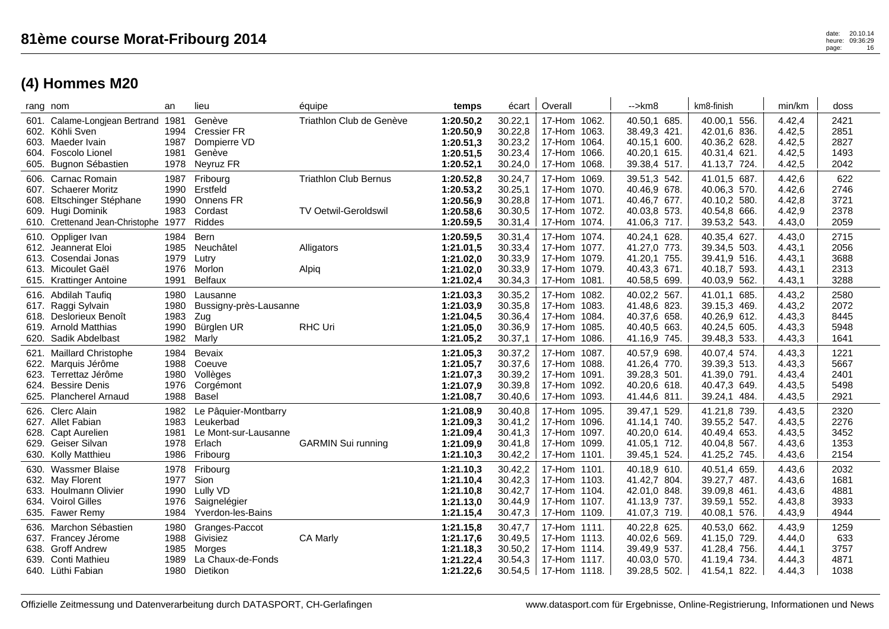# 81ème course Morat-Fribourg 2014

## (4) Hommes M20

| rang | nom | an | lieu | équipe | temps | écart | Overall | -->km8 | km8-finish | min/km | doss |
|---|---|---|---|---|---|---|---|---|---|---|---|
| 601. | Calame-Longjean Bertrand | 1981 | Genève | Triathlon Club de Genève | **1:20.50,2** | 30.22,1 | 17-Hom 1062. | 40.50,1 685. | 40.00,1 556. | 4.42,4 | 2421 |
| 602. | Köhli Sven | 1994 | Cressier FR | | **1:20.50,9** | 30.22,8 | 17-Hom 1063. | 38.49,3 421. | 42.01,6 836. | 4.42,5 | 2851 |
| 603. | Maeder Ivain | 1987 | Dompierre VD | | **1:20.51,3** | 30.23,2 | 17-Hom 1064. | 40.15,1 600. | 40.36,2 628. | 4.42,5 | 2827 |
| 604. | Foscolo Lionel | 1981 | Genève | | **1:20.51,5** | 30.23,4 | 17-Hom 1066. | 40.20,1 615. | 40.31,4 621. | 4.42,5 | 1493 |
| 605. | Bugnon Sébastien | 1978 | Neyruz FR | | **1:20.52,1** | 30.24,0 | 17-Hom 1068. | 39.38,4 517. | 41.13,7 724. | 4.42,5 | 2042 |
| 606. | Carnac Romain | 1987 | Fribourg | Triathlon Club Bernus | **1:20.52,8** | 30.24,7 | 17-Hom 1069. | 39.51,3 542. | 41.01,5 687. | 4.42,6 | 622 |
| 607. | Schaerer Moritz | 1990 | Erstfeld | | **1:20.53,2** | 30.25,1 | 17-Hom 1070. | 40.46,9 678. | 40.06,3 570. | 4.42,6 | 2746 |
| 608. | Eltschinger Stéphane | 1990 | Onnens FR | | **1:20.56,9** | 30.28,8 | 17-Hom 1071. | 40.46,7 677. | 40.10,2 580. | 4.42,8 | 3721 |
| 609. | Hugi Dominik | 1983 | Cordast | TV Oetwil-Geroldswil | **1:20.58,6** | 30.30,5 | 17-Hom 1072. | 40.03,8 573. | 40.54,8 666. | 4.42,9 | 2378 |
| 610. | Crettenand Jean-Christophe | 1977 | Riddes | | **1:20.59,5** | 30.31,4 | 17-Hom 1074. | 41.06,3 717. | 39.53,2 543. | 4.43,0 | 2059 |
| 610. | Oppliger Ivan | 1984 | Bern | | **1:20.59,5** | 30.31,4 | 17-Hom 1074. | 40.24,1 628. | 40.35,4 627. | 4.43,0 | 2715 |
| 612. | Jeannerat Eloi | 1985 | Neuchâtel | Alligators | **1:21.01,5** | 30.33,4 | 17-Hom 1077. | 41.27,0 773. | 39.34,5 503. | 4.43,1 | 2056 |
| 613. | Cosendai Jonas | 1979 | Lutry | | **1:21.02,0** | 30.33,9 | 17-Hom 1079. | 41.20,1 755. | 39.41,9 516. | 4.43,1 | 3688 |
| 613. | Micoulet Gaël | 1976 | Morlon | Alpiq | **1:21.02,0** | 30.33,9 | 17-Hom 1079. | 40.43,3 671. | 40.18,7 593. | 4.43,1 | 2313 |
| 615. | Krattinger Antoine | 1991 | Belfaux | | **1:21.02,4** | 30.34,3 | 17-Hom 1081. | 40.58,5 699. | 40.03,9 562. | 4.43,1 | 3288 |
| 616. | Abdilah Taufiq | 1980 | Lausanne | | **1:21.03,3** | 30.35,2 | 17-Hom 1082. | 40.02,2 567. | 41.01,1 685. | 4.43,2 | 2580 |
| 617. | Raggi Sylvain | 1980 | Bussigny-près-Lausanne | | **1:21.03,9** | 30.35,8 | 17-Hom 1083. | 41.48,6 823. | 39.15,3 469. | 4.43,2 | 2072 |
| 618. | Deslorieux Benoît | 1983 | Zug | | **1:21.04,5** | 30.36,4 | 17-Hom 1084. | 40.37,6 658. | 40.26,9 612. | 4.43,3 | 8445 |
| 619. | Arnold Matthias | 1990 | Bürglen UR | RHC Uri | **1:21.05,0** | 30.36,9 | 17-Hom 1085. | 40.40,5 663. | 40.24,5 605. | 4.43,3 | 5948 |
| 620. | Sadik Abdelbast | 1982 | Marly | | **1:21.05,2** | 30.37,1 | 17-Hom 1086. | 41.16,9 745. | 39.48,3 533. | 4.43,3 | 1641 |
| 621. | Maillard Christophe | 1984 | Bevaix | | **1:21.05,3** | 30.37,2 | 17-Hom 1087. | 40.57,9 698. | 40.07,4 574. | 4.43,3 | 1221 |
| 622. | Marquis Jérôme | 1988 | Coeuve | | **1:21.05,7** | 30.37,6 | 17-Hom 1088. | 41.26,4 770. | 39.39,3 513. | 4.43,3 | 5667 |
| 623. | Terrettaz Jérôme | 1980 | Vollèges | | **1:21.07,3** | 30.39,2 | 17-Hom 1091. | 39.28,3 501. | 41.39,0 791. | 4.43,4 | 2401 |
| 624. | Bessire Denis | 1976 | Corgémont | | **1:21.07,9** | 30.39,8 | 17-Hom 1092. | 40.20,6 618. | 40.47,3 649. | 4.43,5 | 5498 |
| 625. | Plancherel Arnaud | 1988 | Basel | | **1:21.08,7** | 30.40,6 | 17-Hom 1093. | 41.44,6 811. | 39.24,1 484. | 4.43,5 | 2921 |
| 626. | Clerc Alain | 1982 | Le Pâquier-Montbarry | | **1:21.08,9** | 30.40,8 | 17-Hom 1095. | 39.47,1 529. | 41.21,8 739. | 4.43,5 | 2320 |
| 627. | Allet Fabian | 1983 | Leukerbad | | **1:21.09,3** | 30.41,2 | 17-Hom 1096. | 41.14,1 740. | 39.55,2 547. | 4.43,5 | 2276 |
| 628. | Capt Aurelien | 1981 | Le Mont-sur-Lausanne | | **1:21.09,4** | 30.41,3 | 17-Hom 1097. | 40.20,0 614. | 40.49,4 653. | 4.43,5 | 3452 |
| 629. | Geiser Silvan | 1978 | Erlach | GARMIN Sui running | **1:21.09,9** | 30.41,8 | 17-Hom 1099. | 41.05,1 712. | 40.04,8 567. | 4.43,6 | 1353 |
| 630. | Kolly Matthieu | 1986 | Fribourg | | **1:21.10,3** | 30.42,2 | 17-Hom 1101. | 39.45,1 524. | 41.25,2 745. | 4.43,6 | 2154 |
| 630. | Wassmer Blaise | 1978 | Fribourg | | **1:21.10,3** | 30.42,2 | 17-Hom 1101. | 40.18,9 610. | 40.51,4 659. | 4.43,6 | 2032 |
| 632. | May Florent | 1977 | Sion | | **1:21.10,4** | 30.42,3 | 17-Hom 1103. | 41.42,7 804. | 39.27,7 487. | 4.43,6 | 1681 |
| 633. | Houlmann Olivier | 1990 | Lully VD | | **1:21.10,8** | 30.42,7 | 17-Hom 1104. | 42.01,0 848. | 39.09,8 461. | 4.43,6 | 4881 |
| 634. | Voirol Gilles | 1976 | Saignelégier | | **1:21.13,0** | 30.44,9 | 17-Hom 1107. | 41.13,9 737. | 39.59,1 552. | 4.43,8 | 3933 |
| 635. | Fawer Remy | 1984 | Yverdon-les-Bains | | **1:21.15,4** | 30.47,3 | 17-Hom 1109. | 41.07,3 719. | 40.08,1 576. | 4.43,9 | 4944 |
| 636. | Marchon Sébastien | 1980 | Granges-Paccot | | **1:21.15,8** | 30.47,7 | 17-Hom 1111. | 40.22,8 625. | 40.53,0 662. | 4.43,9 | 1259 |
| 637. | Francey Jérome | 1988 | Givisiez | CA Marly | **1:21.17,6** | 30.49,5 | 17-Hom 1113. | 40.02,6 569. | 41.15,0 729. | 4.44,0 | 633 |
| 638. | Groff Andrew | 1985 | Morges | | **1:21.18,3** | 30.50,2 | 17-Hom 1114. | 39.49,9 537. | 41.28,4 756. | 4.44,1 | 3757 |
| 639. | Conti Mathieu | 1989 | La Chaux-de-Fonds | | **1:21.22,4** | 30.54,3 | 17-Hom 1117. | 40.03,0 570. | 41.19,4 734. | 4.44,3 | 4871 |
| 640. | Lüthi Fabian | 1980 | Dietikon | | **1:21.22,6** | 30.54,5 | 17-Hom 1118. | 39.28,5 502. | 41.54,1 822. | 4.44,3 | 1038 |

Offizielle Zeitmessung und Datenverarbeitung durch DATASPORT, CH-Gerlafingen — www.datasport.com für Ergebnisse, Online-Registrierung, Informationen und News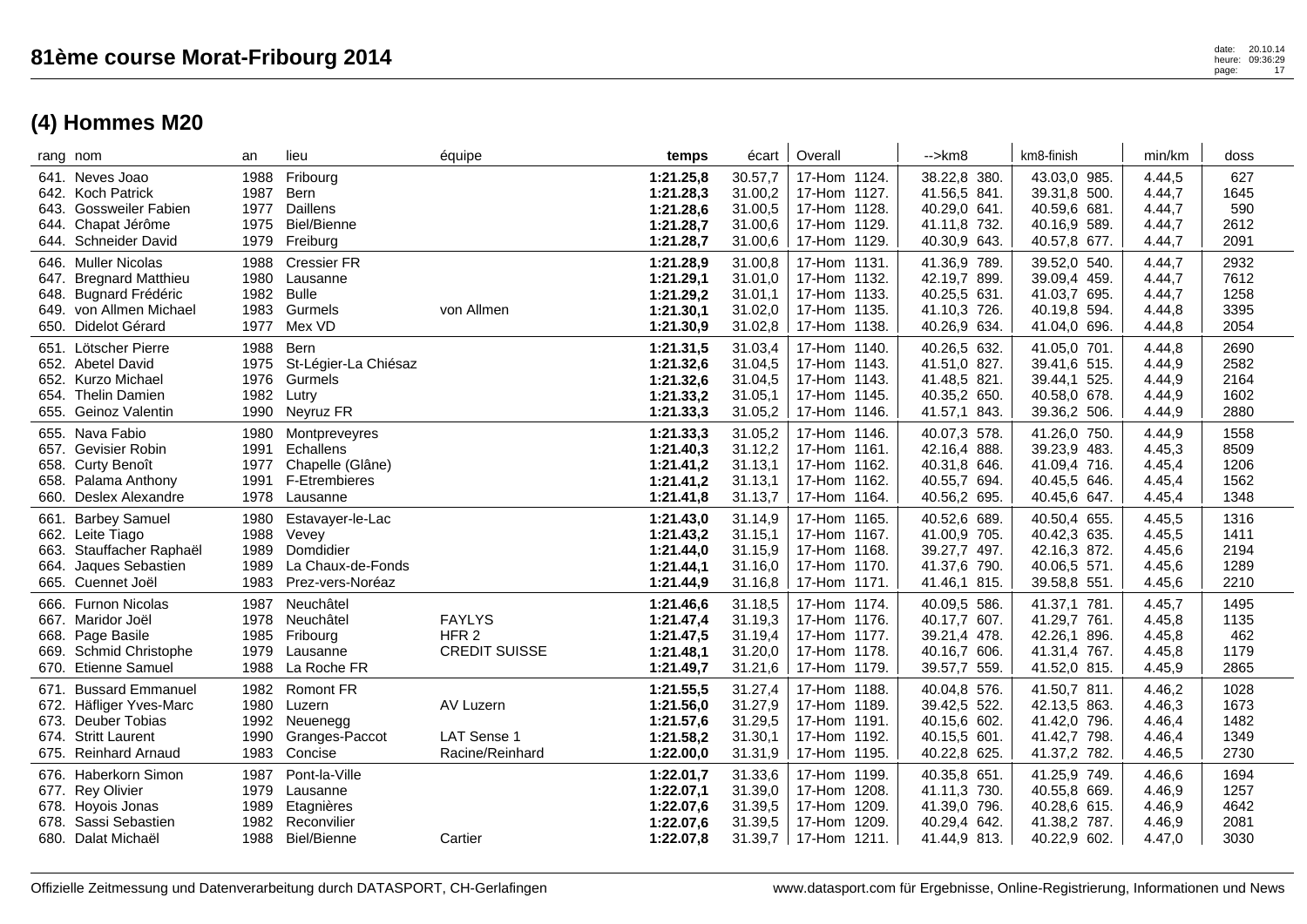# 81ème course Morat-Fribourg 2014

## (4) Hommes M20

| rang | nom | an | lieu | équipe | temps | écart | Overall | -->km8 | km8-finish | min/km | doss |
|---|---|---|---|---|---|---|---|---|---|---|---|
| 641. | Neves Joao | 1988 | Fribourg | | **1:21.25,8** | 30.57,7 | 17-Hom 1124. | 38.22,8 380. | 43.03,0 985. | 4.44,5 | 627 |
| 642. | Koch Patrick | 1987 | Bern | | **1:21.28,3** | 31.00,2 | 17-Hom 1127. | 41.56,5 841. | 39.31,8 500. | 4.44,7 | 1645 |
| 643. | Gossweiler Fabien | 1977 | Daillens | | **1:21.28,6** | 31.00,5 | 17-Hom 1128. | 40.29,0 641. | 40.59,6 681. | 4.44,7 | 590 |
| 644. | Chapat Jérôme | 1975 | Biel/Bienne | | **1:21.28,7** | 31.00,6 | 17-Hom 1129. | 41.11,8 732. | 40.16,9 589. | 4.44,7 | 2612 |
| 644. | Schneider David | 1979 | Freiburg | | **1:21.28,7** | 31.00,6 | 17-Hom 1129. | 40.30,9 643. | 40.57,8 677. | 4.44,7 | 2091 |
| 646. | Muller Nicolas | 1988 | Cressier FR | | **1:21.28,9** | 31.00,8 | 17-Hom 1131. | 41.36,9 789. | 39.52,0 540. | 4.44,7 | 2932 |
| 647. | Bregnard Matthieu | 1980 | Lausanne | | **1:21.29,1** | 31.01,0 | 17-Hom 1132. | 42.19,7 899. | 39.09,4 459. | 4.44,7 | 7612 |
| 648. | Bugnard Frédéric | 1982 | Bulle | | **1:21.29,2** | 31.01,1 | 17-Hom 1133. | 40.25,5 631. | 41.03,7 695. | 4.44,7 | 1258 |
| 649. | von Allmen Michael | 1983 | Gurmels | von Allmen | **1:21.30,1** | 31.02,0 | 17-Hom 1135. | 41.10,3 726. | 40.19,8 594. | 4.44,8 | 3395 |
| 650. | Didelot Gérard | 1977 | Mex VD | | **1:21.30,9** | 31.02,8 | 17-Hom 1138. | 40.26,9 634. | 41.04,0 696. | 4.44,8 | 2054 |
| 651. | Lötscher Pierre | 1988 | Bern | | **1:21.31,5** | 31.03,4 | 17-Hom 1140. | 40.26,5 632. | 41.05,0 701. | 4.44,8 | 2690 |
| 652. | Abetel David | 1975 | St-Légier-La Chiésaz | | **1:21.32,6** | 31.04,5 | 17-Hom 1143. | 41.51,0 827. | 39.41,6 515. | 4.44,9 | 2582 |
| 652. | Kurzo Michael | 1976 | Gurmels | | **1:21.32,6** | 31.04,5 | 17-Hom 1143. | 41.48,5 821. | 39.44,1 525. | 4.44,9 | 2164 |
| 654. | Thelin Damien | 1982 | Lutry | | **1:21.33,2** | 31.05,1 | 17-Hom 1145. | 40.35,2 650. | 40.58,0 678. | 4.44,9 | 1602 |
| 655. | Geinoz Valentin | 1990 | Neyruz FR | | **1:21.33,3** | 31.05,2 | 17-Hom 1146. | 41.57,1 843. | 39.36,2 506. | 4.44,9 | 2880 |
| 655. | Nava Fabio | 1980 | Montpreveyres | | **1:21.33,3** | 31.05,2 | 17-Hom 1146. | 40.07,3 578. | 41.26,0 750. | 4.44,9 | 1558 |
| 657. | Gevisier Robin | 1991 | Echallens | | **1:21.40,3** | 31.12,2 | 17-Hom 1161. | 42.16,4 888. | 39.23,9 483. | 4.45,3 | 8509 |
| 658. | Curty Benoît | 1977 | Chapelle (Glâne) | | **1:21.41,2** | 31.13,1 | 17-Hom 1162. | 40.31,8 646. | 41.09,4 716. | 4.45,4 | 1206 |
| 658. | Palama Anthony | 1991 | F-Etrembieres | | **1:21.41,2** | 31.13,1 | 17-Hom 1162. | 40.55,7 694. | 40.45,5 646. | 4.45,4 | 1562 |
| 660. | Deslex Alexandre | 1978 | Lausanne | | **1:21.41,8** | 31.13,7 | 17-Hom 1164. | 40.56,2 695. | 40.45,6 647. | 4.45,4 | 1348 |
| 661. | Barbey Samuel | 1980 | Estavayer-le-Lac | | **1:21.43,0** | 31.14,9 | 17-Hom 1165. | 40.52,6 689. | 40.50,4 655. | 4.45,5 | 1316 |
| 662. | Leite Tiago | 1988 | Vevey | | **1:21.43,2** | 31.15,1 | 17-Hom 1167. | 41.00,9 705. | 40.42,3 635. | 4.45,5 | 1411 |
| 663. | Stauffacher Raphaël | 1989 | Domdidier | | **1:21.44,0** | 31.15,9 | 17-Hom 1168. | 39.27,7 497. | 42.16,3 872. | 4.45,6 | 2194 |
| 664. | Jaques Sebastien | 1989 | La Chaux-de-Fonds | | **1:21.44,1** | 31.16,0 | 17-Hom 1170. | 41.37,6 790. | 40.06,5 571. | 4.45,6 | 1289 |
| 665. | Cuennet Joël | 1983 | Prez-vers-Noréaz | | **1:21.44,9** | 31.16,8 | 17-Hom 1171. | 41.46,1 815. | 39.58,8 551. | 4.45,6 | 2210 |
| 666. | Furnon Nicolas | 1987 | Neuchâtel | | **1:21.46,6** | 31.18,5 | 17-Hom 1174. | 40.09,5 586. | 41.37,1 781. | 4.45,7 | 1495 |
| 667. | Maridor Joël | 1978 | Neuchâtel | FAYLYS | **1:21.47,4** | 31.19,3 | 17-Hom 1176. | 40.17,7 607. | 41.29,7 761. | 4.45,8 | 1135 |
| 668. | Page Basile | 1985 | Fribourg | HFR 2 | **1:21.47,5** | 31.19,4 | 17-Hom 1177. | 39.21,4 478. | 42.26,1 896. | 4.45,8 | 462 |
| 669. | Schmid Christophe | 1979 | Lausanne | CREDIT SUISSE | **1:21.48,1** | 31.20,0 | 17-Hom 1178. | 40.16,7 606. | 41.31,4 767. | 4.45,8 | 1179 |
| 670. | Etienne Samuel | 1988 | La Roche FR | | **1:21.49,7** | 31.21,6 | 17-Hom 1179. | 39.57,7 559. | 41.52,0 815. | 4.45,9 | 2865 |
| 671. | Bussard Emmanuel | 1982 | Romont FR | | **1:21.55,5** | 31.27,4 | 17-Hom 1188. | 40.04,8 576. | 41.50,7 811. | 4.46,2 | 1028 |
| 672. | Häfliger Yves-Marc | 1980 | Luzern | AV Luzern | **1:21.56,0** | 31.27,9 | 17-Hom 1189. | 39.42,5 522. | 42.13,5 863. | 4.46,3 | 1673 |
| 673. | Deuber Tobias | 1992 | Neuenegg | | **1:21.57,6** | 31.29,5 | 17-Hom 1191. | 40.15,6 602. | 41.42,0 796. | 4.46,4 | 1482 |
| 674. | Stritt Laurent | 1990 | Granges-Paccot | LAT Sense 1 | **1:21.58,2** | 31.30,1 | 17-Hom 1192. | 40.15,5 601. | 41.42,7 798. | 4.46,4 | 1349 |
| 675. | Reinhard Arnaud | 1983 | Concise | Racine/Reinhard | **1:22.00,0** | 31.31,9 | 17-Hom 1195. | 40.22,8 625. | 41.37,2 782. | 4.46,5 | 2730 |
| 676. | Haberkorn Simon | 1987 | Pont-la-Ville | | **1:22.01,7** | 31.33,6 | 17-Hom 1199. | 40.35,8 651. | 41.25,9 749. | 4.46,6 | 1694 |
| 677. | Rey Olivier | 1979 | Lausanne | | **1:22.07,1** | 31.39,0 | 17-Hom 1208. | 41.11,3 730. | 40.55,8 669. | 4.46,9 | 1257 |
| 678. | Hoyois Jonas | 1989 | Etagnières | | **1:22.07,6** | 31.39,5 | 17-Hom 1209. | 41.39,0 796. | 40.28,6 615. | 4.46,9 | 4642 |
| 678. | Sassi Sebastien | 1982 | Reconvilier | | **1:22.07,6** | 31.39,5 | 17-Hom 1209. | 40.29,4 642. | 41.38,2 787. | 4.46,9 | 2081 |
| 680. | Dalat Michaël | 1988 | Biel/Bienne | Cartier | **1:22.07,8** | 31.39,7 | 17-Hom 1211. | 41.44,9 813. | 40.22,9 602. | 4.47,0 | 3030 |

Offizielle Zeitmessung und Datenverarbeitung durch DATASPORT, CH-Gerlafingen    www.datasport.com für Ergebnisse, Online-Registrierung, Informationen und News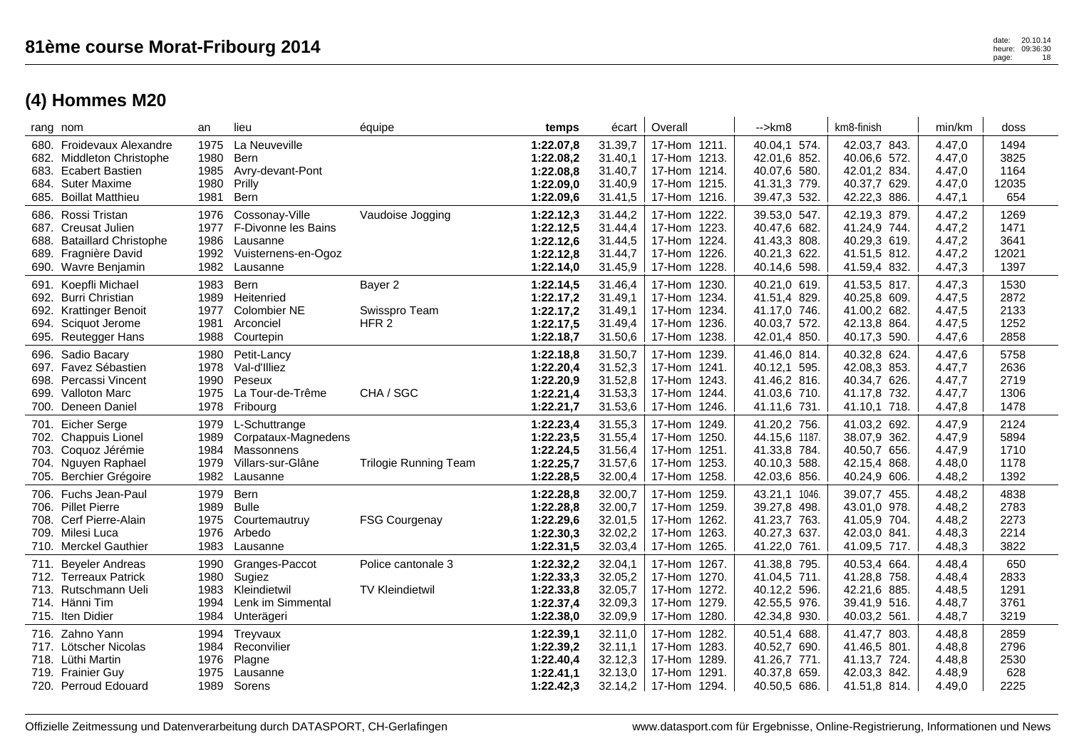# 81ème course Morat-Fribourg 2014

## (4) Hommes M20

| rang | nom | an | lieu | équipe | temps | écart | Overall | -->km8 | km8-finish | min/km | doss |
|---|---|---|---|---|---|---|---|---|---|---|---|
| 680. | Froidevaux Alexandre | 1975 | La Neuveville | | **1:22.07,8** | 31.39,7 | 17-Hom 1211. | 40.04,1 574. | 42.03,7 843. | 4.47,0 | 1494 |
| 682. | Middleton Christophe | 1980 | Bern | | **1:22.08,2** | 31.40,1 | 17-Hom 1213. | 42.01,6 852. | 40.06,6 572. | 4.47,0 | 3825 |
| 683. | Ecabert Bastien | 1985 | Avry-devant-Pont | | **1:22.08,8** | 31.40,7 | 17-Hom 1214. | 40.07,6 580. | 42.01,2 834. | 4.47,0 | 1164 |
| 684. | Suter Maxime | 1980 | Prilly | | **1:22.09,0** | 31.40,9 | 17-Hom 1215. | 41.31,3 779. | 40.37,7 629. | 4.47,0 | 12035 |
| 685. | Boillat Matthieu | 1981 | Bern | | **1:22.09,6** | 31.41,5 | 17-Hom 1216. | 39.47,3 532. | 42.22,3 886. | 4.47,1 | 654 |
| 686. | Rossi Tristan | 1976 | Cossonay-Ville | Vaudoise Jogging | **1:22.12,3** | 31.44,2 | 17-Hom 1222. | 39.53,0 547. | 42.19,3 879. | 4.47,2 | 1269 |
| 687. | Creusat Julien | 1977 | F-Divonne les Bains | | **1:22.12,5** | 31.44,4 | 17-Hom 1223. | 40.47,6 682. | 41.24,9 744. | 4.47,2 | 1471 |
| 688. | Bataillard Christophe | 1986 | Lausanne | | **1:22.12,6** | 31.44,5 | 17-Hom 1224. | 41.43,3 808. | 40.29,3 619. | 4.47,2 | 3641 |
| 689. | Fragnière David | 1992 | Vuisternens-en-Ogoz | | **1:22.12,8** | 31.44,7 | 17-Hom 1226. | 40.21,3 622. | 41.51,5 812. | 4.47,2 | 12021 |
| 690. | Wavre Benjamin | 1982 | Lausanne | | **1:22.14,0** | 31.45,9 | 17-Hom 1228. | 40.14,6 598. | 41.59,4 832. | 4.47,3 | 1397 |
| 691. | Koepfli Michael | 1983 | Bern | Bayer 2 | **1:22.14,5** | 31.46,4 | 17-Hom 1230. | 40.21,0 619. | 41.53,5 817. | 4.47,3 | 1530 |
| 692. | Burri Christian | 1989 | Heitenried | | **1:22.17,2** | 31.49,1 | 17-Hom 1234. | 41.51,4 829. | 40.25,8 609. | 4.47,5 | 2872 |
| 692. | Krattinger Benoit | 1977 | Colombier NE | Swisspro Team | **1:22.17,2** | 31.49,1 | 17-Hom 1234. | 41.17,0 746. | 41.00,2 682. | 4.47,5 | 2133 |
| 694. | Sciquot Jerome | 1981 | Arconciel | HFR 2 | **1:22.17,5** | 31.49,4 | 17-Hom 1236. | 40.03,7 572. | 42.13,8 864. | 4.47,5 | 1252 |
| 695. | Reutegger Hans | 1988 | Courtepin | | **1:22.18,7** | 31.50,6 | 17-Hom 1238. | 42.01,4 850. | 40.17,3 590. | 4.47,6 | 2858 |
| 696. | Sadio Bacary | 1980 | Petit-Lancy | | **1:22.18,8** | 31.50,7 | 17-Hom 1239. | 41.46,0 814. | 40.32,8 624. | 4.47,6 | 5758 |
| 697. | Favez Sébastien | 1978 | Val-d'Illiez | | **1:22.20,4** | 31.52,3 | 17-Hom 1241. | 40.12,1 595. | 42.08,3 853. | 4.47,7 | 2636 |
| 698. | Percassi Vincent | 1990 | Peseux | | **1:22.20,9** | 31.52,8 | 17-Hom 1243. | 41.46,2 816. | 40.34,7 626. | 4.47,7 | 2719 |
| 699. | Valloton Marc | 1975 | La Tour-de-Trême | CHA / SGC | **1:22.21,4** | 31.53,3 | 17-Hom 1244. | 41.03,6 710. | 41.17,8 732. | 4.47,7 | 1306 |
| 700. | Deneen Daniel | 1978 | Fribourg | | **1:22.21,7** | 31.53,6 | 17-Hom 1246. | 41.11,6 731. | 41.10,1 718. | 4.47,8 | 1478 |
| 701. | Eicher Serge | 1979 | L-Schuttrange | | **1:22.23,4** | 31.55,3 | 17-Hom 1249. | 41.20,2 756. | 41.03,2 692. | 4.47,9 | 2124 |
| 702. | Chappuis Lionel | 1989 | Corpataux-Magnedens | | **1:22.23,5** | 31.55,4 | 17-Hom 1250. | 44.15,6 1187. | 38.07,9 362. | 4.47,9 | 5894 |
| 703. | Coquoz Jérémie | 1984 | Massonnens | | **1:22.24,5** | 31.56,4 | 17-Hom 1251. | 41.33,8 784. | 40.50,7 656. | 4.47,9 | 1710 |
| 704. | Nguyen Raphael | 1979 | Villars-sur-Glâne | Trilogie Running Team | **1:22.25,7** | 31.57,6 | 17-Hom 1253. | 40.10,3 588. | 42.15,4 868. | 4.48,0 | 1178 |
| 705. | Berchier Grégoire | 1982 | Lausanne | | **1:22.28,5** | 32.00,4 | 17-Hom 1258. | 42.03,6 856. | 40.24,9 606. | 4.48,2 | 1392 |
| 706. | Fuchs Jean-Paul | 1979 | Bern | | **1:22.28,8** | 32.00,7 | 17-Hom 1259. | 43.21,1 1046. | 39.07,7 455. | 4.48,2 | 4838 |
| 706. | Pillet Pierre | 1989 | Bulle | | **1:22.28,8** | 32.00,7 | 17-Hom 1259. | 39.27,8 498. | 43.01,0 978. | 4.48,2 | 2783 |
| 708. | Cerf Pierre-Alain | 1975 | Courtemautruy | FSG Courgenay | **1:22.29,6** | 32.01,5 | 17-Hom 1262. | 41.23,7 763. | 41.05,9 704. | 4.48,2 | 2273 |
| 709. | Milesi Luca | 1976 | Arbedo | | **1:22.30,3** | 32.02,2 | 17-Hom 1263. | 40.27,3 637. | 42.03,0 841. | 4.48,3 | 2214 |
| 710. | Merckel Gauthier | 1983 | Lausanne | | **1:22.31,5** | 32.03,4 | 17-Hom 1265. | 41.22,0 761. | 41.09,5 717. | 4.48,3 | 3822 |
| 711. | Beyeler Andreas | 1990 | Granges-Paccot | Police cantonale 3 | **1:22.32,2** | 32.04,1 | 17-Hom 1267. | 41.38,8 795. | 40.53,4 664. | 4.48,4 | 650 |
| 712. | Terreaux Patrick | 1980 | Sugiez | | **1:22.33,3** | 32.05,2 | 17-Hom 1270. | 41.04,5 711. | 41.28,8 758. | 4.48,4 | 2833 |
| 713. | Rutschmann Ueli | 1983 | Kleindietwil | TV Kleindietwil | **1:22.33,8** | 32.05,7 | 17-Hom 1272. | 40.12,2 596. | 42.21,6 885. | 4.48,5 | 1291 |
| 714. | Hänni Tim | 1994 | Lenk im Simmental | | **1:22.37,4** | 32.09,3 | 17-Hom 1279. | 42.55,5 976. | 39.41,9 516. | 4.48,7 | 3761 |
| 715. | Iten Didier | 1984 | Unterägeri | | **1:22.38,0** | 32.09,9 | 17-Hom 1280. | 42.34,8 930. | 40.03,2 561. | 4.48,7 | 3219 |
| 716. | Zahno Yann | 1994 | Treyvaux | | **1:22.39,1** | 32.11,0 | 17-Hom 1282. | 40.51,4 688. | 41.47,7 803. | 4.48,8 | 2859 |
| 717. | Lötscher Nicolas | 1984 | Reconvilier | | **1:22.39,2** | 32.11,1 | 17-Hom 1283. | 40.52,7 690. | 41.46,5 801. | 4.48,8 | 2796 |
| 718. | Lüthi Martin | 1976 | Plagne | | **1:22.40,4** | 32.12,3 | 17-Hom 1289. | 41.26,7 771. | 41.13,7 724. | 4.48,8 | 2530 |
| 719. | Frainier Guy | 1975 | Lausanne | | **1:22.41,1** | 32.13,0 | 17-Hom 1291. | 40.37,8 659. | 42.03,3 842. | 4.48,9 | 628 |
| 720. | Perroud Edouard | 1989 | Sorens | | **1:22.42,3** | 32.14,2 | 17-Hom 1294. | 40.50,5 686. | 41.51,8 814. | 4.49,0 | 2225 |

Offizielle Zeitmessung und Datenverarbeitung durch DATASPORT, CH-Gerlafingen

www.datasport.com für Ergebnisse, Online-Registrierung, Informationen und News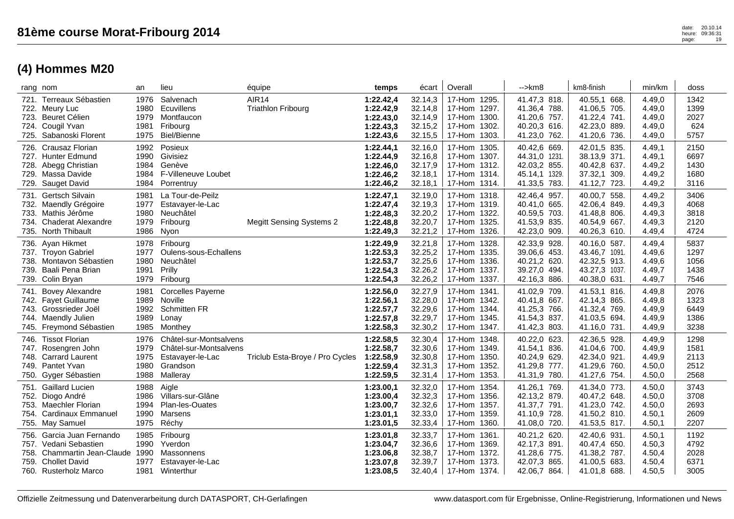# 81ème course Morat-Fribourg 2014

## (4) Hommes M20

| rang | nom | an | lieu | équipe | temps | écart | Overall | -->km8 | km8-finish | min/km | doss |
|---|---|---|---|---|---|---|---|---|---|---|---|
| 721. | Terreaux Sébastien | 1976 | Salvenach | AIR14 | **1:22.42,4** | 32.14,3 | 17-Hom 1295. | 41.47,3 818. | 40.55,1 668. | 4.49,0 | 1342 |
| 722. | Meury Luc | 1980 | Ecuvillens | Triathlon Fribourg | **1:22.42,9** | 32.14,8 | 17-Hom 1297. | 41.36,4 788. | 41.06,5 705. | 4.49,0 | 1399 |
| 723. | Beuret Célien | 1979 | Montfaucon | | **1:22.43,0** | 32.14,9 | 17-Hom 1300. | 41.20,6 757. | 41.22,4 741. | 4.49,0 | 2027 |
| 724. | Cougil Yvan | 1981 | Fribourg | | **1:22.43,3** | 32.15,2 | 17-Hom 1302. | 40.20,3 616. | 42.23,0 889. | 4.49,0 | 624 |
| 725. | Sabanoski Florent | 1975 | Biel/Bienne | | **1:22.43,6** | 32.15,5 | 17-Hom 1303. | 41.23,0 762. | 41.20,6 736. | 4.49,0 | 5757 |
| 726. | Crausaz Florian | 1992 | Posieux | | **1:22.44,1** | 32.16,0 | 17-Hom 1305. | 40.42,6 669. | 42.01,5 835. | 4.49,1 | 2150 |
| 727. | Hunter Edmund | 1990 | Givisiez | | **1:22.44,9** | 32.16,8 | 17-Hom 1307. | 44.31,0 1231. | 38.13,9 371. | 4.49,1 | 6697 |
| 728. | Abegg Christian | 1984 | Genève | | **1:22.46,0** | 32.17,9 | 17-Hom 1312. | 42.03,2 855. | 40.42,8 637. | 4.49,2 | 1430 |
| 729. | Massa Davide | 1984 | F-Villeneuve Loubet | | **1:22.46,2** | 32.18,1 | 17-Hom 1314. | 45.14,1 1329. | 37.32,1 309. | 4.49,2 | 1680 |
| 729. | Sauget David | 1984 | Porrentruy | | **1:22.46,2** | 32.18,1 | 17-Hom 1314. | 41.33,5 783. | 41.12,7 723. | 4.49,2 | 3116 |
| 731. | Gertsch Silvain | 1981 | La Tour-de-Peilz | | **1:22.47,1** | 32.19,0 | 17-Hom 1318. | 42.46,4 957. | 40.00,7 558. | 4.49,2 | 3406 |
| 732. | Maendly Grégoire | 1977 | Estavayer-le-Lac | | **1:22.47,4** | 32.19,3 | 17-Hom 1319. | 40.41,0 665. | 42.06,4 849. | 4.49,3 | 4068 |
| 733. | Mathis Jérôme | 1980 | Neuchâtel | | **1:22.48,3** | 32.20,2 | 17-Hom 1322. | 40.59,5 703. | 41.48,8 806. | 4.49,3 | 3818 |
| 734. | Chaderat Alexandre | 1979 | Fribourg | Megitt Sensing Systems 2 | **1:22.48,8** | 32.20,7 | 17-Hom 1325. | 41.53,9 835. | 40.54,9 667. | 4.49,3 | 2120 |
| 735. | North Thibault | 1986 | Nyon | | **1:22.49,3** | 32.21,2 | 17-Hom 1326. | 42.23,0 909. | 40.26,3 610. | 4.49,4 | 4724 |
| 736. | Ayan Hikmet | 1978 | Fribourg | | **1:22.49,9** | 32.21,8 | 17-Hom 1328. | 42.33,9 928. | 40.16,0 587. | 4.49,4 | 5837 |
| 737. | Troyon Gabriel | 1977 | Oulens-sous-Echallens | | **1:22.53,3** | 32.25,2 | 17-Hom 1335. | 39.06,6 453. | 43.46,7 1091. | 4.49,6 | 1297 |
| 738. | Montavon Sébastien | 1980 | Neuchâtel | | **1:22.53,7** | 32.25,6 | 17-Hom 1336. | 40.21,2 620. | 42.32,5 913. | 4.49,6 | 1056 |
| 739. | Baali Pena Brian | 1991 | Prilly | | **1:22.54,3** | 32.26,2 | 17-Hom 1337. | 39.27,0 494. | 43.27,3 1037. | 4.49,7 | 1438 |
| 739. | Colin Bryan | 1979 | Fribourg | | **1:22.54,3** | 32.26,2 | 17-Hom 1337. | 42.16,3 886. | 40.38,0 631. | 4.49,7 | 7546 |
| 741. | Bovey Alexandre | 1981 | Corcelles Payerne | | **1:22.56,0** | 32.27,9 | 17-Hom 1341. | 41.02,9 709. | 41.53,1 816. | 4.49,8 | 2076 |
| 742. | Fayet Guillaume | 1989 | Noville | | **1:22.56,1** | 32.28,0 | 17-Hom 1342. | 40.41,8 667. | 42.14,3 865. | 4.49,8 | 1323 |
| 743. | Grossrieder Joël | 1992 | Schmitten FR | | **1:22.57,7** | 32.29,6 | 17-Hom 1344. | 41.25,3 766. | 41.32,4 769. | 4.49,9 | 6449 |
| 744. | Maendly Julien | 1989 | Lonay | | **1:22.57,8** | 32.29,7 | 17-Hom 1345. | 41.54,3 837. | 41.03,5 694. | 4.49,9 | 1386 |
| 745. | Freymond Sébastien | 1985 | Monthey | | **1:22.58,3** | 32.30,2 | 17-Hom 1347. | 41.42,3 803. | 41.16,0 731. | 4.49,9 | 3238 |
| 746. | Tissot Florian | 1976 | Châtel-sur-Montsalvens | | **1:22.58,5** | 32.30,4 | 17-Hom 1348. | 40.22,0 623. | 42.36,5 928. | 4.49,9 | 1298 |
| 747. | Rosengren John | 1979 | Châtel-sur-Montsalvens | | **1:22.58,7** | 32.30,6 | 17-Hom 1349. | 41.54,1 836. | 41.04,6 700. | 4.49,9 | 1581 |
| 748. | Carrard Laurent | 1975 | Estavayer-le-Lac | Triclub Esta-Broye / Pro Cycles | **1:22.58,9** | 32.30,8 | 17-Hom 1350. | 40.24,9 629. | 42.34,0 921. | 4.49,9 | 2113 |
| 749. | Pantet Yvan | 1980 | Grandson | | **1:22.59,4** | 32.31,3 | 17-Hom 1352. | 41.29,8 777. | 41.29,6 760. | 4.50,0 | 2512 |
| 750. | Gyger Sébastien | 1988 | Malleray | | **1:22.59,5** | 32.31,4 | 17-Hom 1353. | 41.31,9 780. | 41.27,6 754. | 4.50,0 | 2568 |
| 751. | Gaillard Lucien | 1988 | Aigle | | **1:23.00,1** | 32.32,0 | 17-Hom 1354. | 41.26,1 769. | 41.34,0 773. | 4.50,0 | 3743 |
| 752. | Diogo André | 1986 | Villars-sur-Glâne | | **1:23.00,4** | 32.32,3 | 17-Hom 1356. | 42.13,2 879. | 40.47,2 648. | 4.50,0 | 3708 |
| 753. | Maechler Florian | 1994 | Plan-les-Ouates | | **1:23.00,7** | 32.32,6 | 17-Hom 1357. | 41.37,7 791. | 41.23,0 742. | 4.50,0 | 2693 |
| 754. | Cardinaux Emmanuel | 1990 | Marsens | | **1:23.01,1** | 32.33,0 | 17-Hom 1359. | 41.10,9 728. | 41.50,2 810. | 4.50,1 | 2609 |
| 755. | May Samuel | 1975 | Réchy | | **1:23.01,5** | 32.33,4 | 17-Hom 1360. | 41.08,0 720. | 41.53,5 817. | 4.50,1 | 2207 |
| 756. | Garcia Juan Fernando | 1985 | Fribourg | | **1:23.01,8** | 32.33,7 | 17-Hom 1361. | 40.21,2 620. | 42.40,6 931. | 4.50,1 | 1192 |
| 757. | Vedani Sebastien | 1990 | Yverdon | | **1:23.04,7** | 32.36,6 | 17-Hom 1369. | 42.17,3 891. | 40.47,4 650. | 4.50,3 | 4792 |
| 758. | Chammartin Jean-Claude | 1990 | Massonnens | | **1:23.06,8** | 32.38,7 | 17-Hom 1372. | 41.28,6 775. | 41.38,2 787. | 4.50,4 | 2028 |
| 759. | Chollet David | 1977 | Estavayer-le-Lac | | **1:23.07,8** | 32.39,7 | 17-Hom 1373. | 42.07,3 865. | 41.00,5 683. | 4.50,4 | 6371 |
| 760. | Rusterholz Marco | 1981 | Winterthur | | **1:23.08,5** | 32.40,4 | 17-Hom 1374. | 42.06,7 864. | 41.01,8 688. | 4.50,5 | 3005 |

Offizielle Zeitmessung und Datenverarbeitung durch DATASPORT, CH-Gerlafingen — www.datasport.com für Ergebnisse, Online-Registrierung, Informationen und News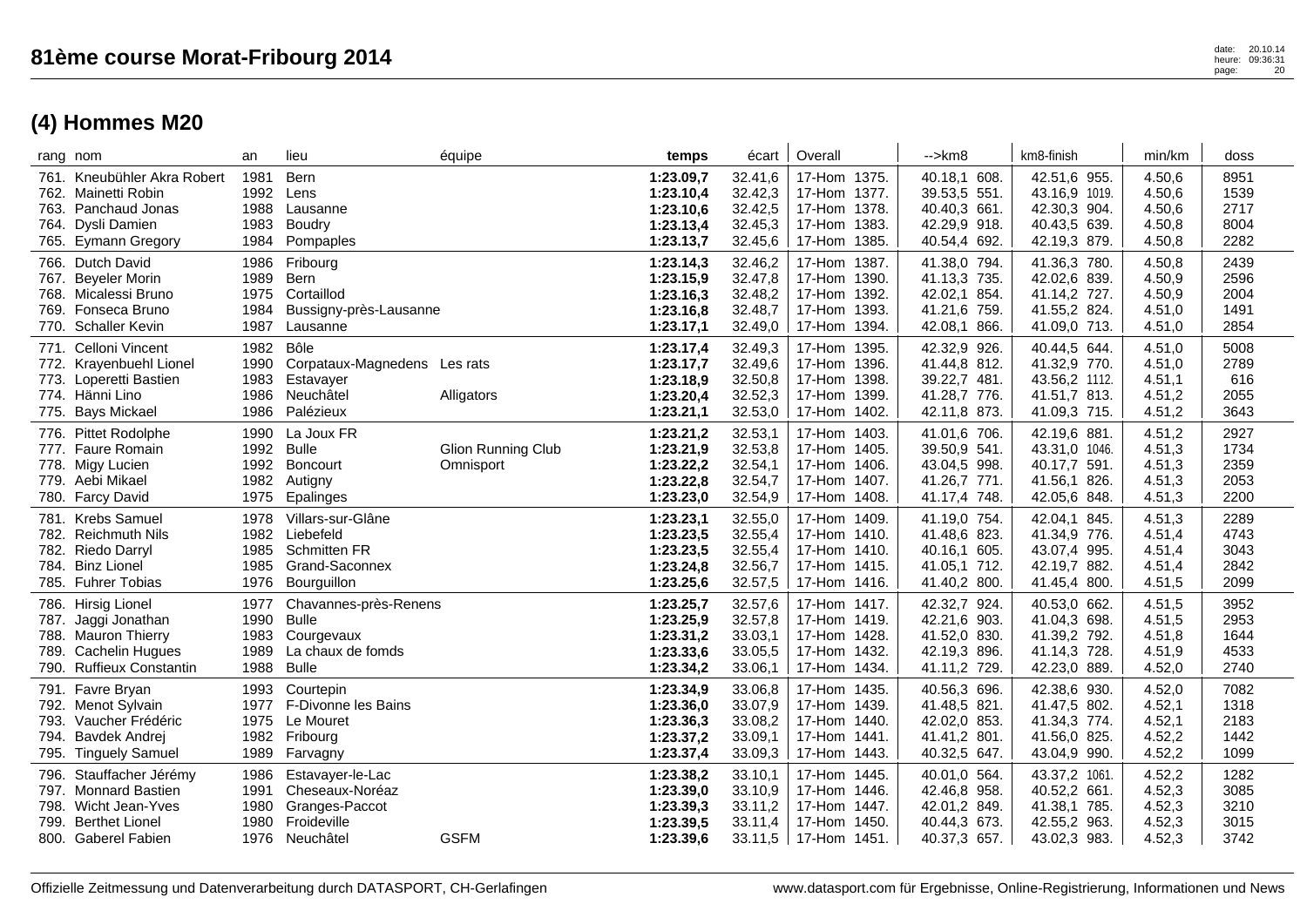# 81ème course Morat-Fribourg 2014

## (4) Hommes M20

| rang | nom | an | lieu | équipe | temps | écart | Overall | -->km8 | km8-finish | min/km | doss |
|---|---|---|---|---|---|---|---|---|---|---|---|
| 761. | Kneubühler Akra Robert | 1981 | Bern | | **1:23.09,7** | 32.41,6 | 17-Hom 1375. | 40.18,1 608. | 42.51,6 955. | 4.50,6 | 8951 |
| 762. | Mainetti Robin | 1992 | Lens | | **1:23.10,4** | 32.42,3 | 17-Hom 1377. | 39.53,5 551. | 43.16,9 1019. | 4.50,6 | 1539 |
| 763. | Panchaud Jonas | 1988 | Lausanne | | **1:23.10,6** | 32.42,5 | 17-Hom 1378. | 40.40,3 661. | 42.30,3 904. | 4.50,6 | 2717 |
| 764. | Dysli Damien | 1983 | Boudry | | **1:23.13,4** | 32.45,3 | 17-Hom 1383. | 42.29,9 918. | 40.43,5 639. | 4.50,8 | 8004 |
| 765. | Eymann Gregory | 1984 | Pompaples | | **1:23.13,7** | 32.45,6 | 17-Hom 1385. | 40.54,4 692. | 42.19,3 879. | 4.50,8 | 2282 |
| 766. | Dutch David | 1986 | Fribourg | | **1:23.14,3** | 32.46,2 | 17-Hom 1387. | 41.38,0 794. | 41.36,3 780. | 4.50,8 | 2439 |
| 767. | Beyeler Morin | 1989 | Bern | | **1:23.15,9** | 32.47,8 | 17-Hom 1390. | 41.13,3 735. | 42.02,6 839. | 4.50,9 | 2596 |
| 768. | Micalessi Bruno | 1975 | Cortaillod | | **1:23.16,3** | 32.48,2 | 17-Hom 1392. | 42.02,1 854. | 41.14,2 727. | 4.50,9 | 2004 |
| 769. | Fonseca Bruno | 1984 | Bussigny-près-Lausanne | | **1:23.16,8** | 32.48,7 | 17-Hom 1393. | 41.21,6 759. | 41.55,2 824. | 4.51,0 | 1491 |
| 770. | Schaller Kevin | 1987 | Lausanne | | **1:23.17,1** | 32.49,0 | 17-Hom 1394. | 42.08,1 866. | 41.09,0 713. | 4.51,0 | 2854 |
| 771. | Celloni Vincent | 1982 | Bôle | | **1:23.17,4** | 32.49,3 | 17-Hom 1395. | 42.32,9 926. | 40.44,5 644. | 4.51,0 | 5008 |
| 772. | Krayenbuehl Lionel | 1990 | Corpataux-Magnedens | Les rats | **1:23.17,7** | 32.49,6 | 17-Hom 1396. | 41.44,8 812. | 41.32,9 770. | 4.51,0 | 2789 |
| 773. | Loperetti Bastien | 1983 | Estavayer | | **1:23.18,9** | 32.50,8 | 17-Hom 1398. | 39.22,7 481. | 43.56,2 1112. | 4.51,1 | 616 |
| 774. | Hänni Lino | 1986 | Neuchâtel | Alligators | **1:23.20,4** | 32.52,3 | 17-Hom 1399. | 41.28,7 776. | 41.51,7 813. | 4.51,2 | 2055 |
| 775. | Bays Mickael | 1986 | Palézieux | | **1:23.21,1** | 32.53,0 | 17-Hom 1402. | 42.11,8 873. | 41.09,3 715. | 4.51,2 | 3643 |
| 776. | Pittet Rodolphe | 1990 | La Joux FR | | **1:23.21,2** | 32.53,1 | 17-Hom 1403. | 41.01,6 706. | 42.19,6 881. | 4.51,2 | 2927 |
| 777. | Faure Romain | 1992 | Bulle | Glion Running Club | **1:23.21,9** | 32.53,8 | 17-Hom 1405. | 39.50,9 541. | 43.31,0 1046. | 4.51,3 | 1734 |
| 778. | Migy Lucien | 1992 | Boncourt | Omnisport | **1:23.22,2** | 32.54,1 | 17-Hom 1406. | 43.04,5 998. | 40.17,7 591. | 4.51,3 | 2359 |
| 779. | Aebi Mikael | 1982 | Autigny | | **1:23.22,8** | 32.54,7 | 17-Hom 1407. | 41.26,7 771. | 41.56,1 826. | 4.51,3 | 2053 |
| 780. | Farcy David | 1975 | Epalinges | | **1:23.23,0** | 32.54,9 | 17-Hom 1408. | 41.17,4 748. | 42.05,6 848. | 4.51,3 | 2200 |
| 781. | Krebs Samuel | 1978 | Villars-sur-Glâne | | **1:23.23,1** | 32.55,0 | 17-Hom 1409. | 41.19,0 754. | 42.04,1 845. | 4.51,3 | 2289 |
| 782. | Reichmuth Nils | 1982 | Liebefeld | | **1:23.23,5** | 32.55,4 | 17-Hom 1410. | 41.48,6 823. | 41.34,9 776. | 4.51,4 | 4743 |
| 782. | Riedo Darryl | 1985 | Schmitten FR | | **1:23.23,5** | 32.55,4 | 17-Hom 1410. | 40.16,1 605. | 43.07,4 995. | 4.51,4 | 3043 |
| 784. | Binz Lionel | 1985 | Grand-Saconnex | | **1:23.24,8** | 32.56,7 | 17-Hom 1415. | 41.05,1 712. | 42.19,7 882. | 4.51,4 | 2842 |
| 785. | Fuhrer Tobias | 1976 | Bourguillon | | **1:23.25,6** | 32.57,5 | 17-Hom 1416. | 41.40,2 800. | 41.45,4 800. | 4.51,5 | 2099 |
| 786. | Hirsig Lionel | 1977 | Chavannes-près-Renens | | **1:23.25,7** | 32.57,6 | 17-Hom 1417. | 42.32,7 924. | 40.53,0 662. | 4.51,5 | 3952 |
| 787. | Jaggi Jonathan | 1990 | Bulle | | **1:23.25,9** | 32.57,8 | 17-Hom 1419. | 42.21,6 903. | 41.04,3 698. | 4.51,5 | 2953 |
| 788. | Mauron Thierry | 1983 | Courgevaux | | **1:23.31,2** | 33.03,1 | 17-Hom 1428. | 41.52,0 830. | 41.39,2 792. | 4.51,8 | 1644 |
| 789. | Cachelin Hugues | 1989 | La chaux de fomds | | **1:23.33,6** | 33.05,5 | 17-Hom 1432. | 42.19,3 896. | 41.14,3 728. | 4.51,9 | 4533 |
| 790. | Ruffieux Constantin | 1988 | Bulle | | **1:23.34,2** | 33.06,1 | 17-Hom 1434. | 41.11,2 729. | 42.23,0 889. | 4.52,0 | 2740 |
| 791. | Favre Bryan | 1993 | Courtepin | | **1:23.34,9** | 33.06,8 | 17-Hom 1435. | 40.56,3 696. | 42.38,6 930. | 4.52,0 | 7082 |
| 792. | Menot Sylvain | 1977 | F-Divonne les Bains | | **1:23.36,0** | 33.07,9 | 17-Hom 1439. | 41.48,5 821. | 41.47,5 802. | 4.52,1 | 1318 |
| 793. | Vaucher Frédéric | 1975 | Le Mouret | | **1:23.36,3** | 33.08,2 | 17-Hom 1440. | 42.02,0 853. | 41.34,3 774. | 4.52,1 | 2183 |
| 794. | Bavdek Andrej | 1982 | Fribourg | | **1:23.37,2** | 33.09,1 | 17-Hom 1441. | 41.41,2 801. | 41.56,0 825. | 4.52,2 | 1442 |
| 795. | Tinguely Samuel | 1989 | Farvagny | | **1:23.37,4** | 33.09,3 | 17-Hom 1443. | 40.32,5 647. | 43.04,9 990. | 4.52,2 | 1099 |
| 796. | Stauffacher Jérémy | 1986 | Estavayer-le-Lac | | **1:23.38,2** | 33.10,1 | 17-Hom 1445. | 40.01,0 564. | 43.37,2 1061. | 4.52,2 | 1282 |
| 797. | Monnard Bastien | 1991 | Cheseaux-Noréaz | | **1:23.39,0** | 33.10,9 | 17-Hom 1446. | 42.46,8 958. | 40.52,2 661. | 4.52,3 | 3085 |
| 798. | Wicht Jean-Yves | 1980 | Granges-Paccot | | **1:23.39,3** | 33.11,2 | 17-Hom 1447. | 42.01,2 849. | 41.38,1 785. | 4.52,3 | 3210 |
| 799. | Berthet Lionel | 1980 | Froideville | | **1:23.39,5** | 33.11,4 | 17-Hom 1450. | 40.44,3 673. | 42.55,2 963. | 4.52,3 | 3015 |
| 800. | Gaberel Fabien | 1976 | Neuchâtel | GSFM | **1:23.39,6** | 33.11,5 | 17-Hom 1451. | 40.37,3 657. | 43.02,3 983. | 4.52,3 | 3742 |

Offizielle Zeitmessung und Datenverarbeitung durch DATASPORT, CH-Gerlafingen

www.datasport.com für Ergebnisse, Online-Registrierung, Informationen und News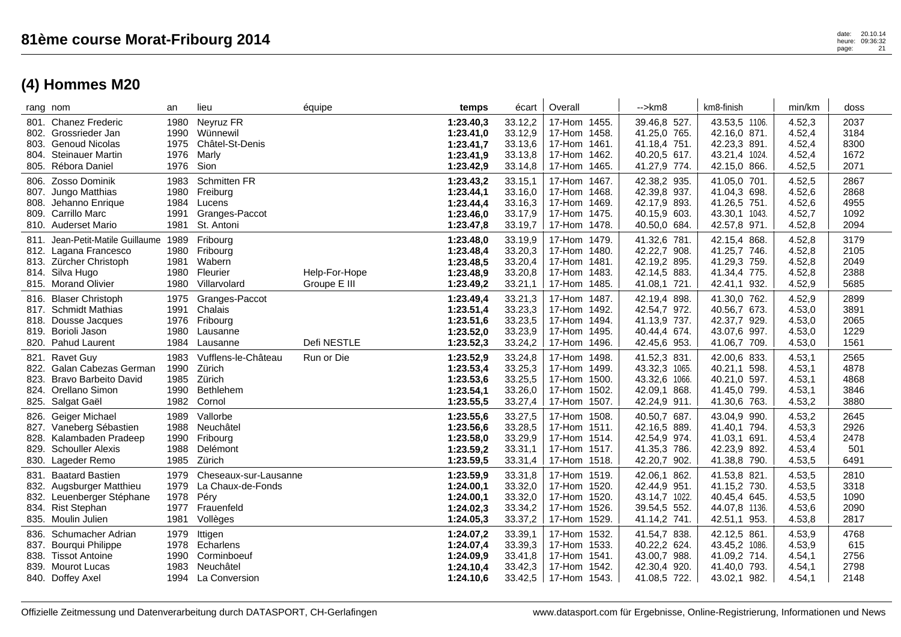# 81ème course Morat-Fribourg 2014

## (4) Hommes M20

| rang | nom | an | lieu | équipe | temps | écart | Overall | -->km8 | km8-finish | min/km | doss |
|---|---|---|---|---|---|---|---|---|---|---|---|
| 801. | Chanez Frederic | 1980 | Neyruz FR | | **1:23.40,3** | 33.12,2 | 17-Hom 1455. | 39.46,8 527. | 43.53,5 1106. | 4.52,3 | 2037 |
| 802. | Grossrieder Jan | 1990 | Wünnewil | | **1:23.41,0** | 33.12,9 | 17-Hom 1458. | 41.25,0 765. | 42.16,0 871. | 4.52,4 | 3184 |
| 803. | Genoud Nicolas | 1975 | Châtel-St-Denis | | **1:23.41,7** | 33.13,6 | 17-Hom 1461. | 41.18,4 751. | 42.23,3 891. | 4.52,4 | 8300 |
| 804. | Steinauer Martin | 1976 | Marly | | **1:23.41,9** | 33.13,8 | 17-Hom 1462. | 40.20,5 617. | 43.21,4 1024. | 4.52,4 | 1672 |
| 805. | Rébora Daniel | 1976 | Sion | | **1:23.42,9** | 33.14,8 | 17-Hom 1465. | 41.27,9 774. | 42.15,0 866. | 4.52,5 | 2071 |
| 806. | Zosso Dominik | 1983 | Schmitten FR | | **1:23.43,2** | 33.15,1 | 17-Hom 1467. | 42.38,2 935. | 41.05,0 701. | 4.52,5 | 2867 |
| 807. | Jungo Matthias | 1980 | Freiburg | | **1:23.44,1** | 33.16,0 | 17-Hom 1468. | 42.39,8 937. | 41.04,3 698. | 4.52,6 | 2868 |
| 808. | Jehanno Enrique | 1984 | Lucens | | **1:23.44,4** | 33.16,3 | 17-Hom 1469. | 42.17,9 893. | 41.26,5 751. | 4.52,6 | 4955 |
| 809. | Carrillo Marc | 1991 | Granges-Paccot | | **1:23.46,0** | 33.17,9 | 17-Hom 1475. | 40.15,9 603. | 43.30,1 1043. | 4.52,7 | 1092 |
| 810. | Auderset Mario | 1981 | St. Antoni | | **1:23.47,8** | 33.19,7 | 17-Hom 1478. | 40.50,0 684. | 42.57,8 971. | 4.52,8 | 2094 |
| 811. | Jean-Petit-Matile Guillaume | 1989 | Fribourg | | **1:23.48,0** | 33.19,9 | 17-Hom 1479. | 41.32,6 781. | 42.15,4 868. | 4.52,8 | 3179 |
| 812. | Lagana Francesco | 1980 | Fribourg | | **1:23.48,4** | 33.20,3 | 17-Hom 1480. | 42.22,7 908. | 41.25,7 746. | 4.52,8 | 2105 |
| 813. | Zürcher Christoph | 1981 | Wabern | | **1:23.48,5** | 33.20,4 | 17-Hom 1481. | 42.19,2 895. | 41.29,3 759. | 4.52,8 | 2049 |
| 814. | Silva Hugo | 1980 | Fleurier | Help-For-Hope | **1:23.48,9** | 33.20,8 | 17-Hom 1483. | 42.14,5 883. | 41.34,4 775. | 4.52,8 | 2388 |
| 815. | Morand Olivier | 1980 | Villarvolard | Groupe E III | **1:23.49,2** | 33.21,1 | 17-Hom 1485. | 41.08,1 721. | 42.41,1 932. | 4.52,9 | 5685 |
| 816. | Blaser Christoph | 1975 | Granges-Paccot | | **1:23.49,4** | 33.21,3 | 17-Hom 1487. | 42.19,4 898. | 41.30,0 762. | 4.52,9 | 2899 |
| 817. | Schmidt Mathias | 1991 | Chalais | | **1:23.51,4** | 33.23,3 | 17-Hom 1492. | 42.54,7 972. | 40.56,7 673. | 4.53,0 | 3891 |
| 818. | Dousse Jacques | 1976 | Fribourg | | **1:23.51,6** | 33.23,5 | 17-Hom 1494. | 41.13,9 737. | 42.37,7 929. | 4.53,0 | 2065 |
| 819. | Borioli Jason | 1980 | Lausanne | | **1:23.52,0** | 33.23,9 | 17-Hom 1495. | 40.44,4 674. | 43.07,6 997. | 4.53,0 | 1229 |
| 820. | Pahud Laurent | 1984 | Lausanne | Defi NESTLE | **1:23.52,3** | 33.24,2 | 17-Hom 1496. | 42.45,6 953. | 41.06,7 709. | 4.53,0 | 1561 |
| 821. | Ravet Guy | 1983 | Vufflens-le-Château | Run or Die | **1:23.52,9** | 33.24,8 | 17-Hom 1498. | 41.52,3 831. | 42.00,6 833. | 4.53,1 | 2565 |
| 822. | Galan Cabezas German | 1990 | Zürich | | **1:23.53,4** | 33.25,3 | 17-Hom 1499. | 43.32,3 1065. | 40.21,1 598. | 4.53,1 | 4878 |
| 823. | Bravo Barbeito David | 1985 | Zürich | | **1:23.53,6** | 33.25,5 | 17-Hom 1500. | 43.32,6 1066. | 40.21,0 597. | 4.53,1 | 4868 |
| 824. | Orellano Simon | 1990 | Bethlehem | | **1:23.54,1** | 33.26,0 | 17-Hom 1502. | 42.09,1 868. | 41.45,0 799. | 4.53,1 | 3846 |
| 825. | Salgat Gaël | 1982 | Cornol | | **1:23.55,5** | 33.27,4 | 17-Hom 1507. | 42.24,9 911. | 41.30,6 763. | 4.53,2 | 3880 |
| 826. | Geiger Michael | 1989 | Vallorbe | | **1:23.55,6** | 33.27,5 | 17-Hom 1508. | 40.50,7 687. | 43.04,9 990. | 4.53,2 | 2645 |
| 827. | Vaneberg Sébastien | 1988 | Neuchâtel | | **1:23.56,6** | 33.28,5 | 17-Hom 1511. | 42.16,5 889. | 41.40,1 794. | 4.53,3 | 2926 |
| 828. | Kalambaden Pradeep | 1990 | Fribourg | | **1:23.58,0** | 33.29,9 | 17-Hom 1514. | 42.54,9 974. | 41.03,1 691. | 4.53,4 | 2478 |
| 829. | Schouller Alexis | 1988 | Delémont | | **1:23.59,2** | 33.31,1 | 17-Hom 1517. | 41.35,3 786. | 42.23,9 892. | 4.53,4 | 501 |
| 830. | Lageder Remo | 1985 | Zürich | | **1:23.59,5** | 33.31,4 | 17-Hom 1518. | 42.20,7 902. | 41.38,8 790. | 4.53,5 | 6491 |
| 831. | Baatard Bastien | 1979 | Cheseaux-sur-Lausanne | | **1:23.59,9** | 33.31,8 | 17-Hom 1519. | 42.06,1 862. | 41.53,8 821. | 4.53,5 | 2810 |
| 832. | Augsburger Matthieu | 1979 | La Chaux-de-Fonds | | **1:24.00,1** | 33.32,0 | 17-Hom 1520. | 42.44,9 951. | 41.15,2 730. | 4.53,5 | 3318 |
| 832. | Leuenberger Stéphane | 1978 | Péry | | **1:24.00,1** | 33.32,0 | 17-Hom 1520. | 43.14,7 1022. | 40.45,4 645. | 4.53,5 | 1090 |
| 834. | Rist Stephan | 1977 | Frauenfeld | | **1:24.02,3** | 33.34,2 | 17-Hom 1526. | 39.54,5 552. | 44.07,8 1136. | 4.53,6 | 2090 |
| 835. | Moulin Julien | 1981 | Vollèges | | **1:24.05,3** | 33.37,2 | 17-Hom 1529. | 41.14,2 741. | 42.51,1 953. | 4.53,8 | 2817 |
| 836. | Schumacher Adrian | 1979 | Ittigen | | **1:24.07,2** | 33.39,1 | 17-Hom 1532. | 41.54,7 838. | 42.12,5 861. | 4.53,9 | 4768 |
| 837. | Bourqui Philippe | 1978 | Echarlens | | **1:24.07,4** | 33.39,3 | 17-Hom 1533. | 40.22,2 624. | 43.45,2 1086. | 4.53,9 | 615 |
| 838. | Tissot Antoine | 1990 | Corminboeuf | | **1:24.09,9** | 33.41,8 | 17-Hom 1541. | 43.00,7 988. | 41.09,2 714. | 4.54,1 | 2756 |
| 839. | Mourot Lucas | 1983 | Neuchâtel | | **1:24.10,4** | 33.42,3 | 17-Hom 1542. | 42.30,4 920. | 41.40,0 793. | 4.54,1 | 2798 |
| 840. | Doffey Axel | 1994 | La Conversion | | **1:24.10,6** | 33.42,5 | 17-Hom 1543. | 41.08,5 722. | 43.02,1 982. | 4.54,1 | 2148 |

Offizielle Zeitmessung und Datenverarbeitung durch DATASPORT, CH-Gerlafingen — www.datasport.com für Ergebnisse, Online-Registrierung, Informationen und News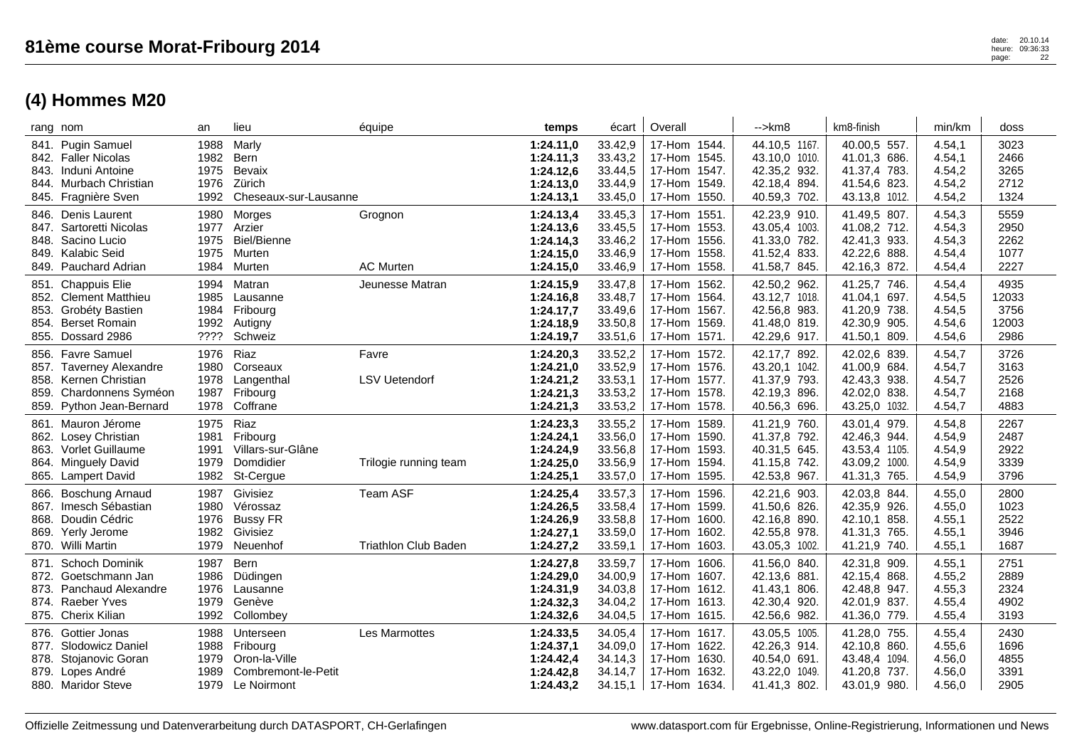# 81ème course Morat-Fribourg 2014

## (4) Hommes M20

| rang | nom | an | lieu | équipe | temps | écart | Overall | -->km8 | km8-finish | min/km | doss |
|---|---|---|---|---|---|---|---|---|---|---|---|
| 841. | Pugin Samuel | 1988 | Marly | | **1:24.11,0** | 33.42,9 | 17-Hom 1544. | 44.10,5 1167. | 40.00,5 557. | 4.54,1 | 3023 |
| 842. | Faller Nicolas | 1982 | Bern | | **1:24.11,3** | 33.43,2 | 17-Hom 1545. | 43.10,0 1010. | 41.01,3 686. | 4.54,1 | 2466 |
| 843. | Induni Antoine | 1975 | Bevaix | | **1:24.12,6** | 33.44,5 | 17-Hom 1547. | 42.35,2 932. | 41.37,4 783. | 4.54,2 | 3265 |
| 844. | Murbach Christian | 1976 | Zürich | | **1:24.13,0** | 33.44,9 | 17-Hom 1549. | 42.18,4 894. | 41.54,6 823. | 4.54,2 | 2712 |
| 845. | Fragnière Sven | 1992 | Cheseaux-sur-Lausanne | | **1:24.13,1** | 33.45,0 | 17-Hom 1550. | 40.59,3 702. | 43.13,8 1012. | 4.54,2 | 1324 |
| 846. | Denis Laurent | 1980 | Morges | Grognon | **1:24.13,4** | 33.45,3 | 17-Hom 1551. | 42.23,9 910. | 41.49,5 807. | 4.54,3 | 5559 |
| 847. | Sartoretti Nicolas | 1977 | Arzier | | **1:24.13,6** | 33.45,5 | 17-Hom 1553. | 43.05,4 1003. | 41.08,2 712. | 4.54,3 | 2950 |
| 848. | Sacino Lucio | 1975 | Biel/Bienne | | **1:24.14,3** | 33.46,2 | 17-Hom 1556. | 41.33,0 782. | 42.41,3 933. | 4.54,3 | 2262 |
| 849. | Kalabic Seid | 1975 | Murten | | **1:24.15,0** | 33.46,9 | 17-Hom 1558. | 41.52,4 833. | 42.22,6 888. | 4.54,4 | 1077 |
| 849. | Pauchard Adrian | 1984 | Murten | AC Murten | **1:24.15,0** | 33.46,9 | 17-Hom 1558. | 41.58,7 845. | 42.16,3 872. | 4.54,4 | 2227 |
| 851. | Chappuis Elie | 1994 | Matran | Jeunesse Matran | **1:24.15,9** | 33.47,8 | 17-Hom 1562. | 42.50,2 962. | 41.25,7 746. | 4.54,4 | 4935 |
| 852. | Clement Matthieu | 1985 | Lausanne | | **1:24.16,8** | 33.48,7 | 17-Hom 1564. | 43.12,7 1018. | 41.04,1 697. | 4.54,5 | 12033 |
| 853. | Grobéty Bastien | 1984 | Fribourg | | **1:24.17,7** | 33.49,6 | 17-Hom 1567. | 42.56,8 983. | 41.20,9 738. | 4.54,5 | 3756 |
| 854. | Berset Romain | 1992 | Autigny | | **1:24.18,9** | 33.50,8 | 17-Hom 1569. | 41.48,0 819. | 42.30,9 905. | 4.54,6 | 12003 |
| 855. | Dossard 2986 | ???? | Schweiz | | **1:24.19,7** | 33.51,6 | 17-Hom 1571. | 42.29,6 917. | 41.50,1 809. | 4.54,6 | 2986 |
| 856. | Favre Samuel | 1976 | Riaz | Favre | **1:24.20,3** | 33.52,2 | 17-Hom 1572. | 42.17,7 892. | 42.02,6 839. | 4.54,7 | 3726 |
| 857. | Taverney Alexandre | 1980 | Corseaux | | **1:24.21,0** | 33.52,9 | 17-Hom 1576. | 43.20,1 1042. | 41.00,9 684. | 4.54,7 | 3163 |
| 858. | Kernen Christian | 1978 | Langenthal | LSV Uetendorf | **1:24.21,2** | 33.53,1 | 17-Hom 1577. | 41.37,9 793. | 42.43,3 938. | 4.54,7 | 2526 |
| 859. | Chardonnens Syméon | 1987 | Fribourg | | **1:24.21,3** | 33.53,2 | 17-Hom 1578. | 42.19,3 896. | 42.02,0 838. | 4.54,7 | 2168 |
| 859. | Python Jean-Bernard | 1978 | Coffrane | | **1:24.21,3** | 33.53,2 | 17-Hom 1578. | 40.56,3 696. | 43.25,0 1032. | 4.54,7 | 4883 |
| 861. | Mauron Jérome | 1975 | Riaz | | **1:24.23,3** | 33.55,2 | 17-Hom 1589. | 41.21,9 760. | 43.01,4 979. | 4.54,8 | 2267 |
| 862. | Losey Christian | 1981 | Fribourg | | **1:24.24,1** | 33.56,0 | 17-Hom 1590. | 41.37,8 792. | 42.46,3 944. | 4.54,9 | 2487 |
| 863. | Vorlet Guillaume | 1991 | Villars-sur-Glâne | | **1:24.24,9** | 33.56,8 | 17-Hom 1593. | 40.31,5 645. | 43.53,4 1105. | 4.54,9 | 2922 |
| 864. | Minguely David | 1979 | Domdidier | Trilogie running team | **1:24.25,0** | 33.56,9 | 17-Hom 1594. | 41.15,8 742. | 43.09,2 1000. | 4.54,9 | 3339 |
| 865. | Lampert David | 1982 | St-Cergue | | **1:24.25,1** | 33.57,0 | 17-Hom 1595. | 42.53,8 967. | 41.31,3 765. | 4.54,9 | 3796 |
| 866. | Boschung Arnaud | 1987 | Givisiez | Team ASF | **1:24.25,4** | 33.57,3 | 17-Hom 1596. | 42.21,6 903. | 42.03,8 844. | 4.55,0 | 2800 |
| 867. | Imesch Sébastian | 1980 | Vérossaz | | **1:24.26,5** | 33.58,4 | 17-Hom 1599. | 41.50,6 826. | 42.35,9 926. | 4.55,0 | 1023 |
| 868. | Doudin Cédric | 1976 | Bussy FR | | **1:24.26,9** | 33.58,8 | 17-Hom 1600. | 42.16,8 890. | 42.10,1 858. | 4.55,1 | 2522 |
| 869. | Yerly Jerome | 1982 | Givisiez | | **1:24.27,1** | 33.59,0 | 17-Hom 1602. | 42.55,8 978. | 41.31,3 765. | 4.55,1 | 3946 |
| 870. | Willi Martin | 1979 | Neuenhof | Triathlon Club Baden | **1:24.27,2** | 33.59,1 | 17-Hom 1603. | 43.05,3 1002. | 41.21,9 740. | 4.55,1 | 1687 |
| 871. | Schoch Dominik | 1987 | Bern | | **1:24.27,8** | 33.59,7 | 17-Hom 1606. | 41.56,0 840. | 42.31,8 909. | 4.55,1 | 2751 |
| 872. | Goetschmann Jan | 1986 | Düdingen | | **1:24.29,0** | 34.00,9 | 17-Hom 1607. | 42.13,6 881. | 42.15,4 868. | 4.55,2 | 2889 |
| 873. | Panchaud Alexandre | 1976 | Lausanne | | **1:24.31,9** | 34.03,8 | 17-Hom 1612. | 41.43,1 806. | 42.48,8 947. | 4.55,3 | 2324 |
| 874. | Raeber Yves | 1979 | Genève | | **1:24.32,3** | 34.04,2 | 17-Hom 1613. | 42.30,4 920. | 42.01,9 837. | 4.55,4 | 4902 |
| 875. | Cherix Kilian | 1992 | Collombey | | **1:24.32,6** | 34.04,5 | 17-Hom 1615. | 42.56,6 982. | 41.36,0 779. | 4.55,4 | 3193 |
| 876. | Gottier Jonas | 1988 | Unterseen | Les Marmottes | **1:24.33,5** | 34.05,4 | 17-Hom 1617. | 43.05,5 1005. | 41.28,0 755. | 4.55,4 | 2430 |
| 877. | Slodowicz Daniel | 1988 | Fribourg | | **1:24.37,1** | 34.09,0 | 17-Hom 1622. | 42.26,3 914. | 42.10,8 860. | 4.55,6 | 1696 |
| 878. | Stojanovic Goran | 1979 | Oron-la-Ville | | **1:24.42,4** | 34.14,3 | 17-Hom 1630. | 40.54,0 691. | 43.48,4 1094. | 4.56,0 | 4855 |
| 879. | Lopes André | 1989 | Combremont-le-Petit | | **1:24.42,8** | 34.14,7 | 17-Hom 1632. | 43.22,0 1049. | 41.20,8 737. | 4.56,0 | 3391 |
| 880. | Maridor Steve | 1979 | Le Noirmont | | **1:24.43,2** | 34.15,1 | 17-Hom 1634. | 41.41,3 802. | 43.01,9 980. | 4.56,0 | 2905 |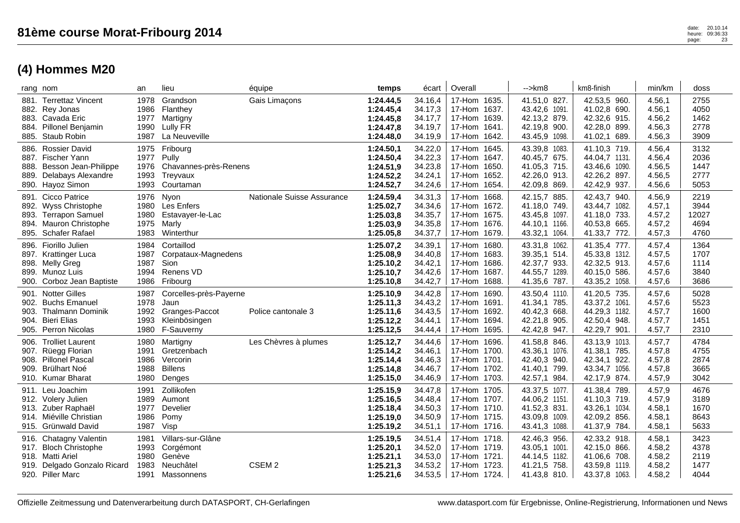# 81ème course Morat-Fribourg 2014

## (4) Hommes M20

| rang | nom | an | lieu | équipe | temps | écart | Overall | -->km8 | km8-finish | min/km | doss |
|---|---|---|---|---|---|---|---|---|---|---|---|
| 881. | Terrettaz Vincent | 1978 | Grandson | Gais Limaçons | **1:24.44,5** | 34.16,4 | 17-Hom 1635. | 41.51,0 827. | 42.53,5 960. | 4.56,1 | 2755 |
| 882. | Rey Jonas | 1986 | Flanthey | | **1:24.45,4** | 34.17,3 | 17-Hom 1637. | 43.42,6 1091. | 41.02,8 690. | 4.56,1 | 4050 |
| 883. | Cavada Eric | 1977 | Martigny | | **1:24.45,8** | 34.17,7 | 17-Hom 1639. | 42.13,2 879. | 42.32,6 915. | 4.56,2 | 1462 |
| 884. | Pillonel Benjamin | 1990 | Lully FR | | **1:24.47,8** | 34.19,7 | 17-Hom 1641. | 42.19,8 900. | 42.28,0 899. | 4.56,3 | 2778 |
| 885. | Staub Robin | 1987 | La Neuveville | | **1:24.48,0** | 34.19,9 | 17-Hom 1642. | 43.45,9 1098. | 41.02,1 689. | 4.56,3 | 3909 |
| 886. | Rossier David | 1975 | Fribourg | | **1:24.50,1** | 34.22,0 | 17-Hom 1645. | 43.39,8 1083. | 41.10,3 719. | 4.56,4 | 3132 |
| 887. | Fischer Yann | 1977 | Pully | | **1:24.50,4** | 34.22,3 | 17-Hom 1647. | 40.45,7 675. | 44.04,7 1131. | 4.56,4 | 2036 |
| 888. | Besson Jean-Philippe | 1976 | Chavannes-près-Renens | | **1:24.51,9** | 34.23,8 | 17-Hom 1650. | 41.05,3 715. | 43.46,6 1090. | 4.56,5 | 1447 |
| 889. | Delabays Alexandre | 1993 | Treyvaux | | **1:24.52,2** | 34.24,1 | 17-Hom 1652. | 42.26,0 913. | 42.26,2 897. | 4.56,5 | 2777 |
| 890. | Hayoz Simon | 1993 | Courtaman | | **1:24.52,7** | 34.24,6 | 17-Hom 1654. | 42.09,8 869. | 42.42,9 937. | 4.56,6 | 5053 |
| 891. | Cicco Patrice | 1976 | Nyon | Nationale Suisse Assurance | **1:24.59,4** | 34.31,3 | 17-Hom 1668. | 42.15,7 885. | 42.43,7 940. | 4.56,9 | 2219 |
| 892. | Wyss Christophe | 1980 | Les Enfers | | **1:25.02,7** | 34.34,6 | 17-Hom 1672. | 41.18,0 749. | 43.44,7 1082. | 4.57,1 | 3944 |
| 893. | Terrapon Samuel | 1980 | Estavayer-le-Lac | | **1:25.03,8** | 34.35,7 | 17-Hom 1675. | 43.45,8 1097. | 41.18,0 733. | 4.57,2 | 12027 |
| 894. | Mauron Christophe | 1975 | Marly | | **1:25.03,9** | 34.35,8 | 17-Hom 1676. | 44.10,1 1166. | 40.53,8 665. | 4.57,2 | 4694 |
| 895. | Schafer Rafael | 1983 | Winterthur | | **1:25.05,8** | 34.37,7 | 17-Hom 1679. | 43.32,1 1064. | 41.33,7 772. | 4.57,3 | 4760 |
| 896. | Fiorillo Julien | 1984 | Cortaillod | | **1:25.07,2** | 34.39,1 | 17-Hom 1680. | 43.31,8 1062. | 41.35,4 777. | 4.57,4 | 1364 |
| 897. | Krattinger Luca | 1987 | Corpataux-Magnedens | | **1:25.08,9** | 34.40,8 | 17-Hom 1683. | 39.35,1 514. | 45.33,8 1312. | 4.57,5 | 1707 |
| 898. | Melly Greg | 1987 | Sion | | **1:25.10,2** | 34.42,1 | 17-Hom 1686. | 42.37,7 933. | 42.32,5 913. | 4.57,6 | 1114 |
| 899. | Munoz Luis | 1994 | Renens VD | | **1:25.10,7** | 34.42,6 | 17-Hom 1687. | 44.55,7 1289. | 40.15,0 586. | 4.57,6 | 3840 |
| 900. | Corboz Jean Baptiste | 1986 | Fribourg | | **1:25.10,8** | 34.42,7 | 17-Hom 1688. | 41.35,6 787. | 43.35,2 1058. | 4.57,6 | 3686 |
| 901. | Notter Gilles | 1987 | Corcelles-près-Payerne | | **1:25.10,9** | 34.42,8 | 17-Hom 1690. | 43.50,4 1110. | 41.20,5 735. | 4.57,6 | 5028 |
| 902. | Buchs Emanuel | 1978 | Jaun | | **1:25.11,3** | 34.43,2 | 17-Hom 1691. | 41.34,1 785. | 43.37,2 1061. | 4.57,6 | 5523 |
| 903. | Thalmann Dominik | 1992 | Granges-Paccot | Police cantonale 3 | **1:25.11,6** | 34.43,5 | 17-Hom 1692. | 40.42,3 668. | 44.29,3 1182. | 4.57,7 | 1600 |
| 904. | Bieri Elias | 1993 | Kleinbösingen | | **1:25.12,2** | 34.44,1 | 17-Hom 1694. | 42.21,8 905. | 42.50,4 948. | 4.57,7 | 1451 |
| 905. | Perron Nicolas | 1980 | F-Sauverny | | **1:25.12,5** | 34.44,4 | 17-Hom 1695. | 42.42,8 947. | 42.29,7 901. | 4.57,7 | 2310 |
| 906. | Trolliet Laurent | 1980 | Martigny | Les Chèvres à plumes | **1:25.12,7** | 34.44,6 | 17-Hom 1696. | 41.58,8 846. | 43.13,9 1013. | 4.57,7 | 4784 |
| 907. | Rüegg Florian | 1991 | Gretzenbach | | **1:25.14,2** | 34.46,1 | 17-Hom 1700. | 43.36,1 1076. | 41.38,1 785. | 4.57,8 | 4755 |
| 908. | Pillonel Pascal | 1986 | Vercorin | | **1:25.14,4** | 34.46,3 | 17-Hom 1701. | 42.40,3 940. | 42.34,1 922. | 4.57,8 | 2874 |
| 909. | Brülhart Noé | 1988 | Billens | | **1:25.14,8** | 34.46,7 | 17-Hom 1702. | 41.40,1 799. | 43.34,7 1056. | 4.57,8 | 3665 |
| 910. | Kumar Bharat | 1980 | Denges | | **1:25.15,0** | 34.46,9 | 17-Hom 1703. | 42.57,1 984. | 42.17,9 874. | 4.57,9 | 3042 |
| 911. | Leu Joachim | 1991 | Zollikofen | | **1:25.15,9** | 34.47,8 | 17-Hom 1705. | 43.37,5 1077. | 41.38,4 789. | 4.57,9 | 4676 |
| 912. | Volery Julien | 1989 | Aumont | | **1:25.16,5** | 34.48,4 | 17-Hom 1707. | 44.06,2 1151. | 41.10,3 719. | 4.57,9 | 3189 |
| 913. | Zuber Raphaël | 1977 | Develier | | **1:25.18,4** | 34.50,3 | 17-Hom 1710. | 41.52,3 831. | 43.26,1 1034. | 4.58,1 | 1670 |
| 914. | Miéville Christian | 1986 | Pomy | | **1:25.19,0** | 34.50,9 | 17-Hom 1715. | 43.09,8 1009. | 42.09,2 856. | 4.58,1 | 8643 |
| 915. | Grünwald David | 1987 | Visp | | **1:25.19,2** | 34.51,1 | 17-Hom 1716. | 43.41,3 1088. | 41.37,9 784. | 4.58,1 | 5633 |
| 916. | Chatagny Valentin | 1981 | Villars-sur-Glâne | | **1:25.19,5** | 34.51,4 | 17-Hom 1718. | 42.46,3 956. | 42.33,2 918. | 4.58,1 | 3423 |
| 917. | Bloch Christophe | 1993 | Corgémont | | **1:25.20,1** | 34.52,0 | 17-Hom 1719. | 43.05,1 1001. | 42.15,0 866. | 4.58,2 | 4378 |
| 918. | Matti Ariel | 1980 | Genève | | **1:25.21,1** | 34.53,0 | 17-Hom 1721. | 44.14,5 1182. | 41.06,6 708. | 4.58,2 | 2119 |
| 919. | Delgado Gonzalo Ricard | 1983 | Neuchâtel | CSEM 2 | **1:25.21,3** | 34.53,2 | 17-Hom 1723. | 41.21,5 758. | 43.59,8 1119. | 4.58,2 | 1477 |
| 920. | Piller Marc | 1991 | Massonnens | | **1:25.21,6** | 34.53,5 | 17-Hom 1724. | 41.43,8 810. | 43.37,8 1063. | 4.58,2 | 4044 |

Offizielle Zeitmessung und Datenverarbeitung durch DATASPORT, CH-Gerlafingen — www.datasport.com für Ergebnisse, Online-Registrierung, Informationen und News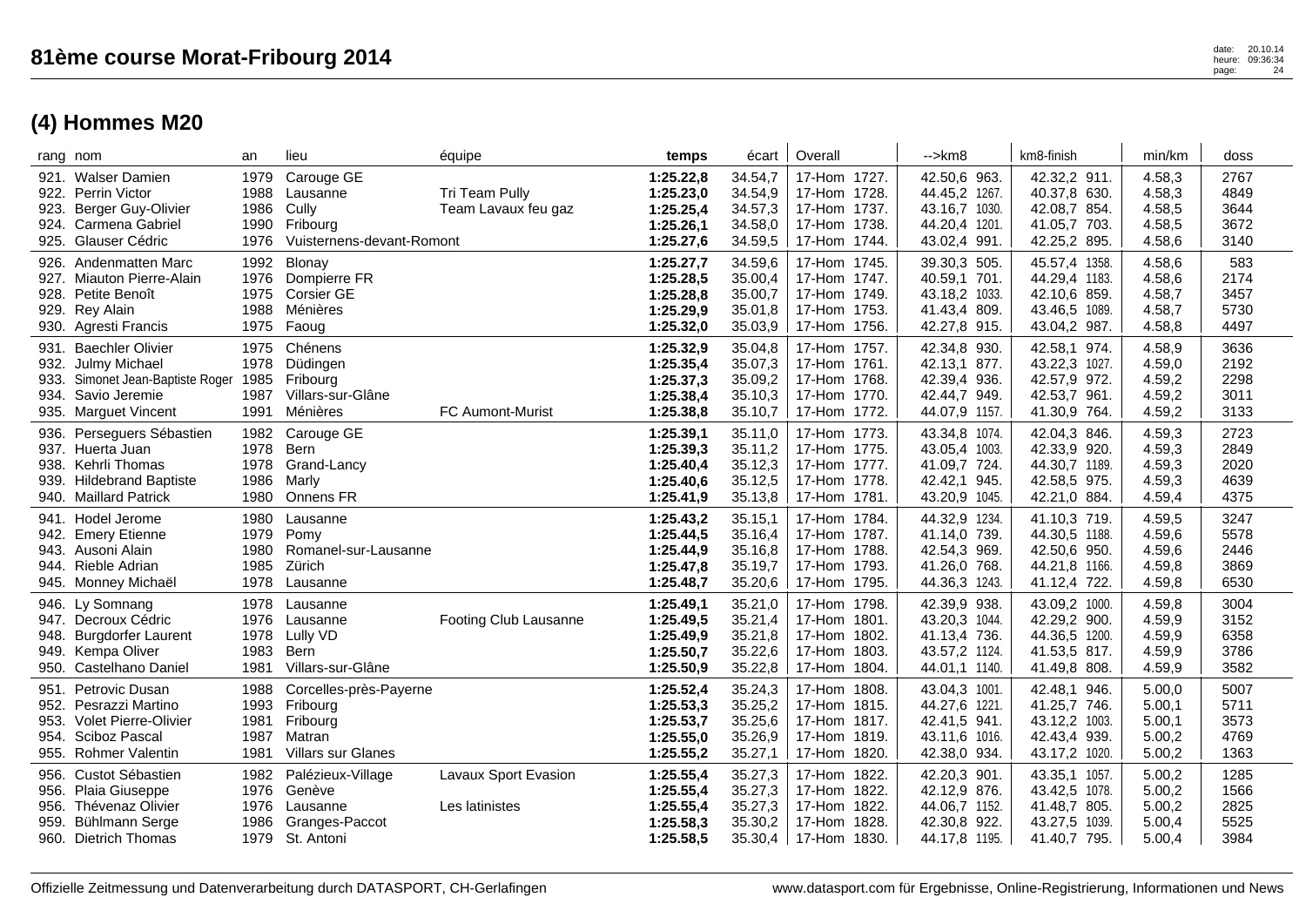# 81ème course Morat-Fribourg 2014

## (4) Hommes M20

| rang | nom | an | lieu | équipe | temps | écart | Overall | -->km8 | km8-finish | min/km | doss |
|---|---|---|---|---|---|---|---|---|---|---|---|
| 921. | Walser Damien | 1979 | Carouge GE | | **1:25.22,8** | 34.54,7 | 17-Hom 1727. | 42.50,6 963. | 42.32,2 911. | 4.58,3 | 2767 |
| 922. | Perrin Victor | 1988 | Lausanne | Tri Team Pully | **1:25.23,0** | 34.54,9 | 17-Hom 1728. | 44.45,2 1267. | 40.37,8 630. | 4.58,3 | 4849 |
| 923. | Berger Guy-Olivier | 1986 | Cully | Team Lavaux feu gaz | **1:25.25,4** | 34.57,3 | 17-Hom 1737. | 43.16,7 1030. | 42.08,7 854. | 4.58,5 | 3644 |
| 924. | Carmena Gabriel | 1990 | Fribourg | | **1:25.26,1** | 34.58,0 | 17-Hom 1738. | 44.20,4 1201. | 41.05,7 703. | 4.58,5 | 3672 |
| 925. | Glauser Cédric | 1976 | Vuisternens-devant-Romont | | **1:25.27,6** | 34.59,5 | 17-Hom 1744. | 43.02,4 991. | 42.25,2 895. | 4.58,6 | 3140 |
| 926. | Andenmatten Marc | 1992 | Blonay | | **1:25.27,7** | 34.59,6 | 17-Hom 1745. | 39.30,3 505. | 45.57,4 1358. | 4.58,6 | 583 |
| 927. | Miauton Pierre-Alain | 1976 | Dompierre FR | | **1:25.28,5** | 35.00,4 | 17-Hom 1747. | 40.59,1 701. | 44.29,4 1183. | 4.58,6 | 2174 |
| 928. | Petite Benoît | 1975 | Corsier GE | | **1:25.28,8** | 35.00,7 | 17-Hom 1749. | 43.18,2 1033. | 42.10,6 859. | 4.58,7 | 3457 |
| 929. | Rey Alain | 1988 | Ménières | | **1:25.29,9** | 35.01,8 | 17-Hom 1753. | 41.43,4 809. | 43.46,5 1089. | 4.58,7 | 5730 |
| 930. | Agresti Francis | 1975 | Faoug | | **1:25.32,0** | 35.03,9 | 17-Hom 1756. | 42.27,8 915. | 43.04,2 987. | 4.58,8 | 4497 |
| 931. | Baechler Olivier | 1975 | Chénens | | **1:25.32,9** | 35.04,8 | 17-Hom 1757. | 42.34,8 930. | 42.58,1 974. | 4.58,9 | 3636 |
| 932. | Julmy Michael | 1978 | Düdingen | | **1:25.35,4** | 35.07,3 | 17-Hom 1761. | 42.13,1 877. | 43.22,3 1027. | 4.59,0 | 2192 |
| 933. | Simonet Jean-Baptiste Roger | 1985 | Fribourg | | **1:25.37,3** | 35.09,2 | 17-Hom 1768. | 42.39,4 936. | 42.57,9 972. | 4.59,2 | 2298 |
| 934. | Savio Jeremie | 1987 | Villars-sur-Glâne | | **1:25.38,4** | 35.10,3 | 17-Hom 1770. | 42.44,7 949. | 42.53,7 961. | 4.59,2 | 3011 |
| 935. | Marguet Vincent | 1991 | Ménières | FC Aumont-Murist | **1:25.38,8** | 35.10,7 | 17-Hom 1772. | 44.07,9 1157. | 41.30,9 764. | 4.59,2 | 3133 |
| 936. | Perseguers Sébastien | 1982 | Carouge GE | | **1:25.39,1** | 35.11,0 | 17-Hom 1773. | 43.34,8 1074. | 42.04,3 846. | 4.59,3 | 2723 |
| 937. | Huerta Juan | 1978 | Bern | | **1:25.39,3** | 35.11,2 | 17-Hom 1775. | 43.05,4 1003. | 42.33,9 920. | 4.59,3 | 2849 |
| 938. | Kehrli Thomas | 1978 | Grand-Lancy | | **1:25.40,4** | 35.12,3 | 17-Hom 1777. | 41.09,7 724. | 44.30,7 1189. | 4.59,3 | 2020 |
| 939. | Hildebrand Baptiste | 1986 | Marly | | **1:25.40,6** | 35.12,5 | 17-Hom 1778. | 42.42,1 945. | 42.58,5 975. | 4.59,3 | 4639 |
| 940. | Maillard Patrick | 1980 | Onnens FR | | **1:25.41,9** | 35.13,8 | 17-Hom 1781. | 43.20,9 1045. | 42.21,0 884. | 4.59,4 | 4375 |
| 941. | Hodel Jerome | 1980 | Lausanne | | **1:25.43,2** | 35.15,1 | 17-Hom 1784. | 44.32,9 1234. | 41.10,3 719. | 4.59,5 | 3247 |
| 942. | Emery Etienne | 1979 | Pomy | | **1:25.44,5** | 35.16,4 | 17-Hom 1787. | 41.14,0 739. | 44.30,5 1188. | 4.59,6 | 5578 |
| 943. | Ausoni Alain | 1980 | Romanel-sur-Lausanne | | **1:25.44,9** | 35.16,8 | 17-Hom 1788. | 42.54,3 969. | 42.50,6 950. | 4.59,6 | 2446 |
| 944. | Rieble Adrian | 1985 | Zürich | | **1:25.47,8** | 35.19,7 | 17-Hom 1793. | 41.26,0 768. | 44.21,8 1166. | 4.59,8 | 3869 |
| 945. | Monney Michaël | 1978 | Lausanne | | **1:25.48,7** | 35.20,6 | 17-Hom 1795. | 44.36,3 1243. | 41.12,4 722. | 4.59,8 | 6530 |
| 946. | Ly Somnang | 1978 | Lausanne | | **1:25.49,1** | 35.21,0 | 17-Hom 1798. | 42.39,9 938. | 43.09,2 1000. | 4.59,8 | 3004 |
| 947. | Decroux Cédric | 1976 | Lausanne | Footing Club Lausanne | **1:25.49,5** | 35.21,4 | 17-Hom 1801. | 43.20,3 1044. | 42.29,2 900. | 4.59,9 | 3152 |
| 948. | Burgdorfer Laurent | 1978 | Lully VD | | **1:25.49,9** | 35.21,8 | 17-Hom 1802. | 41.13,4 736. | 44.36,5 1200. | 4.59,9 | 6358 |
| 949. | Kempa Oliver | 1983 | Bern | | **1:25.50,7** | 35.22,6 | 17-Hom 1803. | 43.57,2 1124. | 41.53,5 817. | 4.59,9 | 3786 |
| 950. | Castelhano Daniel | 1981 | Villars-sur-Glâne | | **1:25.50,9** | 35.22,8 | 17-Hom 1804. | 44.01,1 1140. | 41.49,8 808. | 4.59,9 | 3582 |
| 951. | Petrovic Dusan | 1988 | Corcelles-près-Payerne | | **1:25.52,4** | 35.24,3 | 17-Hom 1808. | 43.04,3 1001. | 42.48,1 946. | 5.00,0 | 5007 |
| 952. | Pesrazzi Martino | 1993 | Fribourg | | **1:25.53,3** | 35.25,2 | 17-Hom 1815. | 44.27,6 1221. | 41.25,7 746. | 5.00,1 | 5711 |
| 953. | Volet Pierre-Olivier | 1981 | Fribourg | | **1:25.53,7** | 35.25,6 | 17-Hom 1817. | 42.41,5 941. | 43.12,2 1003. | 5.00,1 | 3573 |
| 954. | Sciboz Pascal | 1987 | Matran | | **1:25.55,0** | 35.26,9 | 17-Hom 1819. | 43.11,6 1016. | 42.43,4 939. | 5.00,2 | 4769 |
| 955. | Rohmer Valentin | 1981 | Villars sur Glanes | | **1:25.55,2** | 35.27,1 | 17-Hom 1820. | 42.38,0 934. | 43.17,2 1020. | 5.00,2 | 1363 |
| 956. | Custot Sébastien | 1982 | Palézieux-Village | Lavaux Sport Evasion | **1:25.55,4** | 35.27,3 | 17-Hom 1822. | 42.20,3 901. | 43.35,1 1057. | 5.00,2 | 1285 |
| 956. | Plaia Giuseppe | 1976 | Genève | | **1:25.55,4** | 35.27,3 | 17-Hom 1822. | 42.12,9 876. | 43.42,5 1078. | 5.00,2 | 1566 |
| 956. | Thévenaz Olivier | 1976 | Lausanne | Les latinistes | **1:25.55,4** | 35.27,3 | 17-Hom 1822. | 44.06,7 1152. | 41.48,7 805. | 5.00,2 | 2825 |
| 959. | Bühlmann Serge | 1986 | Granges-Paccot | | **1:25.58,3** | 35.30,2 | 17-Hom 1828. | 42.30,8 922. | 43.27,5 1039. | 5.00,4 | 5525 |
| 960. | Dietrich Thomas | 1979 | St. Antoni | | **1:25.58,5** | 35.30,4 | 17-Hom 1830. | 44.17,8 1195. | 41.40,7 795. | 5.00,4 | 3984 |

Offizielle Zeitmessung und Datenverarbeitung durch DATASPORT, CH-Gerlafingen

www.datasport.com für Ergebnisse, Online-Registrierung, Informationen und News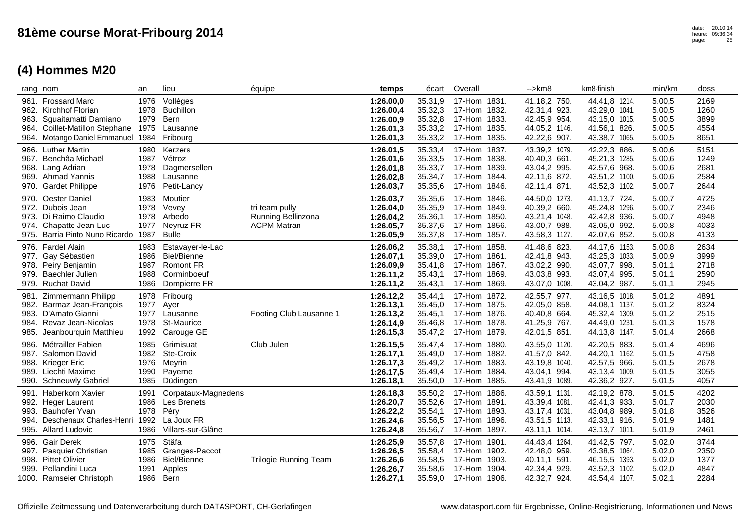# 81ème course Morat-Fribourg 2014

date: 20.10.14
heure: 09:36:34

## (4) Hommes M20

| rang | nom | an | lieu | équipe | temps | écart | Overall | -->km8 | km8-finish | min/km | doss |
|---|---|---|---|---|---|---|---|---|---|---|---|
| 961. | Frossard Marc | 1976 | Vollèges | | **1:26.00,0** | 35.31,9 | 17-Hom 1831. | 41.18,2 750. | 44.41,8 1214. | 5.00,5 | 2169 |
| 962. | Kirchhof Florian | 1978 | Buchillon | | **1:26.00,4** | 35.32,3 | 17-Hom 1832. | 42.31,4 923. | 43.29,0 1041. | 5.00,5 | 1260 |
| 963. | Sguaitamatti Damiano | 1979 | Bern | | **1:26.00,9** | 35.32,8 | 17-Hom 1833. | 42.45,9 954. | 43.15,0 1015. | 5.00,5 | 3899 |
| 964. | Coillet-Matillon Stephane | 1975 | Lausanne | | **1:26.01,3** | 35.33,2 | 17-Hom 1835. | 44.05,2 1146. | 41.56,1 826. | 5.00,5 | 4554 |
| 964. | Motango Daniel Emmanuel | 1984 | Fribourg | | **1:26.01,3** | 35.33,2 | 17-Hom 1835. | 42.22,6 907. | 43.38,7 1065. | 5.00,5 | 8651 |
| 966. | Luther Martin | 1980 | Kerzers | | **1:26.01,5** | 35.33,4 | 17-Hom 1837. | 43.39,2 1079. | 42.22,3 886. | 5.00,6 | 5151 |
| 967. | Benchâa Michaël | 1987 | Vétroz | | **1:26.01,6** | 35.33,5 | 17-Hom 1838. | 40.40,3 661. | 45.21,3 1285. | 5.00,6 | 1249 |
| 968. | Lang Adrian | 1978 | Dagmersellen | | **1:26.01,8** | 35.33,7 | 17-Hom 1839. | 43.04,2 995. | 42.57,6 968. | 5.00,6 | 2681 |
| 969. | Ahmad Yannis | 1988 | Lausanne | | **1:26.02,8** | 35.34,7 | 17-Hom 1844. | 42.11,6 872. | 43.51,2 1100. | 5.00,6 | 2584 |
| 970. | Gardet Philippe | 1976 | Petit-Lancy | | **1:26.03,7** | 35.35,6 | 17-Hom 1846. | 42.11,4 871. | 43.52,3 1102. | 5.00,7 | 2644 |
| 970. | Oester Daniel | 1983 | Moutier | | **1:26.03,7** | 35.35,6 | 17-Hom 1846. | 44.50,0 1273. | 41.13,7 724. | 5.00,7 | 4725 |
| 972. | Dubois Jean | 1978 | Vevey | tri team pully | **1:26.04,0** | 35.35,9 | 17-Hom 1849. | 40.39,2 660. | 45.24,8 1296. | 5.00,7 | 2346 |
| 973. | Di Raimo Claudio | 1978 | Arbedo | Running Bellinzona | **1:26.04,2** | 35.36,1 | 17-Hom 1850. | 43.21,4 1048. | 42.42,8 936. | 5.00,7 | 4948 |
| 974. | Chapatte Jean-Luc | 1977 | Neyruz FR | ACPM Matran | **1:26.05,7** | 35.37,6 | 17-Hom 1856. | 43.00,7 988. | 43.05,0 992. | 5.00,8 | 4033 |
| 975. | Barria Pinto Nuno Ricardo | 1987 | Bulle | | **1:26.05,9** | 35.37,8 | 17-Hom 1857. | 43.58,3 1127. | 42.07,6 852. | 5.00,8 | 4133 |
| 976. | Fardel Alain | 1983 | Estavayer-le-Lac | | **1:26.06,2** | 35.38,1 | 17-Hom 1858. | 41.48,6 823. | 44.17,6 1153. | 5.00,8 | 2634 |
| 977. | Gay Sébastien | 1986 | Biel/Bienne | | **1:26.07,1** | 35.39,0 | 17-Hom 1861. | 42.41,8 943. | 43.25,3 1033. | 5.00,9 | 3999 |
| 978. | Peiry Benjamin | 1987 | Romont FR | | **1:26.09,9** | 35.41,8 | 17-Hom 1867. | 43.02,2 990. | 43.07,7 998. | 5.01,1 | 2718 |
| 979. | Baechler Julien | 1988 | Corminboeuf | | **1:26.11,2** | 35.43,1 | 17-Hom 1869. | 43.03,8 993. | 43.07,4 995. | 5.01,1 | 2590 |
| 979. | Ruchat David | 1986 | Dompierre FR | | **1:26.11,2** | 35.43,1 | 17-Hom 1869. | 43.07,0 1008. | 43.04,2 987. | 5.01,1 | 2945 |
| 981. | Zimmermann Philipp | 1978 | Fribourg | | **1:26.12,2** | 35.44,1 | 17-Hom 1872. | 42.55,7 977. | 43.16,5 1018. | 5.01,2 | 4891 |
| 982. | Barmaz Jean-François | 1977 | Ayer | | **1:26.13,1** | 35.45,0 | 17-Hom 1875. | 42.05,0 858. | 44.08,1 1137. | 5.01,2 | 8324 |
| 983. | D'Amato Gianni | 1977 | Lausanne | Footing Club Lausanne 1 | **1:26.13,2** | 35.45,1 | 17-Hom 1876. | 40.40,8 664. | 45.32,4 1309. | 5.01,2 | 2515 |
| 984. | Revaz Jean-Nicolas | 1978 | St-Maurice | | **1:26.14,9** | 35.46,8 | 17-Hom 1878. | 41.25,9 767. | 44.49,0 1231. | 5.01,3 | 1578 |
| 985. | Jeanbourquin Matthieu | 1992 | Carouge GE | | **1:26.15,3** | 35.47,2 | 17-Hom 1879. | 42.01,5 851. | 44.13,8 1147. | 5.01,4 | 2668 |
| 986. | Métrailler Fabien | 1985 | Grimisuat | Club Julen | **1:26.15,5** | 35.47,4 | 17-Hom 1880. | 43.55,0 1120. | 42.20,5 883. | 5.01,4 | 4696 |
| 987. | Salomon David | 1982 | Ste-Croix | | **1:26.17,1** | 35.49,0 | 17-Hom 1882. | 41.57,0 842. | 44.20,1 1162. | 5.01,5 | 4758 |
| 988. | Krieger Eric | 1976 | Meyrin | | **1:26.17,3** | 35.49,2 | 17-Hom 1883. | 43.19,8 1040. | 42.57,5 966. | 5.01,5 | 2678 |
| 989. | Liechti Maxime | 1990 | Payerne | | **1:26.17,5** | 35.49,4 | 17-Hom 1884. | 43.04,1 994. | 43.13,4 1009. | 5.01,5 | 3055 |
| 990. | Schneuwly Gabriel | 1985 | Düdingen | | **1:26.18,1** | 35.50,0 | 17-Hom 1885. | 43.41,9 1089. | 42.36,2 927. | 5.01,5 | 4057 |
| 991. | Haberkorn Xavier | 1991 | Corpataux-Magnedens | | **1:26.18,3** | 35.50,2 | 17-Hom 1886. | 43.59,1 1131. | 42.19,2 878. | 5.01,5 | 4202 |
| 992. | Heger Laurent | 1986 | Les Brenets | | **1:26.20,7** | 35.52,6 | 17-Hom 1891. | 43.39,4 1081. | 42.41,3 933. | 5.01,7 | 2030 |
| 993. | Bauhofer Yvan | 1978 | Péry | | **1:26.22,2** | 35.54,1 | 17-Hom 1893. | 43.17,4 1031. | 43.04,8 989. | 5.01,8 | 3526 |
| 994. | Deschenaux Charles-Henri | 1992 | La Joux FR | | **1:26.24,6** | 35.56,5 | 17-Hom 1896. | 43.51,5 1113. | 42.33,1 916. | 5.01,9 | 1481 |
| 995. | Allard Ludovic | 1986 | Villars-sur-Glâne | | **1:26.24,8** | 35.56,7 | 17-Hom 1897. | 43.11,1 1014. | 43.13,7 1011. | 5.01,9 | 2461 |
| 996. | Gair Derek | 1975 | Stäfa | | **1:26.25,9** | 35.57,8 | 17-Hom 1901. | 44.43,4 1264. | 41.42,5 797. | 5.02,0 | 3744 |
| 997. | Pasquier Christian | 1985 | Granges-Paccot | | **1:26.26,5** | 35.58,4 | 17-Hom 1902. | 42.48,0 959. | 43.38,5 1064. | 5.02,0 | 2350 |
| 998. | Pittet Olivier | 1986 | Biel/Bienne | Trilogie Running Team | **1:26.26,6** | 35.58,5 | 17-Hom 1903. | 40.11,1 591. | 46.15,5 1393. | 5.02,0 | 1377 |
| 999. | Pellandini Luca | 1991 | Apples | | **1:26.26,7** | 35.58,6 | 17-Hom 1904. | 42.34,4 929. | 43.52,3 1102. | 5.02,0 | 4847 |
| 1000. | Ramseier Christoph | 1986 | Bern | | **1:26.27,1** | 35.59,0 | 17-Hom 1906. | 42.32,7 924. | 43.54,4 1107. | 5.02,1 | 2284 |

Offizielle Zeitmessung und Datenverarbeitung durch DATASPORT, CH-Gerlafingen www.datasport.com für Ergebnisse, Online-Registrierung, Informationen und News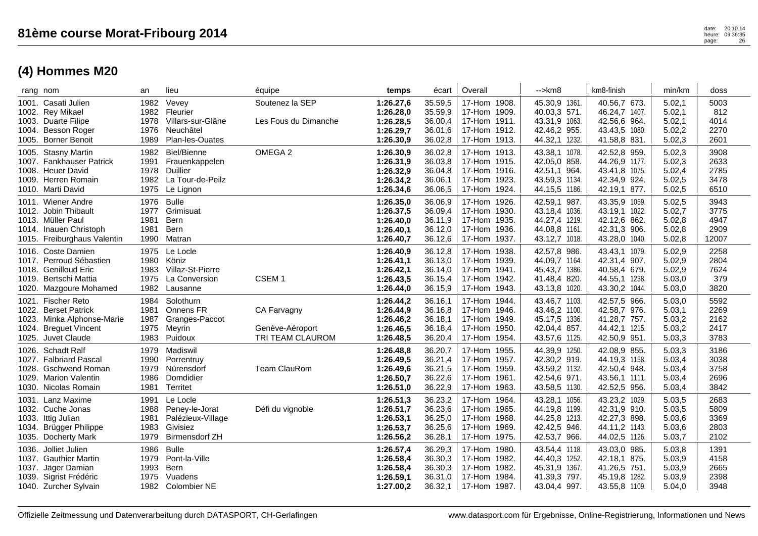# 81ème course Morat-Fribourg 2014

## (4) Hommes M20

| rang | nom | an | lieu | équipe | temps | écart | Overall | -->km8 | km8-finish | min/km | doss |
|---|---|---|---|---|---|---|---|---|---|---|---|
| 1001. | Casati Julien | 1982 | Vevey | Soutenez la SEP | **1:26.27,6** | 35.59,5 | 17-Hom 1908. | 45.30,9 1361. | 40.56,7 673. | 5.02,1 | 5003 |
| 1002. | Rey Mikael | 1982 | Fleurier | | **1:26.28,0** | 35.59,9 | 17-Hom 1909. | 40.03,3 571. | 46.24,7 1407. | 5.02,1 | 812 |
| 1003. | Duarte Filipe | 1978 | Villars-sur-Glâne | Les Fous du Dimanche | **1:26.28,5** | 36.00,4 | 17-Hom 1911. | 43.31,9 1063. | 42.56,6 964. | 5.02,1 | 4014 |
| 1004. | Besson Roger | 1976 | Neuchâtel | | **1:26.29,7** | 36.01,6 | 17-Hom 1912. | 42.46,2 955. | 43.43,5 1080. | 5.02,2 | 2270 |
| 1005. | Borner Benoit | 1989 | Plan-les-Ouates | | **1:26.30,9** | 36.02,8 | 17-Hom 1913. | 44.32,1 1232. | 41.58,8 831. | 5.02,3 | 2601 |
| 1005. | Stasny Martin | 1982 | Biel/Bienne | OMEGA 2 | **1:26.30,9** | 36.02,8 | 17-Hom 1913. | 43.38,1 1078. | 42.52,8 959. | 5.02,3 | 3908 |
| 1007. | Fankhauser Patrick | 1991 | Frauenkappelen | | **1:26.31,9** | 36.03,8 | 17-Hom 1915. | 42.05,0 858. | 44.26,9 1177. | 5.02,3 | 2633 |
| 1008. | Heuer David | 1978 | Duillier | | **1:26.32,9** | 36.04,8 | 17-Hom 1916. | 42.51,1 964. | 43.41,8 1075. | 5.02,4 | 2785 |
| 1009. | Herren Romain | 1982 | La Tour-de-Peilz | | **1:26.34,2** | 36.06,1 | 17-Hom 1923. | 43.59,3 1134. | 42.34,9 924. | 5.02,5 | 3478 |
| 1010. | Marti David | 1975 | Le Lignon | | **1:26.34,6** | 36.06,5 | 17-Hom 1924. | 44.15,5 1186. | 42.19,1 877. | 5.02,5 | 6510 |
| 1011. | Wiener Andre | 1976 | Bulle | | **1:26.35,0** | 36.06,9 | 17-Hom 1926. | 42.59,1 987. | 43.35,9 1059. | 5.02,5 | 3943 |
| 1012. | Jobin Thibault | 1977 | Grimisuat | | **1:26.37,5** | 36.09,4 | 17-Hom 1930. | 43.18,4 1036. | 43.19,1 1022. | 5.02,7 | 3775 |
| 1013. | Müller Paul | 1981 | Bern | | **1:26.40,0** | 36.11,9 | 17-Hom 1935. | 44.27,4 1219. | 42.12,6 862. | 5.02,8 | 4947 |
| 1014. | Inauen Christoph | 1981 | Bern | | **1:26.40,1** | 36.12,0 | 17-Hom 1936. | 44.08,8 1161. | 42.31,3 906. | 5.02,8 | 2909 |
| 1015. | Freiburghaus Valentin | 1990 | Matran | | **1:26.40,7** | 36.12,6 | 17-Hom 1937. | 43.12,7 1018. | 43.28,0 1040. | 5.02,8 | 12007 |
| 1016. | Coste Damien | 1975 | Le Locle | | **1:26.40,9** | 36.12,8 | 17-Hom 1938. | 42.57,8 986. | 43.43,1 1079. | 5.02,9 | 2258 |
| 1017. | Perroud Sébastien | 1980 | Köniz | | **1:26.41,1** | 36.13,0 | 17-Hom 1939. | 44.09,7 1164. | 42.31,4 907. | 5.02,9 | 2804 |
| 1018. | Genilloud Eric | 1983 | Villaz-St-Pierre | | **1:26.42,1** | 36.14,0 | 17-Hom 1941. | 45.43,7 1386. | 40.58,4 679. | 5.02,9 | 7624 |
| 1019. | Bertschi Mattia | 1975 | La Conversion | CSEM 1 | **1:26.43,5** | 36.15,4 | 17-Hom 1942. | 41.48,4 820. | 44.55,1 1238. | 5.03,0 | 379 |
| 1020. | Mazgoure Mohamed | 1982 | Lausanne | | **1:26.44,0** | 36.15,9 | 17-Hom 1943. | 43.13,8 1020. | 43.30,2 1044. | 5.03,0 | 3820 |
| 1021. | Fischer Reto | 1984 | Solothurn | | **1:26.44,2** | 36.16,1 | 17-Hom 1944. | 43.46,7 1103. | 42.57,5 966. | 5.03,0 | 5592 |
| 1022. | Berset Patrick | 1981 | Onnens FR | CA Farvagny | **1:26.44,9** | 36.16,8 | 17-Hom 1946. | 43.46,2 1100. | 42.58,7 976. | 5.03,1 | 2269 |
| 1023. | Minka Alphonse-Marie | 1987 | Granges-Paccot | | **1:26.46,2** | 36.18,1 | 17-Hom 1949. | 45.17,5 1336. | 41.28,7 757. | 5.03,2 | 2162 |
| 1024. | Breguet Vincent | 1975 | Meyrin | Genève-Aéroport | **1:26.46,5** | 36.18,4 | 17-Hom 1950. | 42.04,4 857. | 44.42,1 1215. | 5.03,2 | 2417 |
| 1025. | Juvet Claude | 1983 | Puidoux | TRI TEAM CLAUROM | **1:26.48,5** | 36.20,4 | 17-Hom 1954. | 43.57,6 1125. | 42.50,9 951. | 5.03,3 | 3783 |
| 1026. | Schadt Ralf | 1979 | Madiswil | | **1:26.48,8** | 36.20,7 | 17-Hom 1955. | 44.39,9 1250. | 42.08,9 855. | 5.03,3 | 3186 |
| 1027. | Falbriard Pascal | 1990 | Porrentruy | | **1:26.49,5** | 36.21,4 | 17-Hom 1957. | 42.30,2 919. | 44.19,3 1158. | 5.03,4 | 3038 |
| 1028. | Gschwend Roman | 1979 | Nürensdorf | Team ClauRom | **1:26.49,6** | 36.21,5 | 17-Hom 1959. | 43.59,2 1132. | 42.50,4 948. | 5.03,4 | 3758 |
| 1029. | Marion Valentin | 1986 | Domdidier | | **1:26.50,7** | 36.22,6 | 17-Hom 1961. | 42.54,6 971. | 43.56,1 1111. | 5.03,4 | 2696 |
| 1030. | Nicolas Romain | 1981 | Territet | | **1:26.51,0** | 36.22,9 | 17-Hom 1963. | 43.58,5 1130. | 42.52,5 956. | 5.03,4 | 3842 |
| 1031. | Lanz Maxime | 1991 | Le Locle | | **1:26.51,3** | 36.23,2 | 17-Hom 1964. | 43.28,1 1056. | 43.23,2 1029. | 5.03,5 | 2683 |
| 1032. | Cuche Jonas | 1988 | Peney-le-Jorat | Défi du vignoble | **1:26.51,7** | 36.23,6 | 17-Hom 1965. | 44.19,8 1199. | 42.31,9 910. | 5.03,5 | 5809 |
| 1033. | Ittig Julian | 1981 | Palézieux-Village | | **1:26.53,1** | 36.25,0 | 17-Hom 1968. | 44.25,8 1213. | 42.27,3 898. | 5.03,6 | 3369 |
| 1034. | Brügger Philippe | 1983 | Givisiez | | **1:26.53,7** | 36.25,6 | 17-Hom 1969. | 42.42,5 946. | 44.11,2 1143. | 5.03,6 | 2803 |
| 1035. | Docherty Mark | 1979 | Birmensdorf ZH | | **1:26.56,2** | 36.28,1 | 17-Hom 1975. | 42.53,7 966. | 44.02,5 1126. | 5.03,7 | 2102 |
| 1036. | Jolliet Julien | 1986 | Bulle | | **1:26.57,4** | 36.29,3 | 17-Hom 1980. | 43.54,4 1118. | 43.03,0 985. | 5.03,8 | 1391 |
| 1037. | Gauthier Martin | 1979 | Pont-la-Ville | | **1:26.58,4** | 36.30,3 | 17-Hom 1982. | 44.40,3 1252. | 42.18,1 875. | 5.03,9 | 4158 |
| 1037. | Jäger Damian | 1993 | Bern | | **1:26.58,4** | 36.30,3 | 17-Hom 1982. | 45.31,9 1367. | 41.26,5 751. | 5.03,9 | 2665 |
| 1039. | Sigrist Frédéric | 1975 | Vuadens | | **1:26.59,1** | 36.31,0 | 17-Hom 1984. | 41.39,3 797. | 45.19,8 1282. | 5.03,9 | 2398 |
| 1040. | Zurcher Sylvain | 1982 | Colombier NE | | **1:27.00,2** | 36.32,1 | 17-Hom 1987. | 43.04,4 997. | 43.55,8 1109. | 5.04,0 | 3948 |

Offizielle Zeitmessung und Datenverarbeitung durch DATASPORT, CH-Gerlafingen — www.datasport.com für Ergebnisse, Online-Registrierung, Informationen und News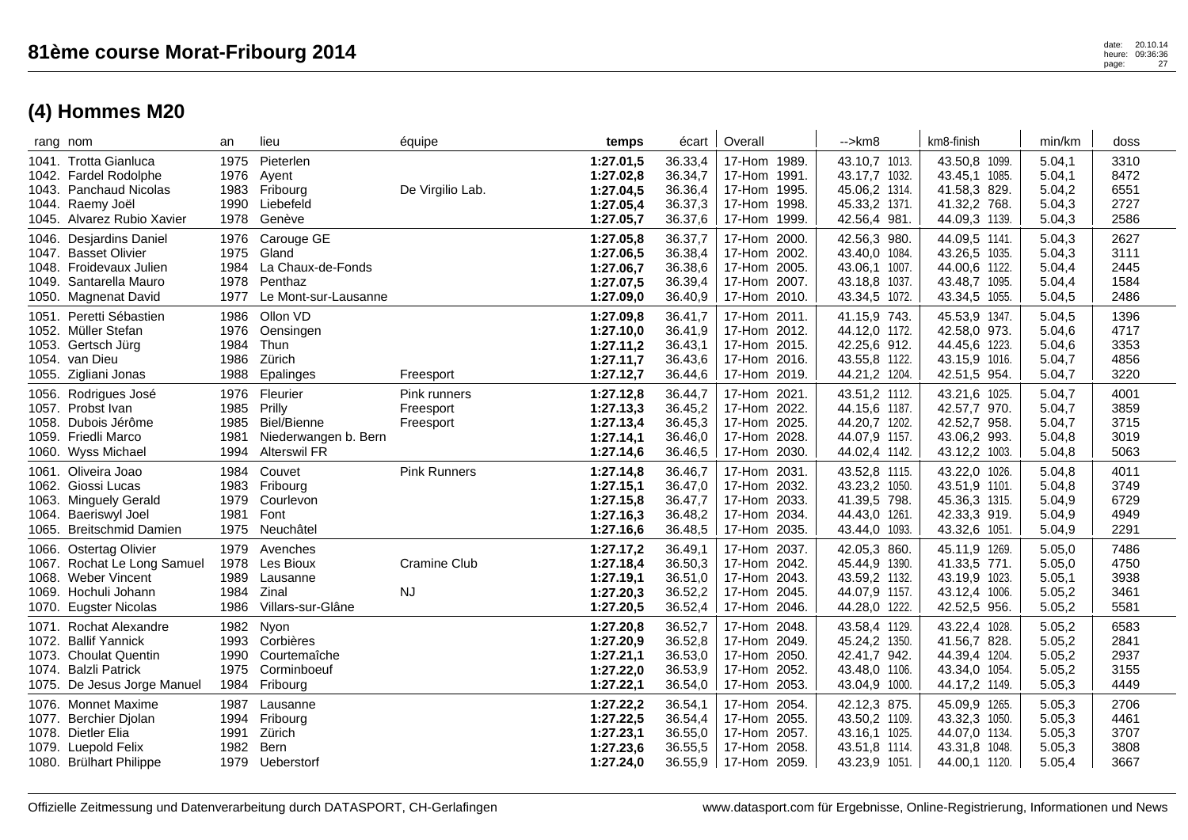# 81ème course Morat-Fribourg 2014

## (4) Hommes M20

| rang | nom | an | lieu | équipe | temps | écart | Overall | -->km8 | km8-finish | min/km | doss |
|---|---|---|---|---|---|---|---|---|---|---|---|
| 1041. | Trotta Gianluca | 1975 | Pieterlen | | **1:27.01,5** | 36.33,4 | 17-Hom 1989. | 43.10,7 1013. | 43.50,8 1099. | 5.04,1 | 3310 |
| 1042. | Fardel Rodolphe | 1976 | Ayent | | **1:27.02,8** | 36.34,7 | 17-Hom 1991. | 43.17,7 1032. | 43.45,1 1085. | 5.04,1 | 8472 |
| 1043. | Panchaud Nicolas | 1983 | Fribourg | De Virgilio Lab. | **1:27.04,5** | 36.36,4 | 17-Hom 1995. | 45.06,2 1314. | 41.58,3 829. | 5.04,2 | 6551 |
| 1044. | Raemy Joël | 1990 | Liebefeld | | **1:27.05,4** | 36.37,3 | 17-Hom 1998. | 45.33,2 1371. | 41.32,2 768. | 5.04,3 | 2727 |
| 1045. | Alvarez Rubio Xavier | 1978 | Genève | | **1:27.05,7** | 36.37,6 | 17-Hom 1999. | 42.56,4 981. | 44.09,3 1139. | 5.04,3 | 2586 |
| 1046. | Desjardins Daniel | 1976 | Carouge GE | | **1:27.05,8** | 36.37,7 | 17-Hom 2000. | 42.56,3 980. | 44.09,5 1141. | 5.04,3 | 2627 |
| 1047. | Basset Olivier | 1975 | Gland | | **1:27.06,5** | 36.38,4 | 17-Hom 2002. | 43.40,0 1084. | 43.26,5 1035. | 5.04,3 | 3111 |
| 1048. | Froidevaux Julien | 1984 | La Chaux-de-Fonds | | **1:27.06,7** | 36.38,6 | 17-Hom 2005. | 43.06,1 1007. | 44.00,6 1122. | 5.04,4 | 2445 |
| 1049. | Santarella Mauro | 1978 | Penthaz | | **1:27.07,5** | 36.39,4 | 17-Hom 2007. | 43.18,8 1037. | 43.48,7 1095. | 5.04,4 | 1584 |
| 1050. | Magnenat David | 1977 | Le Mont-sur-Lausanne | | **1:27.09,0** | 36.40,9 | 17-Hom 2010. | 43.34,5 1072. | 43.34,5 1055. | 5.04,5 | 2486 |
| 1051. | Peretti Sébastien | 1986 | Ollon VD | | **1:27.09,8** | 36.41,7 | 17-Hom 2011. | 41.15,9 743. | 45.53,9 1347. | 5.04,5 | 1396 |
| 1052. | Müller Stefan | 1976 | Oensingen | | **1:27.10,0** | 36.41,9 | 17-Hom 2012. | 44.12,0 1172. | 42.58,0 973. | 5.04,6 | 4717 |
| 1053. | Gertsch Jürg | 1984 | Thun | | **1:27.11,2** | 36.43,1 | 17-Hom 2015. | 42.25,6 912. | 44.45,6 1223. | 5.04,6 | 3353 |
| 1054. | van Dieu | 1986 | Zürich | | **1:27.11,7** | 36.43,6 | 17-Hom 2016. | 43.55,8 1122. | 43.15,9 1016. | 5.04,7 | 4856 |
| 1055. | Zigliani Jonas | 1988 | Epalinges | Freesport | **1:27.12,7** | 36.44,6 | 17-Hom 2019. | 44.21,2 1204. | 42.51,5 954. | 5.04,7 | 3220 |
| 1056. | Rodrigues José | 1976 | Fleurier | Pink runners | **1:27.12,8** | 36.44,7 | 17-Hom 2021. | 43.51,2 1112. | 43.21,6 1025. | 5.04,7 | 4001 |
| 1057. | Probst Ivan | 1985 | Prilly | Freesport | **1:27.13,3** | 36.45,2 | 17-Hom 2022. | 44.15,6 1187. | 42.57,7 970. | 5.04,7 | 3859 |
| 1058. | Dubois Jérôme | 1985 | Biel/Bienne | Freesport | **1:27.13,4** | 36.45,3 | 17-Hom 2025. | 44.20,7 1202. | 42.52,7 958. | 5.04,7 | 3715 |
| 1059. | Friedli Marco | 1981 | Niederwangen b. Bern | | **1:27.14,1** | 36.46,0 | 17-Hom 2028. | 44.07,9 1157. | 43.06,2 993. | 5.04,8 | 3019 |
| 1060. | Wyss Michael | 1994 | Alterswil FR | | **1:27.14,6** | 36.46,5 | 17-Hom 2030. | 44.02,4 1142. | 43.12,2 1003. | 5.04,8 | 5063 |
| 1061. | Oliveira Joao | 1984 | Couvet | Pink Runners | **1:27.14,8** | 36.46,7 | 17-Hom 2031. | 43.52,8 1115. | 43.22,0 1026. | 5.04,8 | 4011 |
| 1062. | Giossi Lucas | 1983 | Fribourg | | **1:27.15,1** | 36.47,0 | 17-Hom 2032. | 43.23,2 1050. | 43.51,9 1101. | 5.04,8 | 3749 |
| 1063. | Minguely Gerald | 1979 | Courlevon | | **1:27.15,8** | 36.47,7 | 17-Hom 2033. | 41.39,5 798. | 45.36,3 1315. | 5.04,9 | 6729 |
| 1064. | Baeriswyl Joel | 1981 | Font | | **1:27.16,3** | 36.48,2 | 17-Hom 2034. | 44.43,0 1261. | 42.33,3 919. | 5.04,9 | 4949 |
| 1065. | Breitschmid Damien | 1975 | Neuchâtel | | **1:27.16,6** | 36.48,5 | 17-Hom 2035. | 43.44,0 1093. | 43.32,6 1051. | 5.04,9 | 2291 |
| 1066. | Ostertag Olivier | 1979 | Avenches | | **1:27.17,2** | 36.49,1 | 17-Hom 2037. | 42.05,3 860. | 45.11,9 1269. | 5.05,0 | 7486 |
| 1067. | Rochat Le Long Samuel | 1978 | Les Bioux | Cramine Club | **1:27.18,4** | 36.50,3 | 17-Hom 2042. | 45.44,9 1390. | 41.33,5 771. | 5.05,0 | 4750 |
| 1068. | Weber Vincent | 1989 | Lausanne | | **1:27.19,1** | 36.51,0 | 17-Hom 2043. | 43.59,2 1132. | 43.19,9 1023. | 5.05,1 | 3938 |
| 1069. | Hochuli Johann | 1984 | Zinal | NJ | **1:27.20,3** | 36.52,2 | 17-Hom 2045. | 44.07,9 1157. | 43.12,4 1006. | 5.05,2 | 3461 |
| 1070. | Eugster Nicolas | 1986 | Villars-sur-Glâne | | **1:27.20,5** | 36.52,4 | 17-Hom 2046. | 44.28,0 1222. | 42.52,5 956. | 5.05,2 | 5581 |
| 1071. | Rochat Alexandre | 1982 | Nyon | | **1:27.20,8** | 36.52,7 | 17-Hom 2048. | 43.58,4 1129. | 43.22,4 1028. | 5.05,2 | 6583 |
| 1072. | Ballif Yannick | 1993 | Corbières | | **1:27.20,9** | 36.52,8 | 17-Hom 2049. | 45.24,2 1350. | 41.56,7 828. | 5.05,2 | 2841 |
| 1073. | Choulat Quentin | 1990 | Courtemaîche | | **1:27.21,1** | 36.53,0 | 17-Hom 2050. | 42.41,7 942. | 44.39,4 1204. | 5.05,2 | 2937 |
| 1074. | Balzli Patrick | 1975 | Corminboeuf | | **1:27.22,0** | 36.53,9 | 17-Hom 2052. | 43.48,0 1106. | 43.34,0 1054. | 5.05,2 | 3155 |
| 1075. | De Jesus Jorge Manuel | 1984 | Fribourg | | **1:27.22,1** | 36.54,0 | 17-Hom 2053. | 43.04,9 1000. | 44.17,2 1149. | 5.05,3 | 4449 |
| 1076. | Monnet Maxime | 1987 | Lausanne | | **1:27.22,2** | 36.54,1 | 17-Hom 2054. | 42.12,3 875. | 45.09,9 1265. | 5.05,3 | 2706 |
| 1077. | Berchier Djolan | 1994 | Fribourg | | **1:27.22,5** | 36.54,4 | 17-Hom 2055. | 43.50,2 1109. | 43.32,3 1050. | 5.05,3 | 4461 |
| 1078. | Dietler Elia | 1991 | Zürich | | **1:27.23,1** | 36.55,0 | 17-Hom 2057. | 43.16,1 1025. | 44.07,0 1134. | 5.05,3 | 3707 |
| 1079. | Luepold Felix | 1982 | Bern | | **1:27.23,6** | 36.55,5 | 17-Hom 2058. | 43.51,8 1114. | 43.31,8 1048. | 5.05,3 | 3808 |
| 1080. | Brülhart Philippe | 1979 | Ueberstorf | | **1:27.24,0** | 36.55,9 | 17-Hom 2059. | 43.23,9 1051. | 44.00,1 1120. | 5.05,4 | 3667 |

Offizielle Zeitmessung und Datenverarbeitung durch DATASPORT, CH-Gerlafingen

www.datasport.com für Ergebnisse, Online-Registrierung, Informationen und News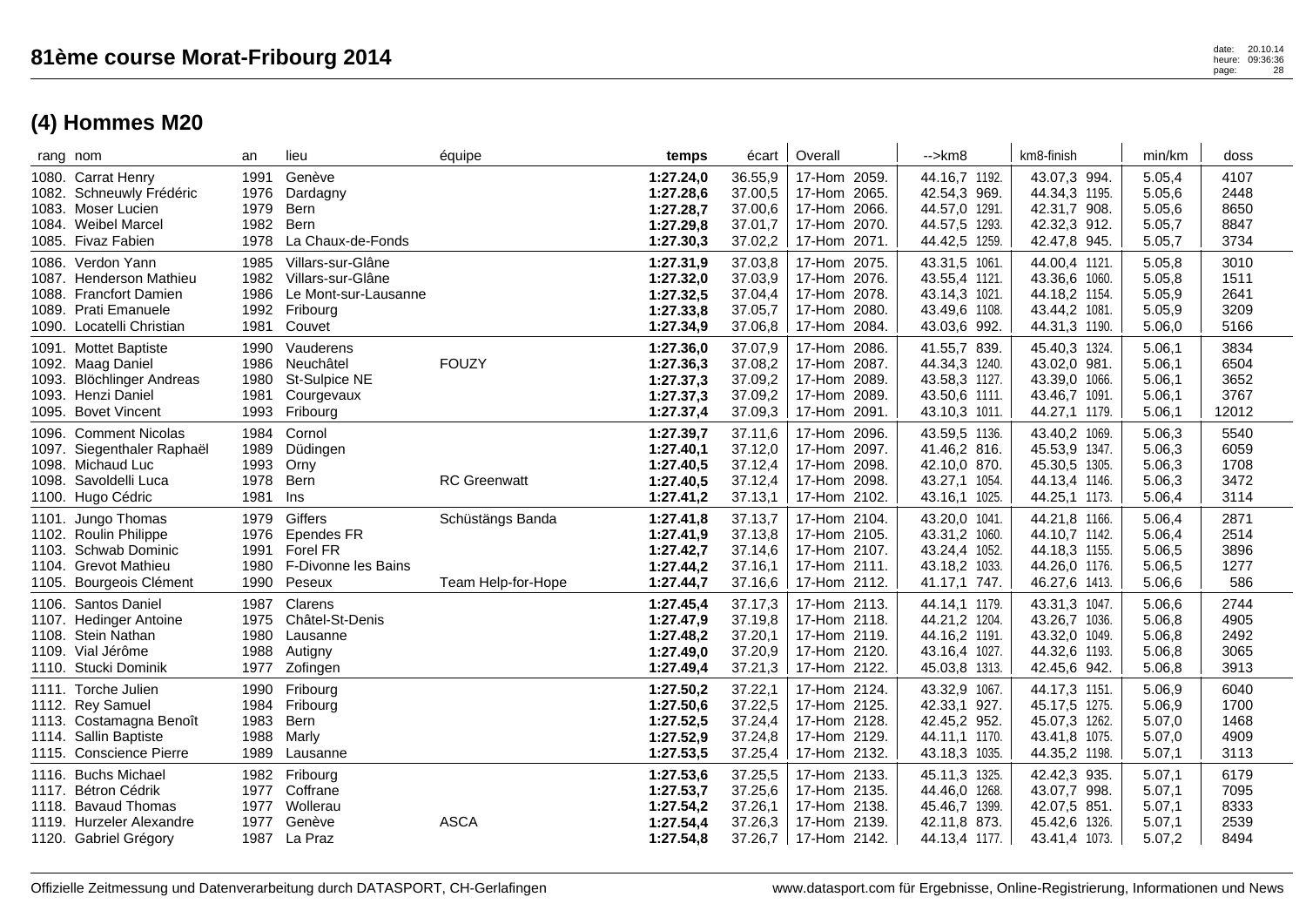# 81ème course Morat-Fribourg 2014

## (4) Hommes M20

| rang | nom | an | lieu | équipe | temps | écart | Overall | -->km8 | km8-finish | min/km | doss |
|---|---|---|---|---|---|---|---|---|---|---|---|
| 1080. | Carrat Henry | 1991 | Genève | | **1:27.24,0** | 36.55,9 | 17-Hom 2059. | 44.16,7 1192. | 43.07,3 994. | 5.05,4 | 4107 |
| 1082. | Schneuwly Frédéric | 1976 | Dardagny | | **1:27.28,6** | 37.00,5 | 17-Hom 2065. | 42.54,3 969. | 44.34,3 1195. | 5.05,6 | 2448 |
| 1083. | Moser Lucien | 1979 | Bern | | **1:27.28,7** | 37.00,6 | 17-Hom 2066. | 44.57,0 1291. | 42.31,7 908. | 5.05,6 | 8650 |
| 1084. | Weibel Marcel | 1982 | Bern | | **1:27.29,8** | 37.01,7 | 17-Hom 2070. | 44.57,5 1293. | 42.32,3 912. | 5.05,7 | 8847 |
| 1085. | Fivaz Fabien | 1978 | La Chaux-de-Fonds | | **1:27.30,3** | 37.02,2 | 17-Hom 2071. | 44.42,5 1259. | 42.47,8 945. | 5.05,7 | 3734 |
| 1086. | Verdon Yann | 1985 | Villars-sur-Glâne | | **1:27.31,9** | 37.03,8 | 17-Hom 2075. | 43.31,5 1061. | 44.00,4 1121. | 5.05,8 | 3010 |
| 1087. | Henderson Mathieu | 1982 | Villars-sur-Glâne | | **1:27.32,0** | 37.03,9 | 17-Hom 2076. | 43.55,4 1121. | 43.36,6 1060. | 5.05,8 | 1511 |
| 1088. | Francfort Damien | 1986 | Le Mont-sur-Lausanne | | **1:27.32,5** | 37.04,4 | 17-Hom 2078. | 43.14,3 1021. | 44.18,2 1154. | 5.05,9 | 2641 |
| 1089. | Prati Emanuele | 1992 | Fribourg | | **1:27.33,8** | 37.05,7 | 17-Hom 2080. | 43.49,6 1108. | 43.44,2 1081. | 5.05,9 | 3209 |
| 1090. | Locatelli Christian | 1981 | Couvet | | **1:27.34,9** | 37.06,8 | 17-Hom 2084. | 43.03,6 992. | 44.31,3 1190. | 5.06,0 | 5166 |
| 1091. | Mottet Baptiste | 1990 | Vauderens | | **1:27.36,0** | 37.07,9 | 17-Hom 2086. | 41.55,7 839. | 45.40,3 1324. | 5.06,1 | 3834 |
| 1092. | Maag Daniel | 1986 | Neuchâtel | FOUZY | **1:27.36,3** | 37.08,2 | 17-Hom 2087. | 44.34,3 1240. | 43.02,0 981. | 5.06,1 | 6504 |
| 1093. | Blöchlinger Andreas | 1980 | St-Sulpice NE | | **1:27.37,3** | 37.09,2 | 17-Hom 2089. | 43.58,3 1127. | 43.39,0 1066. | 5.06,1 | 3652 |
| 1093. | Henzi Daniel | 1981 | Courgevaux | | **1:27.37,3** | 37.09,2 | 17-Hom 2089. | 43.50,6 1111. | 43.46,7 1091. | 5.06,1 | 3767 |
| 1095. | Bovet Vincent | 1993 | Fribourg | | **1:27.37,4** | 37.09,3 | 17-Hom 2091. | 43.10,3 1011. | 44.27,1 1179. | 5.06,1 | 12012 |
| 1096. | Comment Nicolas | 1984 | Cornol | | **1:27.39,7** | 37.11,6 | 17-Hom 2096. | 43.59,5 1136. | 43.40,2 1069. | 5.06,3 | 5540 |
| 1097. | Siegenthaler Raphaël | 1989 | Düdingen | | **1:27.40,1** | 37.12,0 | 17-Hom 2097. | 41.46,2 816. | 45.53,9 1347. | 5.06,3 | 6059 |
| 1098. | Michaud Luc | 1993 | Orny | | **1:27.40,5** | 37.12,4 | 17-Hom 2098. | 42.10,0 870. | 45.30,5 1305. | 5.06,3 | 1708 |
| 1098. | Savoldelli Luca | 1978 | Bern | RC Greenwatt | **1:27.40,5** | 37.12,4 | 17-Hom 2098. | 43.27,1 1054. | 44.13,4 1146. | 5.06,3 | 3472 |
| 1100. | Hugo Cédric | 1981 | Ins | | **1:27.41,2** | 37.13,1 | 17-Hom 2102. | 43.16,1 1025. | 44.25,1 1173. | 5.06,4 | 3114 |
| 1101. | Jungo Thomas | 1979 | Giffers | Schüstängs Banda | **1:27.41,8** | 37.13,7 | 17-Hom 2104. | 43.20,0 1041. | 44.21,8 1166. | 5.06,4 | 2871 |
| 1102. | Roulin Philippe | 1976 | Ependes FR | | **1:27.41,9** | 37.13,8 | 17-Hom 2105. | 43.31,2 1060. | 44.10,7 1142. | 5.06,4 | 2514 |
| 1103. | Schwab Dominic | 1991 | Forel FR | | **1:27.42,7** | 37.14,6 | 17-Hom 2107. | 43.24,4 1052. | 44.18,3 1155. | 5.06,5 | 3896 |
| 1104. | Grevot Mathieu | 1980 | F-Divonne les Bains | | **1:27.44,2** | 37.16,1 | 17-Hom 2111. | 43.18,2 1033. | 44.26,0 1176. | 5.06,5 | 1277 |
| 1105. | Bourgeois Clément | 1990 | Peseux | Team Help-for-Hope | **1:27.44,7** | 37.16,6 | 17-Hom 2112. | 41.17,1 747. | 46.27,6 1413. | 5.06,6 | 586 |
| 1106. | Santos Daniel | 1987 | Clarens | | **1:27.45,4** | 37.17,3 | 17-Hom 2113. | 44.14,1 1179. | 43.31,3 1047. | 5.06,6 | 2744 |
| 1107. | Hedinger Antoine | 1975 | Châtel-St-Denis | | **1:27.47,9** | 37.19,8 | 17-Hom 2118. | 44.21,2 1204. | 43.26,7 1036. | 5.06,8 | 4905 |
| 1108. | Stein Nathan | 1980 | Lausanne | | **1:27.48,2** | 37.20,1 | 17-Hom 2119. | 44.16,2 1191. | 43.32,0 1049. | 5.06,8 | 2492 |
| 1109. | Vial Jérôme | 1988 | Autigny | | **1:27.49,0** | 37.20,9 | 17-Hom 2120. | 43.16,4 1027. | 44.32,6 1193. | 5.06,8 | 3065 |
| 1110. | Stucki Dominik | 1977 | Zofingen | | **1:27.49,4** | 37.21,3 | 17-Hom 2122. | 45.03,8 1313. | 42.45,6 942. | 5.06,8 | 3913 |
| 1111. | Torche Julien | 1990 | Fribourg | | **1:27.50,2** | 37.22,1 | 17-Hom 2124. | 43.32,9 1067. | 44.17,3 1151. | 5.06,9 | 6040 |
| 1112. | Rey Samuel | 1984 | Fribourg | | **1:27.50,6** | 37.22,5 | 17-Hom 2125. | 42.33,1 927. | 45.17,5 1275. | 5.06,9 | 1700 |
| 1113. | Costamagna Benoît | 1983 | Bern | | **1:27.52,5** | 37.24,4 | 17-Hom 2128. | 42.45,2 952. | 45.07,3 1262. | 5.07,0 | 1468 |
| 1114. | Sallin Baptiste | 1988 | Marly | | **1:27.52,9** | 37.24,8 | 17-Hom 2129. | 44.11,1 1170. | 43.41,8 1075. | 5.07,0 | 4909 |
| 1115. | Conscience Pierre | 1989 | Lausanne | | **1:27.53,5** | 37.25,4 | 17-Hom 2132. | 43.18,3 1035. | 44.35,2 1198. | 5.07,1 | 3113 |
| 1116. | Buchs Michael | 1982 | Fribourg | | **1:27.53,6** | 37.25,5 | 17-Hom 2133. | 45.11,3 1325. | 42.42,3 935. | 5.07,1 | 6179 |
| 1117. | Bétron Cédrik | 1977 | Coffrane | | **1:27.53,7** | 37.25,6 | 17-Hom 2135. | 44.46,0 1268. | 43.07,7 998. | 5.07,1 | 7095 |
| 1118. | Bavaud Thomas | 1977 | Wollerau | | **1:27.54,2** | 37.26,1 | 17-Hom 2138. | 45.46,7 1399. | 42.07,5 851. | 5.07,1 | 8333 |
| 1119. | Hurzeler Alexandre | 1977 | Genève | ASCA | **1:27.54,4** | 37.26,3 | 17-Hom 2139. | 42.11,8 873. | 45.42,6 1326. | 5.07,1 | 2539 |
| 1120. | Gabriel Grégory | 1987 | La Praz | | **1:27.54,8** | 37.26,7 | 17-Hom 2142. | 44.13,4 1177. | 43.41,4 1073. | 5.07,2 | 8494 |

Offizielle Zeitmessung und Datenverarbeitung durch DATASPORT, CH-Gerlafingen

www.datasport.com für Ergebnisse, Online-Registrierung, Informationen und News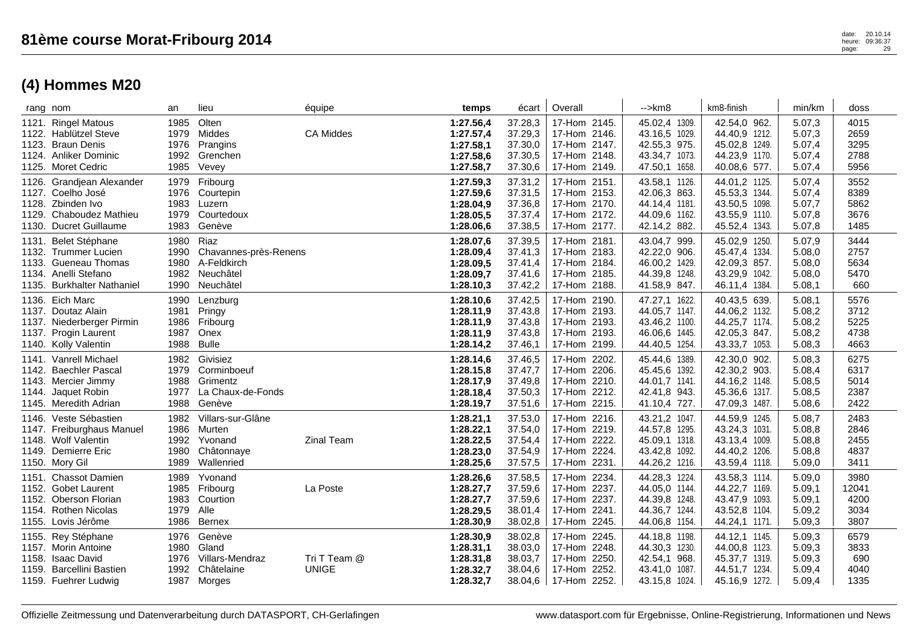# 81ème course Morat-Fribourg 2014

## (4) Hommes M20

| rang | nom | an | lieu | équipe | temps | écart | Overall | -->km8 | km8-finish | min/km | doss |
|---|---|---|---|---|---|---|---|---|---|---|---|
| 1121. | Ringel Matous | 1985 | Olten | | **1:27.56,4** | 37.28,3 | 17-Hom 2145. | 45.02,4 1309. | 42.54,0 962. | 5.07,3 | 4015 |
| 1122. | Hablützel Steve | 1979 | Middes | CA Middes | **1:27.57,4** | 37.29,3 | 17-Hom 2146. | 43.16,5 1029. | 44.40,9 1212. | 5.07,3 | 2659 |
| 1123. | Braun Denis | 1976 | Prangins | | **1:27.58,1** | 37.30,0 | 17-Hom 2147. | 42.55,3 975. | 45.02,8 1249. | 5.07,4 | 3295 |
| 1124. | Anliker Dominic | 1992 | Grenchen | | **1:27.58,6** | 37.30,5 | 17-Hom 2148. | 43.34,7 1073. | 44.23,9 1170. | 5.07,4 | 2788 |
| 1125. | Moret Cedric | 1985 | Vevey | | **1:27.58,7** | 37.30,6 | 17-Hom 2149. | 47.50,1 1658. | 40.08,6 577. | 5.07,4 | 5956 |
| 1126. | Grandjean Alexander | 1979 | Fribourg | | **1:27.59,3** | 37.31,2 | 17-Hom 2151. | 43.58,1 1126. | 44.01,2 1125. | 5.07,4 | 3552 |
| 1127. | Coelho José | 1976 | Courtepin | | **1:27.59,6** | 37.31,5 | 17-Hom 2153. | 42.06,3 863. | 45.53,3 1344. | 5.07,4 | 8389 |
| 1128. | Zbinden Ivo | 1983 | Luzern | | **1:28.04,9** | 37.36,8 | 17-Hom 2170. | 44.14,4 1181. | 43.50,5 1098. | 5.07,7 | 5862 |
| 1129. | Chaboudez Mathieu | 1979 | Courtedoux | | **1:28.05,5** | 37.37,4 | 17-Hom 2172. | 44.09,6 1162. | 43.55,9 1110. | 5.07,8 | 3676 |
| 1130. | Ducret Guillaume | 1983 | Genève | | **1:28.06,6** | 37.38,5 | 17-Hom 2177. | 42.14,2 882. | 45.52,4 1343. | 5.07,8 | 1485 |
| 1131. | Belet Stéphane | 1980 | Riaz | | **1:28.07,6** | 37.39,5 | 17-Hom 2181. | 43.04,7 999. | 45.02,9 1250. | 5.07,9 | 3444 |
| 1132. | Trummer Lucien | 1990 | Chavannes-près-Renens | | **1:28.09,4** | 37.41,3 | 17-Hom 2183. | 42.22,0 906. | 45.47,4 1334. | 5.08,0 | 2757 |
| 1133. | Gueneau Thomas | 1980 | A-Feldkirch | | **1:28.09,5** | 37.41,4 | 17-Hom 2184. | 46.00,2 1429. | 42.09,3 857. | 5.08,0 | 5634 |
| 1134. | Anelli Stefano | 1982 | Neuchâtel | | **1:28.09,7** | 37.41,6 | 17-Hom 2185. | 44.39,8 1248. | 43.29,9 1042. | 5.08,0 | 5470 |
| 1135. | Burkhalter Nathaniel | 1990 | Neuchâtel | | **1:28.10,3** | 37.42,2 | 17-Hom 2188. | 41.58,9 847. | 46.11,4 1384. | 5.08,1 | 660 |
| 1136. | Eich Marc | 1990 | Lenzburg | | **1:28.10,6** | 37.42,5 | 17-Hom 2190. | 47.27,1 1622. | 40.43,5 639. | 5.08,1 | 5576 |
| 1137. | Doutaz Alain | 1981 | Pringy | | **1:28.11,9** | 37.43,8 | 17-Hom 2193. | 44.05,7 1147. | 44.06,2 1132. | 5.08,2 | 3712 |
| 1137. | Niederberger Pirmin | 1986 | Fribourg | | **1:28.11,9** | 37.43,8 | 17-Hom 2193. | 43.46,2 1100. | 44.25,7 1174. | 5.08,2 | 5225 |
| 1137. | Progin Laurent | 1987 | Onex | | **1:28.11,9** | 37.43,8 | 17-Hom 2193. | 46.06,6 1445. | 42.05,3 847. | 5.08,2 | 4738 |
| 1140. | Kolly Valentin | 1988 | Bulle | | **1:28.14,2** | 37.46,1 | 17-Hom 2199. | 44.40,5 1254. | 43.33,7 1053. | 5.08,3 | 4663 |
| 1141. | Vanrell Michael | 1982 | Givisiez | | **1:28.14,6** | 37.46,5 | 17-Hom 2202. | 45.44,6 1389. | 42.30,0 902. | 5.08,3 | 6275 |
| 1142. | Baechler Pascal | 1979 | Corminboeuf | | **1:28.15,8** | 37.47,7 | 17-Hom 2206. | 45.45,6 1392. | 42.30,2 903. | 5.08,4 | 6317 |
| 1143. | Mercier Jimmy | 1988 | Grimentz | | **1:28.17,9** | 37.49,8 | 17-Hom 2210. | 44.01,7 1141. | 44.16,2 1148. | 5.08,5 | 5014 |
| 1144. | Jaquet Robin | 1977 | La Chaux-de-Fonds | | **1:28.18,4** | 37.50,3 | 17-Hom 2212. | 42.41,8 943. | 45.36,6 1317. | 5.08,5 | 2387 |
| 1145. | Meredith Adrian | 1988 | Genève | | **1:28.19,7** | 37.51,6 | 17-Hom 2215. | 41.10,4 727. | 47.09,3 1487. | 5.08,6 | 2422 |
| 1146. | Veste Sébastien | 1982 | Villars-sur-Glâne | | **1:28.21,1** | 37.53,0 | 17-Hom 2216. | 43.21,2 1047. | 44.59,9 1245. | 5.08,7 | 2483 |
| 1147. | Freiburghaus Manuel | 1986 | Murten | | **1:28.22,1** | 37.54,0 | 17-Hom 2219. | 44.57,8 1295. | 43.24,3 1031. | 5.08,8 | 2846 |
| 1148. | Wolf Valentin | 1992 | Yvonand | Zinal Team | **1:28.22,5** | 37.54,4 | 17-Hom 2222. | 45.09,1 1318. | 43.13,4 1009. | 5.08,8 | 2455 |
| 1149. | Demierre Eric | 1980 | Châtonnaye | | **1:28.23,0** | 37.54,9 | 17-Hom 2224. | 43.42,8 1092. | 44.40,2 1206. | 5.08,8 | 4837 |
| 1150. | Mory Gil | 1989 | Wallenried | | **1:28.25,6** | 37.57,5 | 17-Hom 2231. | 44.26,2 1216. | 43.59,4 1118. | 5.09,0 | 3411 |
| 1151. | Chassot Damien | 1989 | Yvonand | | **1:28.26,6** | 37.58,5 | 17-Hom 2234. | 44.28,3 1224. | 43.58,3 1114. | 5.09,0 | 3980 |
| 1152. | Gobet Laurent | 1985 | Fribourg | La Poste | **1:28.27,7** | 37.59,6 | 17-Hom 2237. | 44.05,0 1144. | 44.22,7 1169. | 5.09,1 | 12041 |
| 1152. | Oberson Florian | 1983 | Courtion | | **1:28.27,7** | 37.59,6 | 17-Hom 2237. | 44.39,8 1248. | 43.47,9 1093. | 5.09,1 | 4200 |
| 1154. | Rothen Nicolas | 1979 | Alle | | **1:28.29,5** | 38.01,4 | 17-Hom 2241. | 44.36,7 1244. | 43.52,8 1104. | 5.09,2 | 3034 |
| 1155. | Lovis Jérôme | 1986 | Bernex | | **1:28.30,9** | 38.02,8 | 17-Hom 2245. | 44.06,8 1154. | 44.24,1 1171. | 5.09,3 | 3807 |
| 1155. | Rey Stéphane | 1976 | Genève | | **1:28.30,9** | 38.02,8 | 17-Hom 2245. | 44.18,8 1198. | 44.12,1 1145. | 5.09,3 | 6579 |
| 1157. | Morin Antoine | 1980 | Gland | | **1:28.31,1** | 38.03,0 | 17-Hom 2248. | 44.30,3 1230. | 44.00,8 1123. | 5.09,3 | 3833 |
| 1158. | Isaac David | 1976 | Villars-Mendraz | Tri T Team @ | **1:28.31,8** | 38.03,7 | 17-Hom 2250. | 42.54,1 968. | 45.37,7 1319. | 5.09,3 | 690 |
| 1159. | Barcellini Bastien | 1992 | Châtelaine | UNIGE | **1:28.32,7** | 38.04,6 | 17-Hom 2252. | 43.41,0 1087. | 44.51,7 1234. | 5.09,4 | 4040 |
| 1159. | Fuehrer Ludwig | 1987 | Morges | | **1:28.32,7** | 38.04,6 | 17-Hom 2252. | 43.15,8 1024. | 45.16,9 1272. | 5.09,4 | 1335 |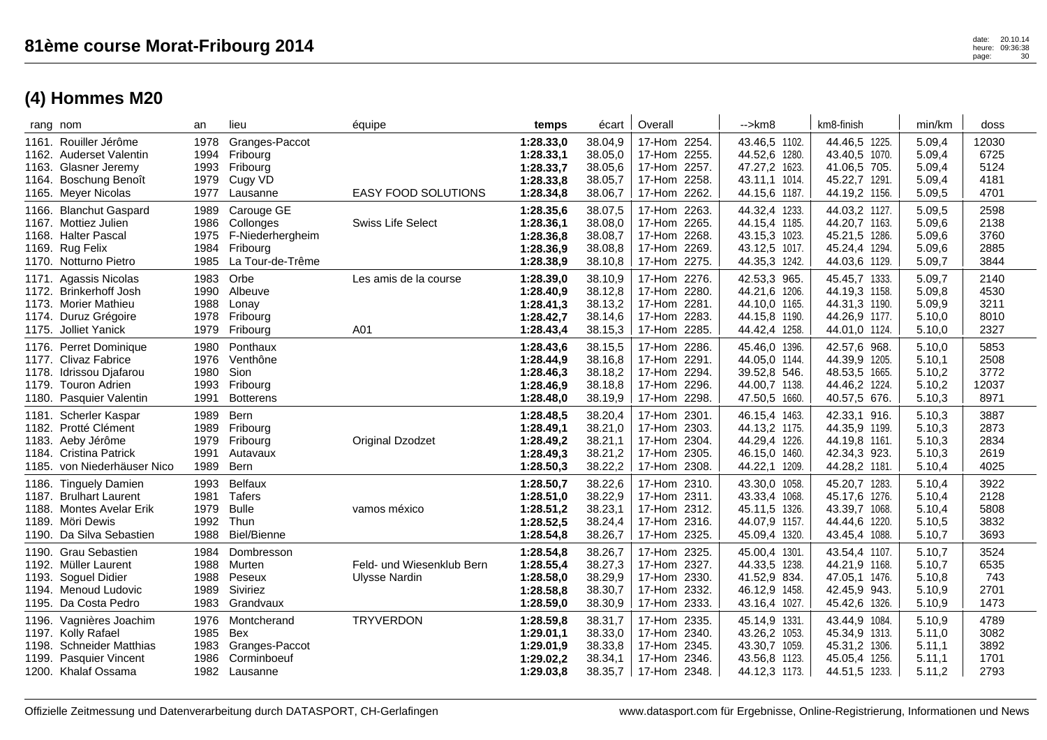# 81ème course Morat-Fribourg 2014

## (4) Hommes M20

| rang | nom | an | lieu | équipe | temps | écart | Overall | -->km8 | km8-finish | min/km | doss |
|---|---|---|---|---|---|---|---|---|---|---|---|
| 1161. | Rouiller Jérôme | 1978 | Granges-Paccot | | **1:28.33,0** | 38.04,9 | 17-Hom 2254. | 43.46,5 1102. | 44.46,5 1225. | 5.09,4 | 12030 |
| 1162. | Auderset Valentin | 1994 | Fribourg | | **1:28.33,1** | 38.05,0 | 17-Hom 2255. | 44.52,6 1280. | 43.40,5 1070. | 5.09,4 | 6725 |
| 1163. | Glasner Jeremy | 1993 | Fribourg | | **1:28.33,7** | 38.05,6 | 17-Hom 2257. | 47.27,2 1623. | 41.06,5 705. | 5.09,4 | 5124 |
| 1164. | Boschung Benoît | 1979 | Cugy VD | | **1:28.33,8** | 38.05,7 | 17-Hom 2258. | 43.11,1 1014. | 45.22,7 1291. | 5.09,4 | 4181 |
| 1165. | Meyer Nicolas | 1977 | Lausanne | EASY FOOD SOLUTIONS | **1:28.34,8** | 38.06,7 | 17-Hom 2262. | 44.15,6 1187. | 44.19,2 1156. | 5.09,5 | 4701 |
| 1166. | Blanchut Gaspard | 1989 | Carouge GE | | **1:28.35,6** | 38.07,5 | 17-Hom 2263. | 44.32,4 1233. | 44.03,2 1127. | 5.09,5 | 2598 |
| 1167. | Mottiez Julien | 1986 | Collonges | Swiss Life Select | **1:28.36,1** | 38.08,0 | 17-Hom 2265. | 44.15,4 1185. | 44.20,7 1163. | 5.09,6 | 2138 |
| 1168. | Halter Pascal | 1975 | F-Niederhergheim | | **1:28.36,8** | 38.08,7 | 17-Hom 2268. | 43.15,3 1023. | 45.21,5 1286. | 5.09,6 | 3760 |
| 1169. | Rug Felix | 1984 | Fribourg | | **1:28.36,9** | 38.08,8 | 17-Hom 2269. | 43.12,5 1017. | 45.24,4 1294. | 5.09,6 | 2885 |
| 1170. | Notturno Pietro | 1985 | La Tour-de-Trême | | **1:28.38,9** | 38.10,8 | 17-Hom 2275. | 44.35,3 1242. | 44.03,6 1129. | 5.09,7 | 3844 |
| 1171. | Agassis Nicolas | 1983 | Orbe | Les amis de la course | **1:28.39,0** | 38.10,9 | 17-Hom 2276. | 42.53,3 965. | 45.45,7 1333. | 5.09,7 | 2140 |
| 1172. | Brinkerhoff Josh | 1990 | Albeuve | | **1:28.40,9** | 38.12,8 | 17-Hom 2280. | 44.21,6 1206. | 44.19,3 1158. | 5.09,8 | 4530 |
| 1173. | Morier Mathieu | 1988 | Lonay | | **1:28.41,3** | 38.13,2 | 17-Hom 2281. | 44.10,0 1165. | 44.31,3 1190. | 5.09,9 | 3211 |
| 1174. | Duruz Grégoire | 1978 | Fribourg | | **1:28.42,7** | 38.14,6 | 17-Hom 2283. | 44.15,8 1190. | 44.26,9 1177. | 5.10,0 | 8010 |
| 1175. | Jolliet Yanick | 1979 | Fribourg | A01 | **1:28.43,4** | 38.15,3 | 17-Hom 2285. | 44.42,4 1258. | 44.01,0 1124. | 5.10,0 | 2327 |
| 1176. | Perret Dominique | 1980 | Ponthaux | | **1:28.43,6** | 38.15,5 | 17-Hom 2286. | 45.46,0 1396. | 42.57,6 968. | 5.10,0 | 5853 |
| 1177. | Clivaz Fabrice | 1976 | Venthône | | **1:28.44,9** | 38.16,8 | 17-Hom 2291. | 44.05,0 1144. | 44.39,9 1205. | 5.10,1 | 2508 |
| 1178. | Idrissou Djafarou | 1980 | Sion | | **1:28.46,3** | 38.18,2 | 17-Hom 2294. | 39.52,8 546. | 48.53,5 1665. | 5.10,2 | 3772 |
| 1179. | Touron Adrien | 1993 | Fribourg | | **1:28.46,9** | 38.18,8 | 17-Hom 2296. | 44.00,7 1138. | 44.46,2 1224. | 5.10,2 | 12037 |
| 1180. | Pasquier Valentin | 1991 | Botterens | | **1:28.48,0** | 38.19,9 | 17-Hom 2298. | 47.50,5 1660. | 40.57,5 676. | 5.10,3 | 8971 |
| 1181. | Scherler Kaspar | 1989 | Bern | | **1:28.48,5** | 38.20,4 | 17-Hom 2301. | 46.15,4 1463. | 42.33,1 916. | 5.10,3 | 3887 |
| 1182. | Protté Clément | 1989 | Fribourg | | **1:28.49,1** | 38.21,0 | 17-Hom 2303. | 44.13,2 1175. | 44.35,9 1199. | 5.10,3 | 2873 |
| 1183. | Aeby Jérôme | 1979 | Fribourg | Original Dzodzet | **1:28.49,2** | 38.21,1 | 17-Hom 2304. | 44.29,4 1226. | 44.19,8 1161. | 5.10,3 | 2834 |
| 1184. | Cristina Patrick | 1991 | Autavaux | | **1:28.49,3** | 38.21,2 | 17-Hom 2305. | 46.15,0 1460. | 42.34,3 923. | 5.10,3 | 2619 |
| 1185. | von Niederhäuser Nico | 1989 | Bern | | **1:28.50,3** | 38.22,2 | 17-Hom 2308. | 44.22,1 1209. | 44.28,2 1181. | 5.10,4 | 4025 |
| 1186. | Tinguely Damien | 1993 | Belfaux | | **1:28.50,7** | 38.22,6 | 17-Hom 2310. | 43.30,0 1058. | 45.20,7 1283. | 5.10,4 | 3922 |
| 1187. | Brulhart Laurent | 1981 | Tafers | | **1:28.51,0** | 38.22,9 | 17-Hom 2311. | 43.33,4 1068. | 45.17,6 1276. | 5.10,4 | 2128 |
| 1188. | Montes Avelar Erik | 1979 | Bulle | vamos méxico | **1:28.51,2** | 38.23,1 | 17-Hom 2312. | 45.11,5 1326. | 43.39,7 1068. | 5.10,4 | 5808 |
| 1189. | Möri Dewis | 1992 | Thun | | **1:28.52,5** | 38.24,4 | 17-Hom 2316. | 44.07,9 1157. | 44.44,6 1220. | 5.10,5 | 3832 |
| 1190. | Da Silva Sebastien | 1988 | Biel/Bienne | | **1:28.54,8** | 38.26,7 | 17-Hom 2325. | 45.09,4 1320. | 43.45,4 1088. | 5.10,7 | 3693 |
| 1190. | Grau Sebastien | 1984 | Dombresson | | **1:28.54,8** | 38.26,7 | 17-Hom 2325. | 45.00,4 1301. | 43.54,4 1107. | 5.10,7 | 3524 |
| 1192. | Müller Laurent | 1988 | Murten | Feld- und Wiesenklub Bern | **1:28.55,4** | 38.27,3 | 17-Hom 2327. | 44.33,5 1238. | 44.21,9 1168. | 5.10,7 | 6535 |
| 1193. | Soguel Didier | 1988 | Peseux | Ulysse Nardin | **1:28.58,0** | 38.29,9 | 17-Hom 2330. | 41.52,9 834. | 47.05,1 1476. | 5.10,8 | 743 |
| 1194. | Menoud Ludovic | 1989 | Siviriez | | **1:28.58,8** | 38.30,7 | 17-Hom 2332. | 46.12,9 1458. | 42.45,9 943. | 5.10,9 | 2701 |
| 1195. | Da Costa Pedro | 1983 | Grandvaux | | **1:28.59,0** | 38.30,9 | 17-Hom 2333. | 43.16,4 1027. | 45.42,6 1326. | 5.10,9 | 1473 |
| 1196. | Vagnières Joachim | 1976 | Montcherand | TRYVERDON | **1:28.59,8** | 38.31,7 | 17-Hom 2335. | 45.14,9 1331. | 43.44,9 1084. | 5.10,9 | 4789 |
| 1197. | Kolly Rafael | 1985 | Bex | | **1:29.01,1** | 38.33,0 | 17-Hom 2340. | 43.26,2 1053. | 45.34,9 1313. | 5.11,0 | 3082 |
| 1198. | Schneider Matthias | 1983 | Granges-Paccot | | **1:29.01,9** | 38.33,8 | 17-Hom 2345. | 43.30,7 1059. | 45.31,2 1306. | 5.11,1 | 3892 |
| 1199. | Pasquier Vincent | 1986 | Corminboeuf | | **1:29.02,2** | 38.34,1 | 17-Hom 2346. | 43.56,8 1123. | 45.05,4 1256. | 5.11,1 | 1701 |
| 1200. | Khalaf Ossama | 1982 | Lausanne | | **1:29.03,8** | 38.35,7 | 17-Hom 2348. | 44.12,3 1173. | 44.51,5 1233. | 5.11,2 | 2793 |

Offizielle Zeitmessung und Datenverarbeitung durch DATASPORT, CH-Gerlafingen    www.datasport.com für Ergebnisse, Online-Registrierung, Informationen und News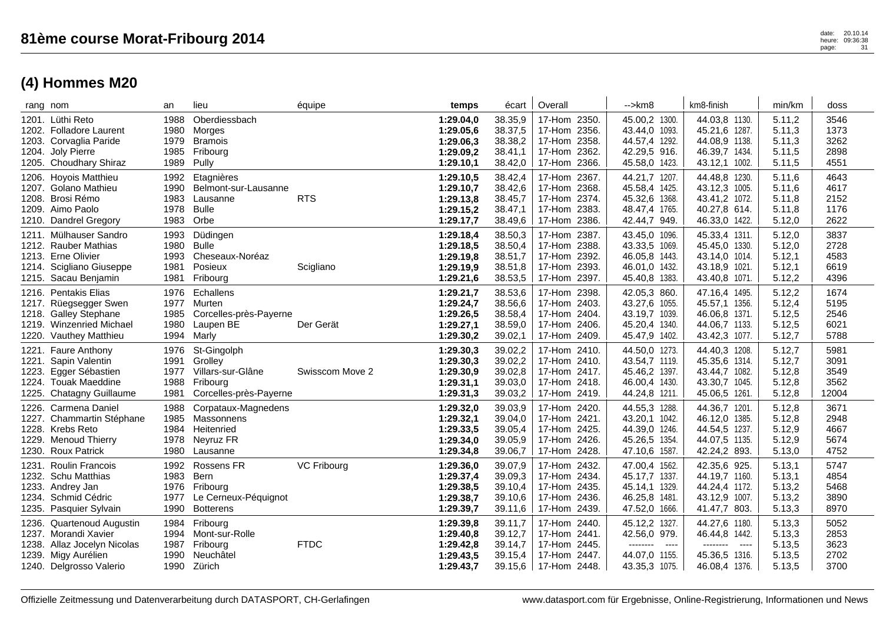# 81ème course Morat-Fribourg 2014

## (4) Hommes M20

| rang | nom | an | lieu | équipe | temps | écart | Overall | -->km8 | km8-finish | min/km | doss |
|---|---|---|---|---|---|---|---|---|---|---|---|
| 1201. | Lüthi Reto | 1988 | Oberdiessbach | | **1:29.04,0** | 38.35,9 | 17-Hom 2350. | 45.00,2 1300. | 44.03,8 1130. | 5.11,2 | 3546 |
| 1202. | Folladore Laurent | 1980 | Morges | | **1:29.05,6** | 38.37,5 | 17-Hom 2356. | 43.44,0 1093. | 45.21,6 1287. | 5.11,3 | 1373 |
| 1203. | Corvaglia Paride | 1979 | Bramois | | **1:29.06,3** | 38.38,2 | 17-Hom 2358. | 44.57,4 1292. | 44.08,9 1138. | 5.11,3 | 3262 |
| 1204. | Joly Pierre | 1985 | Fribourg | | **1:29.09,2** | 38.41,1 | 17-Hom 2362. | 42.29,5 916. | 46.39,7 1434. | 5.11,5 | 2898 |
| 1205. | Choudhary Shiraz | 1989 | Pully | | **1:29.10,1** | 38.42,0 | 17-Hom 2366. | 45.58,0 1423. | 43.12,1 1002. | 5.11,5 | 4551 |
| 1206. | Hoyois Matthieu | 1992 | Etagnières | | **1:29.10,5** | 38.42,4 | 17-Hom 2367. | 44.21,7 1207. | 44.48,8 1230. | 5.11,6 | 4643 |
| 1207. | Golano Mathieu | 1990 | Belmont-sur-Lausanne | | **1:29.10,7** | 38.42,6 | 17-Hom 2368. | 45.58,4 1425. | 43.12,3 1005. | 5.11,6 | 4617 |
| 1208. | Brosi Rémo | 1983 | Lausanne | RTS | **1:29.13,8** | 38.45,7 | 17-Hom 2374. | 45.32,6 1368. | 43.41,2 1072. | 5.11,8 | 2152 |
| 1209. | Aimo Paolo | 1978 | Bulle | | **1:29.15,2** | 38.47,1 | 17-Hom 2383. | 48.47,4 1765. | 40.27,8 614. | 5.11,8 | 1176 |
| 1210. | Dandrel Gregory | 1983 | Orbe | | **1:29.17,7** | 38.49,6 | 17-Hom 2386. | 42.44,7 949. | 46.33,0 1422. | 5.12,0 | 2622 |
| 1211. | Mülhauser Sandro | 1993 | Düdingen | | **1:29.18,4** | 38.50,3 | 17-Hom 2387. | 43.45,0 1096. | 45.33,4 1311. | 5.12,0 | 3837 |
| 1212. | Rauber Mathias | 1980 | Bulle | | **1:29.18,5** | 38.50,4 | 17-Hom 2388. | 43.33,5 1069. | 45.45,0 1330. | 5.12,0 | 2728 |
| 1213. | Erne Olivier | 1993 | Cheseaux-Noréaz | | **1:29.19,8** | 38.51,7 | 17-Hom 2392. | 46.05,8 1443. | 43.14,0 1014. | 5.12,1 | 4583 |
| 1214. | Scigliano Giuseppe | 1981 | Posieux | Scigliano | **1:29.19,9** | 38.51,8 | 17-Hom 2393. | 46.01,0 1432. | 43.18,9 1021. | 5.12,1 | 6619 |
| 1215. | Sacau Benjamin | 1981 | Fribourg | | **1:29.21,6** | 38.53,5 | 17-Hom 2397. | 45.40,8 1383. | 43.40,8 1071. | 5.12,2 | 4396 |
| 1216. | Pentakis Elias | 1976 | Echallens | | **1:29.21,7** | 38.53,6 | 17-Hom 2398. | 42.05,3 860. | 47.16,4 1495. | 5.12,2 | 1674 |
| 1217. | Rüegsegger Swen | 1977 | Murten | | **1:29.24,7** | 38.56,6 | 17-Hom 2403. | 43.27,6 1055. | 45.57,1 1356. | 5.12,4 | 5195 |
| 1218. | Galley Stephane | 1985 | Corcelles-près-Payerne | | **1:29.26,5** | 38.58,4 | 17-Hom 2404. | 43.19,7 1039. | 46.06,8 1371. | 5.12,5 | 2546 |
| 1219. | Winzenried Michael | 1980 | Laupen BE | Der Gerät | **1:29.27,1** | 38.59,0 | 17-Hom 2406. | 45.20,4 1340. | 44.06,7 1133. | 5.12,5 | 6021 |
| 1220. | Vauthey Matthieu | 1994 | Marly | | **1:29.30,2** | 39.02,1 | 17-Hom 2409. | 45.47,9 1402. | 43.42,3 1077. | 5.12,7 | 5788 |
| 1221. | Faure Anthony | 1976 | St-Gingolph | | **1:29.30,3** | 39.02,2 | 17-Hom 2410. | 44.50,0 1273. | 44.40,3 1208. | 5.12,7 | 5981 |
| 1221. | Sapin Valentin | 1991 | Grolley | | **1:29.30,3** | 39.02,2 | 17-Hom 2410. | 43.54,7 1119. | 45.35,6 1314. | 5.12,7 | 3091 |
| 1223. | Egger Sébastien | 1977 | Villars-sur-Glâne | Swisscom Move 2 | **1:29.30,9** | 39.02,8 | 17-Hom 2417. | 45.46,2 1397. | 43.44,7 1082. | 5.12,8 | 3549 |
| 1224. | Touak Maeddine | 1988 | Fribourg | | **1:29.31,1** | 39.03,0 | 17-Hom 2418. | 46.00,4 1430. | 43.30,7 1045. | 5.12,8 | 3562 |
| 1225. | Chatagny Guillaume | 1981 | Corcelles-près-Payerne | | **1:29.31,3** | 39.03,2 | 17-Hom 2419. | 44.24,8 1211. | 45.06,5 1261. | 5.12,8 | 12004 |
| 1226. | Carmena Daniel | 1988 | Corpataux-Magnedens | | **1:29.32,0** | 39.03,9 | 17-Hom 2420. | 44.55,3 1288. | 44.36,7 1201. | 5.12,8 | 3671 |
| 1227. | Chammartin Stéphane | 1985 | Massonnens | | **1:29.32,1** | 39.04,0 | 17-Hom 2421. | 43.20,1 1042. | 46.12,0 1385. | 5.12,8 | 2948 |
| 1228. | Krebs Reto | 1984 | Heitenried | | **1:29.33,5** | 39.05,4 | 17-Hom 2425. | 44.39,0 1246. | 44.54,5 1237. | 5.12,9 | 4667 |
| 1229. | Menoud Thierry | 1978 | Neyruz FR | | **1:29.34,0** | 39.05,9 | 17-Hom 2426. | 45.26,5 1354. | 44.07,5 1135. | 5.12,9 | 5674 |
| 1230. | Roux Patrick | 1980 | Lausanne | | **1:29.34,8** | 39.06,7 | 17-Hom 2428. | 47.10,6 1587. | 42.24,2 893. | 5.13,0 | 4752 |
| 1231. | Roulin Francois | 1992 | Rossens FR | VC Fribourg | **1:29.36,0** | 39.07,9 | 17-Hom 2432. | 47.00,4 1562. | 42.35,6 925. | 5.13,1 | 5747 |
| 1232. | Schu Matthias | 1983 | Bern | | **1:29.37,4** | 39.09,3 | 17-Hom 2434. | 45.17,7 1337. | 44.19,7 1160. | 5.13,1 | 4854 |
| 1233. | Andrey Jan | 1976 | Fribourg | | **1:29.38,5** | 39.10,4 | 17-Hom 2435. | 45.14,1 1329. | 44.24,4 1172. | 5.13,2 | 5468 |
| 1234. | Schmid Cédric | 1977 | Le Cerneux-Péquignot | | **1:29.38,7** | 39.10,6 | 17-Hom 2436. | 46.25,8 1481. | 43.12,9 1007. | 5.13,2 | 3890 |
| 1235. | Pasquier Sylvain | 1990 | Botterens | | **1:29.39,7** | 39.11,6 | 17-Hom 2439. | 47.52,0 1666. | 41.47,7 803. | 5.13,3 | 8970 |
| 1236. | Quartenoud Augustin | 1984 | Fribourg | | **1:29.39,8** | 39.11,7 | 17-Hom 2440. | 45.12,2 1327. | 44.27,6 1180. | 5.13,3 | 5052 |
| 1237. | Morandi Xavier | 1994 | Mont-sur-Rolle | | **1:29.40,8** | 39.12,7 | 17-Hom 2441. | 42.56,0 979. | 46.44,8 1442. | 5.13,3 | 2853 |
| 1238. | Allaz Jocelyn Nicolas | 1987 | Fribourg | FTDC | **1:29.42,8** | 39.14,7 | 17-Hom 2445. | -------- ---- | -------- ---- | 5.13,5 | 3623 |
| 1239. | Migy Aurélien | 1990 | Neuchâtel | | **1:29.43,5** | 39.15,4 | 17-Hom 2447. | 44.07,0 1155. | 45.36,5 1316. | 5.13,5 | 2702 |
| 1240. | Delgrosso Valerio | 1990 | Zürich | | **1:29.43,7** | 39.15,6 | 17-Hom 2448. | 43.35,3 1075. | 46.08,4 1376. | 5.13,5 | 3700 |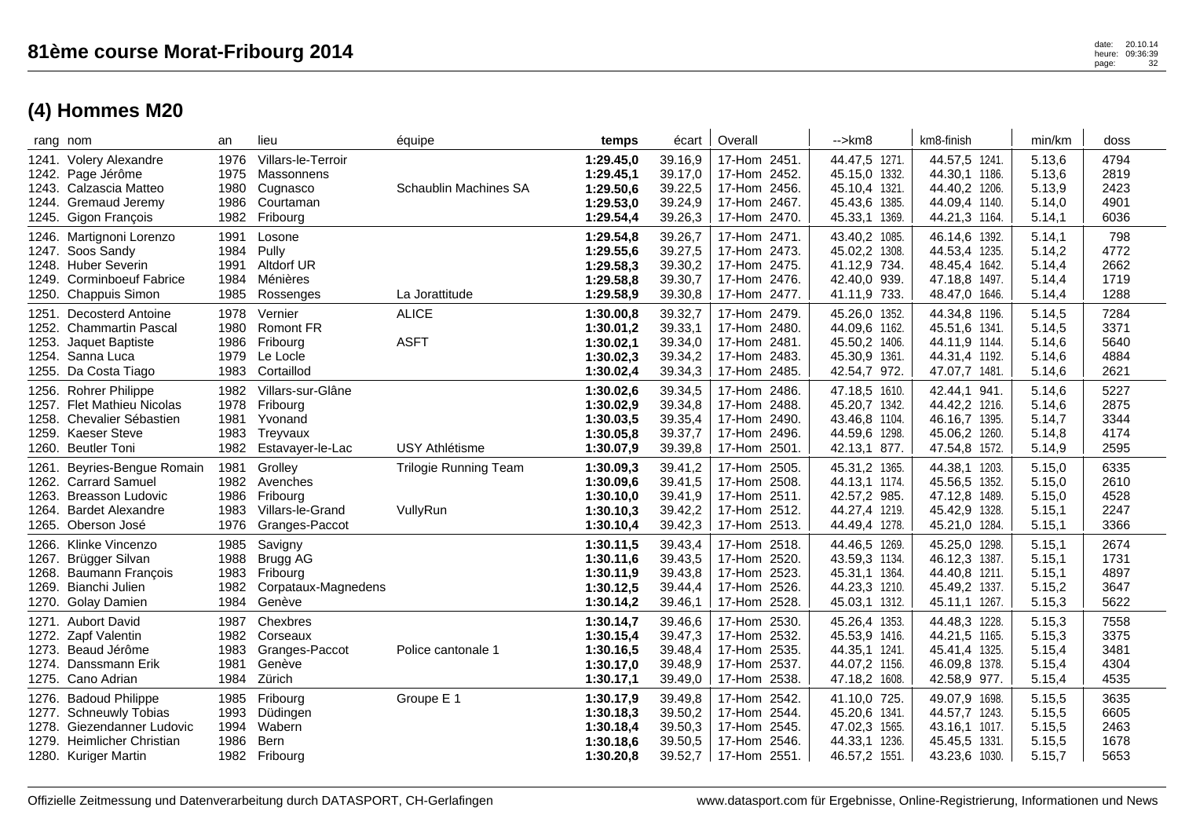# 81ème course Morat-Fribourg 2014

## (4) Hommes M20

| rang | nom | an | lieu | équipe | temps | écart | Overall | -->km8 | km8-finish | min/km | doss |
|---|---|---|---|---|---|---|---|---|---|---|---|
| 1241. | Volery Alexandre | 1976 | Villars-le-Terroir | | **1:29.45,0** | 39.16,9 | 17-Hom 2451. | 44.47,5 1271. | 44.57,5 1241. | 5.13,6 | 4794 |
| 1242. | Page Jérôme | 1975 | Massonnens | | **1:29.45,1** | 39.17,0 | 17-Hom 2452. | 45.15,0 1332. | 44.30,1 1186. | 5.13,6 | 2819 |
| 1243. | Calzascia Matteo | 1980 | Cugnasco | Schaublin Machines SA | **1:29.50,6** | 39.22,5 | 17-Hom 2456. | 45.10,4 1321. | 44.40,2 1206. | 5.13,9 | 2423 |
| 1244. | Gremaud Jeremy | 1986 | Courtaman | | **1:29.53,0** | 39.24,9 | 17-Hom 2467. | 45.43,6 1385. | 44.09,4 1140. | 5.14,0 | 4901 |
| 1245. | Gigon François | 1982 | Fribourg | | **1:29.54,4** | 39.26,3 | 17-Hom 2470. | 45.33,1 1369. | 44.21,3 1164. | 5.14,1 | 6036 |
| 1246. | Martignoni Lorenzo | 1991 | Losone | | **1:29.54,8** | 39.26,7 | 17-Hom 2471. | 43.40,2 1085. | 46.14,6 1392. | 5.14,1 | 798 |
| 1247. | Soos Sandy | 1984 | Pully | | **1:29.55,6** | 39.27,5 | 17-Hom 2473. | 45.02,2 1308. | 44.53,4 1235. | 5.14,2 | 4772 |
| 1248. | Huber Severin | 1991 | Altdorf UR | | **1:29.58,3** | 39.30,2 | 17-Hom 2475. | 41.12,9 734. | 48.45,4 1642. | 5.14,4 | 2662 |
| 1249. | Corminboeuf Fabrice | 1984 | Ménières | | **1:29.58,8** | 39.30,7 | 17-Hom 2476. | 42.40,0 939. | 47.18,8 1497. | 5.14,4 | 1719 |
| 1250. | Chappuis Simon | 1985 | Rossenges | La Jorattitude | **1:29.58,9** | 39.30,8 | 17-Hom 2477. | 41.11,9 733. | 48.47,0 1646. | 5.14,4 | 1288 |
| 1251. | Decosterd Antoine | 1978 | Vernier | ALICE | **1:30.00,8** | 39.32,7 | 17-Hom 2479. | 45.26,0 1352. | 44.34,8 1196. | 5.14,5 | 7284 |
| 1252. | Chammartin Pascal | 1980 | Romont FR | | **1:30.01,2** | 39.33,1 | 17-Hom 2480. | 44.09,6 1162. | 45.51,6 1341. | 5.14,5 | 3371 |
| 1253. | Jaquet Baptiste | 1986 | Fribourg | ASFT | **1:30.02,1** | 39.34,0 | 17-Hom 2481. | 45.50,2 1406. | 44.11,9 1144. | 5.14,6 | 5640 |
| 1254. | Sanna Luca | 1979 | Le Locle | | **1:30.02,3** | 39.34,2 | 17-Hom 2483. | 45.30,9 1361. | 44.31,4 1192. | 5.14,6 | 4884 |
| 1255. | Da Costa Tiago | 1983 | Cortaillod | | **1:30.02,4** | 39.34,3 | 17-Hom 2485. | 42.54,7 972. | 47.07,7 1481. | 5.14,6 | 2621 |
| 1256. | Rohrer Philippe | 1982 | Villars-sur-Glâne | | **1:30.02,6** | 39.34,5 | 17-Hom 2486. | 47.18,5 1610. | 42.44,1 941. | 5.14,6 | 5227 |
| 1257. | Flet Mathieu Nicolas | 1978 | Fribourg | | **1:30.02,9** | 39.34,8 | 17-Hom 2488. | 45.20,7 1342. | 44.42,2 1216. | 5.14,6 | 2875 |
| 1258. | Chevalier Sébastien | 1981 | Yvonand | | **1:30.03,5** | 39.35,4 | 17-Hom 2490. | 43.46,8 1104. | 46.16,7 1395. | 5.14,7 | 3344 |
| 1259. | Kaeser Steve | 1983 | Treyvaux | | **1:30.05,8** | 39.37,7 | 17-Hom 2496. | 44.59,6 1298. | 45.06,2 1260. | 5.14,8 | 4174 |
| 1260. | Beutler Toni | 1982 | Estavayer-le-Lac | USY Athlétisme | **1:30.07,9** | 39.39,8 | 17-Hom 2501. | 42.13,1 877. | 47.54,8 1572. | 5.14,9 | 2595 |
| 1261. | Beyries-Bengue Romain | 1981 | Grolley | Trilogie Running Team | **1:30.09,3** | 39.41,2 | 17-Hom 2505. | 45.31,2 1365. | 44.38,1 1203. | 5.15,0 | 6335 |
| 1262. | Carrard Samuel | 1982 | Avenches | | **1:30.09,6** | 39.41,5 | 17-Hom 2508. | 44.13,1 1174. | 45.56,5 1352. | 5.15,0 | 2610 |
| 1263. | Breasson Ludovic | 1986 | Fribourg | | **1:30.10,0** | 39.41,9 | 17-Hom 2511. | 42.57,2 985. | 47.12,8 1489. | 5.15,0 | 4528 |
| 1264. | Bardet Alexandre | 1983 | Villars-le-Grand | VullyRun | **1:30.10,3** | 39.42,2 | 17-Hom 2512. | 44.27,4 1219. | 45.42,9 1328. | 5.15,1 | 2247 |
| 1265. | Oberson José | 1976 | Granges-Paccot | | **1:30.10,4** | 39.42,3 | 17-Hom 2513. | 44.49,4 1278. | 45.21,0 1284. | 5.15,1 | 3366 |
| 1266. | Klinke Vincenzo | 1985 | Savigny | | **1:30.11,5** | 39.43,4 | 17-Hom 2518. | 44.46,5 1269. | 45.25,0 1298. | 5.15,1 | 2674 |
| 1267. | Brügger Silvan | 1988 | Brugg AG | | **1:30.11,6** | 39.43,5 | 17-Hom 2520. | 43.59,3 1134. | 46.12,3 1387. | 5.15,1 | 1731 |
| 1268. | Baumann François | 1983 | Fribourg | | **1:30.11,9** | 39.43,8 | 17-Hom 2523. | 45.31,1 1364. | 44.40,8 1211. | 5.15,1 | 4897 |
| 1269. | Bianchi Julien | 1982 | Corpataux-Magnedens | | **1:30.12,5** | 39.44,4 | 17-Hom 2526. | 44.23,3 1210. | 45.49,2 1337. | 5.15,2 | 3647 |
| 1270. | Golay Damien | 1984 | Genève | | **1:30.14,2** | 39.46,1 | 17-Hom 2528. | 45.03,1 1312. | 45.11,1 1267. | 5.15,3 | 5622 |
| 1271. | Aubort David | 1987 | Chexbres | | **1:30.14,7** | 39.46,6 | 17-Hom 2530. | 45.26,4 1353. | 44.48,3 1228. | 5.15,3 | 7558 |
| 1272. | Zapf Valentin | 1982 | Corseaux | | **1:30.15,4** | 39.47,3 | 17-Hom 2532. | 45.53,9 1416. | 44.21,5 1165. | 5.15,3 | 3375 |
| 1273. | Beaud Jérôme | 1983 | Granges-Paccot | Police cantonale 1 | **1:30.16,5** | 39.48,4 | 17-Hom 2535. | 44.35,1 1241. | 45.41,4 1325. | 5.15,4 | 3481 |
| 1274. | Danssmann Erik | 1981 | Genève | | **1:30.17,0** | 39.48,9 | 17-Hom 2537. | 44.07,2 1156. | 46.09,8 1378. | 5.15,4 | 4304 |
| 1275. | Cano Adrian | 1984 | Zürich | | **1:30.17,1** | 39.49,0 | 17-Hom 2538. | 47.18,2 1608. | 42.58,9 977. | 5.15,4 | 4535 |
| 1276. | Badoud Philippe | 1985 | Fribourg | Groupe E 1 | **1:30.17,9** | 39.49,8 | 17-Hom 2542. | 41.10,0 725. | 49.07,9 1698. | 5.15,5 | 3635 |
| 1277. | Schneuwly Tobias | 1993 | Düdingen | | **1:30.18,3** | 39.50,2 | 17-Hom 2544. | 45.20,6 1341. | 44.57,7 1243. | 5.15,5 | 6605 |
| 1278. | Giezendanner Ludovic | 1994 | Wabern | | **1:30.18,4** | 39.50,3 | 17-Hom 2545. | 47.02,3 1565. | 43.16,1 1017. | 5.15,5 | 2463 |
| 1279. | Heimlicher Christian | 1986 | Bern | | **1:30.18,6** | 39.50,5 | 17-Hom 2546. | 44.33,1 1236. | 45.45,5 1331. | 5.15,5 | 1678 |
| 1280. | Kuriger Martin | 1982 | Fribourg | | **1:30.20,8** | 39.52,7 | 17-Hom 2551. | 46.57,2 1551. | 43.23,6 1030. | 5.15,7 | 5653 |

Offizielle Zeitmessung und Datenverarbeitung durch DATASPORT, CH-Gerlafingen

www.datasport.com für Ergebnisse, Online-Registrierung, Informationen und News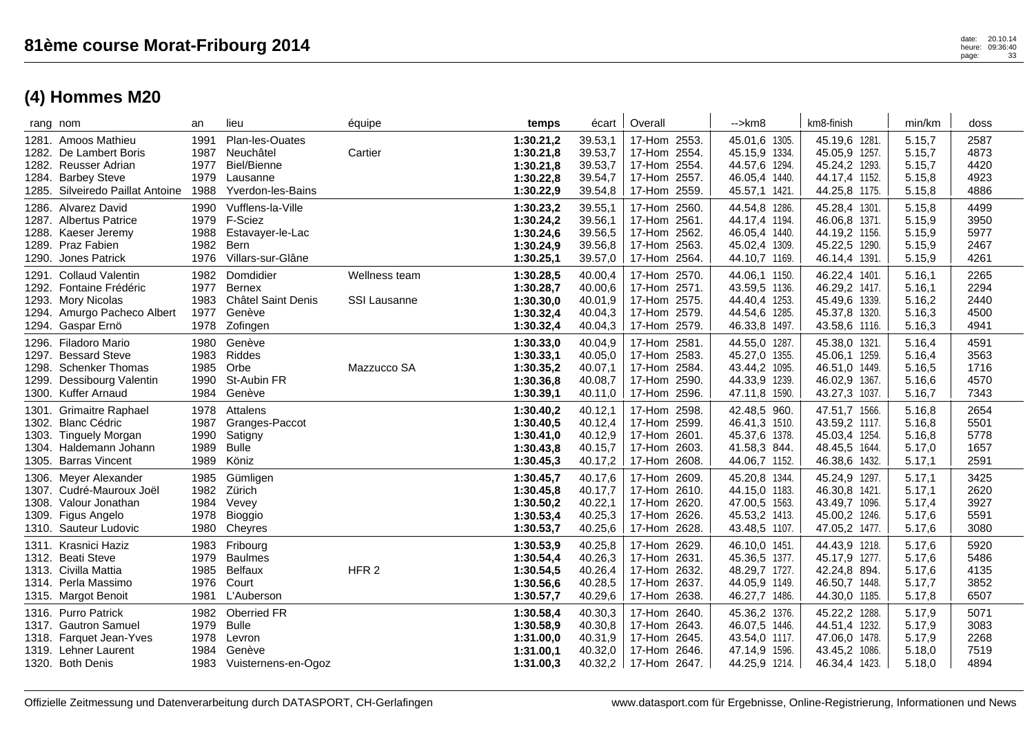# 81ème course Morat-Fribourg 2014

## (4) Hommes M20

| rang | nom | an | lieu | équipe | temps | écart | Overall | -->km8 | km8-finish | min/km | doss |
|---|---|---|---|---|---|---|---|---|---|---|---|
| 1281. | Amoos Mathieu | 1991 | Plan-les-Ouates | | **1:30.21,2** | 39.53,1 | 17-Hom 2553. | 45.01,6 1305. | 45.19,6 1281. | 5.15,7 | 2587 |
| 1282. | De Lambert Boris | 1987 | Neuchâtel | Cartier | **1:30.21,8** | 39.53,7 | 17-Hom 2554. | 45.15,9 1334. | 45.05,9 1257. | 5.15,7 | 4873 |
| 1282. | Reusser Adrian | 1977 | Biel/Bienne | | **1:30.21,8** | 39.53,7 | 17-Hom 2554. | 44.57,6 1294. | 45.24,2 1293. | 5.15,7 | 4420 |
| 1284. | Barbey Steve | 1979 | Lausanne | | **1:30.22,8** | 39.54,7 | 17-Hom 2557. | 46.05,4 1440. | 44.17,4 1152. | 5.15,8 | 4923 |
| 1285. | Silveiredo Paillat Antoine | 1988 | Yverdon-les-Bains | | **1:30.22,9** | 39.54,8 | 17-Hom 2559. | 45.57,1 1421. | 44.25,8 1175. | 5.15,8 | 4886 |
| 1286. | Alvarez David | 1990 | Vufflens-la-Ville | | **1:30.23,2** | 39.55,1 | 17-Hom 2560. | 44.54,8 1286. | 45.28,4 1301. | 5.15,8 | 4499 |
| 1287. | Albertus Patrice | 1979 | F-Sciez | | **1:30.24,2** | 39.56,1 | 17-Hom 2561. | 44.17,4 1194. | 46.06,8 1371. | 5.15,9 | 3950 |
| 1288. | Kaeser Jeremy | 1988 | Estavayer-le-Lac | | **1:30.24,6** | 39.56,5 | 17-Hom 2562. | 46.05,4 1440. | 44.19,2 1156. | 5.15,9 | 5977 |
| 1289. | Praz Fabien | 1982 | Bern | | **1:30.24,9** | 39.56,8 | 17-Hom 2563. | 45.02,4 1309. | 45.22,5 1290. | 5.15,9 | 2467 |
| 1290. | Jones Patrick | 1976 | Villars-sur-Glâne | | **1:30.25,1** | 39.57,0 | 17-Hom 2564. | 44.10,7 1169. | 46.14,4 1391. | 5.15,9 | 4261 |
| 1291. | Collaud Valentin | 1982 | Domdidier | Wellness team | **1:30.28,5** | 40.00,4 | 17-Hom 2570. | 44.06,1 1150. | 46.22,4 1401. | 5.16,1 | 2265 |
| 1292. | Fontaine Frédéric | 1977 | Bernex | | **1:30.28,7** | 40.00,6 | 17-Hom 2571. | 43.59,5 1136. | 46.29,2 1417. | 5.16,1 | 2294 |
| 1293. | Mory Nicolas | 1983 | Châtel Saint Denis | SSI Lausanne | **1:30.30,0** | 40.01,9 | 17-Hom 2575. | 44.40,4 1253. | 45.49,6 1339. | 5.16,2 | 2440 |
| 1294. | Amurgo Pacheco Albert | 1977 | Genève | | **1:30.32,4** | 40.04,3 | 17-Hom 2579. | 44.54,6 1285. | 45.37,8 1320. | 5.16,3 | 4500 |
| 1294. | Gaspar Ernö | 1978 | Zofingen | | **1:30.32,4** | 40.04,3 | 17-Hom 2579. | 46.33,8 1497. | 43.58,6 1116. | 5.16,3 | 4941 |
| 1296. | Filadoro Mario | 1980 | Genève | | **1:30.33,0** | 40.04,9 | 17-Hom 2581. | 44.55,0 1287. | 45.38,0 1321. | 5.16,4 | 4591 |
| 1297. | Bessard Steve | 1983 | Riddes | | **1:30.33,1** | 40.05,0 | 17-Hom 2583. | 45.27,0 1355. | 45.06,1 1259. | 5.16,4 | 3563 |
| 1298. | Schenker Thomas | 1985 | Orbe | Mazzucco SA | **1:30.35,2** | 40.07,1 | 17-Hom 2584. | 43.44,2 1095. | 46.51,0 1449. | 5.16,5 | 1716 |
| 1299. | Dessibourg Valentin | 1990 | St-Aubin FR | | **1:30.36,8** | 40.08,7 | 17-Hom 2590. | 44.33,9 1239. | 46.02,9 1367. | 5.16,6 | 4570 |
| 1300. | Kuffer Arnaud | 1984 | Genève | | **1:30.39,1** | 40.11,0 | 17-Hom 2596. | 47.11,8 1590. | 43.27,3 1037. | 5.16,7 | 7343 |
| 1301. | Grimaitre Raphael | 1978 | Attalens | | **1:30.40,2** | 40.12,1 | 17-Hom 2598. | 42.48,5 960. | 47.51,7 1566. | 5.16,8 | 2654 |
| 1302. | Blanc Cédric | 1987 | Granges-Paccot | | **1:30.40,5** | 40.12,4 | 17-Hom 2599. | 46.41,3 1510. | 43.59,2 1117. | 5.16,8 | 5501 |
| 1303. | Tinguely Morgan | 1990 | Satigny | | **1:30.41,0** | 40.12,9 | 17-Hom 2601. | 45.37,6 1378. | 45.03,4 1254. | 5.16,8 | 5778 |
| 1304. | Haldemann Johann | 1989 | Bulle | | **1:30.43,8** | 40.15,7 | 17-Hom 2603. | 41.58,3 844. | 48.45,5 1644. | 5.17,0 | 1657 |
| 1305. | Barras Vincent | 1989 | Köniz | | **1:30.45,3** | 40.17,2 | 17-Hom 2608. | 44.06,7 1152. | 46.38,6 1432. | 5.17,1 | 2591 |
| 1306. | Meyer Alexander | 1985 | Gümligen | | **1:30.45,7** | 40.17,6 | 17-Hom 2609. | 45.20,8 1344. | 45.24,9 1297. | 5.17,1 | 3425 |
| 1307. | Cudré-Mauroux Joël | 1982 | Zürich | | **1:30.45,8** | 40.17,7 | 17-Hom 2610. | 44.15,0 1183. | 46.30,8 1421. | 5.17,1 | 2620 |
| 1308. | Valour Jonathan | 1984 | Vevey | | **1:30.50,2** | 40.22,1 | 17-Hom 2620. | 47.00,5 1563. | 43.49,7 1096. | 5.17,4 | 3927 |
| 1309. | Figus Angelo | 1978 | Bioggio | | **1:30.53,4** | 40.25,3 | 17-Hom 2626. | 45.53,2 1413. | 45.00,2 1246. | 5.17,6 | 5591 |
| 1310. | Sauteur Ludovic | 1980 | Cheyres | | **1:30.53,7** | 40.25,6 | 17-Hom 2628. | 43.48,5 1107. | 47.05,2 1477. | 5.17,6 | 3080 |
| 1311. | Krasnici Haziz | 1983 | Fribourg | | **1:30.53,9** | 40.25,8 | 17-Hom 2629. | 46.10,0 1451. | 44.43,9 1218. | 5.17,6 | 5920 |
| 1312. | Beati Steve | 1979 | Baulmes | | **1:30.54,4** | 40.26,3 | 17-Hom 2631. | 45.36,5 1377. | 45.17,9 1277. | 5.17,6 | 5486 |
| 1313. | Civilla Mattia | 1985 | Belfaux | HFR 2 | **1:30.54,5** | 40.26,4 | 17-Hom 2632. | 48.29,7 1727. | 42.24,8 894. | 5.17,6 | 4135 |
| 1314. | Perla Massimo | 1976 | Court | | **1:30.56,6** | 40.28,5 | 17-Hom 2637. | 44.05,9 1149. | 46.50,7 1448. | 5.17,7 | 3852 |
| 1315. | Margot Benoit | 1981 | L'Auberson | | **1:30.57,7** | 40.29,6 | 17-Hom 2638. | 46.27,7 1486. | 44.30,0 1185. | 5.17,8 | 6507 |
| 1316. | Purro Patrick | 1982 | Oberried FR | | **1:30.58,4** | 40.30,3 | 17-Hom 2640. | 45.36,2 1376. | 45.22,2 1288. | 5.17,9 | 5071 |
| 1317. | Gautron Samuel | 1979 | Bulle | | **1:30.58,9** | 40.30,8 | 17-Hom 2643. | 46.07,5 1446. | 44.51,4 1232. | 5.17,9 | 3083 |
| 1318. | Farquet Jean-Yves | 1978 | Levron | | **1:31.00,0** | 40.31,9 | 17-Hom 2645. | 43.54,0 1117. | 47.06,0 1478. | 5.17,9 | 2268 |
| 1319. | Lehner Laurent | 1984 | Genève | | **1:31.00,1** | 40.32,0 | 17-Hom 2646. | 47.14,9 1596. | 43.45,2 1086. | 5.18,0 | 7519 |
| 1320. | Both Denis | 1983 | Vuisternens-en-Ogoz | | **1:31.00,3** | 40.32,2 | 17-Hom 2647. | 44.25,9 1214. | 46.34,4 1423. | 5.18,0 | 4894 |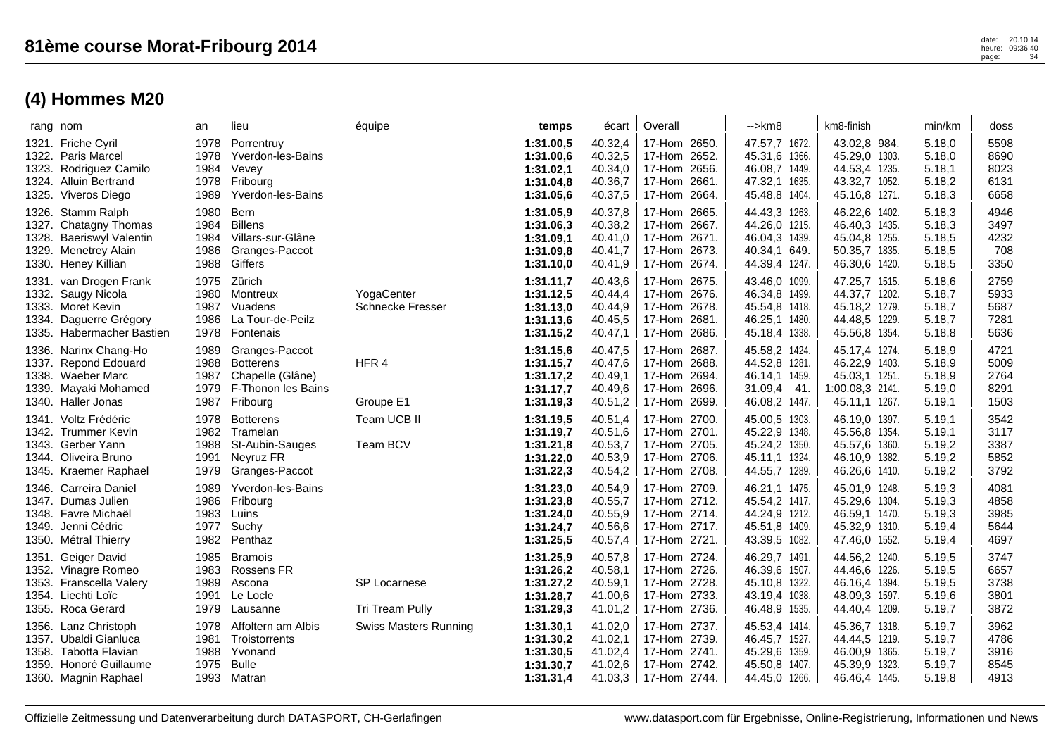# 81ème course Morat-Fribourg 2014

## (4) Hommes M20

| rang | nom | an | lieu | équipe | temps | écart | Overall | -->km8 | km8-finish | min/km | doss |
|---|---|---|---|---|---|---|---|---|---|---|---|
| 1321. | Friche Cyril | 1978 | Porrentruy | | **1:31.00,5** | 40.32,4 | 17-Hom 2650. | 47.57,7 1672. | 43.02,8 984. | 5.18,0 | 5598 |
| 1322. | Paris Marcel | 1978 | Yverdon-les-Bains | | **1:31.00,6** | 40.32,5 | 17-Hom 2652. | 45.31,6 1366. | 45.29,0 1303. | 5.18,0 | 8690 |
| 1323. | Rodriguez Camilo | 1984 | Vevey | | **1:31.02,1** | 40.34,0 | 17-Hom 2656. | 46.08,7 1449. | 44.53,4 1235. | 5.18,1 | 8023 |
| 1324. | Alluin Bertrand | 1978 | Fribourg | | **1:31.04,8** | 40.36,7 | 17-Hom 2661. | 47.32,1 1635. | 43.32,7 1052. | 5.18,2 | 6131 |
| 1325. | Viveros Diego | 1989 | Yverdon-les-Bains | | **1:31.05,6** | 40.37,5 | 17-Hom 2664. | 45.48,8 1404. | 45.16,8 1271. | 5.18,3 | 6658 |
| 1326. | Stamm Ralph | 1980 | Bern | | **1:31.05,9** | 40.37,8 | 17-Hom 2665. | 44.43,3 1263. | 46.22,6 1402. | 5.18,3 | 4946 |
| 1327. | Chatagny Thomas | 1984 | Billens | | **1:31.06,3** | 40.38,2 | 17-Hom 2667. | 44.26,0 1215. | 46.40,3 1435. | 5.18,3 | 3497 |
| 1328. | Baeriswyl Valentin | 1984 | Villars-sur-Glâne | | **1:31.09,1** | 40.41,0 | 17-Hom 2671. | 46.04,3 1439. | 45.04,8 1255. | 5.18,5 | 4232 |
| 1329. | Menetrey Alain | 1986 | Granges-Paccot | | **1:31.09,8** | 40.41,7 | 17-Hom 2673. | 40.34,1 649. | 50.35,7 1835. | 5.18,5 | 708 |
| 1330. | Heney Killian | 1988 | Giffers | | **1:31.10,0** | 40.41,9 | 17-Hom 2674. | 44.39,4 1247. | 46.30,6 1420. | 5.18,5 | 3350 |
| 1331. | van Drogen Frank | 1975 | Zürich | | **1:31.11,7** | 40.43,6 | 17-Hom 2675. | 43.46,0 1099. | 47.25,7 1515. | 5.18,6 | 2759 |
| 1332. | Saugy Nicola | 1980 | Montreux | YogaCenter | **1:31.12,5** | 40.44,4 | 17-Hom 2676. | 46.34,8 1499. | 44.37,7 1202. | 5.18,7 | 5933 |
| 1333. | Moret Kevin | 1987 | Vuadens | Schnecke Fresser | **1:31.13,0** | 40.44,9 | 17-Hom 2678. | 45.54,8 1418. | 45.18,2 1279. | 5.18,7 | 5687 |
| 1334. | Daguerre Grégory | 1986 | La Tour-de-Peilz | | **1:31.13,6** | 40.45,5 | 17-Hom 2681. | 46.25,1 1480. | 44.48,5 1229. | 5.18,7 | 7281 |
| 1335. | Habermacher Bastien | 1978 | Fontenais | | **1:31.15,2** | 40.47,1 | 17-Hom 2686. | 45.18,4 1338. | 45.56,8 1354. | 5.18,8 | 5636 |
| 1336. | Narinx Chang-Ho | 1989 | Granges-Paccot | | **1:31.15,6** | 40.47,5 | 17-Hom 2687. | 45.58,2 1424. | 45.17,4 1274. | 5.18,9 | 4721 |
| 1337. | Repond Edouard | 1988 | Botterens | HFR 4 | **1:31.15,7** | 40.47,6 | 17-Hom 2688. | 44.52,8 1281. | 46.22,9 1403. | 5.18,9 | 5009 |
| 1338. | Waeber Marc | 1987 | Chapelle (Glâne) | | **1:31.17,2** | 40.49,1 | 17-Hom 2694. | 46.14,1 1459. | 45.03,1 1251. | 5.18,9 | 2764 |
| 1339. | Mayaki Mohamed | 1979 | F-Thonon les Bains | | **1:31.17,7** | 40.49,6 | 17-Hom 2696. | 31.09,4 41. | 1:00.08,3 2141. | 5.19,0 | 8291 |
| 1340. | Haller Jonas | 1987 | Fribourg | Groupe E1 | **1:31.19,3** | 40.51,2 | 17-Hom 2699. | 46.08,2 1447. | 45.11,1 1267. | 5.19,1 | 1503 |
| 1341. | Voltz Frédéric | 1978 | Botterens | Team UCB II | **1:31.19,5** | 40.51,4 | 17-Hom 2700. | 45.00,5 1303. | 46.19,0 1397. | 5.19,1 | 3542 |
| 1342. | Trummer Kevin | 1982 | Tramelan | | **1:31.19,7** | 40.51,6 | 17-Hom 2701. | 45.22,9 1348. | 45.56,8 1354. | 5.19,1 | 3117 |
| 1343. | Gerber Yann | 1988 | St-Aubin-Sauges | Team BCV | **1:31.21,8** | 40.53,7 | 17-Hom 2705. | 45.24,2 1350. | 45.57,6 1360. | 5.19,2 | 3387 |
| 1344. | Oliveira Bruno | 1991 | Neyruz FR | | **1:31.22,0** | 40.53,9 | 17-Hom 2706. | 45.11,1 1324. | 46.10,9 1382. | 5.19,2 | 5852 |
| 1345. | Kraemer Raphael | 1979 | Granges-Paccot | | **1:31.22,3** | 40.54,2 | 17-Hom 2708. | 44.55,7 1289. | 46.26,6 1410. | 5.19,2 | 3792 |
| 1346. | Carreira Daniel | 1989 | Yverdon-les-Bains | | **1:31.23,0** | 40.54,9 | 17-Hom 2709. | 46.21,1 1475. | 45.01,9 1248. | 5.19,3 | 4081 |
| 1347. | Dumas Julien | 1986 | Fribourg | | **1:31.23,8** | 40.55,7 | 17-Hom 2712. | 45.54,2 1417. | 45.29,6 1304. | 5.19,3 | 4858 |
| 1348. | Favre Michaël | 1983 | Luins | | **1:31.24,0** | 40.55,9 | 17-Hom 2714. | 44.24,9 1212. | 46.59,1 1470. | 5.19,3 | 3985 |
| 1349. | Jenni Cédric | 1977 | Suchy | | **1:31.24,7** | 40.56,6 | 17-Hom 2717. | 45.51,8 1409. | 45.32,9 1310. | 5.19,4 | 5644 |
| 1350. | Métral Thierry | 1982 | Penthaz | | **1:31.25,5** | 40.57,4 | 17-Hom 2721. | 43.39,5 1082. | 47.46,0 1552. | 5.19,4 | 4697 |
| 1351. | Geiger David | 1985 | Bramois | | **1:31.25,9** | 40.57,8 | 17-Hom 2724. | 46.29,7 1491. | 44.56,2 1240. | 5.19,5 | 3747 |
| 1352. | Vinagre Romeo | 1983 | Rossens FR | | **1:31.26,2** | 40.58,1 | 17-Hom 2726. | 46.39,6 1507. | 44.46,6 1226. | 5.19,5 | 6657 |
| 1353. | Franscella Valery | 1989 | Ascona | SP Locarnese | **1:31.27,2** | 40.59,1 | 17-Hom 2728. | 45.10,8 1322. | 46.16,4 1394. | 5.19,5 | 3738 |
| 1354. | Liechti Loïc | 1991 | Le Locle | | **1:31.28,7** | 41.00,6 | 17-Hom 2733. | 43.19,4 1038. | 48.09,3 1597. | 5.19,6 | 3801 |
| 1355. | Roca Gerard | 1979 | Lausanne | Tri Tream Pully | **1:31.29,3** | 41.01,2 | 17-Hom 2736. | 46.48,9 1535. | 44.40,4 1209. | 5.19,7 | 3872 |
| 1356. | Lanz Christoph | 1978 | Affoltern am Albis | Swiss Masters Running | **1:31.30,1** | 41.02,0 | 17-Hom 2737. | 45.53,4 1414. | 45.36,7 1318. | 5.19,7 | 3962 |
| 1357. | Ubaldi Gianluca | 1981 | Troistorrents | | **1:31.30,2** | 41.02,1 | 17-Hom 2739. | 46.45,7 1527. | 44.44,5 1219. | 5.19,7 | 4786 |
| 1358. | Tabotta Flavian | 1988 | Yvonand | | **1:31.30,5** | 41.02,4 | 17-Hom 2741. | 45.29,6 1359. | 46.00,9 1365. | 5.19,7 | 3916 |
| 1359. | Honoré Guillaume | 1975 | Bulle | | **1:31.30,7** | 41.02,6 | 17-Hom 2742. | 45.50,8 1407. | 45.39,9 1323. | 5.19,7 | 8545 |
| 1360. | Magnin Raphael | 1993 | Matran | | **1:31.31,4** | 41.03,3 | 17-Hom 2744. | 44.45,0 1266. | 46.46,4 1445. | 5.19,8 | 4913 |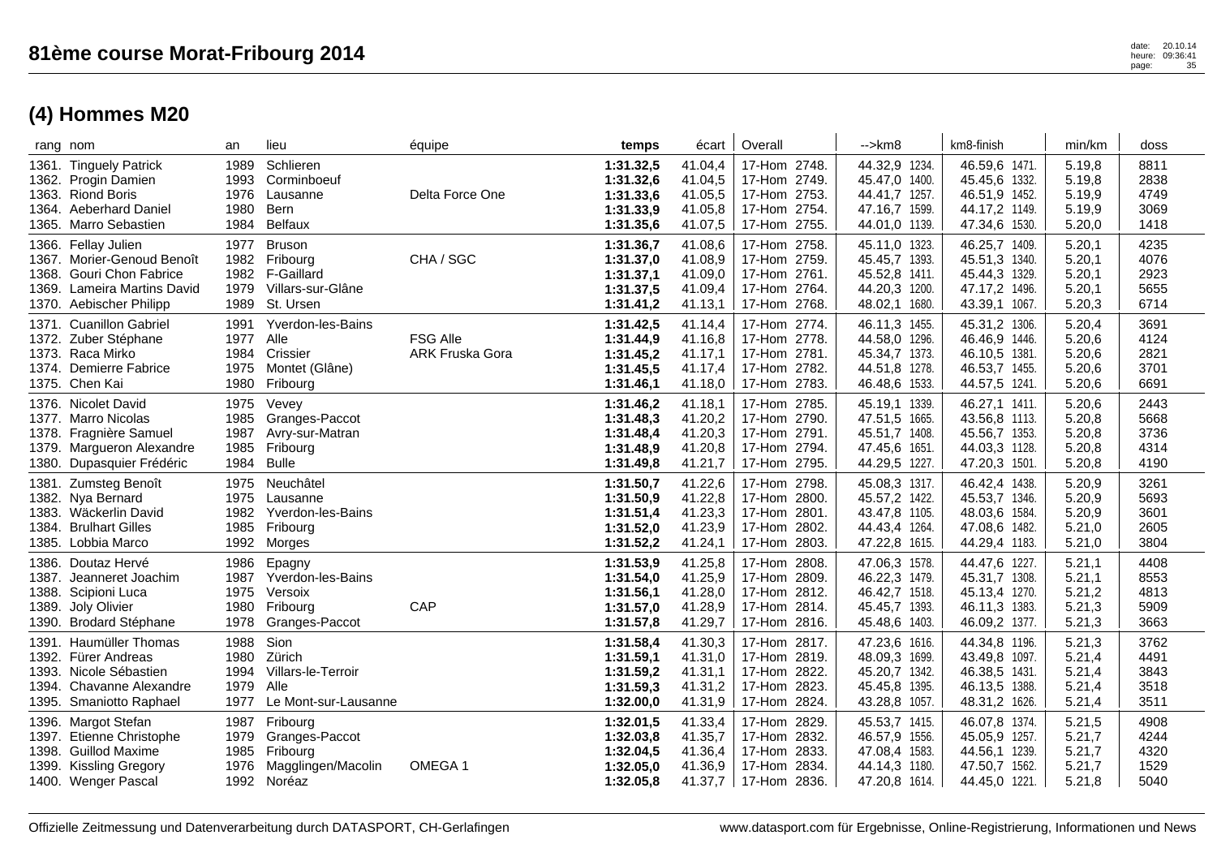# 81ème course Morat-Fribourg 2014

## (4) Hommes M20

| rang | nom | an | lieu | équipe | temps | écart | Overall | -->km8 | km8-finish | min/km | doss |
|---|---|---|---|---|---|---|---|---|---|---|---|
| 1361. | Tinguely Patrick | 1989 | Schlieren | | **1:31.32,5** | 41.04,4 | 17-Hom 2748. | 44.32,9 1234. | 46.59,6 1471. | 5.19,8 | 8811 |
| 1362. | Progin Damien | 1993 | Corminboeuf | | **1:31.32,6** | 41.04,5 | 17-Hom 2749. | 45.47,0 1400. | 45.45,6 1332. | 5.19,8 | 2838 |
| 1363. | Riond Boris | 1976 | Lausanne | Delta Force One | **1:31.33,6** | 41.05,5 | 17-Hom 2753. | 44.41,7 1257. | 46.51,9 1452. | 5.19,9 | 4749 |
| 1364. | Aeberhard Daniel | 1980 | Bern | | **1:31.33,9** | 41.05,8 | 17-Hom 2754. | 47.16,7 1599. | 44.17,2 1149. | 5.19,9 | 3069 |
| 1365. | Marro Sebastien | 1984 | Belfaux | | **1:31.35,6** | 41.07,5 | 17-Hom 2755. | 44.01,0 1139. | 47.34,6 1530. | 5.20,0 | 1418 |
| 1366. | Fellay Julien | 1977 | Bruson | | **1:31.36,7** | 41.08,6 | 17-Hom 2758. | 45.11,0 1323. | 46.25,7 1409. | 5.20,1 | 4235 |
| 1367. | Morier-Genoud Benoît | 1982 | Fribourg | CHA / SGC | **1:31.37,0** | 41.08,9 | 17-Hom 2759. | 45.45,7 1393. | 45.51,3 1340. | 5.20,1 | 4076 |
| 1368. | Gouri Chon Fabrice | 1982 | F-Gaillard | | **1:31.37,1** | 41.09,0 | 17-Hom 2761. | 45.52,8 1411. | 45.44,3 1329. | 5.20,1 | 2923 |
| 1369. | Lameira Martins David | 1979 | Villars-sur-Glâne | | **1:31.37,5** | 41.09,4 | 17-Hom 2764. | 44.20,3 1200. | 47.17,2 1496. | 5.20,1 | 5655 |
| 1370. | Aebischer Philipp | 1989 | St. Ursen | | **1:31.41,2** | 41.13,1 | 17-Hom 2768. | 48.02,1 1680. | 43.39,1 1067. | 5.20,3 | 6714 |
| 1371. | Cuanillon Gabriel | 1991 | Yverdon-les-Bains | | **1:31.42,5** | 41.14,4 | 17-Hom 2774. | 46.11,3 1455. | 45.31,2 1306. | 5.20,4 | 3691 |
| 1372. | Zuber Stéphane | 1977 | Alle | FSG Alle | **1:31.44,9** | 41.16,8 | 17-Hom 2778. | 44.58,0 1296. | 46.46,9 1446. | 5.20,6 | 4124 |
| 1373. | Raca Mirko | 1984 | Crissier | ARK Fruska Gora | **1:31.45,2** | 41.17,1 | 17-Hom 2781. | 45.34,7 1373. | 46.10,5 1381. | 5.20,6 | 2821 |
| 1374. | Demierre Fabrice | 1975 | Montet (Glâne) | | **1:31.45,5** | 41.17,4 | 17-Hom 2782. | 44.51,8 1278. | 46.53,7 1455. | 5.20,6 | 3701 |
| 1375. | Chen Kai | 1980 | Fribourg | | **1:31.46,1** | 41.18,0 | 17-Hom 2783. | 46.48,6 1533. | 44.57,5 1241. | 5.20,6 | 6691 |
| 1376. | Nicolet David | 1975 | Vevey | | **1:31.46,2** | 41.18,1 | 17-Hom 2785. | 45.19,1 1339. | 46.27,1 1411. | 5.20,6 | 2443 |
| 1377. | Marro Nicolas | 1985 | Granges-Paccot | | **1:31.48,3** | 41.20,2 | 17-Hom 2790. | 47.51,5 1665. | 43.56,8 1113. | 5.20,8 | 5668 |
| 1378. | Fragnière Samuel | 1987 | Avry-sur-Matran | | **1:31.48,4** | 41.20,3 | 17-Hom 2791. | 45.51,7 1408. | 45.56,7 1353. | 5.20,8 | 3736 |
| 1379. | Margueron Alexandre | 1985 | Fribourg | | **1:31.48,9** | 41.20,8 | 17-Hom 2794. | 47.45,6 1651. | 44.03,3 1128. | 5.20,8 | 4314 |
| 1380. | Dupasquier Frédéric | 1984 | Bulle | | **1:31.49,8** | 41.21,7 | 17-Hom 2795. | 44.29,5 1227. | 47.20,3 1501. | 5.20,8 | 4190 |
| 1381. | Zumsteg Benoît | 1975 | Neuchâtel | | **1:31.50,7** | 41.22,6 | 17-Hom 2798. | 45.08,3 1317. | 46.42,4 1438. | 5.20,9 | 3261 |
| 1382. | Nya Bernard | 1975 | Lausanne | | **1:31.50,9** | 41.22,8 | 17-Hom 2800. | 45.57,2 1422. | 45.53,7 1346. | 5.20,9 | 5693 |
| 1383. | Wäckerlin David | 1982 | Yverdon-les-Bains | | **1:31.51,4** | 41.23,3 | 17-Hom 2801. | 43.47,8 1105. | 48.03,6 1584. | 5.20,9 | 3601 |
| 1384. | Brulhart Gilles | 1985 | Fribourg | | **1:31.52,0** | 41.23,9 | 17-Hom 2802. | 44.43,4 1264. | 47.08,6 1482. | 5.21,0 | 2605 |
| 1385. | Lobbia Marco | 1992 | Morges | | **1:31.52,2** | 41.24,1 | 17-Hom 2803. | 47.22,8 1615. | 44.29,4 1183. | 5.21,0 | 3804 |
| 1386. | Doutaz Hervé | 1986 | Epagny | | **1:31.53,9** | 41.25,8 | 17-Hom 2808. | 47.06,3 1578. | 44.47,6 1227. | 5.21,1 | 4408 |
| 1387. | Jeanneret Joachim | 1987 | Yverdon-les-Bains | | **1:31.54,0** | 41.25,9 | 17-Hom 2809. | 46.22,3 1479. | 45.31,7 1308. | 5.21,1 | 8553 |
| 1388. | Scipioni Luca | 1975 | Versoix | | **1:31.56,1** | 41.28,0 | 17-Hom 2812. | 46.42,7 1518. | 45.13,4 1270. | 5.21,2 | 4813 |
| 1389. | Joly Olivier | 1980 | Fribourg | CAP | **1:31.57,0** | 41.28,9 | 17-Hom 2814. | 45.45,7 1393. | 46.11,3 1383. | 5.21,3 | 5909 |
| 1390. | Brodard Stéphane | 1978 | Granges-Paccot | | **1:31.57,8** | 41.29,7 | 17-Hom 2816. | 45.48,6 1403. | 46.09,2 1377. | 5.21,3 | 3663 |
| 1391. | Haumüller Thomas | 1988 | Sion | | **1:31.58,4** | 41.30,3 | 17-Hom 2817. | 47.23,6 1616. | 44.34,8 1196. | 5.21,3 | 3762 |
| 1392. | Fürer Andreas | 1980 | Zürich | | **1:31.59,1** | 41.31,0 | 17-Hom 2819. | 48.09,3 1699. | 43.49,8 1097. | 5.21,4 | 4491 |
| 1393. | Nicole Sébastien | 1994 | Villars-le-Terroir | | **1:31.59,2** | 41.31,1 | 17-Hom 2822. | 45.20,7 1342. | 46.38,5 1431. | 5.21,4 | 3843 |
| 1394. | Chavanne Alexandre | 1979 | Alle | | **1:31.59,3** | 41.31,2 | 17-Hom 2823. | 45.45,8 1395. | 46.13,5 1388. | 5.21,4 | 3518 |
| 1395. | Smaniotto Raphael | 1977 | Le Mont-sur-Lausanne | | **1:32.00,0** | 41.31,9 | 17-Hom 2824. | 43.28,8 1057. | 48.31,2 1626. | 5.21,4 | 3511 |
| 1396. | Margot Stefan | 1987 | Fribourg | | **1:32.01,5** | 41.33,4 | 17-Hom 2829. | 45.53,7 1415. | 46.07,8 1374. | 5.21,5 | 4908 |
| 1397. | Etienne Christophe | 1979 | Granges-Paccot | | **1:32.03,8** | 41.35,7 | 17-Hom 2832. | 46.57,9 1556. | 45.05,9 1257. | 5.21,7 | 4244 |
| 1398. | Guillod Maxime | 1985 | Fribourg | | **1:32.04,5** | 41.36,4 | 17-Hom 2833. | 47.08,4 1583. | 44.56,1 1239. | 5.21,7 | 4320 |
| 1399. | Kissling Gregory | 1976 | Magglingen/Macolin | OMEGA 1 | **1:32.05,0** | 41.36,9 | 17-Hom 2834. | 44.14,3 1180. | 47.50,7 1562. | 5.21,7 | 1529 |
| 1400. | Wenger Pascal | 1992 | Noréaz | | **1:32.05,8** | 41.37,7 | 17-Hom 2836. | 47.20,8 1614. | 44.45,0 1221. | 5.21,8 | 5040 |

Offizielle Zeitmessung und Datenverarbeitung durch DATASPORT, CH-Gerlafingen www.datasport.com für Ergebnisse, Online-Registrierung, Informationen und News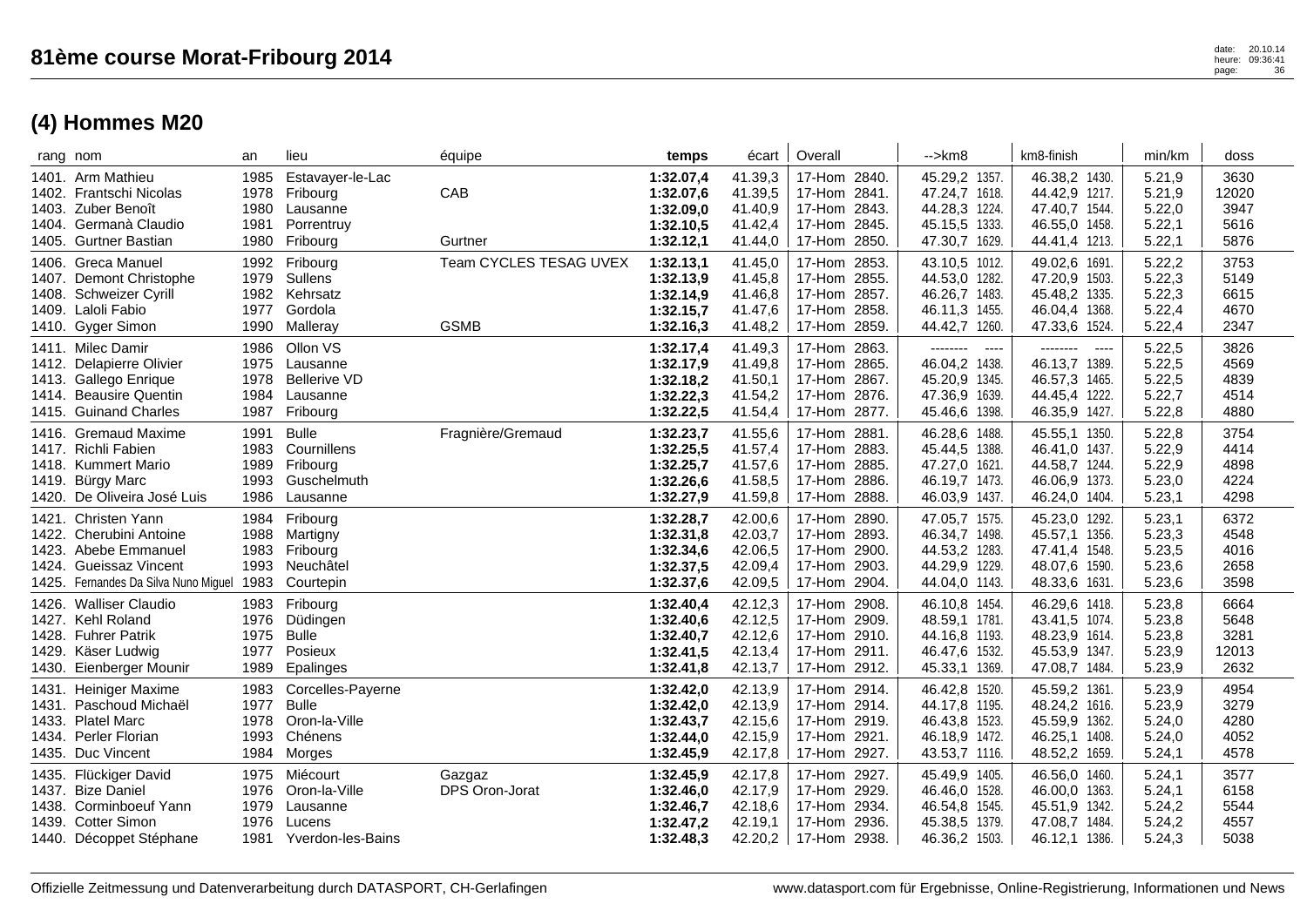# 81ème course Morat-Fribourg 2014

## (4) Hommes M20

| rang | nom | an | lieu | équipe | temps | écart | Overall | -->km8 | km8-finish | min/km | doss |
|---|---|---|---|---|---|---|---|---|---|---|---|
| 1401. | Arm Mathieu | 1985 | Estavayer-le-Lac | | **1:32.07,4** | 41.39,3 | 17-Hom 2840. | 45.29,2 1357. | 46.38,2 1430. | 5.21,9 | 3630 |
| 1402. | Frantschi Nicolas | 1978 | Fribourg | CAB | **1:32.07,6** | 41.39,5 | 17-Hom 2841. | 47.24,7 1618. | 44.42,9 1217. | 5.21,9 | 12020 |
| 1403. | Zuber Benoît | 1980 | Lausanne | | **1:32.09,0** | 41.40,9 | 17-Hom 2843. | 44.28,3 1224. | 47.40,7 1544. | 5.22,0 | 3947 |
| 1404. | Germanà Claudio | 1981 | Porrentruy | | **1:32.10,5** | 41.42,4 | 17-Hom 2845. | 45.15,5 1333. | 46.55,0 1458. | 5.22,1 | 5616 |
| 1405. | Gurtner Bastian | 1980 | Fribourg | Gurtner | **1:32.12,1** | 41.44,0 | 17-Hom 2850. | 47.30,7 1629. | 44.41,4 1213. | 5.22,1 | 5876 |
| 1406. | Greca Manuel | 1992 | Fribourg | Team CYCLES TESAG UVEX | **1:32.13,1** | 41.45,0 | 17-Hom 2853. | 43.10,5 1012. | 49.02,6 1691. | 5.22,2 | 3753 |
| 1407. | Demont Christophe | 1979 | Sullens | | **1:32.13,9** | 41.45,8 | 17-Hom 2855. | 44.53,0 1282. | 47.20,9 1503. | 5.22,3 | 5149 |
| 1408. | Schweizer Cyrill | 1982 | Kehrsatz | | **1:32.14,9** | 41.46,8 | 17-Hom 2857. | 46.26,7 1483. | 45.48,2 1335. | 5.22,3 | 6615 |
| 1409. | Laloli Fabio | 1977 | Gordola | | **1:32.15,7** | 41.47,6 | 17-Hom 2858. | 46.11,3 1455. | 46.04,4 1368. | 5.22,4 | 4670 |
| 1410. | Gyger Simon | 1990 | Malleray | GSMB | **1:32.16,3** | 41.48,2 | 17-Hom 2859. | 44.42,7 1260. | 47.33,6 1524. | 5.22,4 | 2347 |
| 1411. | Milec Damir | 1986 | Ollon VS | | **1:32.17,4** | 41.49,3 | 17-Hom 2863. | -------- ---- | -------- ---- | 5.22,5 | 3826 |
| 1412. | Delapierre Olivier | 1975 | Lausanne | | **1:32.17,9** | 41.49,8 | 17-Hom 2865. | 46.04,2 1438. | 46.13,7 1389. | 5.22,5 | 4569 |
| 1413. | Gallego Enrique | 1978 | Bellerive VD | | **1:32.18,2** | 41.50,1 | 17-Hom 2867. | 45.20,9 1345. | 46.57,3 1465. | 5.22,5 | 4839 |
| 1414. | Beausire Quentin | 1984 | Lausanne | | **1:32.22,3** | 41.54,2 | 17-Hom 2876. | 47.36,9 1639. | 44.45,4 1222. | 5.22,7 | 4514 |
| 1415. | Guinand Charles | 1987 | Fribourg | | **1:32.22,5** | 41.54,4 | 17-Hom 2877. | 45.46,6 1398. | 46.35,9 1427. | 5.22,8 | 4880 |
| 1416. | Gremaud Maxime | 1991 | Bulle | Fragnière/Gremaud | **1:32.23,7** | 41.55,6 | 17-Hom 2881. | 46.28,6 1488. | 45.55,1 1350. | 5.22,8 | 3754 |
| 1417. | Richli Fabien | 1983 | Cournillens | | **1:32.25,5** | 41.57,4 | 17-Hom 2883. | 45.44,5 1388. | 46.41,0 1437. | 5.22,9 | 4414 |
| 1418. | Kummert Mario | 1989 | Fribourg | | **1:32.25,7** | 41.57,6 | 17-Hom 2885. | 47.27,0 1621. | 44.58,7 1244. | 5.22,9 | 4898 |
| 1419. | Bürgy Marc | 1993 | Guschelmuth | | **1:32.26,6** | 41.58,5 | 17-Hom 2886. | 46.19,7 1473. | 46.06,9 1373. | 5.23,0 | 4224 |
| 1420. | De Oliveira José Luis | 1986 | Lausanne | | **1:32.27,9** | 41.59,8 | 17-Hom 2888. | 46.03,9 1437. | 46.24,0 1404. | 5.23,1 | 4298 |
| 1421. | Christen Yann | 1984 | Fribourg | | **1:32.28,7** | 42.00,6 | 17-Hom 2890. | 47.05,7 1575. | 45.23,0 1292. | 5.23,1 | 6372 |
| 1422. | Cherubini Antoine | 1988 | Martigny | | **1:32.31,8** | 42.03,7 | 17-Hom 2893. | 46.34,7 1498. | 45.57,1 1356. | 5.23,3 | 4548 |
| 1423. | Abebe Emmanuel | 1983 | Fribourg | | **1:32.34,6** | 42.06,5 | 17-Hom 2900. | 44.53,2 1283. | 47.41,4 1548. | 5.23,5 | 4016 |
| 1424. | Gueissaz Vincent | 1993 | Neuchâtel | | **1:32.37,5** | 42.09,4 | 17-Hom 2903. | 44.29,9 1229. | 48.07,6 1590. | 5.23,6 | 2658 |
| 1425. | Fernandes Da Silva Nuno Miguel | 1983 | Courtepin | | **1:32.37,6** | 42.09,5 | 17-Hom 2904. | 44.04,0 1143. | 48.33,6 1631. | 5.23,6 | 3598 |
| 1426. | Walliser Claudio | 1983 | Fribourg | | **1:32.40,4** | 42.12,3 | 17-Hom 2908. | 46.10,8 1454. | 46.29,6 1418. | 5.23,8 | 6664 |
| 1427. | Kehl Roland | 1976 | Düdingen | | **1:32.40,6** | 42.12,5 | 17-Hom 2909. | 48.59,1 1781. | 43.41,5 1074. | 5.23,8 | 5648 |
| 1428. | Fuhrer Patrik | 1975 | Bulle | | **1:32.40,7** | 42.12,6 | 17-Hom 2910. | 44.16,8 1193. | 48.23,9 1614. | 5.23,8 | 3281 |
| 1429. | Käser Ludwig | 1977 | Posieux | | **1:32.41,5** | 42.13,4 | 17-Hom 2911. | 46.47,6 1532. | 45.53,9 1347. | 5.23,9 | 12013 |
| 1430. | Eienberger Mounir | 1989 | Epalinges | | **1:32.41,8** | 42.13,7 | 17-Hom 2912. | 45.33,1 1369. | 47.08,7 1484. | 5.23,9 | 2632 |
| 1431. | Heiniger Maxime | 1983 | Corcelles-Payerne | | **1:32.42,0** | 42.13,9 | 17-Hom 2914. | 46.42,8 1520. | 45.59,2 1361. | 5.23,9 | 4954 |
| 1431. | Paschoud Michaël | 1977 | Bulle | | **1:32.42,0** | 42.13,9 | 17-Hom 2914. | 44.17,8 1195. | 48.24,2 1616. | 5.23,9 | 3279 |
| 1433. | Platel Marc | 1978 | Oron-la-Ville | | **1:32.43,7** | 42.15,6 | 17-Hom 2919. | 46.43,8 1523. | 45.59,9 1362. | 5.24,0 | 4280 |
| 1434. | Perler Florian | 1993 | Chénens | | **1:32.44,0** | 42.15,9 | 17-Hom 2921. | 46.18,9 1472. | 46.25,1 1408. | 5.24,0 | 4052 |
| 1435. | Duc Vincent | 1984 | Morges | | **1:32.45,9** | 42.17,8 | 17-Hom 2927. | 43.53,7 1116. | 48.52,2 1659. | 5.24,1 | 4578 |
| 1435. | Flückiger David | 1975 | Miécourt | Gazgaz | **1:32.45,9** | 42.17,8 | 17-Hom 2927. | 45.49,9 1405. | 46.56,0 1460. | 5.24,1 | 3577 |
| 1437. | Bize Daniel | 1976 | Oron-la-Ville | DPS Oron-Jorat | **1:32.46,0** | 42.17,9 | 17-Hom 2929. | 46.46,0 1528. | 46.00,0 1363. | 5.24,1 | 6158 |
| 1438. | Corminboeuf Yann | 1979 | Lausanne | | **1:32.46,7** | 42.18,6 | 17-Hom 2934. | 46.54,8 1545. | 45.51,9 1342. | 5.24,2 | 5544 |
| 1439. | Cotter Simon | 1976 | Lucens | | **1:32.47,2** | 42.19,1 | 17-Hom 2936. | 45.38,5 1379. | 47.08,7 1484. | 5.24,2 | 4557 |
| 1440. | Décoppet Stéphane | 1981 | Yverdon-les-Bains | | **1:32.48,3** | 42.20,2 | 17-Hom 2938. | 46.36,2 1503. | 46.12,1 1386. | 5.24,3 | 5038 |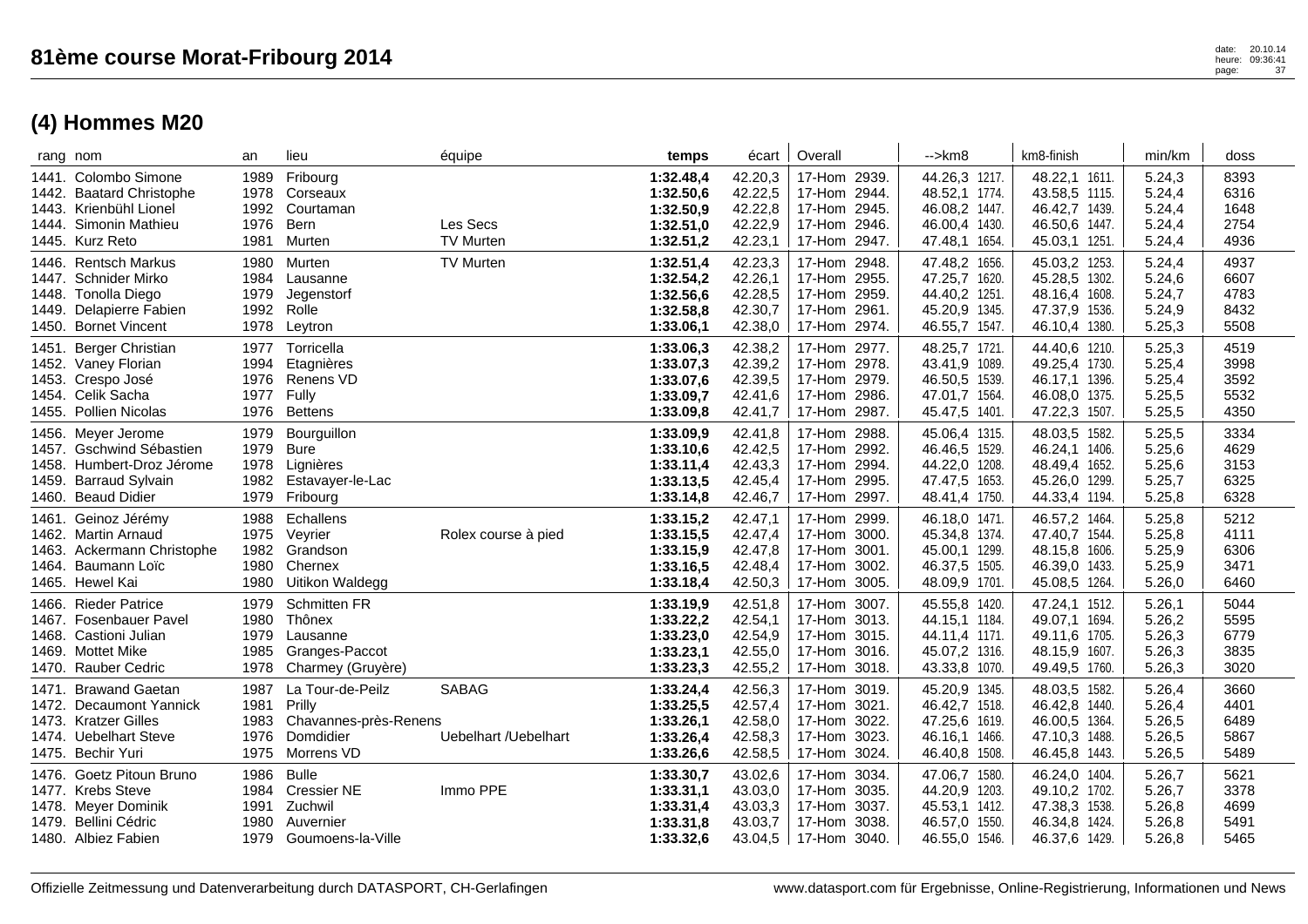# 81ème course Morat-Fribourg 2014

## (4) Hommes M20

| rang | nom | an | lieu | équipe | temps | écart | Overall | -->km8 | km8-finish | min/km | doss |
|---|---|---|---|---|---|---|---|---|---|---|---|
| 1441. | Colombo Simone | 1989 | Fribourg | | **1:32.48,4** | 42.20,3 | 17-Hom 2939. | 44.26,3 1217. | 48.22,1 1611. | 5.24,3 | 8393 |
| 1442. | Baatard Christophe | 1978 | Corseaux | | **1:32.50,6** | 42.22,5 | 17-Hom 2944. | 48.52,1 1774. | 43.58,5 1115. | 5.24,4 | 6316 |
| 1443. | Krienbühl Lionel | 1992 | Courtaman | | **1:32.50,9** | 42.22,8 | 17-Hom 2945. | 46.08,2 1447. | 46.42,7 1439. | 5.24,4 | 1648 |
| 1444. | Simonin Mathieu | 1976 | Bern | Les Secs | **1:32.51,0** | 42.22,9 | 17-Hom 2946. | 46.00,4 1430. | 46.50,6 1447. | 5.24,4 | 2754 |
| 1445. | Kurz Reto | 1981 | Murten | TV Murten | **1:32.51,2** | 42.23,1 | 17-Hom 2947. | 47.48,1 1654. | 45.03,1 1251. | 5.24,4 | 4936 |
| 1446. | Rentsch Markus | 1980 | Murten | TV Murten | **1:32.51,4** | 42.23,3 | 17-Hom 2948. | 47.48,2 1656. | 45.03,2 1253. | 5.24,4 | 4937 |
| 1447. | Schnider Mirko | 1984 | Lausanne | | **1:32.54,2** | 42.26,1 | 17-Hom 2955. | 47.25,7 1620. | 45.28,5 1302. | 5.24,6 | 6607 |
| 1448. | Tonolla Diego | 1979 | Jegenstorf | | **1:32.56,6** | 42.28,5 | 17-Hom 2959. | 44.40,2 1251. | 48.16,4 1608. | 5.24,7 | 4783 |
| 1449. | Delapierre Fabien | 1992 | Rolle | | **1:32.58,8** | 42.30,7 | 17-Hom 2961. | 45.20,9 1345. | 47.37,9 1536. | 5.24,9 | 8432 |
| 1450. | Bornet Vincent | 1978 | Leytron | | **1:33.06,1** | 42.38,0 | 17-Hom 2974. | 46.55,7 1547. | 46.10,4 1380. | 5.25,3 | 5508 |
| 1451. | Berger Christian | 1977 | Torricella | | **1:33.06,3** | 42.38,2 | 17-Hom 2977. | 48.25,7 1721. | 44.40,6 1210. | 5.25,3 | 4519 |
| 1452. | Vaney Florian | 1994 | Etagnières | | **1:33.07,3** | 42.39,2 | 17-Hom 2978. | 43.41,9 1089. | 49.25,4 1730. | 5.25,4 | 3998 |
| 1453. | Crespo José | 1976 | Renens VD | | **1:33.07,6** | 42.39,5 | 17-Hom 2979. | 46.50,5 1539. | 46.17,1 1396. | 5.25,4 | 3592 |
| 1454. | Celik Sacha | 1977 | Fully | | **1:33.09,7** | 42.41,6 | 17-Hom 2986. | 47.01,7 1564. | 46.08,0 1375. | 5.25,5 | 5532 |
| 1455. | Pollien Nicolas | 1976 | Bettens | | **1:33.09,8** | 42.41,7 | 17-Hom 2987. | 45.47,5 1401. | 47.22,3 1507. | 5.25,5 | 4350 |
| 1456. | Meyer Jerome | 1979 | Bourguillon | | **1:33.09,9** | 42.41,8 | 17-Hom 2988. | 45.06,4 1315. | 48.03,5 1582. | 5.25,5 | 3334 |
| 1457. | Gschwind Sébastien | 1979 | Bure | | **1:33.10,6** | 42.42,5 | 17-Hom 2992. | 46.46,5 1529. | 46.24,1 1406. | 5.25,6 | 4629 |
| 1458. | Humbert-Droz Jérome | 1978 | Lignières | | **1:33.11,4** | 42.43,3 | 17-Hom 2994. | 44.22,0 1208. | 48.49,4 1652. | 5.25,6 | 3153 |
| 1459. | Barraud Sylvain | 1982 | Estavayer-le-Lac | | **1:33.13,5** | 42.45,4 | 17-Hom 2995. | 47.47,5 1653. | 45.26,0 1299. | 5.25,7 | 6325 |
| 1460. | Beaud Didier | 1979 | Fribourg | | **1:33.14,8** | 42.46,7 | 17-Hom 2997. | 48.41,4 1750. | 44.33,4 1194. | 5.25,8 | 6328 |
| 1461. | Geinoz Jérémy | 1988 | Echallens | | **1:33.15,2** | 42.47,1 | 17-Hom 2999. | 46.18,0 1471. | 46.57,2 1464. | 5.25,8 | 5212 |
| 1462. | Martin Arnaud | 1975 | Veyrier | Rolex course à pied | **1:33.15,5** | 42.47,4 | 17-Hom 3000. | 45.34,8 1374. | 47.40,7 1544. | 5.25,8 | 4111 |
| 1463. | Ackermann Christophe | 1982 | Grandson | | **1:33.15,9** | 42.47,8 | 17-Hom 3001. | 45.00,1 1299. | 48.15,8 1606. | 5.25,9 | 6306 |
| 1464. | Baumann Loïc | 1980 | Chernex | | **1:33.16,5** | 42.48,4 | 17-Hom 3002. | 46.37,5 1505. | 46.39,0 1433. | 5.25,9 | 3471 |
| 1465. | Hewel Kai | 1980 | Uitikon Waldegg | | **1:33.18,4** | 42.50,3 | 17-Hom 3005. | 48.09,9 1701. | 45.08,5 1264. | 5.26,0 | 6460 |
| 1466. | Rieder Patrice | 1979 | Schmitten FR | | **1:33.19,9** | 42.51,8 | 17-Hom 3007. | 45.55,8 1420. | 47.24,1 1512. | 5.26,1 | 5044 |
| 1467. | Fosenbauer Pavel | 1980 | Thônex | | **1:33.22,2** | 42.54,1 | 17-Hom 3013. | 44.15,1 1184. | 49.07,1 1694. | 5.26,2 | 5595 |
| 1468. | Castioni Julian | 1979 | Lausanne | | **1:33.23,0** | 42.54,9 | 17-Hom 3015. | 44.11,4 1171. | 49.11,6 1705. | 5.26,3 | 6779 |
| 1469. | Mottet Mike | 1985 | Granges-Paccot | | **1:33.23,1** | 42.55,0 | 17-Hom 3016. | 45.07,2 1316. | 48.15,9 1607. | 5.26,3 | 3835 |
| 1470. | Rauber Cedric | 1978 | Charmey (Gruyère) | | **1:33.23,3** | 42.55,2 | 17-Hom 3018. | 43.33,8 1070. | 49.49,5 1760. | 5.26,3 | 3020 |
| 1471. | Brawand Gaetan | 1987 | La Tour-de-Peilz | SABAG | **1:33.24,4** | 42.56,3 | 17-Hom 3019. | 45.20,9 1345. | 48.03,5 1582. | 5.26,4 | 3660 |
| 1472. | Decaumont Yannick | 1981 | Prilly | | **1:33.25,5** | 42.57,4 | 17-Hom 3021. | 46.42,7 1518. | 46.42,8 1440. | 5.26,4 | 4401 |
| 1473. | Kratzer Gilles | 1983 | Chavannes-près-Renens | | **1:33.26,1** | 42.58,0 | 17-Hom 3022. | 47.25,6 1619. | 46.00,5 1364. | 5.26,5 | 6489 |
| 1474. | Uebelhart Steve | 1976 | Domdidier | Uebelhart /Uebelhart | **1:33.26,4** | 42.58,3 | 17-Hom 3023. | 46.16,1 1466. | 47.10,3 1488. | 5.26,5 | 5867 |
| 1475. | Bechir Yuri | 1975 | Morrens VD | | **1:33.26,6** | 42.58,5 | 17-Hom 3024. | 46.40,8 1508. | 46.45,8 1443. | 5.26,5 | 5489 |
| 1476. | Goetz Pitoun Bruno | 1986 | Bulle | | **1:33.30,7** | 43.02,6 | 17-Hom 3034. | 47.06,7 1580. | 46.24,0 1404. | 5.26,7 | 5621 |
| 1477. | Krebs Steve | 1984 | Cressier NE | Immo PPE | **1:33.31,1** | 43.03,0 | 17-Hom 3035. | 44.20,9 1203. | 49.10,2 1702. | 5.26,7 | 3378 |
| 1478. | Meyer Dominik | 1991 | Zuchwil | | **1:33.31,4** | 43.03,3 | 17-Hom 3037. | 45.53,1 1412. | 47.38,3 1538. | 5.26,8 | 4699 |
| 1479. | Bellini Cédric | 1980 | Auvernier | | **1:33.31,8** | 43.03,7 | 17-Hom 3038. | 46.57,0 1550. | 46.34,8 1424. | 5.26,8 | 5491 |
| 1480. | Albiez Fabien | 1979 | Goumoens-la-Ville | | **1:33.32,6** | 43.04,5 | 17-Hom 3040. | 46.55,0 1546. | 46.37,6 1429. | 5.26,8 | 5465 |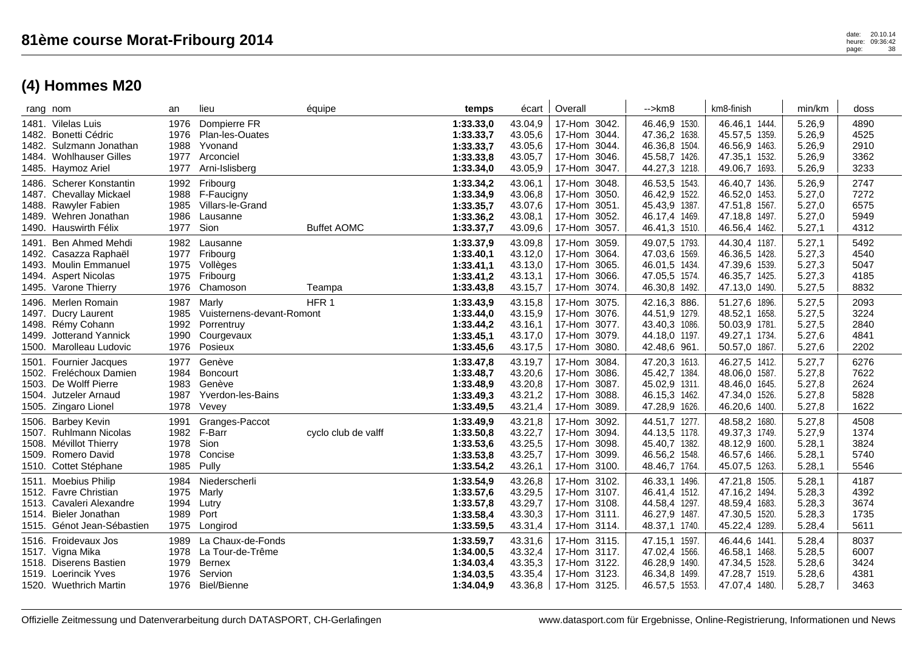# 81ème course Morat-Fribourg 2014

## (4) Hommes M20

| rang | nom | an | lieu | équipe | temps | écart | Overall | -->km8 | km8-finish | min/km | doss |
|---|---|---|---|---|---|---|---|---|---|---|---|
| 1481. | Vilelas Luis | 1976 | Dompierre FR | | **1:33.33,0** | 43.04,9 | 17-Hom 3042. | 46.46,9 1530. | 46.46,1 1444. | 5.26,9 | 4890 |
| 1482. | Bonetti Cédric | 1976 | Plan-les-Ouates | | **1:33.33,7** | 43.05,6 | 17-Hom 3044. | 47.36,2 1638. | 45.57,5 1359. | 5.26,9 | 4525 |
| 1482. | Sulzmann Jonathan | 1988 | Yvonand | | **1:33.33,7** | 43.05,6 | 17-Hom 3044. | 46.36,8 1504. | 46.56,9 1463. | 5.26,9 | 2910 |
| 1484. | Wohlhauser Gilles | 1977 | Arconciel | | **1:33.33,8** | 43.05,7 | 17-Hom 3046. | 45.58,7 1426. | 47.35,1 1532. | 5.26,9 | 3362 |
| 1485. | Haymoz Ariel | 1977 | Arni-Islisberg | | **1:33.34,0** | 43.05,9 | 17-Hom 3047. | 44.27,3 1218. | 49.06,7 1693. | 5.26,9 | 3233 |
| 1486. | Scherer Konstantin | 1992 | Fribourg | | **1:33.34,2** | 43.06,1 | 17-Hom 3048. | 46.53,5 1543. | 46.40,7 1436. | 5.26,9 | 2747 |
| 1487. | Chevallay Mickael | 1988 | F-Faucigny | | **1:33.34,9** | 43.06,8 | 17-Hom 3050. | 46.42,9 1522. | 46.52,0 1453. | 5.27,0 | 7272 |
| 1488. | Rawyler Fabien | 1985 | Villars-le-Grand | | **1:33.35,7** | 43.07,6 | 17-Hom 3051. | 45.43,9 1387. | 47.51,8 1567. | 5.27,0 | 6575 |
| 1489. | Wehren Jonathan | 1986 | Lausanne | | **1:33.36,2** | 43.08,1 | 17-Hom 3052. | 46.17,4 1469. | 47.18,8 1497. | 5.27,0 | 5949 |
| 1490. | Hauswirth Félix | 1977 | Sion | Buffet AOMC | **1:33.37,7** | 43.09,6 | 17-Hom 3057. | 46.41,3 1510. | 46.56,4 1462. | 5.27,1 | 4312 |
| 1491. | Ben Ahmed Mehdi | 1982 | Lausanne | | **1:33.37,9** | 43.09,8 | 17-Hom 3059. | 49.07,5 1793. | 44.30,4 1187. | 5.27,1 | 5492 |
| 1492. | Casazza Raphaël | 1977 | Fribourg | | **1:33.40,1** | 43.12,0 | 17-Hom 3064. | 47.03,6 1569. | 46.36,5 1428. | 5.27,3 | 4540 |
| 1493. | Moulin Emmanuel | 1975 | Vollèges | | **1:33.41,1** | 43.13,0 | 17-Hom 3065. | 46.01,5 1434. | 47.39,6 1539. | 5.27,3 | 5047 |
| 1494. | Aspert Nicolas | 1975 | Fribourg | | **1:33.41,2** | 43.13,1 | 17-Hom 3066. | 47.05,5 1574. | 46.35,7 1425. | 5.27,3 | 4185 |
| 1495. | Varone Thierry | 1976 | Chamoson | Teampa | **1:33.43,8** | 43.15,7 | 17-Hom 3074. | 46.30,8 1492. | 47.13,0 1490. | 5.27,5 | 8832 |
| 1496. | Merlen Romain | 1987 | Marly | HFR 1 | **1:33.43,9** | 43.15,8 | 17-Hom 3075. | 42.16,3 886. | 51.27,6 1896. | 5.27,5 | 2093 |
| 1497. | Ducry Laurent | 1985 | Vuisternens-devant-Romont | | **1:33.44,0** | 43.15,9 | 17-Hom 3076. | 44.51,9 1279. | 48.52,1 1658. | 5.27,5 | 3224 |
| 1498. | Rémy Cohann | 1992 | Porrentruy | | **1:33.44,2** | 43.16,1 | 17-Hom 3077. | 43.40,3 1086. | 50.03,9 1781. | 5.27,5 | 2840 |
| 1499. | Jotterand Yannick | 1990 | Courgevaux | | **1:33.45,1** | 43.17,0 | 17-Hom 3079. | 44.18,0 1197. | 49.27,1 1734. | 5.27,6 | 4841 |
| 1500. | Marolleau Ludovic | 1976 | Posieux | | **1:33.45,6** | 43.17,5 | 17-Hom 3080. | 42.48,6 961. | 50.57,0 1867. | 5.27,6 | 2202 |
| 1501. | Fournier Jacques | 1977 | Genève | | **1:33.47,8** | 43.19,7 | 17-Hom 3084. | 47.20,3 1613. | 46.27,5 1412. | 5.27,7 | 6276 |
| 1502. | Freléchoux Damien | 1984 | Boncourt | | **1:33.48,7** | 43.20,6 | 17-Hom 3086. | 45.42,7 1384. | 48.06,0 1587. | 5.27,8 | 7622 |
| 1503. | De Wolff Pierre | 1983 | Genève | | **1:33.48,9** | 43.20,8 | 17-Hom 3087. | 45.02,9 1311. | 48.46,0 1645. | 5.27,8 | 2624 |
| 1504. | Jutzeler Arnaud | 1987 | Yverdon-les-Bains | | **1:33.49,3** | 43.21,2 | 17-Hom 3088. | 46.15,3 1462. | 47.34,0 1526. | 5.27,8 | 5828 |
| 1505. | Zingaro Lionel | 1978 | Vevey | | **1:33.49,5** | 43.21,4 | 17-Hom 3089. | 47.28,9 1626. | 46.20,6 1400. | 5.27,8 | 1622 |
| 1506. | Barbey Kevin | 1991 | Granges-Paccot | | **1:33.49,9** | 43.21,8 | 17-Hom 3092. | 44.51,7 1277. | 48.58,2 1680. | 5.27,8 | 4508 |
| 1507. | Ruhlmann Nicolas | 1982 | F-Barr | cyclo club de valff | **1:33.50,8** | 43.22,7 | 17-Hom 3094. | 44.13,5 1178. | 49.37,3 1749. | 5.27,9 | 1374 |
| 1508. | Mévillot Thierry | 1978 | Sion | | **1:33.53,6** | 43.25,5 | 17-Hom 3098. | 45.40,7 1382. | 48.12,9 1600. | 5.28,1 | 3824 |
| 1509. | Romero David | 1978 | Concise | | **1:33.53,8** | 43.25,7 | 17-Hom 3099. | 46.56,2 1548. | 46.57,6 1466. | 5.28,1 | 5740 |
| 1510. | Cottet Stéphane | 1985 | Pully | | **1:33.54,2** | 43.26,1 | 17-Hom 3100. | 48.46,7 1764. | 45.07,5 1263. | 5.28,1 | 5546 |
| 1511. | Moebius Philip | 1984 | Niederscherli | | **1:33.54,9** | 43.26,8 | 17-Hom 3102. | 46.33,1 1496. | 47.21,8 1505. | 5.28,1 | 4187 |
| 1512. | Favre Christian | 1975 | Marly | | **1:33.57,6** | 43.29,5 | 17-Hom 3107. | 46.41,4 1512. | 47.16,2 1494. | 5.28,3 | 4392 |
| 1513. | Cavaleri Alexandre | 1994 | Lutry | | **1:33.57,8** | 43.29,7 | 17-Hom 3108. | 44.58,4 1297. | 48.59,4 1683. | 5.28,3 | 3674 |
| 1514. | Bieler Jonathan | 1989 | Port | | **1:33.58,4** | 43.30,3 | 17-Hom 3111. | 46.27,9 1487. | 47.30,5 1520. | 5.28,3 | 1735 |
| 1515. | Génot Jean-Sébastien | 1975 | Longirod | | **1:33.59,5** | 43.31,4 | 17-Hom 3114. | 48.37,1 1740. | 45.22,4 1289. | 5.28,4 | 5611 |
| 1516. | Froidevaux Jos | 1989 | La Chaux-de-Fonds | | **1:33.59,7** | 43.31,6 | 17-Hom 3115. | 47.15,1 1597. | 46.44,6 1441. | 5.28,4 | 8037 |
| 1517. | Vigna Mika | 1978 | La Tour-de-Trême | | **1:34.00,5** | 43.32,4 | 17-Hom 3117. | 47.02,4 1566. | 46.58,1 1468. | 5.28,5 | 6007 |
| 1518. | Diserens Bastien | 1979 | Bernex | | **1:34.03,4** | 43.35,3 | 17-Hom 3122. | 46.28,9 1490. | 47.34,5 1528. | 5.28,6 | 3424 |
| 1519. | Loerincik Yves | 1976 | Servion | | **1:34.03,5** | 43.35,4 | 17-Hom 3123. | 46.34,8 1499. | 47.28,7 1519. | 5.28,6 | 4381 |
| 1520. | Wuethrich Martin | 1976 | Biel/Bienne | | **1:34.04,9** | 43.36,8 | 17-Hom 3125. | 46.57,5 1553. | 47.07,4 1480. | 5.28,7 | 3463 |

Offizielle Zeitmessung und Datenverarbeitung durch DATASPORT, CH-Gerlafingen

www.datasport.com für Ergebnisse, Online-Registrierung, Informationen und News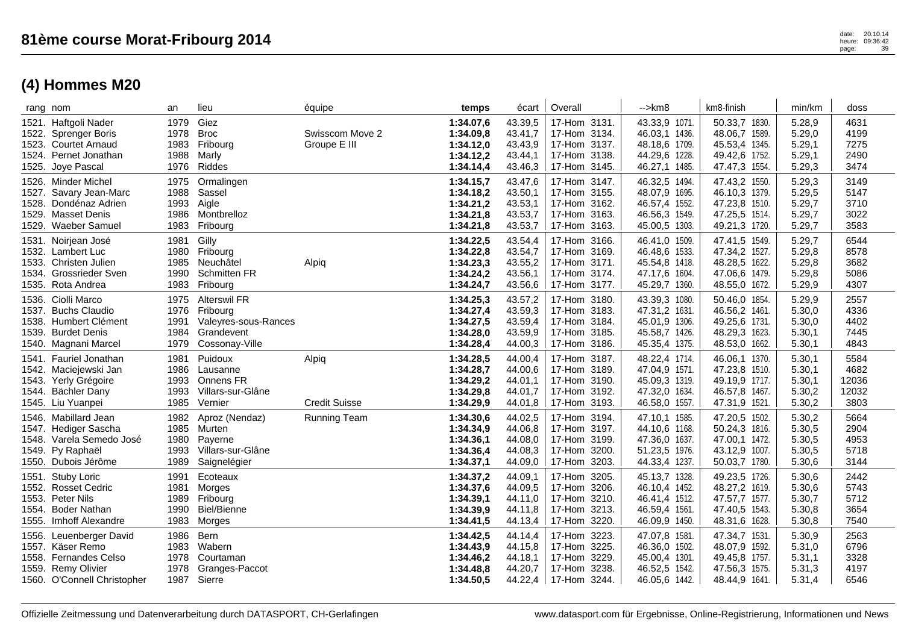# 81ème course Morat-Fribourg 2014

## (4) Hommes M20

| rang | nom | an | lieu | équipe | temps | écart | Overall | -->km8 | km8-finish | min/km | doss |
|---|---|---|---|---|---|---|---|---|---|---|---|
| 1521. | Haftgoli Nader | 1979 | Giez | | **1:34.07,6** | 43.39,5 | 17-Hom 3131. | 43.33,9 1071. | 50.33,7 1830. | 5.28,9 | 4631 |
| 1522. | Sprenger Boris | 1978 | Broc | Swisscom Move 2 | **1:34.09,8** | 43.41,7 | 17-Hom 3134. | 46.03,1 1436. | 48.06,7 1589. | 5.29,0 | 4199 |
| 1523. | Courtet Arnaud | 1983 | Fribourg | Groupe E III | **1:34.12,0** | 43.43,9 | 17-Hom 3137. | 48.18,6 1709. | 45.53,4 1345. | 5.29,1 | 7275 |
| 1524. | Pernet Jonathan | 1988 | Marly | | **1:34.12,2** | 43.44,1 | 17-Hom 3138. | 44.29,6 1228. | 49.42,6 1752. | 5.29,1 | 2490 |
| 1525. | Joye Pascal | 1976 | Riddes | | **1:34.14,4** | 43.46,3 | 17-Hom 3145. | 46.27,1 1485. | 47.47,3 1554. | 5.29,3 | 3474 |
| 1526. | Minder Michel | 1975 | Ormalingen | | **1:34.15,7** | 43.47,6 | 17-Hom 3147. | 46.32,5 1494. | 47.43,2 1550. | 5.29,3 | 3149 |
| 1527. | Savary Jean-Marc | 1988 | Sassel | | **1:34.18,2** | 43.50,1 | 17-Hom 3155. | 48.07,9 1695. | 46.10,3 1379. | 5.29,5 | 5147 |
| 1528. | Dondénaz Adrien | 1993 | Aigle | | **1:34.21,2** | 43.53,1 | 17-Hom 3162. | 46.57,4 1552. | 47.23,8 1510. | 5.29,7 | 3710 |
| 1529. | Masset Denis | 1986 | Montbrelloz | | **1:34.21,8** | 43.53,7 | 17-Hom 3163. | 46.56,3 1549. | 47.25,5 1514. | 5.29,7 | 3022 |
| 1529. | Waeber Samuel | 1983 | Fribourg | | **1:34.21,8** | 43.53,7 | 17-Hom 3163. | 45.00,5 1303. | 49.21,3 1720. | 5.29,7 | 3583 |
| 1531. | Noirjean José | 1981 | Gilly | | **1:34.22,5** | 43.54,4 | 17-Hom 3166. | 46.41,0 1509. | 47.41,5 1549. | 5.29,7 | 6544 |
| 1532. | Lambert Luc | 1980 | Fribourg | | **1:34.22,8** | 43.54,7 | 17-Hom 3169. | 46.48,6 1533. | 47.34,2 1527. | 5.29,8 | 8578 |
| 1533. | Christen Julien | 1985 | Neuchâtel | Alpiq | **1:34.23,3** | 43.55,2 | 17-Hom 3171. | 45.54,8 1418. | 48.28,5 1622. | 5.29,8 | 3682 |
| 1534. | Grossrieder Sven | 1990 | Schmitten FR | | **1:34.24,2** | 43.56,1 | 17-Hom 3174. | 47.17,6 1604. | 47.06,6 1479. | 5.29,8 | 5086 |
| 1535. | Rota Andrea | 1983 | Fribourg | | **1:34.24,7** | 43.56,6 | 17-Hom 3177. | 45.29,7 1360. | 48.55,0 1672. | 5.29,9 | 4307 |
| 1536. | Ciolli Marco | 1975 | Alterswil FR | | **1:34.25,3** | 43.57,2 | 17-Hom 3180. | 43.39,3 1080. | 50.46,0 1854. | 5.29,9 | 2557 |
| 1537. | Buchs Claudio | 1976 | Fribourg | | **1:34.27,4** | 43.59,3 | 17-Hom 3183. | 47.31,2 1631. | 46.56,2 1461. | 5.30,0 | 4336 |
| 1538. | Humbert Clément | 1991 | Valeyres-sous-Rances | | **1:34.27,5** | 43.59,4 | 17-Hom 3184. | 45.01,9 1306. | 49.25,6 1731. | 5.30,0 | 4402 |
| 1539. | Burdet Denis | 1984 | Grandevent | | **1:34.28,0** | 43.59,9 | 17-Hom 3185. | 45.58,7 1426. | 48.29,3 1623. | 5.30,1 | 7445 |
| 1540. | Magnani Marcel | 1979 | Cossonay-Ville | | **1:34.28,4** | 44.00,3 | 17-Hom 3186. | 45.35,4 1375. | 48.53,0 1662. | 5.30,1 | 4843 |
| 1541. | Fauriel Jonathan | 1981 | Puidoux | Alpiq | **1:34.28,5** | 44.00,4 | 17-Hom 3187. | 48.22,4 1714. | 46.06,1 1370. | 5.30,1 | 5584 |
| 1542. | Maciejewski Jan | 1986 | Lausanne | | **1:34.28,7** | 44.00,6 | 17-Hom 3189. | 47.04,9 1571. | 47.23,8 1510. | 5.30,1 | 4682 |
| 1543. | Yerly Grégoire | 1993 | Onnens FR | | **1:34.29,2** | 44.01,1 | 17-Hom 3190. | 45.09,3 1319. | 49.19,9 1717. | 5.30,1 | 12036 |
| 1544. | Bächler Dany | 1993 | Villars-sur-Glâne | | **1:34.29,8** | 44.01,7 | 17-Hom 3192. | 47.32,0 1634. | 46.57,8 1467. | 5.30,2 | 12032 |
| 1545. | Lui Yuanpei | 1985 | Vernier | Credit Suisse | **1:34.29,9** | 44.01,8 | 17-Hom 3193. | 46.58,0 1557. | 47.31,9 1521. | 5.30,2 | 3803 |
| 1546. | Mabillard Jean | 1982 | Aproz (Nendaz) | Running Team | **1:34.30,6** | 44.02,5 | 17-Hom 3194. | 47.10,1 1585. | 47.20,5 1502. | 5.30,2 | 5664 |
| 1547. | Hediger Sascha | 1985 | Murten | | **1:34.34,9** | 44.06,8 | 17-Hom 3197. | 44.10,6 1168. | 50.24,3 1816. | 5.30,5 | 2904 |
| 1548. | Varela Semedo José | 1980 | Payerne | | **1:34.36,1** | 44.08,0 | 17-Hom 3199. | 47.36,0 1637. | 47.00,1 1472. | 5.30,5 | 4953 |
| 1549. | Py Raphaël | 1993 | Villars-sur-Glâne | | **1:34.36,4** | 44.08,3 | 17-Hom 3200. | 51.23,5 1976. | 43.12,9 1007. | 5.30,5 | 5718 |
| 1550. | Dubois Jérôme | 1989 | Saignelégier | | **1:34.37,1** | 44.09,0 | 17-Hom 3203. | 44.33,4 1237. | 50.03,7 1780. | 5.30,6 | 3144 |
| 1551. | Stuby Loric | 1991 | Ecoteaux | | **1:34.37,2** | 44.09,1 | 17-Hom 3205. | 45.13,7 1328. | 49.23,5 1726. | 5.30,6 | 2442 |
| 1552. | Rosset Cedric | 1981 | Morges | | **1:34.37,6** | 44.09,5 | 17-Hom 3206. | 46.10,4 1452. | 48.27,2 1619. | 5.30,6 | 5743 |
| 1553. | Peter Nils | 1989 | Fribourg | | **1:34.39,1** | 44.11,0 | 17-Hom 3210. | 46.41,4 1512. | 47.57,7 1577. | 5.30,7 | 5712 |
| 1554. | Boder Nathan | 1990 | Biel/Bienne | | **1:34.39,9** | 44.11,8 | 17-Hom 3213. | 46.59,4 1561. | 47.40,5 1543. | 5.30,8 | 3654 |
| 1555. | Imhoff Alexandre | 1983 | Morges | | **1:34.41,5** | 44.13,4 | 17-Hom 3220. | 46.09,9 1450. | 48.31,6 1628. | 5.30,8 | 7540 |
| 1556. | Leuenberger David | 1986 | Bern | | **1:34.42,5** | 44.14,4 | 17-Hom 3223. | 47.07,8 1581. | 47.34,7 1531. | 5.30,9 | 2563 |
| 1557. | Käser Remo | 1983 | Wabern | | **1:34.43,9** | 44.15,8 | 17-Hom 3225. | 46.36,0 1502. | 48.07,9 1592. | 5.31,0 | 6796 |
| 1558. | Fernandes Celso | 1978 | Courtaman | | **1:34.46,2** | 44.18,1 | 17-Hom 3229. | 45.00,4 1301. | 49.45,8 1757. | 5.31,1 | 3328 |
| 1559. | Remy Olivier | 1978 | Granges-Paccot | | **1:34.48,8** | 44.20,7 | 17-Hom 3238. | 46.52,5 1542. | 47.56,3 1575. | 5.31,3 | 4197 |
| 1560. | O'Connell Christopher | 1987 | Sierre | | **1:34.50,5** | 44.22,4 | 17-Hom 3244. | 46.05,6 1442. | 48.44,9 1641. | 5.31,4 | 6546 |

Offizielle Zeitmessung und Datenverarbeitung durch DATASPORT, CH-Gerlafingen — www.datasport.com für Ergebnisse, Online-Registrierung, Informationen und News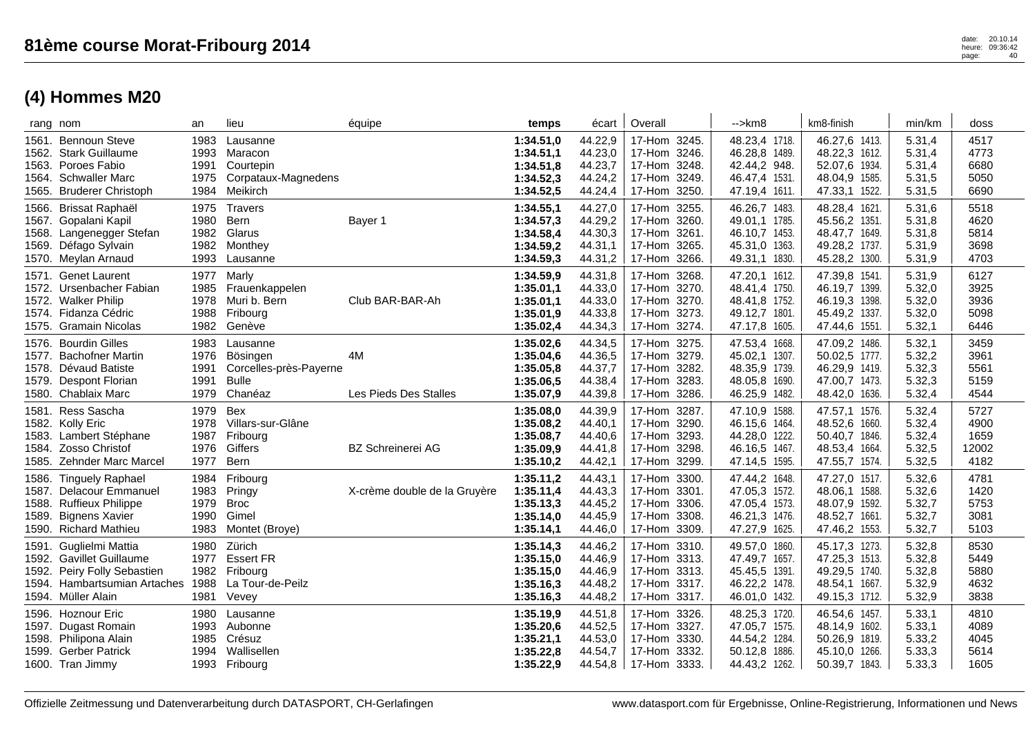# 81ème course Morat-Fribourg 2014

## (4) Hommes M20

| rang | nom | an | lieu | équipe | temps | écart | Overall | -->km8 | km8-finish | min/km | doss |
|---|---|---|---|---|---|---|---|---|---|---|---|
| 1561. | Bennoun Steve | 1983 | Lausanne | | **1:34.51,0** | 44.22,9 | 17-Hom 3245. | 48.23,4 1718. | 46.27,6 1413. | 5.31,4 | 4517 |
| 1562. | Stark Guillaume | 1993 | Maracon | | **1:34.51,1** | 44.23,0 | 17-Hom 3246. | 46.28,8 1489. | 48.22,3 1612. | 5.31,4 | 4773 |
| 1563. | Poroes Fabio | 1991 | Courtepin | | **1:34.51,8** | 44.23,7 | 17-Hom 3248. | 42.44,2 948. | 52.07,6 1934. | 5.31,4 | 6680 |
| 1564. | Schwaller Marc | 1975 | Corpataux-Magnedens | | **1:34.52,3** | 44.24,2 | 17-Hom 3249. | 46.47,4 1531. | 48.04,9 1585. | 5.31,5 | 5050 |
| 1565. | Bruderer Christoph | 1984 | Meikirch | | **1:34.52,5** | 44.24,4 | 17-Hom 3250. | 47.19,4 1611. | 47.33,1 1522. | 5.31,5 | 6690 |
| 1566. | Brissat Raphaël | 1975 | Travers | | **1:34.55,1** | 44.27,0 | 17-Hom 3255. | 46.26,7 1483. | 48.28,4 1621. | 5.31,6 | 5518 |
| 1567. | Gopalani Kapil | 1980 | Bern | Bayer 1 | **1:34.57,3** | 44.29,2 | 17-Hom 3260. | 49.01,1 1785. | 45.56,2 1351. | 5.31,8 | 4620 |
| 1568. | Langenegger Stefan | 1982 | Glarus | | **1:34.58,4** | 44.30,3 | 17-Hom 3261. | 46.10,7 1453. | 48.47,7 1649. | 5.31,8 | 5814 |
| 1569. | Défago Sylvain | 1982 | Monthey | | **1:34.59,2** | 44.31,1 | 17-Hom 3265. | 45.31,0 1363. | 49.28,2 1737. | 5.31,9 | 3698 |
| 1570. | Meylan Arnaud | 1993 | Lausanne | | **1:34.59,3** | 44.31,2 | 17-Hom 3266. | 49.31,1 1830. | 45.28,2 1300. | 5.31,9 | 4703 |
| 1571. | Genet Laurent | 1977 | Marly | | **1:34.59,9** | 44.31,8 | 17-Hom 3268. | 47.20,1 1612. | 47.39,8 1541. | 5.31,9 | 6127 |
| 1572. | Ursenbacher Fabian | 1985 | Frauenkappelen | | **1:35.01,1** | 44.33,0 | 17-Hom 3270. | 48.41,4 1750. | 46.19,7 1399. | 5.32,0 | 3925 |
| 1572. | Walker Philip | 1978 | Muri b. Bern | Club BAR-BAR-Ah | **1:35.01,1** | 44.33,0 | 17-Hom 3270. | 48.41,8 1752. | 46.19,3 1398. | 5.32,0 | 3936 |
| 1574. | Fidanza Cédric | 1988 | Fribourg | | **1:35.01,9** | 44.33,8 | 17-Hom 3273. | 49.12,7 1801. | 45.49,2 1337. | 5.32,0 | 5098 |
| 1575. | Gramain Nicolas | 1982 | Genève | | **1:35.02,4** | 44.34,3 | 17-Hom 3274. | 47.17,8 1605. | 47.44,6 1551. | 5.32,1 | 6446 |
| 1576. | Bourdin Gilles | 1983 | Lausanne | | **1:35.02,6** | 44.34,5 | 17-Hom 3275. | 47.53,4 1668. | 47.09,2 1486. | 5.32,1 | 3459 |
| 1577. | Bachofner Martin | 1976 | Bösingen | 4M | **1:35.04,6** | 44.36,5 | 17-Hom 3279. | 45.02,1 1307. | 50.02,5 1777. | 5.32,2 | 3961 |
| 1578. | Dévaud Batiste | 1991 | Corcelles-près-Payerne | | **1:35.05,8** | 44.37,7 | 17-Hom 3282. | 48.35,9 1739. | 46.29,9 1419. | 5.32,3 | 5561 |
| 1579. | Despont Florian | 1991 | Bulle | | **1:35.06,5** | 44.38,4 | 17-Hom 3283. | 48.05,8 1690. | 47.00,7 1473. | 5.32,3 | 5159 |
| 1580. | Chablaix Marc | 1979 | Chanéaz | Les Pieds Des Stalles | **1:35.07,9** | 44.39,8 | 17-Hom 3286. | 46.25,9 1482. | 48.42,0 1636. | 5.32,4 | 4544 |
| 1581. | Ress Sascha | 1979 | Bex | | **1:35.08,0** | 44.39,9 | 17-Hom 3287. | 47.10,9 1588. | 47.57,1 1576. | 5.32,4 | 5727 |
| 1582. | Kolly Eric | 1978 | Villars-sur-Glâne | | **1:35.08,2** | 44.40,1 | 17-Hom 3290. | 46.15,6 1464. | 48.52,6 1660. | 5.32,4 | 4900 |
| 1583. | Lambert Stéphane | 1987 | Fribourg | | **1:35.08,7** | 44.40,6 | 17-Hom 3293. | 44.28,0 1222. | 50.40,7 1846. | 5.32,4 | 1659 |
| 1584. | Zosso Christof | 1976 | Giffers | BZ Schreinerei AG | **1:35.09,9** | 44.41,8 | 17-Hom 3298. | 46.16,5 1467. | 48.53,4 1664. | 5.32,5 | 12002 |
| 1585. | Zehnder Marc Marcel | 1977 | Bern | | **1:35.10,2** | 44.42,1 | 17-Hom 3299. | 47.14,5 1595. | 47.55,7 1574. | 5.32,5 | 4182 |
| 1586. | Tinguely Raphael | 1984 | Fribourg | | **1:35.11,2** | 44.43,1 | 17-Hom 3300. | 47.44,2 1648. | 47.27,0 1517. | 5.32,6 | 4781 |
| 1587. | Delacour Emmanuel | 1983 | Pringy | X-crème double de la Gruyère | **1:35.11,4** | 44.43,3 | 17-Hom 3301. | 47.05,3 1572. | 48.06,1 1588. | 5.32,6 | 1420 |
| 1588. | Ruffieux Philippe | 1979 | Broc | | **1:35.13,3** | 44.45,2 | 17-Hom 3306. | 47.05,4 1573. | 48.07,9 1592. | 5.32,7 | 5753 |
| 1589. | Bignens Xavier | 1990 | Gimel | | **1:35.14,0** | 44.45,9 | 17-Hom 3308. | 46.21,3 1476. | 48.52,7 1661. | 5.32,7 | 3081 |
| 1590. | Richard Mathieu | 1983 | Montet (Broye) | | **1:35.14,1** | 44.46,0 | 17-Hom 3309. | 47.27,9 1625. | 47.46,2 1553. | 5.32,7 | 5103 |
| 1591. | Guglielmi Mattia | 1980 | Zürich | | **1:35.14,3** | 44.46,2 | 17-Hom 3310. | 49.57,0 1860. | 45.17,3 1273. | 5.32,8 | 8530 |
| 1592. | Gavillet Guillaume | 1977 | Essert FR | | **1:35.15,0** | 44.46,9 | 17-Hom 3313. | 47.49,7 1657. | 47.25,3 1513. | 5.32,8 | 5449 |
| 1592. | Peiry Folly Sebastien | 1982 | Fribourg | | **1:35.15,0** | 44.46,9 | 17-Hom 3313. | 45.45,5 1391. | 49.29,5 1740. | 5.32,8 | 5880 |
| 1594. | Hambartsumian Artaches | 1988 | La Tour-de-Peilz | | **1:35.16,3** | 44.48,2 | 17-Hom 3317. | 46.22,2 1478. | 48.54,1 1667. | 5.32,9 | 4632 |
| 1594. | Müller Alain | 1981 | Vevey | | **1:35.16,3** | 44.48,2 | 17-Hom 3317. | 46.01,0 1432. | 49.15,3 1712. | 5.32,9 | 3838 |
| 1596. | Hoznour Eric | 1980 | Lausanne | | **1:35.19,9** | 44.51,8 | 17-Hom 3326. | 48.25,3 1720. | 46.54,6 1457. | 5.33,1 | 4810 |
| 1597. | Dugast Romain | 1993 | Aubonne | | **1:35.20,6** | 44.52,5 | 17-Hom 3327. | 47.05,7 1575. | 48.14,9 1602. | 5.33,1 | 4089 |
| 1598. | Philipona Alain | 1985 | Crésuz | | **1:35.21,1** | 44.53,0 | 17-Hom 3330. | 44.54,2 1284. | 50.26,9 1819. | 5.33,2 | 4045 |
| 1599. | Gerber Patrick | 1994 | Wallisellen | | **1:35.22,8** | 44.54,7 | 17-Hom 3332. | 50.12,8 1886. | 45.10,0 1266. | 5.33,3 | 5614 |
| 1600. | Tran Jimmy | 1993 | Fribourg | | **1:35.22,9** | 44.54,8 | 17-Hom 3333. | 44.43,2 1262. | 50.39,7 1843. | 5.33,3 | 1605 |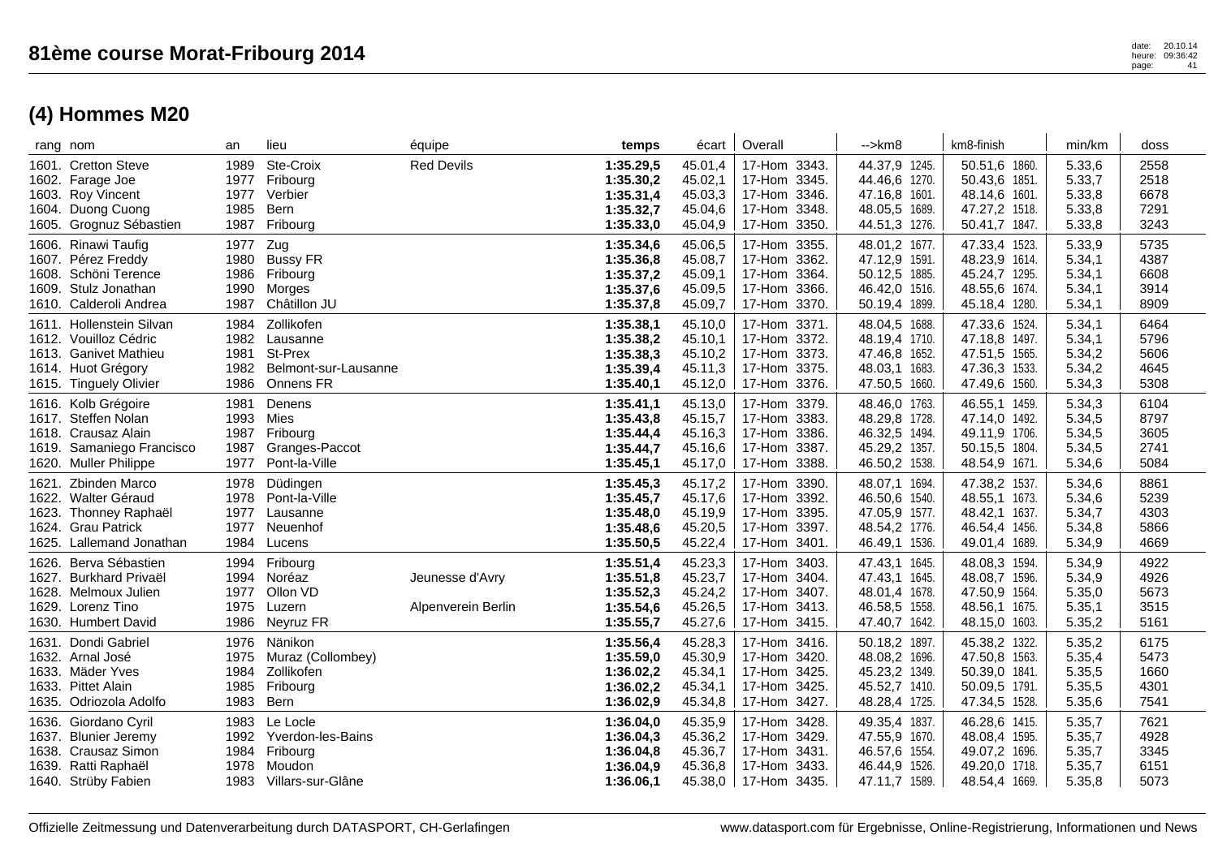# 81ème course Morat-Fribourg 2014

## (4) Hommes M20

| rang | nom | an | lieu | équipe | temps | écart | Overall | -->km8 | km8-finish | min/km | doss |
|---|---|---|---|---|---|---|---|---|---|---|---|
| 1601. | Cretton Steve | 1989 | Ste-Croix | Red Devils | **1:35.29,5** | 45.01,4 | 17-Hom 3343. | 44.37,9 1245. | 50.51,6 1860. | 5.33,6 | 2558 |
| 1602. | Farage Joe | 1977 | Fribourg | | **1:35.30,2** | 45.02,1 | 17-Hom 3345. | 44.46,6 1270. | 50.43,6 1851. | 5.33,7 | 2518 |
| 1603. | Roy Vincent | 1977 | Verbier | | **1:35.31,4** | 45.03,3 | 17-Hom 3346. | 47.16,8 1601. | 48.14,6 1601. | 5.33,8 | 6678 |
| 1604. | Duong Cuong | 1985 | Bern | | **1:35.32,7** | 45.04,6 | 17-Hom 3348. | 48.05,5 1689. | 47.27,2 1518. | 5.33,8 | 7291 |
| 1605. | Grognuz Sébastien | 1987 | Fribourg | | **1:35.33,0** | 45.04,9 | 17-Hom 3350. | 44.51,3 1276. | 50.41,7 1847. | 5.33,8 | 3243 |
| 1606. | Rinawi Taufig | 1977 | Zug | | **1:35.34,6** | 45.06,5 | 17-Hom 3355. | 48.01,2 1677. | 47.33,4 1523. | 5.33,9 | 5735 |
| 1607. | Pérez Freddy | 1980 | Bussy FR | | **1:35.36,8** | 45.08,7 | 17-Hom 3362. | 47.12,9 1591. | 48.23,9 1614. | 5.34,1 | 4387 |
| 1608. | Schöni Terence | 1986 | Fribourg | | **1:35.37,2** | 45.09,1 | 17-Hom 3364. | 50.12,5 1885. | 45.24,7 1295. | 5.34,1 | 6608 |
| 1609. | Stulz Jonathan | 1990 | Morges | | **1:35.37,6** | 45.09,5 | 17-Hom 3366. | 46.42,0 1516. | 48.55,6 1674. | 5.34,1 | 3914 |
| 1610. | Calderoli Andrea | 1987 | Châtillon JU | | **1:35.37,8** | 45.09,7 | 17-Hom 3370. | 50.19,4 1899. | 45.18,4 1280. | 5.34,1 | 8909 |
| 1611. | Hollenstein Silvan | 1984 | Zollikofen | | **1:35.38,1** | 45.10,0 | 17-Hom 3371. | 48.04,5 1688. | 47.33,6 1524. | 5.34,1 | 6464 |
| 1612. | Vouilloz Cédric | 1982 | Lausanne | | **1:35.38,2** | 45.10,1 | 17-Hom 3372. | 48.19,4 1710. | 47.18,8 1497. | 5.34,1 | 5796 |
| 1613. | Ganivet Mathieu | 1981 | St-Prex | | **1:35.38,3** | 45.10,2 | 17-Hom 3373. | 47.46,8 1652. | 47.51,5 1565. | 5.34,2 | 5606 |
| 1614. | Huot Grégory | 1982 | Belmont-sur-Lausanne | | **1:35.39,4** | 45.11,3 | 17-Hom 3375. | 48.03,1 1683. | 47.36,3 1533. | 5.34,2 | 4645 |
| 1615. | Tinguely Olivier | 1986 | Onnens FR | | **1:35.40,1** | 45.12,0 | 17-Hom 3376. | 47.50,5 1660. | 47.49,6 1560. | 5.34,3 | 5308 |
| 1616. | Kolb Grégoire | 1981 | Denens | | **1:35.41,1** | 45.13,0 | 17-Hom 3379. | 48.46,0 1763. | 46.55,1 1459. | 5.34,3 | 6104 |
| 1617. | Steffen Nolan | 1993 | Mies | | **1:35.43,8** | 45.15,7 | 17-Hom 3383. | 48.29,8 1728. | 47.14,0 1492. | 5.34,5 | 8797 |
| 1618. | Crausaz Alain | 1987 | Fribourg | | **1:35.44,4** | 45.16,3 | 17-Hom 3386. | 46.32,5 1494. | 49.11,9 1706. | 5.34,5 | 3605 |
| 1619. | Samaniego Francisco | 1987 | Granges-Paccot | | **1:35.44,7** | 45.16,6 | 17-Hom 3387. | 45.29,2 1357. | 50.15,5 1804. | 5.34,5 | 2741 |
| 1620. | Muller Philippe | 1977 | Pont-la-Ville | | **1:35.45,1** | 45.17,0 | 17-Hom 3388. | 46.50,2 1538. | 48.54,9 1671. | 5.34,6 | 5084 |
| 1621. | Zbinden Marco | 1978 | Düdingen | | **1:35.45,3** | 45.17,2 | 17-Hom 3390. | 48.07,1 1694. | 47.38,2 1537. | 5.34,6 | 8861 |
| 1622. | Walter Géraud | 1978 | Pont-la-Ville | | **1:35.45,7** | 45.17,6 | 17-Hom 3392. | 46.50,6 1540. | 48.55,1 1673. | 5.34,6 | 5239 |
| 1623. | Thonney Raphaël | 1977 | Lausanne | | **1:35.48,0** | 45.19,9 | 17-Hom 3395. | 47.05,9 1577. | 48.42,1 1637. | 5.34,7 | 4303 |
| 1624. | Grau Patrick | 1977 | Neuenhof | | **1:35.48,6** | 45.20,5 | 17-Hom 3397. | 48.54,2 1776. | 46.54,4 1456. | 5.34,8 | 5866 |
| 1625. | Lallemand Jonathan | 1984 | Lucens | | **1:35.50,5** | 45.22,4 | 17-Hom 3401. | 46.49,1 1536. | 49.01,4 1689. | 5.34,9 | 4669 |
| 1626. | Berva Sébastien | 1994 | Fribourg | | **1:35.51,4** | 45.23,3 | 17-Hom 3403. | 47.43,1 1645. | 48.08,3 1594. | 5.34,9 | 4922 |
| 1627. | Burkhard Privaël | 1994 | Noréaz | Jeunesse d'Avry | **1:35.51,8** | 45.23,7 | 17-Hom 3404. | 47.43,1 1645. | 48.08,7 1596. | 5.34,9 | 4926 |
| 1628. | Melmoux Julien | 1977 | Ollon VD | | **1:35.52,3** | 45.24,2 | 17-Hom 3407. | 48.01,4 1678. | 47.50,9 1564. | 5.35,0 | 5673 |
| 1629. | Lorenz Tino | 1975 | Luzern | Alpenverein Berlin | **1:35.54,6** | 45.26,5 | 17-Hom 3413. | 46.58,5 1558. | 48.56,1 1675. | 5.35,1 | 3515 |
| 1630. | Humbert David | 1986 | Neyruz FR | | **1:35.55,7** | 45.27,6 | 17-Hom 3415. | 47.40,7 1642. | 48.15,0 1603. | 5.35,2 | 5161 |
| 1631. | Dondi Gabriel | 1976 | Nänikon | | **1:35.56,4** | 45.28,3 | 17-Hom 3416. | 50.18,2 1897. | 45.38,2 1322. | 5.35,2 | 6175 |
| 1632. | Arnal José | 1975 | Muraz (Collombey) | | **1:35.59,0** | 45.30,9 | 17-Hom 3420. | 48.08,2 1696. | 47.50,8 1563. | 5.35,4 | 5473 |
| 1633. | Mäder Yves | 1984 | Zollikofen | | **1:36.02,2** | 45.34,1 | 17-Hom 3425. | 45.23,2 1349. | 50.39,0 1841. | 5.35,5 | 1660 |
| 1633. | Pittet Alain | 1985 | Fribourg | | **1:36.02,2** | 45.34,1 | 17-Hom 3425. | 45.52,7 1410. | 50.09,5 1791. | 5.35,5 | 4301 |
| 1635. | Odriozola Adolfo | 1983 | Bern | | **1:36.02,9** | 45.34,8 | 17-Hom 3427. | 48.28,4 1725. | 47.34,5 1528. | 5.35,6 | 7541 |
| 1636. | Giordano Cyril | 1983 | Le Locle | | **1:36.04,0** | 45.35,9 | 17-Hom 3428. | 49.35,4 1837. | 46.28,6 1415. | 5.35,7 | 7621 |
| 1637. | Blunier Jeremy | 1992 | Yverdon-les-Bains | | **1:36.04,3** | 45.36,2 | 17-Hom 3429. | 47.55,9 1670. | 48.08,4 1595. | 5.35,7 | 4928 |
| 1638. | Crausaz Simon | 1984 | Fribourg | | **1:36.04,8** | 45.36,7 | 17-Hom 3431. | 46.57,6 1554. | 49.07,2 1696. | 5.35,7 | 3345 |
| 1639. | Ratti Raphaël | 1978 | Moudon | | **1:36.04,9** | 45.36,8 | 17-Hom 3433. | 46.44,9 1526. | 49.20,0 1718. | 5.35,7 | 6151 |
| 1640. | Strüby Fabien | 1983 | Villars-sur-Glâne | | **1:36.06,1** | 45.38,0 | 17-Hom 3435. | 47.11,7 1589. | 48.54,4 1669. | 5.35,8 | 5073 |

Offizielle Zeitmessung und Datenverarbeitung durch DATASPORT, CH-Gerlafingen

www.datasport.com für Ergebnisse, Online-Registrierung, Informationen und News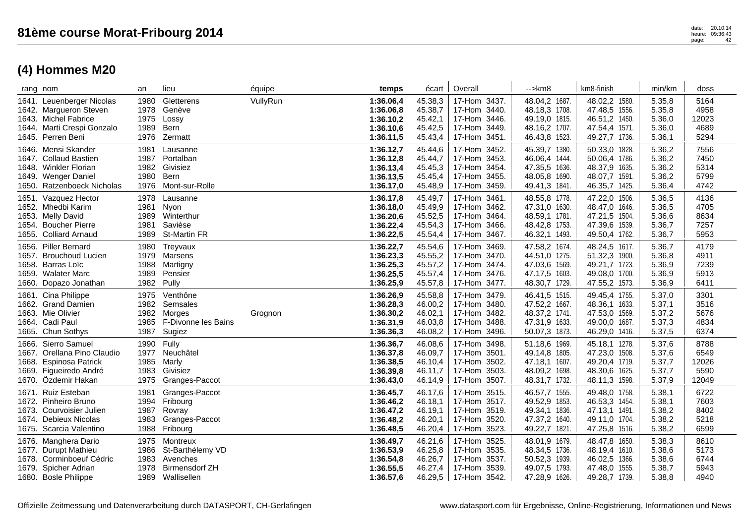# 81ème course Morat-Fribourg 2014

## (4) Hommes M20

| rang | nom | an | lieu | équipe | temps | écart | Overall | -->km8 | km8-finish | min/km | doss |
|---|---|---|---|---|---|---|---|---|---|---|---|
| 1641. | Leuenberger Nicolas | 1980 | Gletterens | VullyRun | **1:36.06,4** | 45.38,3 | 17-Hom 3437. | 48.04,2 1687. | 48.02,2 1580. | 5.35,8 | 5164 |
| 1642. | Margueron Steven | 1978 | Genève | | **1:36.06,8** | 45.38,7 | 17-Hom 3440. | 48.18,3 1708. | 47.48,5 1556. | 5.35,8 | 4958 |
| 1643. | Michel Fabrice | 1975 | Lossy | | **1:36.10,2** | 45.42,1 | 17-Hom 3446. | 49.19,0 1815. | 46.51,2 1450. | 5.36,0 | 12023 |
| 1644. | Marti Crespi Gonzalo | 1989 | Bern | | **1:36.10,6** | 45.42,5 | 17-Hom 3449. | 48.16,2 1707. | 47.54,4 1571. | 5.36,0 | 4689 |
| 1645. | Perren Beni | 1976 | Zermatt | | **1:36.11,5** | 45.43,4 | 17-Hom 3451. | 46.43,8 1523. | 49.27,7 1736. | 5.36,1 | 5294 |
| 1646. | Mensi Skander | 1981 | Lausanne | | **1:36.12,7** | 45.44,6 | 17-Hom 3452. | 45.39,7 1380. | 50.33,0 1828. | 5.36,2 | 7556 |
| 1647. | Collaud Bastien | 1987 | Portalban | | **1:36.12,8** | 45.44,7 | 17-Hom 3453. | 46.06,4 1444. | 50.06,4 1786. | 5.36,2 | 7450 |
| 1648. | Winkler Florian | 1982 | Givisiez | | **1:36.13,4** | 45.45,3 | 17-Hom 3454. | 47.35,5 1636. | 48.37,9 1635. | 5.36,2 | 5314 |
| 1649. | Wenger Daniel | 1980 | Bern | | **1:36.13,5** | 45.45,4 | 17-Hom 3455. | 48.05,8 1690. | 48.07,7 1591. | 5.36,2 | 5799 |
| 1650. | Ratzenboeck Nicholas | 1976 | Mont-sur-Rolle | | **1:36.17,0** | 45.48,9 | 17-Hom 3459. | 49.41,3 1841. | 46.35,7 1425. | 5.36,4 | 4742 |
| 1651. | Vazquez Hector | 1978 | Lausanne | | **1:36.17,8** | 45.49,7 | 17-Hom 3461. | 48.55,8 1778. | 47.22,0 1506. | 5.36,5 | 4136 |
| 1652. | Mhedbi Karim | 1981 | Nyon | | **1:36.18,0** | 45.49,9 | 17-Hom 3462. | 47.31,0 1630. | 48.47,0 1646. | 5.36,5 | 4705 |
| 1653. | Melly David | 1989 | Winterthur | | **1:36.20,6** | 45.52,5 | 17-Hom 3464. | 48.59,1 1781. | 47.21,5 1504. | 5.36,6 | 8634 |
| 1654. | Boucher Pierre | 1981 | Savièse | | **1:36.22,4** | 45.54,3 | 17-Hom 3466. | 48.42,8 1753. | 47.39,6 1539. | 5.36,7 | 7257 |
| 1655. | Colliard Arnaud | 1989 | St-Martin FR | | **1:36.22,5** | 45.54,4 | 17-Hom 3467. | 46.32,1 1493. | 49.50,4 1762. | 5.36,7 | 5953 |
| 1656. | Piller Bernard | 1980 | Treyvaux | | **1:36.22,7** | 45.54,6 | 17-Hom 3469. | 47.58,2 1674. | 48.24,5 1617. | 5.36,7 | 4179 |
| 1657. | Brouchoud Lucien | 1979 | Marsens | | **1:36.23,3** | 45.55,2 | 17-Hom 3470. | 44.51,0 1275. | 51.32,3 1900. | 5.36,8 | 4911 |
| 1658. | Barras Loïc | 1988 | Martigny | | **1:36.25,3** | 45.57,2 | 17-Hom 3474. | 47.03,6 1569. | 49.21,7 1723. | 5.36,9 | 7239 |
| 1659. | Walater Marc | 1989 | Pensier | | **1:36.25,5** | 45.57,4 | 17-Hom 3476. | 47.17,5 1603. | 49.08,0 1700. | 5.36,9 | 5913 |
| 1660. | Dopazo Jonathan | 1982 | Pully | | **1:36.25,9** | 45.57,8 | 17-Hom 3477. | 48.30,7 1729. | 47.55,2 1573. | 5.36,9 | 6411 |
| 1661. | Cina Philippe | 1975 | Venthône | | **1:36.26,9** | 45.58,8 | 17-Hom 3479. | 46.41,5 1515. | 49.45,4 1755. | 5.37,0 | 3301 |
| 1662. | Grand Damien | 1982 | Semsales | | **1:36.28,3** | 46.00,2 | 17-Hom 3480. | 47.52,2 1667. | 48.36,1 1633. | 5.37,1 | 3516 |
| 1663. | Mie Olivier | 1982 | Morges | Grognon | **1:36.30,2** | 46.02,1 | 17-Hom 3482. | 48.37,2 1741. | 47.53,0 1569. | 5.37,2 | 5676 |
| 1664. | Cadi Paul | 1985 | F-Divonne les Bains | | **1:36.31,9** | 46.03,8 | 17-Hom 3488. | 47.31,9 1633. | 49.00,0 1687. | 5.37,3 | 4834 |
| 1665. | Chun Sothys | 1987 | Sugiez | | **1:36.36,3** | 46.08,2 | 17-Hom 3496. | 50.07,3 1873. | 46.29,0 1416. | 5.37,5 | 6374 |
| 1666. | Sierro Samuel | 1990 | Fully | | **1:36.36,7** | 46.08,6 | 17-Hom 3498. | 51.18,6 1969. | 45.18,1 1278. | 5.37,6 | 8788 |
| 1667. | Orellana Pino Claudio | 1977 | Neuchâtel | | **1:36.37,8** | 46.09,7 | 17-Hom 3501. | 49.14,8 1805. | 47.23,0 1508. | 5.37,6 | 6549 |
| 1668. | Espinosa Patrick | 1985 | Marly | | **1:36.38,5** | 46.10,4 | 17-Hom 3502. | 47.18,1 1607. | 49.20,4 1719. | 5.37,7 | 12026 |
| 1669. | Figueiredo André | 1983 | Givisiez | | **1:36.39,8** | 46.11,7 | 17-Hom 3503. | 48.09,2 1698. | 48.30,6 1625. | 5.37,7 | 5590 |
| 1670. | Özdemir Hakan | 1975 | Granges-Paccot | | **1:36.43,0** | 46.14,9 | 17-Hom 3507. | 48.31,7 1732. | 48.11,3 1598. | 5.37,9 | 12049 |
| 1671. | Ruiz Esteban | 1981 | Granges-Paccot | | **1:36.45,7** | 46.17,6 | 17-Hom 3515. | 46.57,7 1555. | 49.48,0 1758. | 5.38,1 | 6722 |
| 1672. | Pinheiro Bruno | 1994 | Fribourg | | **1:36.46,2** | 46.18,1 | 17-Hom 3517. | 49.52,9 1853. | 46.53,3 1454. | 5.38,1 | 7603 |
| 1673. | Courvoisier Julien | 1987 | Rovray | | **1:36.47,2** | 46.19,1 | 17-Hom 3519. | 49.34,1 1836. | 47.13,1 1491. | 5.38,2 | 8402 |
| 1674. | Debieux Nicolas | 1983 | Granges-Paccot | | **1:36.48,2** | 46.20,1 | 17-Hom 3520. | 47.37,2 1640. | 49.11,0 1704. | 5.38,2 | 5218 |
| 1675. | Scarcia Valentino | 1988 | Fribourg | | **1:36.48,5** | 46.20,4 | 17-Hom 3523. | 49.22,7 1821. | 47.25,8 1516. | 5.38,2 | 6599 |
| 1676. | Manghera Dario | 1975 | Montreux | | **1:36.49,7** | 46.21,6 | 17-Hom 3525. | 48.01,9 1679. | 48.47,8 1650. | 5.38,3 | 8610 |
| 1677. | Durupt Mathieu | 1986 | St-Barthélemy VD | | **1:36.53,9** | 46.25,8 | 17-Hom 3535. | 48.34,5 1736. | 48.19,4 1610. | 5.38,6 | 5173 |
| 1678. | Corminboeuf Cédric | 1983 | Avenches | | **1:36.54,8** | 46.26,7 | 17-Hom 3537. | 50.52,3 1939. | 46.02,5 1366. | 5.38,6 | 6744 |
| 1679. | Spicher Adrian | 1978 | Birmensdorf ZH | | **1:36.55,5** | 46.27,4 | 17-Hom 3539. | 49.07,5 1793. | 47.48,0 1555. | 5.38,7 | 5943 |
| 1680. | Bosle Philippe | 1989 | Wallisellen | | **1:36.57,6** | 46.29,5 | 17-Hom 3542. | 47.28,9 1626. | 49.28,7 1739. | 5.38,8 | 4940 |

Offizielle Zeitmessung und Datenverarbeitung durch DATASPORT, CH-Gerlafingen — www.datasport.com für Ergebnisse, Online-Registrierung, Informationen und News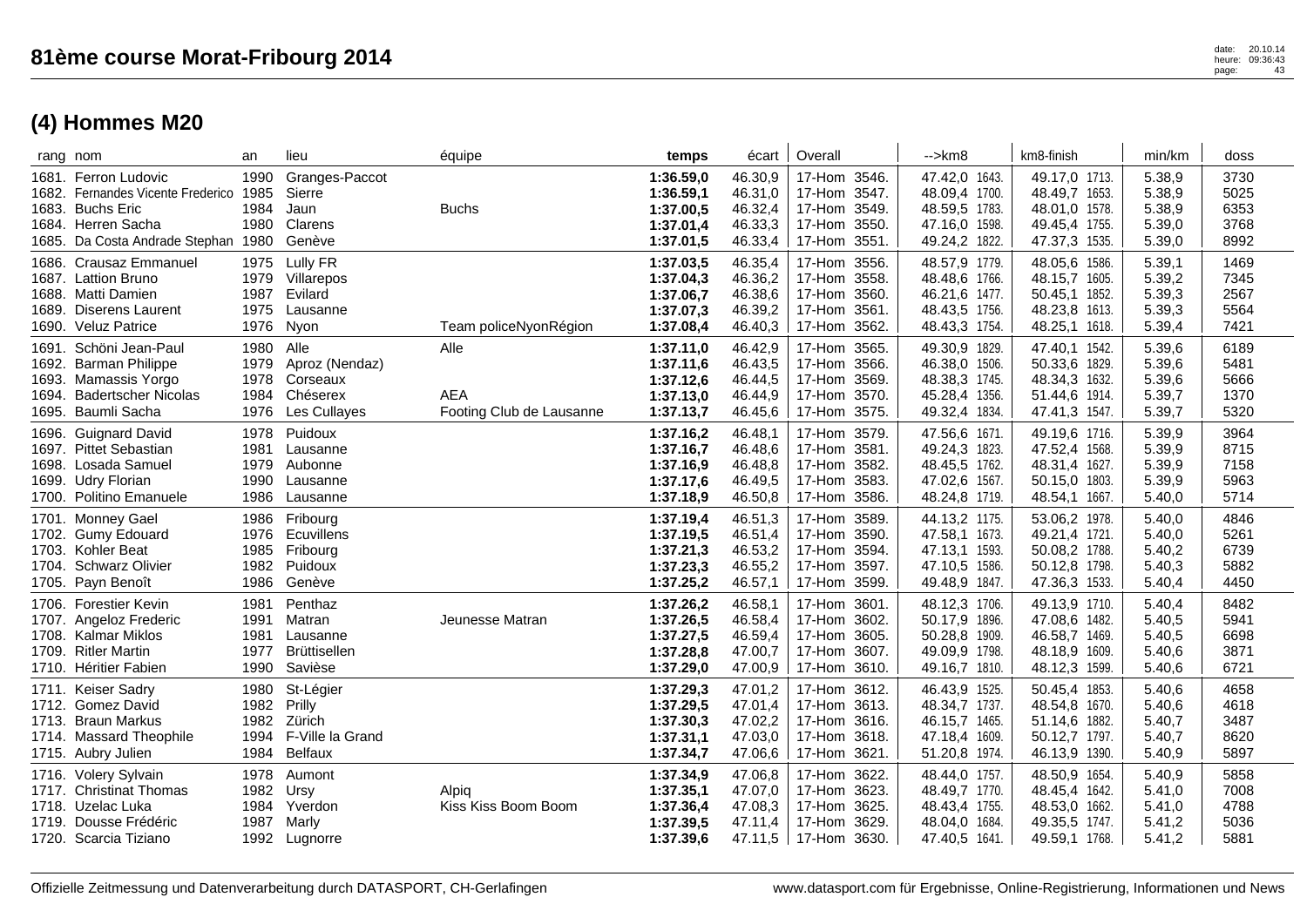# 81ème course Morat-Fribourg 2014

## (4) Hommes M20

| rang | nom | an | lieu | équipe | temps | écart | Overall | -->km8 | km8-finish | min/km | doss |
|---|---|---|---|---|---|---|---|---|---|---|---|
| 1681. | Ferron Ludovic | 1990 | Granges-Paccot | | **1:36.59,0** | 46.30,9 | 17-Hom 3546. | 47.42,0 1643. | 49.17,0 1713. | 5.38,9 | 3730 |
| 1682. | Fernandes Vicente Frederico | 1985 | Sierre | | **1:36.59,1** | 46.31,0 | 17-Hom 3547. | 48.09,4 1700. | 48.49,7 1653. | 5.38,9 | 5025 |
| 1683. | Buchs Eric | 1984 | Jaun | Buchs | **1:37.00,5** | 46.32,4 | 17-Hom 3549. | 48.59,5 1783. | 48.01,0 1578. | 5.38,9 | 6353 |
| 1684. | Herren Sacha | 1980 | Clarens | | **1:37.01,4** | 46.33,3 | 17-Hom 3550. | 47.16,0 1598. | 49.45,4 1755. | 5.39,0 | 3768 |
| 1685. | Da Costa Andrade Stephan | 1980 | Genève | | **1:37.01,5** | 46.33,4 | 17-Hom 3551. | 49.24,2 1822. | 47.37,3 1535. | 5.39,0 | 8992 |
| 1686. | Crausaz Emmanuel | 1975 | Lully FR | | **1:37.03,5** | 46.35,4 | 17-Hom 3556. | 48.57,9 1779. | 48.05,6 1586. | 5.39,1 | 1469 |
| 1687. | Lattion Bruno | 1979 | Villarepos | | **1:37.04,3** | 46.36,2 | 17-Hom 3558. | 48.48,6 1766. | 48.15,7 1605. | 5.39,2 | 7345 |
| 1688. | Matti Damien | 1987 | Evilard | | **1:37.06,7** | 46.38,6 | 17-Hom 3560. | 46.21,6 1477. | 50.45,1 1852. | 5.39,3 | 2567 |
| 1689. | Diserens Laurent | 1975 | Lausanne | | **1:37.07,3** | 46.39,2 | 17-Hom 3561. | 48.43,5 1756. | 48.23,8 1613. | 5.39,3 | 5564 |
| 1690. | Veluz Patrice | 1976 | Nyon | Team policeNyonRégion | **1:37.08,4** | 46.40,3 | 17-Hom 3562. | 48.43,3 1754. | 48.25,1 1618. | 5.39,4 | 7421 |
| 1691. | Schöni Jean-Paul | 1980 | Alle | Alle | **1:37.11,0** | 46.42,9 | 17-Hom 3565. | 49.30,9 1829. | 47.40,1 1542. | 5.39,6 | 6189 |
| 1692. | Barman Philippe | 1979 | Aproz (Nendaz) | | **1:37.11,6** | 46.43,5 | 17-Hom 3566. | 46.38,0 1506. | 50.33,6 1829. | 5.39,6 | 5481 |
| 1693. | Mamassis Yorgo | 1978 | Corseaux | | **1:37.12,6** | 46.44,5 | 17-Hom 3569. | 48.38,3 1745. | 48.34,3 1632. | 5.39,6 | 5666 |
| 1694. | Badertscher Nicolas | 1984 | Chéserex | AEA | **1:37.13,0** | 46.44,9 | 17-Hom 3570. | 45.28,4 1356. | 51.44,6 1914. | 5.39,7 | 1370 |
| 1695. | Baumli Sacha | 1976 | Les Cullayes | Footing Club de Lausanne | **1:37.13,7** | 46.45,6 | 17-Hom 3575. | 49.32,4 1834. | 47.41,3 1547. | 5.39,7 | 5320 |
| 1696. | Guignard David | 1978 | Puidoux | | **1:37.16,2** | 46.48,1 | 17-Hom 3579. | 47.56,6 1671. | 49.19,6 1716. | 5.39,9 | 3964 |
| 1697. | Pittet Sebastian | 1981 | Lausanne | | **1:37.16,7** | 46.48,6 | 17-Hom 3581. | 49.24,3 1823. | 47.52,4 1568. | 5.39,9 | 8715 |
| 1698. | Losada Samuel | 1979 | Aubonne | | **1:37.16,9** | 46.48,8 | 17-Hom 3582. | 48.45,5 1762. | 48.31,4 1627. | 5.39,9 | 7158 |
| 1699. | Udry Florian | 1990 | Lausanne | | **1:37.17,6** | 46.49,5 | 17-Hom 3583. | 47.02,6 1567. | 50.15,0 1803. | 5.39,9 | 5963 |
| 1700. | Politino Emanuele | 1986 | Lausanne | | **1:37.18,9** | 46.50,8 | 17-Hom 3586. | 48.24,8 1719. | 48.54,1 1667. | 5.40,0 | 5714 |
| 1701. | Monney Gael | 1986 | Fribourg | | **1:37.19,4** | 46.51,3 | 17-Hom 3589. | 44.13,2 1175. | 53.06,2 1978. | 5.40,0 | 4846 |
| 1702. | Gumy Edouard | 1976 | Ecuvillens | | **1:37.19,5** | 46.51,4 | 17-Hom 3590. | 47.58,1 1673. | 49.21,4 1721. | 5.40,0 | 5261 |
| 1703. | Kohler Beat | 1985 | Fribourg | | **1:37.21,3** | 46.53,2 | 17-Hom 3594. | 47.13,1 1593. | 50.08,2 1788. | 5.40,2 | 6739 |
| 1704. | Schwarz Olivier | 1982 | Puidoux | | **1:37.23,3** | 46.55,2 | 17-Hom 3597. | 47.10,5 1586. | 50.12,8 1798. | 5.40,3 | 5882 |
| 1705. | Payn Benoît | 1986 | Genève | | **1:37.25,2** | 46.57,1 | 17-Hom 3599. | 49.48,9 1847. | 47.36,3 1533. | 5.40,4 | 4450 |
| 1706. | Forestier Kevin | 1981 | Penthaz | | **1:37.26,2** | 46.58,1 | 17-Hom 3601. | 48.12,3 1706. | 49.13,9 1710. | 5.40,4 | 8482 |
| 1707. | Angeloz Frederic | 1991 | Matran | Jeunesse Matran | **1:37.26,5** | 46.58,4 | 17-Hom 3602. | 50.17,9 1896. | 47.08,6 1482. | 5.40,5 | 5941 |
| 1708. | Kalmar Miklos | 1981 | Lausanne | | **1:37.27,5** | 46.59,4 | 17-Hom 3605. | 50.28,8 1909. | 46.58,7 1469. | 5.40,5 | 6698 |
| 1709. | Ritler Martin | 1977 | Brüttisellen | | **1:37.28,8** | 47.00,7 | 17-Hom 3607. | 49.09,9 1798. | 48.18,9 1609. | 5.40,6 | 3871 |
| 1710. | Héritier Fabien | 1990 | Savièse | | **1:37.29,0** | 47.00,9 | 17-Hom 3610. | 49.16,7 1810. | 48.12,3 1599. | 5.40,6 | 6721 |
| 1711. | Keiser Sadry | 1980 | St-Légier | | **1:37.29,3** | 47.01,2 | 17-Hom 3612. | 46.43,9 1525. | 50.45,4 1853. | 5.40,6 | 4658 |
| 1712. | Gomez David | 1982 | Prilly | | **1:37.29,5** | 47.01,4 | 17-Hom 3613. | 48.34,7 1737. | 48.54,8 1670. | 5.40,6 | 4618 |
| 1713. | Braun Markus | 1982 | Zürich | | **1:37.30,3** | 47.02,2 | 17-Hom 3616. | 46.15,7 1465. | 51.14,6 1882. | 5.40,7 | 3487 |
| 1714. | Massard Theophile | 1994 | F-Ville la Grand | | **1:37.31,1** | 47.03,0 | 17-Hom 3618. | 47.18,4 1609. | 50.12,7 1797. | 5.40,7 | 8620 |
| 1715. | Aubry Julien | 1984 | Belfaux | | **1:37.34,7** | 47.06,6 | 17-Hom 3621. | 51.20,8 1974. | 46.13,9 1390. | 5.40,9 | 5897 |
| 1716. | Volery Sylvain | 1978 | Aumont | | **1:37.34,9** | 47.06,8 | 17-Hom 3622. | 48.44,0 1757. | 48.50,9 1654. | 5.40,9 | 5858 |
| 1717. | Christinat Thomas | 1982 | Ursy | Alpiq | **1:37.35,1** | 47.07,0 | 17-Hom 3623. | 48.49,7 1770. | 48.45,4 1642. | 5.41,0 | 7008 |
| 1718. | Uzelac Luka | 1984 | Yverdon | Kiss Kiss Boom Boom | **1:37.36,4** | 47.08,3 | 17-Hom 3625. | 48.43,4 1755. | 48.53,0 1662. | 5.41,0 | 4788 |
| 1719. | Dousse Frédéric | 1987 | Marly | | **1:37.39,5** | 47.11,4 | 17-Hom 3629. | 48.04,0 1684. | 49.35,5 1747. | 5.41,2 | 5036 |
| 1720. | Scarcia Tiziano | 1992 | Lugnorre | | **1:37.39,6** | 47.11,5 | 17-Hom 3630. | 47.40,5 1641. | 49.59,1 1768. | 5.41,2 | 5881 |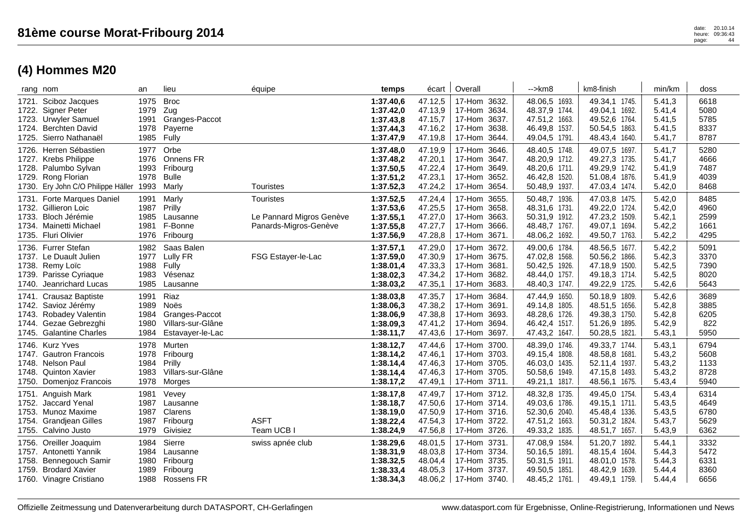# 81ème course Morat-Fribourg 2014

## (4) Hommes M20

| rang | nom | an | lieu | équipe | temps | écart | Overall | -->km8 | km8-finish | min/km | doss |
|---|---|---|---|---|---|---|---|---|---|---|---|
| 1721. | Sciboz Jacques | 1975 | Broc | | **1:37.40,6** | 47.12,5 | 17-Hom 3632. | 48.06,5 1693. | 49.34,1 1745. | 5.41,3 | 6618 |
| 1722. | Signer Peter | 1979 | Zug | | **1:37.42,0** | 47.13,9 | 17-Hom 3634. | 48.37,9 1744. | 49.04,1 1692. | 5.41,4 | 5080 |
| 1723. | Urwyler Samuel | 1991 | Granges-Paccot | | **1:37.43,8** | 47.15,7 | 17-Hom 3637. | 47.51,2 1663. | 49.52,6 1764. | 5.41,5 | 5785 |
| 1724. | Berchten David | 1978 | Payerne | | **1:37.44,3** | 47.16,2 | 17-Hom 3638. | 46.49,8 1537. | 50.54,5 1863. | 5.41,5 | 8337 |
| 1725. | Sierro Nathanaël | 1985 | Fully | | **1:37.47,9** | 47.19,8 | 17-Hom 3644. | 49.04,5 1791. | 48.43,4 1640. | 5.41,7 | 8787 |
| 1726. | Herren Sébastien | 1977 | Orbe | | **1:37.48,0** | 47.19,9 | 17-Hom 3646. | 48.40,5 1748. | 49.07,5 1697. | 5.41,7 | 5280 |
| 1727. | Krebs Philippe | 1976 | Onnens FR | | **1:37.48,2** | 47.20,1 | 17-Hom 3647. | 48.20,9 1712. | 49.27,3 1735. | 5.41,7 | 4666 |
| 1728. | Palumbo Sylvan | 1993 | Fribourg | | **1:37.50,5** | 47.22,4 | 17-Hom 3649. | 48.20,6 1711. | 49.29,9 1742. | 5.41,9 | 7487 |
| 1729. | Rong Florian | 1978 | Bulle | | **1:37.51,2** | 47.23,1 | 17-Hom 3652. | 46.42,8 1520. | 51.08,4 1876. | 5.41,9 | 4039 |
| 1730. | Ery John C/O Philippe Häller | 1993 | Marly | Touristes | **1:37.52,3** | 47.24,2 | 17-Hom 3654. | 50.48,9 1937. | 47.03,4 1474. | 5.42,0 | 8468 |
| 1731. | Forte Marques Daniel | 1991 | Marly | Touristes | **1:37.52,5** | 47.24,4 | 17-Hom 3655. | 50.48,7 1936. | 47.03,8 1475. | 5.42,0 | 8485 |
| 1732. | Gillieron Loic | 1987 | Prilly | | **1:37.53,6** | 47.25,5 | 17-Hom 3658. | 48.31,6 1731. | 49.22,0 1724. | 5.42,0 | 4960 |
| 1733. | Bloch Jérémie | 1985 | Lausanne | Le Pannard Migros Genève | **1:37.55,1** | 47.27,0 | 17-Hom 3663. | 50.31,9 1912. | 47.23,2 1509. | 5.42,1 | 2599 |
| 1734. | Mainetti Michael | 1981 | F-Bonne | Panards-Migros-Genève | **1:37.55,8** | 47.27,7 | 17-Hom 3666. | 48.48,7 1767. | 49.07,1 1694. | 5.42,2 | 1661 |
| 1735. | Fluri Olivier | 1976 | Fribourg | | **1:37.56,9** | 47.28,8 | 17-Hom 3671. | 48.06,2 1692. | 49.50,7 1763. | 5.42,2 | 4295 |
| 1736. | Furrer Stefan | 1982 | Saas Balen | | **1:37.57,1** | 47.29,0 | 17-Hom 3672. | 49.00,6 1784. | 48.56,5 1677. | 5.42,2 | 5091 |
| 1737. | Le Duault Julien | 1977 | Lully FR | FSG Estayer-le-Lac | **1:37.59,0** | 47.30,9 | 17-Hom 3675. | 47.02,8 1568. | 50.56,2 1866. | 5.42,3 | 3370 |
| 1738. | Remy Loïc | 1988 | Fully | | **1:38.01,4** | 47.33,3 | 17-Hom 3681. | 50.42,5 1926. | 47.18,9 1500. | 5.42,5 | 7390 |
| 1739. | Parisse Cyriaque | 1983 | Vésenaz | | **1:38.02,3** | 47.34,2 | 17-Hom 3682. | 48.44,0 1757. | 49.18,3 1714. | 5.42,5 | 8020 |
| 1740. | Jeanrichard Lucas | 1985 | Lausanne | | **1:38.03,2** | 47.35,1 | 17-Hom 3683. | 48.40,3 1747. | 49.22,9 1725. | 5.42,6 | 5643 |
| 1741. | Crausaz Baptiste | 1991 | Riaz | | **1:38.03,8** | 47.35,7 | 17-Hom 3684. | 47.44,9 1650. | 50.18,9 1809. | 5.42,6 | 3689 |
| 1742. | Savioz Jérémy | 1989 | Noës | | **1:38.06,3** | 47.38,2 | 17-Hom 3691. | 49.14,8 1805. | 48.51,5 1656. | 5.42,8 | 3885 |
| 1743. | Robadey Valentin | 1984 | Granges-Paccot | | **1:38.06,9** | 47.38,8 | 17-Hom 3693. | 48.28,6 1726. | 49.38,3 1750. | 5.42,8 | 6205 |
| 1744. | Gezae Gebrezghi | 1980 | Villars-sur-Glâne | | **1:38.09,3** | 47.41,2 | 17-Hom 3694. | 46.42,4 1517. | 51.26,9 1895. | 5.42,9 | 822 |
| 1745. | Galantine Charles | 1984 | Estavayer-le-Lac | | **1:38.11,7** | 47.43,6 | 17-Hom 3697. | 47.43,2 1647. | 50.28,5 1821. | 5.43,1 | 5950 |
| 1746. | Kurz Yves | 1978 | Murten | | **1:38.12,7** | 47.44,6 | 17-Hom 3700. | 48.39,0 1746. | 49.33,7 1744. | 5.43,1 | 6794 |
| 1747. | Gautron Francois | 1978 | Fribourg | | **1:38.14,2** | 47.46,1 | 17-Hom 3703. | 49.15,4 1808. | 48.58,8 1681. | 5.43,2 | 5608 |
| 1748. | Nelson Paul | 1984 | Prilly | | **1:38.14,4** | 47.46,3 | 17-Hom 3705. | 46.03,0 1435. | 52.11,4 1937. | 5.43,2 | 1133 |
| 1748. | Quinton Xavier | 1983 | Villars-sur-Glâne | | **1:38.14,4** | 47.46,3 | 17-Hom 3705. | 50.58,6 1949. | 47.15,8 1493. | 5.43,2 | 8728 |
| 1750. | Domenjoz Francois | 1978 | Morges | | **1:38.17,2** | 47.49,1 | 17-Hom 3711. | 49.21,1 1817. | 48.56,1 1675. | 5.43,4 | 5940 |
| 1751. | Anguish Mark | 1981 | Vevey | | **1:38.17,8** | 47.49,7 | 17-Hom 3712. | 48.32,8 1735. | 49.45,0 1754. | 5.43,4 | 6314 |
| 1752. | Jaccard Yenal | 1987 | Lausanne | | **1:38.18,7** | 47.50,6 | 17-Hom 3714. | 49.03,6 1786. | 49.15,1 1711. | 5.43,5 | 4649 |
| 1753. | Munoz Maxime | 1987 | Clarens | | **1:38.19,0** | 47.50,9 | 17-Hom 3716. | 52.30,6 2040. | 45.48,4 1336. | 5.43,5 | 6780 |
| 1754. | Grandjean Gilles | 1987 | Fribourg | ASFT | **1:38.22,4** | 47.54,3 | 17-Hom 3722. | 47.51,2 1663. | 50.31,2 1824. | 5.43,7 | 5629 |
| 1755. | Calvino Justo | 1979 | Givisiez | Team UCB I | **1:38.24,9** | 47.56,8 | 17-Hom 3726. | 49.33,2 1835. | 48.51,7 1657. | 5.43,9 | 6362 |
| 1756. | Oreiller Joaquim | 1984 | Sierre | swiss apnée club | **1:38.29,6** | 48.01,5 | 17-Hom 3731. | 47.08,9 1584. | 51.20,7 1892. | 5.44,1 | 3332 |
| 1757. | Antonetti Yannik | 1984 | Lausanne | | **1:38.31,9** | 48.03,8 | 17-Hom 3734. | 50.16,5 1891. | 48.15,4 1604. | 5.44,3 | 5472 |
| 1758. | Bennegouch Samir | 1980 | Fribourg | | **1:38.32,5** | 48.04,4 | 17-Hom 3735. | 50.31,5 1911. | 48.01,0 1578. | 5.44,3 | 6331 |
| 1759. | Brodard Xavier | 1989 | Fribourg | | **1:38.33,4** | 48.05,3 | 17-Hom 3737. | 49.50,5 1851. | 48.42,9 1639. | 5.44,4 | 8360 |
| 1760. | Vinagre Cristiano | 1988 | Rossens FR | | **1:38.34,3** | 48.06,2 | 17-Hom 3740. | 48.45,2 1761. | 49.49,1 1759. | 5.44,4 | 6656 |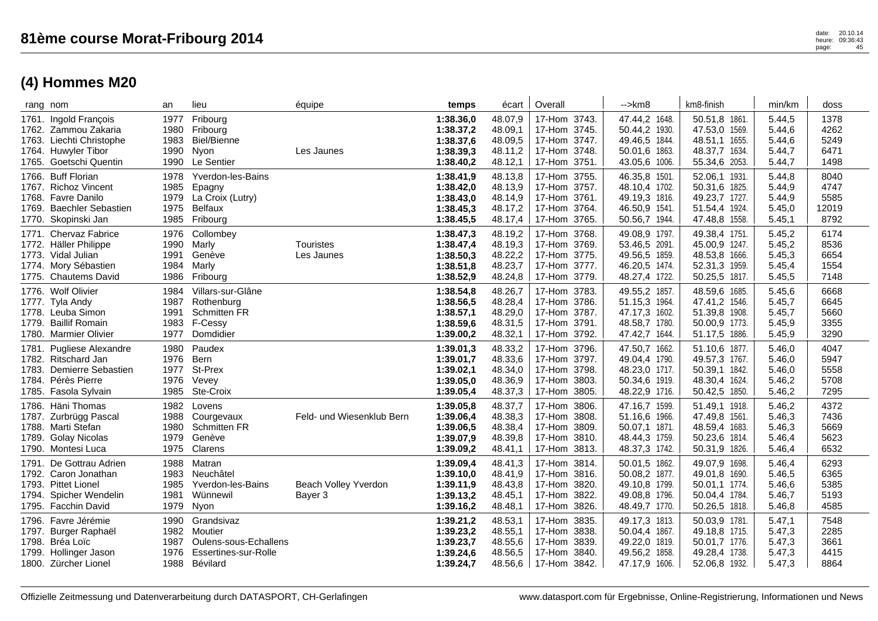# 81ème course Morat-Fribourg 2014

## (4) Hommes M20

| rang | nom | an | lieu | équipe | temps | écart | Overall | -->km8 | km8-finish | min/km | doss |
|---|---|---|---|---|---|---|---|---|---|---|---|
| 1761. | Ingold François | 1977 | Fribourg | | **1:38.36,0** | 48.07,9 | 17-Hom 3743. | 47.44,2 1648. | 50.51,8 1861. | 5.44,5 | 1378 |
| 1762. | Zammou Zakaria | 1980 | Fribourg | | **1:38.37,2** | 48.09,1 | 17-Hom 3745. | 50.44,2 1930. | 47.53,0 1569. | 5.44,6 | 4262 |
| 1763. | Liechti Christophe | 1983 | Biel/Bienne | | **1:38.37,6** | 48.09,5 | 17-Hom 3747. | 49.46,5 1844. | 48.51,1 1655. | 5.44,6 | 5249 |
| 1764. | Huwyler Tibor | 1990 | Nyon | Les Jaunes | **1:38.39,3** | 48.11,2 | 17-Hom 3748. | 50.01,6 1863. | 48.37,7 1634. | 5.44,7 | 6471 |
| 1765. | Goetschi Quentin | 1990 | Le Sentier | | **1:38.40,2** | 48.12,1 | 17-Hom 3751. | 43.05,6 1006. | 55.34,6 2053. | 5.44,7 | 1498 |
| 1766. | Buff Florian | 1978 | Yverdon-les-Bains | | **1:38.41,9** | 48.13,8 | 17-Hom 3755. | 46.35,8 1501. | 52.06,1 1931. | 5.44,8 | 8040 |
| 1767. | Richoz Vincent | 1985 | Epagny | | **1:38.42,0** | 48.13,9 | 17-Hom 3757. | 48.10,4 1702. | 50.31,6 1825. | 5.44,9 | 4747 |
| 1768. | Favre Danilo | 1979 | La Croix (Lutry) | | **1:38.43,0** | 48.14,9 | 17-Hom 3761. | 49.19,3 1816. | 49.23,7 1727. | 5.44,9 | 5585 |
| 1769. | Baechler Sebastien | 1975 | Belfaux | | **1:38.45,3** | 48.17,2 | 17-Hom 3764. | 46.50,9 1541. | 51.54,4 1924. | 5.45,0 | 12019 |
| 1770. | Skopinski Jan | 1985 | Fribourg | | **1:38.45,5** | 48.17,4 | 17-Hom 3765. | 50.56,7 1944. | 47.48,8 1558. | 5.45,1 | 8792 |
| 1771. | Chervaz Fabrice | 1976 | Collombey | | **1:38.47,3** | 48.19,2 | 17-Hom 3768. | 49.08,9 1797. | 49.38,4 1751. | 5.45,2 | 6174 |
| 1772. | Häller Philippe | 1990 | Marly | Touristes | **1:38.47,4** | 48.19,3 | 17-Hom 3769. | 53.46,5 2091. | 45.00,9 1247. | 5.45,2 | 8536 |
| 1773. | Vidal Julian | 1991 | Genève | Les Jaunes | **1:38.50,3** | 48.22,2 | 17-Hom 3775. | 49.56,5 1859. | 48.53,8 1666. | 5.45,3 | 6654 |
| 1774. | Mory Sébastien | 1984 | Marly | | **1:38.51,8** | 48.23,7 | 17-Hom 3777. | 46.20,5 1474. | 52.31,3 1959. | 5.45,4 | 1554 |
| 1775. | Chautems David | 1986 | Fribourg | | **1:38.52,9** | 48.24,8 | 17-Hom 3779. | 48.27,4 1722. | 50.25,5 1817. | 5.45,5 | 7148 |
| 1776. | Wolf Olivier | 1984 | Villars-sur-Glâne | | **1:38.54,8** | 48.26,7 | 17-Hom 3783. | 49.55,2 1857. | 48.59,6 1685. | 5.45,6 | 6668 |
| 1777. | Tyla Andy | 1987 | Rothenburg | | **1:38.56,5** | 48.28,4 | 17-Hom 3786. | 51.15,3 1964. | 47.41,2 1546. | 5.45,7 | 6645 |
| 1778. | Leuba Simon | 1991 | Schmitten FR | | **1:38.57,1** | 48.29,0 | 17-Hom 3787. | 47.17,3 1602. | 51.39,8 1908. | 5.45,7 | 5660 |
| 1779. | Baillif Romain | 1983 | F-Cessy | | **1:38.59,6** | 48.31,5 | 17-Hom 3791. | 48.58,7 1780. | 50.00,9 1773. | 5.45,9 | 3355 |
| 1780. | Marmier Olivier | 1977 | Domdidier | | **1:39.00,2** | 48.32,1 | 17-Hom 3792. | 47.42,7 1644. | 51.17,5 1886. | 5.45,9 | 3290 |
| 1781. | Pugliese Alexandre | 1980 | Paudex | | **1:39.01,3** | 48.33,2 | 17-Hom 3796. | 47.50,7 1662. | 51.10,6 1877. | 5.46,0 | 4047 |
| 1782. | Ritschard Jan | 1976 | Bern | | **1:39.01,7** | 48.33,6 | 17-Hom 3797. | 49.04,4 1790. | 49.57,3 1767. | 5.46,0 | 5947 |
| 1783. | Demierre Sebastien | 1977 | St-Prex | | **1:39.02,1** | 48.34,0 | 17-Hom 3798. | 48.23,0 1717. | 50.39,1 1842. | 5.46,0 | 5558 |
| 1784. | Pérès Pierre | 1976 | Vevey | | **1:39.05,0** | 48.36,9 | 17-Hom 3803. | 50.34,6 1919. | 48.30,4 1624. | 5.46,2 | 5708 |
| 1785. | Fasola Sylvain | 1985 | Ste-Croix | | **1:39.05,4** | 48.37,3 | 17-Hom 3805. | 48.22,9 1716. | 50.42,5 1850. | 5.46,2 | 7295 |
| 1786. | Häni Thomas | 1982 | Lovens | | **1:39.05,8** | 48.37,7 | 17-Hom 3806. | 47.16,7 1599. | 51.49,1 1918. | 5.46,2 | 4372 |
| 1787. | Zurbrügg Pascal | 1988 | Courgevaux | Feld- und Wiesenklub Bern | **1:39.06,4** | 48.38,3 | 17-Hom 3808. | 51.16,6 1966. | 47.49,8 1561. | 5.46,3 | 7436 |
| 1788. | Marti Stefan | 1980 | Schmitten FR | | **1:39.06,5** | 48.38,4 | 17-Hom 3809. | 50.07,1 1871. | 48.59,4 1683. | 5.46,3 | 5669 |
| 1789. | Golay Nicolas | 1979 | Genève | | **1:39.07,9** | 48.39,8 | 17-Hom 3810. | 48.44,3 1759. | 50.23,6 1814. | 5.46,4 | 5623 |
| 1790. | Montesi Luca | 1975 | Clarens | | **1:39.09,2** | 48.41,1 | 17-Hom 3813. | 48.37,3 1742. | 50.31,9 1826. | 5.46,4 | 6532 |
| 1791. | De Gottrau Adrien | 1988 | Matran | | **1:39.09,4** | 48.41,3 | 17-Hom 3814. | 50.01,5 1862. | 49.07,9 1698. | 5.46,4 | 6293 |
| 1792. | Caron Jonathan | 1983 | Neuchâtel | | **1:39.10,0** | 48.41,9 | 17-Hom 3816. | 50.08,2 1877. | 49.01,8 1690. | 5.46,5 | 6365 |
| 1793. | Pittet Lionel | 1985 | Yverdon-les-Bains | Beach Volley Yverdon | **1:39.11,9** | 48.43,8 | 17-Hom 3820. | 49.10,8 1799. | 50.01,1 1774. | 5.46,6 | 5385 |
| 1794. | Spicher Wendelin | 1981 | Wünnewil | Bayer 3 | **1:39.13,2** | 48.45,1 | 17-Hom 3822. | 49.08,8 1796. | 50.04,4 1784. | 5.46,7 | 5193 |
| 1795. | Facchin David | 1979 | Nyon | | **1:39.16,2** | 48.48,1 | 17-Hom 3826. | 48.49,7 1770. | 50.26,5 1818. | 5.46,8 | 4585 |
| 1796. | Favre Jérémie | 1990 | Grandsivaz | | **1:39.21,2** | 48.53,1 | 17-Hom 3835. | 49.17,3 1813. | 50.03,9 1781. | 5.47,1 | 7548 |
| 1797. | Burger Raphaël | 1982 | Moutier | | **1:39.23,2** | 48.55,1 | 17-Hom 3838. | 50.04,4 1867. | 49.18,8 1715. | 5.47,3 | 2285 |
| 1798. | Bréa Loïc | 1987 | Oulens-sous-Echallens | | **1:39.23,7** | 48.55,6 | 17-Hom 3839. | 49.22,0 1819. | 50.01,7 1776. | 5.47,3 | 3661 |
| 1799. | Hollinger Jason | 1976 | Essertines-sur-Rolle | | **1:39.24,6** | 48.56,5 | 17-Hom 3840. | 49.56,2 1858. | 49.28,4 1738. | 5.47,3 | 4415 |
| 1800. | Zürcher Lionel | 1988 | Bévilard | | **1:39.24,7** | 48.56,6 | 17-Hom 3842. | 47.17,9 1606. | 52.06,8 1932. | 5.47,3 | 8864 |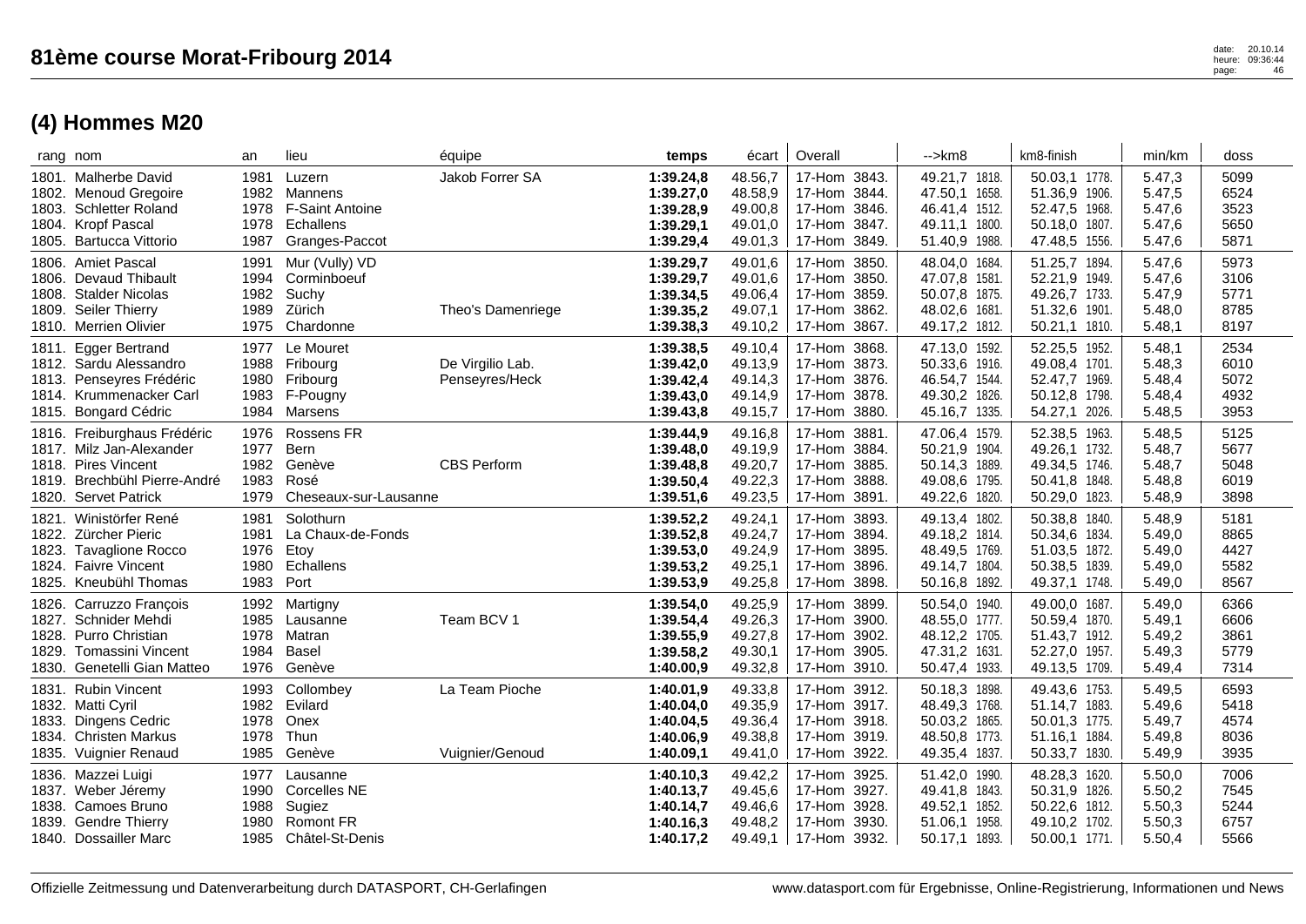# 81ème course Morat-Fribourg 2014

## (4) Hommes M20

| rang | nom | an | lieu | équipe | temps | écart | Overall | -->km8 | km8-finish | min/km | doss |
|---|---|---|---|---|---|---|---|---|---|---|---|
| 1801. | Malherbe David | 1981 | Luzern | Jakob Forrer SA | **1:39.24,8** | 48.56,7 | 17-Hom 3843. | 49.21,7 1818. | 50.03,1 1778. | 5.47,3 | 5099 |
| 1802. | Menoud Gregoire | 1982 | Mannens | | **1:39.27,0** | 48.58,9 | 17-Hom 3844. | 47.50,1 1658. | 51.36,9 1906. | 5.47,5 | 6524 |
| 1803. | Schletter Roland | 1978 | F-Saint Antoine | | **1:39.28,9** | 49.00,8 | 17-Hom 3846. | 46.41,4 1512. | 52.47,5 1968. | 5.47,6 | 3523 |
| 1804. | Kropf Pascal | 1978 | Echallens | | **1:39.29,1** | 49.01,0 | 17-Hom 3847. | 49.11,1 1800. | 50.18,0 1807. | 5.47,6 | 5650 |
| 1805. | Bartucca Vittorio | 1987 | Granges-Paccot | | **1:39.29,4** | 49.01,3 | 17-Hom 3849. | 51.40,9 1988. | 47.48,5 1556. | 5.47,6 | 5871 |
| 1806. | Amiet Pascal | 1991 | Mur (Vully) VD | | **1:39.29,7** | 49.01,6 | 17-Hom 3850. | 48.04,0 1684. | 51.25,7 1894. | 5.47,6 | 5973 |
| 1806. | Devaud Thibault | 1994 | Corminboeuf | | **1:39.29,7** | 49.01,6 | 17-Hom 3850. | 47.07,8 1581. | 52.21,9 1949. | 5.47,6 | 3106 |
| 1808. | Stalder Nicolas | 1982 | Suchy | | **1:39.34,5** | 49.06,4 | 17-Hom 3859. | 50.07,8 1875. | 49.26,7 1733. | 5.47,9 | 5771 |
| 1809. | Seiler Thierry | 1989 | Zürich | Theo's Damenriege | **1:39.35,2** | 49.07,1 | 17-Hom 3862. | 48.02,6 1681. | 51.32,6 1901. | 5.48,0 | 8785 |
| 1810. | Merrien Olivier | 1975 | Chardonne | | **1:39.38,3** | 49.10,2 | 17-Hom 3867. | 49.17,2 1812. | 50.21,1 1810. | 5.48,1 | 8197 |
| 1811. | Egger Bertrand | 1977 | Le Mouret | | **1:39.38,5** | 49.10,4 | 17-Hom 3868. | 47.13,0 1592. | 52.25,5 1952. | 5.48,1 | 2534 |
| 1812. | Sardu Alessandro | 1988 | Fribourg | De Virgilio Lab. | **1:39.42,0** | 49.13,9 | 17-Hom 3873. | 50.33,6 1916. | 49.08,4 1701. | 5.48,3 | 6010 |
| 1813. | Penseyres Frédéric | 1980 | Fribourg | Penseyres/Heck | **1:39.42,4** | 49.14,3 | 17-Hom 3876. | 46.54,7 1544. | 52.47,7 1969. | 5.48,4 | 5072 |
| 1814. | Krummenacker Carl | 1983 | F-Pougny | | **1:39.43,0** | 49.14,9 | 17-Hom 3878. | 49.30,2 1826. | 50.12,8 1798. | 5.48,4 | 4932 |
| 1815. | Bongard Cédric | 1984 | Marsens | | **1:39.43,8** | 49.15,7 | 17-Hom 3880. | 45.16,7 1335. | 54.27,1 2026. | 5.48,5 | 3953 |
| 1816. | Freiburghaus Frédéric | 1976 | Rossens FR | | **1:39.44,9** | 49.16,8 | 17-Hom 3881. | 47.06,4 1579. | 52.38,5 1963. | 5.48,5 | 5125 |
| 1817. | Milz Jan-Alexander | 1977 | Bern | | **1:39.48,0** | 49.19,9 | 17-Hom 3884. | 50.21,9 1904. | 49.26,1 1732. | 5.48,7 | 5677 |
| 1818. | Pires Vincent | 1982 | Genève | CBS Perform | **1:39.48,8** | 49.20,7 | 17-Hom 3885. | 50.14,3 1889. | 49.34,5 1746. | 5.48,7 | 5048 |
| 1819. | Brechbühl Pierre-André | 1983 | Rosé | | **1:39.50,4** | 49.22,3 | 17-Hom 3888. | 49.08,6 1795. | 50.41,8 1848. | 5.48,8 | 6019 |
| 1820. | Servet Patrick | 1979 | Cheseaux-sur-Lausanne | | **1:39.51,6** | 49.23,5 | 17-Hom 3891. | 49.22,6 1820. | 50.29,0 1823. | 5.48,9 | 3898 |
| 1821. | Winistörfer René | 1981 | Solothurn | | **1:39.52,2** | 49.24,1 | 17-Hom 3893. | 49.13,4 1802. | 50.38,8 1840. | 5.48,9 | 5181 |
| 1822. | Zürcher Pieric | 1981 | La Chaux-de-Fonds | | **1:39.52,8** | 49.24,7 | 17-Hom 3894. | 49.18,2 1814. | 50.34,6 1834. | 5.49,0 | 8865 |
| 1823. | Tavaglione Rocco | 1976 | Etoy | | **1:39.53,0** | 49.24,9 | 17-Hom 3895. | 48.49,5 1769. | 51.03,5 1872. | 5.49,0 | 4427 |
| 1824. | Faivre Vincent | 1980 | Echallens | | **1:39.53,2** | 49.25,1 | 17-Hom 3896. | 49.14,7 1804. | 50.38,5 1839. | 5.49,0 | 5582 |
| 1825. | Kneubühl Thomas | 1983 | Port | | **1:39.53,9** | 49.25,8 | 17-Hom 3898. | 50.16,8 1892. | 49.37,1 1748. | 5.49,0 | 8567 |
| 1826. | Carruzzo François | 1992 | Martigny | | **1:39.54,0** | 49.25,9 | 17-Hom 3899. | 50.54,0 1940. | 49.00,0 1687. | 5.49,0 | 6366 |
| 1827. | Schnider Mehdi | 1985 | Lausanne | Team BCV 1 | **1:39.54,4** | 49.26,3 | 17-Hom 3900. | 48.55,0 1777. | 50.59,4 1870. | 5.49,1 | 6606 |
| 1828. | Purro Christian | 1978 | Matran | | **1:39.55,9** | 49.27,8 | 17-Hom 3902. | 48.12,2 1705. | 51.43,7 1912. | 5.49,2 | 3861 |
| 1829. | Tomassini Vincent | 1984 | Basel | | **1:39.58,2** | 49.30,1 | 17-Hom 3905. | 47.31,2 1631. | 52.27,0 1957. | 5.49,3 | 5779 |
| 1830. | Genetelli Gian Matteo | 1976 | Genève | | **1:40.00,9** | 49.32,8 | 17-Hom 3910. | 50.47,4 1933. | 49.13,5 1709. | 5.49,4 | 7314 |
| 1831. | Rubin Vincent | 1993 | Collombey | La Team Pioche | **1:40.01,9** | 49.33,8 | 17-Hom 3912. | 50.18,3 1898. | 49.43,6 1753. | 5.49,5 | 6593 |
| 1832. | Matti Cyril | 1982 | Evilard | | **1:40.04,0** | 49.35,9 | 17-Hom 3917. | 48.49,3 1768. | 51.14,7 1883. | 5.49,6 | 5418 |
| 1833. | Dingens Cedric | 1978 | Onex | | **1:40.04,5** | 49.36,4 | 17-Hom 3918. | 50.03,2 1865. | 50.01,3 1775. | 5.49,7 | 4574 |
| 1834. | Christen Markus | 1978 | Thun | | **1:40.06,9** | 49.38,8 | 17-Hom 3919. | 48.50,8 1773. | 51.16,1 1884. | 5.49,8 | 8036 |
| 1835. | Vuignier Renaud | 1985 | Genève | Vuignier/Genoud | **1:40.09,1** | 49.41,0 | 17-Hom 3922. | 49.35,4 1837. | 50.33,7 1830. | 5.49,9 | 3935 |
| 1836. | Mazzei Luigi | 1977 | Lausanne | | **1:40.10,3** | 49.42,2 | 17-Hom 3925. | 51.42,0 1990. | 48.28,3 1620. | 5.50,0 | 7006 |
| 1837. | Weber Jéremy | 1990 | Corcelles NE | | **1:40.13,7** | 49.45,6 | 17-Hom 3927. | 49.41,8 1843. | 50.31,9 1826. | 5.50,2 | 7545 |
| 1838. | Camoes Bruno | 1988 | Sugiez | | **1:40.14,7** | 49.46,6 | 17-Hom 3928. | 49.52,1 1852. | 50.22,6 1812. | 5.50,3 | 5244 |
| 1839. | Gendre Thierry | 1980 | Romont FR | | **1:40.16,3** | 49.48,2 | 17-Hom 3930. | 51.06,1 1958. | 49.10,2 1702. | 5.50,3 | 6757 |
| 1840. | Dossailler Marc | 1985 | Châtel-St-Denis | | **1:40.17,2** | 49.49,1 | 17-Hom 3932. | 50.17,1 1893. | 50.00,1 1771. | 5.50,4 | 5566 |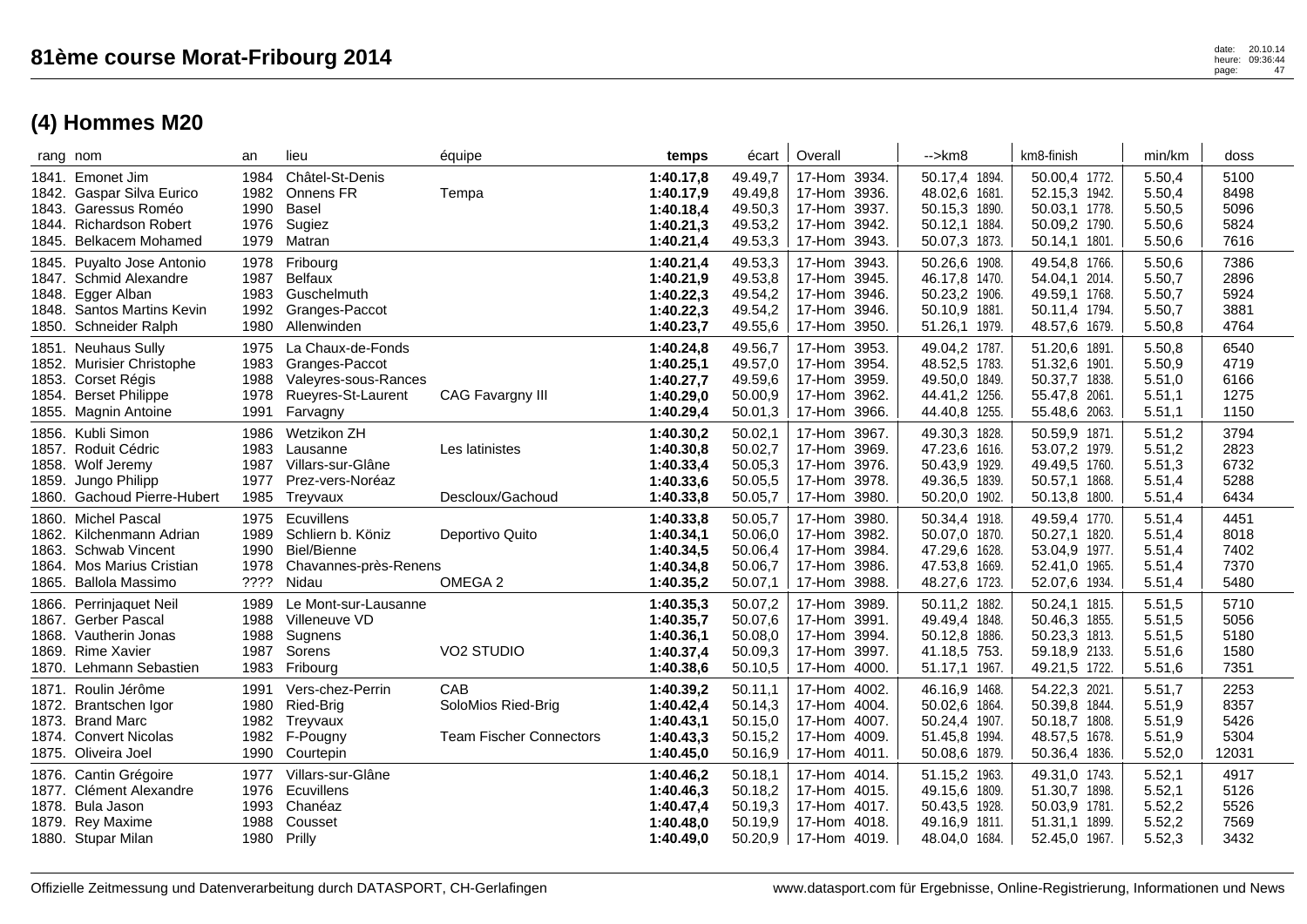# 81ème course Morat-Fribourg 2014

## (4) Hommes M20

| rang | nom | an | lieu | équipe | temps | écart | Overall | -->km8 | km8-finish | min/km | doss |
|---|---|---|---|---|---|---|---|---|---|---|---|
| 1841. | Emonet Jim | 1984 | Châtel-St-Denis | | **1:40.17,8** | 49.49,7 | 17-Hom 3934. | 50.17,4 1894. | 50.00,4 1772. | 5.50,4 | 5100 |
| 1842. | Gaspar Silva Eurico | 1982 | Onnens FR | Tempa | **1:40.17,9** | 49.49,8 | 17-Hom 3936. | 48.02,6 1681. | 52.15,3 1942. | 5.50,4 | 8498 |
| 1843. | Garessus Roméo | 1990 | Basel | | **1:40.18,4** | 49.50,3 | 17-Hom 3937. | 50.15,3 1890. | 50.03,1 1778. | 5.50,5 | 5096 |
| 1844. | Richardson Robert | 1976 | Sugiez | | **1:40.21,3** | 49.53,2 | 17-Hom 3942. | 50.12,1 1884. | 50.09,2 1790. | 5.50,6 | 5824 |
| 1845. | Belkacem Mohamed | 1979 | Matran | | **1:40.21,4** | 49.53,3 | 17-Hom 3943. | 50.07,3 1873. | 50.14,1 1801. | 5.50,6 | 7616 |
| 1845. | Puyalto Jose Antonio | 1978 | Fribourg | | **1:40.21,4** | 49.53,3 | 17-Hom 3943. | 50.26,6 1908. | 49.54,8 1766. | 5.50,6 | 7386 |
| 1847. | Schmid Alexandre | 1987 | Belfaux | | **1:40.21,9** | 49.53,8 | 17-Hom 3945. | 46.17,8 1470. | 54.04,1 2014. | 5.50,7 | 2896 |
| 1848. | Egger Alban | 1983 | Guschelmuth | | **1:40.22,3** | 49.54,2 | 17-Hom 3946. | 50.23,2 1906. | 49.59,1 1768. | 5.50,7 | 5924 |
| 1848. | Santos Martins Kevin | 1992 | Granges-Paccot | | **1:40.22,3** | 49.54,2 | 17-Hom 3946. | 50.10,9 1881. | 50.11,4 1794. | 5.50,7 | 3881 |
| 1850. | Schneider Ralph | 1980 | Allenwinden | | **1:40.23,7** | 49.55,6 | 17-Hom 3950. | 51.26,1 1979. | 48.57,6 1679. | 5.50,8 | 4764 |
| 1851. | Neuhaus Sully | 1975 | La Chaux-de-Fonds | | **1:40.24,8** | 49.56,7 | 17-Hom 3953. | 49.04,2 1787. | 51.20,6 1891. | 5.50,8 | 6540 |
| 1852. | Murisier Christophe | 1983 | Granges-Paccot | | **1:40.25,1** | 49.57,0 | 17-Hom 3954. | 48.52,5 1783. | 51.32,6 1901. | 5.50,9 | 4719 |
| 1853. | Corset Régis | 1988 | Valeyres-sous-Rances | | **1:40.27,7** | 49.59,6 | 17-Hom 3959. | 49.50,0 1849. | 50.37,7 1838. | 5.51,0 | 6166 |
| 1854. | Berset Philippe | 1978 | Rueyres-St-Laurent | CAG Favargny III | **1:40.29,0** | 50.00,9 | 17-Hom 3962. | 44.41,2 1256. | 55.47,8 2061. | 5.51,1 | 1275 |
| 1855. | Magnin Antoine | 1991 | Farvagny | | **1:40.29,4** | 50.01,3 | 17-Hom 3966. | 44.40,8 1255. | 55.48,6 2063. | 5.51,1 | 1150 |
| 1856. | Kubli Simon | 1986 | Wetzikon ZH | | **1:40.30,2** | 50.02,1 | 17-Hom 3967. | 49.30,3 1828. | 50.59,9 1871. | 5.51,2 | 3794 |
| 1857. | Roduit Cédric | 1983 | Lausanne | Les latinistes | **1:40.30,8** | 50.02,7 | 17-Hom 3969. | 47.23,6 1616. | 53.07,2 1979. | 5.51,2 | 2823 |
| 1858. | Wolf Jeremy | 1987 | Villars-sur-Glâne | | **1:40.33,4** | 50.05,3 | 17-Hom 3976. | 50.43,9 1929. | 49.49,5 1760. | 5.51,3 | 6732 |
| 1859. | Jungo Philipp | 1977 | Prez-vers-Noréaz | | **1:40.33,6** | 50.05,5 | 17-Hom 3978. | 49.36,5 1839. | 50.57,1 1868. | 5.51,4 | 5288 |
| 1860. | Gachoud Pierre-Hubert | 1985 | Treyvaux | Descloux/Gachoud | **1:40.33,8** | 50.05,7 | 17-Hom 3980. | 50.20,0 1902. | 50.13,8 1800. | 5.51,4 | 6434 |
| 1860. | Michel Pascal | 1975 | Ecuvillens | | **1:40.33,8** | 50.05,7 | 17-Hom 3980. | 50.34,4 1918. | 49.59,4 1770. | 5.51,4 | 4451 |
| 1862. | Kilchenmann Adrian | 1989 | Schliern b. Köniz | Deportivo Quito | **1:40.34,1** | 50.06,0 | 17-Hom 3982. | 50.07,0 1870. | 50.27,1 1820. | 5.51,4 | 8018 |
| 1863. | Schwab Vincent | 1990 | Biel/Bienne | | **1:40.34,5** | 50.06,4 | 17-Hom 3984. | 47.29,6 1628. | 53.04,9 1977. | 5.51,4 | 7402 |
| 1864. | Mos Marius Cristian | 1978 | Chavannes-près-Renens | | **1:40.34,8** | 50.06,7 | 17-Hom 3986. | 47.53,8 1669. | 52.41,0 1965. | 5.51,4 | 7370 |
| 1865. | Ballola Massimo | ???? | Nidau | OMEGA 2 | **1:40.35,2** | 50.07,1 | 17-Hom 3988. | 48.27,6 1723. | 52.07,6 1934. | 5.51,4 | 5480 |
| 1866. | Perrinjaquet Neil | 1989 | Le Mont-sur-Lausanne | | **1:40.35,3** | 50.07,2 | 17-Hom 3989. | 50.11,2 1882. | 50.24,1 1815. | 5.51,5 | 5710 |
| 1867. | Gerber Pascal | 1988 | Villeneuve VD | | **1:40.35,7** | 50.07,6 | 17-Hom 3991. | 49.49,4 1848. | 50.46,3 1855. | 5.51,5 | 5056 |
| 1868. | Vautherin Jonas | 1988 | Sugnens | | **1:40.36,1** | 50.08,0 | 17-Hom 3994. | 50.12,8 1886. | 50.23,3 1813. | 5.51,5 | 5180 |
| 1869. | Rime Xavier | 1987 | Sorens | VO2 STUDIO | **1:40.37,4** | 50.09,3 | 17-Hom 3997. | 41.18,5 753. | 59.18,9 2133. | 5.51,6 | 1580 |
| 1870. | Lehmann Sebastien | 1983 | Fribourg | | **1:40.38,6** | 50.10,5 | 17-Hom 4000. | 51.17,1 1967. | 49.21,5 1722. | 5.51,6 | 7351 |
| 1871. | Roulin Jérôme | 1991 | Vers-chez-Perrin | CAB | **1:40.39,2** | 50.11,1 | 17-Hom 4002. | 46.16,9 1468. | 54.22,3 2021. | 5.51,7 | 2253 |
| 1872. | Brantschen Igor | 1980 | Ried-Brig | SoloMios Ried-Brig | **1:40.42,4** | 50.14,3 | 17-Hom 4004. | 50.02,6 1864. | 50.39,8 1844. | 5.51,9 | 8357 |
| 1873. | Brand Marc | 1982 | Treyvaux | | **1:40.43,1** | 50.15,0 | 17-Hom 4007. | 50.24,4 1907. | 50.18,7 1808. | 5.51,9 | 5426 |
| 1874. | Convert Nicolas | 1982 | F-Pougny | Team Fischer Connectors | **1:40.43,3** | 50.15,2 | 17-Hom 4009. | 51.45,8 1994. | 48.57,5 1678. | 5.51,9 | 5304 |
| 1875. | Oliveira Joel | 1990 | Courtepin | | **1:40.45,0** | 50.16,9 | 17-Hom 4011. | 50.08,6 1879. | 50.36,4 1836. | 5.52,0 | 12031 |
| 1876. | Cantin Grégoire | 1977 | Villars-sur-Glâne | | **1:40.46,2** | 50.18,1 | 17-Hom 4014. | 51.15,2 1963. | 49.31,0 1743. | 5.52,1 | 4917 |
| 1877. | Clément Alexandre | 1976 | Ecuvillens | | **1:40.46,3** | 50.18,2 | 17-Hom 4015. | 49.15,6 1809. | 51.30,7 1898. | 5.52,1 | 5126 |
| 1878. | Bula Jason | 1993 | Chanéaz | | **1:40.47,4** | 50.19,3 | 17-Hom 4017. | 50.43,5 1928. | 50.03,9 1781. | 5.52,2 | 5526 |
| 1879. | Rey Maxime | 1988 | Cousset | | **1:40.48,0** | 50.19,9 | 17-Hom 4018. | 49.16,9 1811. | 51.31,1 1899. | 5.52,2 | 7569 |
| 1880. | Stupar Milan | 1980 | Prilly | | **1:40.49,0** | 50.20,9 | 17-Hom 4019. | 48.04,0 1684. | 52.45,0 1967. | 5.52,3 | 3432 |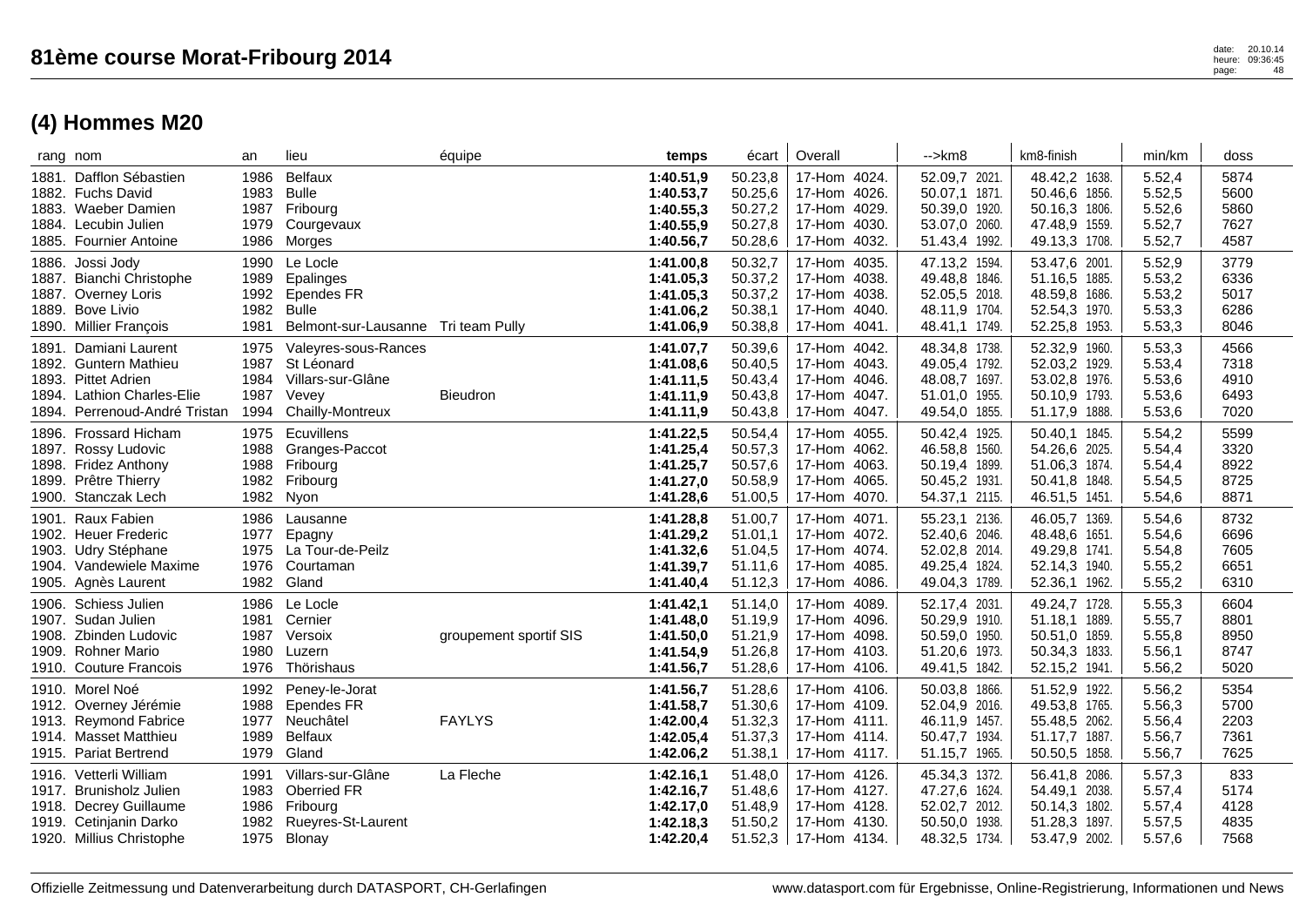# 81ème course Morat-Fribourg 2014

## (4) Hommes M20

| rang | nom | an | lieu | équipe | temps | écart | Overall | -->km8 | km8-finish | min/km | doss |
|---|---|---|---|---|---|---|---|---|---|---|---|
| 1881. | Dafflon Sébastien | 1986 | Belfaux | | **1:40.51,9** | 50.23,8 | 17-Hom 4024. | 52.09,7 2021. | 48.42,2 1638. | 5.52,4 | 5874 |
| 1882. | Fuchs David | 1983 | Bulle | | **1:40.53,7** | 50.25,6 | 17-Hom 4026. | 50.07,1 1871. | 50.46,6 1856. | 5.52,5 | 5600 |
| 1883. | Waeber Damien | 1987 | Fribourg | | **1:40.55,3** | 50.27,2 | 17-Hom 4029. | 50.39,0 1920. | 50.16,3 1806. | 5.52,6 | 5860 |
| 1884. | Lecubin Julien | 1979 | Courgevaux | | **1:40.55,9** | 50.27,8 | 17-Hom 4030. | 53.07,0 2060. | 47.48,9 1559. | 5.52,7 | 7627 |
| 1885. | Fournier Antoine | 1986 | Morges | | **1:40.56,7** | 50.28,6 | 17-Hom 4032. | 51.43,4 1992. | 49.13,3 1708. | 5.52,7 | 4587 |
| 1886. | Jossi Jody | 1990 | Le Locle | | **1:41.00,8** | 50.32,7 | 17-Hom 4035. | 47.13,2 1594. | 53.47,6 2001. | 5.52,9 | 3779 |
| 1887. | Bianchi Christophe | 1989 | Epalinges | | **1:41.05,3** | 50.37,2 | 17-Hom 4038. | 49.48,8 1846. | 51.16,5 1885. | 5.53,2 | 6336 |
| 1887. | Overney Loris | 1992 | Ependes FR | | **1:41.05,3** | 50.37,2 | 17-Hom 4038. | 52.05,5 2018. | 48.59,8 1686. | 5.53,2 | 5017 |
| 1889. | Bove Livio | 1982 | Bulle | | **1:41.06,2** | 50.38,1 | 17-Hom 4040. | 48.11,9 1704. | 52.54,3 1970. | 5.53,3 | 6286 |
| 1890. | Millier François | 1981 | Belmont-sur-Lausanne | Tri team Pully | **1:41.06,9** | 50.38,8 | 17-Hom 4041. | 48.41,1 1749. | 52.25,8 1953. | 5.53,3 | 8046 |
| 1891. | Damiani Laurent | 1975 | Valeyres-sous-Rances | | **1:41.07,7** | 50.39,6 | 17-Hom 4042. | 48.34,8 1738. | 52.32,9 1960. | 5.53,3 | 4566 |
| 1892. | Guntern Mathieu | 1987 | St Léonard | | **1:41.08,6** | 50.40,5 | 17-Hom 4043. | 49.05,4 1792. | 52.03,2 1929. | 5.53,4 | 7318 |
| 1893. | Pittet Adrien | 1984 | Villars-sur-Glâne | | **1:41.11,5** | 50.43,4 | 17-Hom 4046. | 48.08,7 1697. | 53.02,8 1976. | 5.53,6 | 4910 |
| 1894. | Lathion Charles-Elie | 1987 | Vevey | Bieudron | **1:41.11,9** | 50.43,8 | 17-Hom 4047. | 51.01,0 1955. | 50.10,9 1793. | 5.53,6 | 6493 |
| 1894. | Perrenoud-André Tristan | 1994 | Chailly-Montreux | | **1:41.11,9** | 50.43,8 | 17-Hom 4047. | 49.54,0 1855. | 51.17,9 1888. | 5.53,6 | 7020 |
| 1896. | Frossard Hicham | 1975 | Ecuvillens | | **1:41.22,5** | 50.54,4 | 17-Hom 4055. | 50.42,4 1925. | 50.40,1 1845. | 5.54,2 | 5599 |
| 1897. | Rossy Ludovic | 1988 | Granges-Paccot | | **1:41.25,4** | 50.57,3 | 17-Hom 4062. | 46.58,8 1560. | 54.26,6 2025. | 5.54,4 | 3320 |
| 1898. | Fridez Anthony | 1988 | Fribourg | | **1:41.25,7** | 50.57,6 | 17-Hom 4063. | 50.19,4 1899. | 51.06,3 1874. | 5.54,4 | 8922 |
| 1899. | Prêtre Thierry | 1982 | Fribourg | | **1:41.27,0** | 50.58,9 | 17-Hom 4065. | 50.45,2 1931. | 50.41,8 1848. | 5.54,5 | 8725 |
| 1900. | Stanczak Lech | 1982 | Nyon | | **1:41.28,6** | 51.00,5 | 17-Hom 4070. | 54.37,1 2115. | 46.51,5 1451. | 5.54,6 | 8871 |
| 1901. | Raux Fabien | 1986 | Lausanne | | **1:41.28,8** | 51.00,7 | 17-Hom 4071. | 55.23,1 2136. | 46.05,7 1369. | 5.54,6 | 8732 |
| 1902. | Heuer Frederic | 1977 | Epagny | | **1:41.29,2** | 51.01,1 | 17-Hom 4072. | 52.40,6 2046. | 48.48,6 1651. | 5.54,6 | 6696 |
| 1903. | Udry Stéphane | 1975 | La Tour-de-Peilz | | **1:41.32,6** | 51.04,5 | 17-Hom 4074. | 52.02,8 2014. | 49.29,8 1741. | 5.54,8 | 7605 |
| 1904. | Vandewiele Maxime | 1976 | Courtaman | | **1:41.39,7** | 51.11,6 | 17-Hom 4085. | 49.25,4 1824. | 52.14,3 1940. | 5.55,2 | 6651 |
| 1905. | Agnès Laurent | 1982 | Gland | | **1:41.40,4** | 51.12,3 | 17-Hom 4086. | 49.04,3 1789. | 52.36,1 1962. | 5.55,2 | 6310 |
| 1906. | Schiess Julien | 1986 | Le Locle | | **1:41.42,1** | 51.14,0 | 17-Hom 4089. | 52.17,4 2031. | 49.24,7 1728. | 5.55,3 | 6604 |
| 1907. | Sudan Julien | 1981 | Cernier | | **1:41.48,0** | 51.19,9 | 17-Hom 4096. | 50.29,9 1910. | 51.18,1 1889. | 5.55,7 | 8801 |
| 1908. | Zbinden Ludovic | 1987 | Versoix | groupement sportif SIS | **1:41.50,0** | 51.21,9 | 17-Hom 4098. | 50.59,0 1950. | 50.51,0 1859. | 5.55,8 | 8950 |
| 1909. | Rohner Mario | 1980 | Luzern | | **1:41.54,9** | 51.26,8 | 17-Hom 4103. | 51.20,6 1973. | 50.34,3 1833. | 5.56,1 | 8747 |
| 1910. | Couture Francois | 1976 | Thörishaus | | **1:41.56,7** | 51.28,6 | 17-Hom 4106. | 49.41,5 1842. | 52.15,2 1941. | 5.56,2 | 5020 |
| 1910. | Morel Noé | 1992 | Peney-le-Jorat | | **1:41.56,7** | 51.28,6 | 17-Hom 4106. | 50.03,8 1866. | 51.52,9 1922. | 5.56,2 | 5354 |
| 1912. | Overney Jérémie | 1988 | Ependes FR | | **1:41.58,7** | 51.30,6 | 17-Hom 4109. | 52.04,9 2016. | 49.53,8 1765. | 5.56,3 | 5700 |
| 1913. | Reymond Fabrice | 1977 | Neuchâtel | FAYLYS | **1:42.00,4** | 51.32,3 | 17-Hom 4111. | 46.11,9 1457. | 55.48,5 2062. | 5.56,4 | 2203 |
| 1914. | Masset Matthieu | 1989 | Belfaux | | **1:42.05,4** | 51.37,3 | 17-Hom 4114. | 50.47,7 1934. | 51.17,7 1887. | 5.56,7 | 7361 |
| 1915. | Pariat Bertrend | 1979 | Gland | | **1:42.06,2** | 51.38,1 | 17-Hom 4117. | 51.15,7 1965. | 50.50,5 1858. | 5.56,7 | 7625 |
| 1916. | Vetterli William | 1991 | Villars-sur-Glâne | La Fleche | **1:42.16,1** | 51.48,0 | 17-Hom 4126. | 45.34,3 1372. | 56.41,8 2086. | 5.57,3 | 833 |
| 1917. | Brunisholz Julien | 1983 | Oberried FR | | **1:42.16,7** | 51.48,6 | 17-Hom 4127. | 47.27,6 1624. | 54.49,1 2038. | 5.57,4 | 5174 |
| 1918. | Decrey Guillaume | 1986 | Fribourg | | **1:42.17,0** | 51.48,9 | 17-Hom 4128. | 52.02,7 2012. | 50.14,3 1802. | 5.57,4 | 4128 |
| 1919. | Cetinjanin Darko | 1982 | Rueyres-St-Laurent | | **1:42.18,3** | 51.50,2 | 17-Hom 4130. | 50.50,0 1938. | 51.28,3 1897. | 5.57,5 | 4835 |
| 1920. | Millius Christophe | 1975 | Blonay | | **1:42.20,4** | 51.52,3 | 17-Hom 4134. | 48.32,5 1734. | 53.47,9 2002. | 5.57,6 | 7568 |

Offizielle Zeitmessung und Datenverarbeitung durch DATASPORT, CH-Gerlafingen — www.datasport.com für Ergebnisse, Online-Registrierung, Informationen und News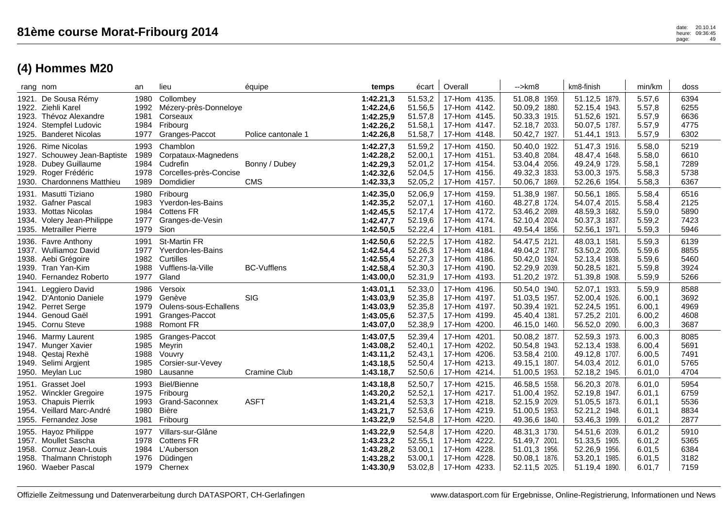# 81ème course Morat-Fribourg 2014

## (4) Hommes M20

| rang | nom | an | lieu | équipe | temps | écart | Overall | -->km8 | km8-finish | min/km | doss |
|---|---|---|---|---|---|---|---|---|---|---|---|
| 1921. | De Sousa Rémy | 1980 | Collombey | | **1:42.21,3** | 51.53,2 | 17-Hom 4135. | 51.08,8 1959. | 51.12,5 1879. | 5.57,6 | 6394 |
| 1922. | Ziehli Karel | 1992 | Mézery-près-Donneloye | | **1:42.24,6** | 51.56,5 | 17-Hom 4142. | 50.09,2 1880. | 52.15,4 1943. | 5.57,8 | 6255 |
| 1923. | Thévoz Alexandre | 1981 | Corseaux | | **1:42.25,9** | 51.57,8 | 17-Hom 4145. | 50.33,3 1915. | 51.52,6 1921. | 5.57,9 | 6636 |
| 1924. | Stempfel Ludovic | 1984 | Fribourg | | **1:42.26,2** | 51.58,1 | 17-Hom 4147. | 52.18,7 2033. | 50.07,5 1787. | 5.57,9 | 4775 |
| 1925. | Banderet Nicolas | 1977 | Granges-Paccot | Police cantonale 1 | **1:42.26,8** | 51.58,7 | 17-Hom 4148. | 50.42,7 1927. | 51.44,1 1913. | 5.57,9 | 6302 |
| 1926. | Rime Nicolas | 1993 | Chamblon | | **1:42.27,3** | 51.59,2 | 17-Hom 4150. | 50.40,0 1922. | 51.47,3 1916. | 5.58,0 | 5219 |
| 1927. | Schouwey Jean-Baptiste | 1989 | Corpataux-Magnedens | | **1:42.28,2** | 52.00,1 | 17-Hom 4151. | 53.40,8 2084. | 48.47,4 1648. | 5.58,0 | 6610 |
| 1928. | Dubey Guillaume | 1984 | Cudrefin | Bonny / Dubey | **1:42.29,3** | 52.01,2 | 17-Hom 4154. | 53.04,4 2056. | 49.24,9 1729. | 5.58,1 | 7289 |
| 1929. | Roger Frédéric | 1978 | Corcelles-près-Concise | | **1:42.32,6** | 52.04,5 | 17-Hom 4156. | 49.32,3 1833. | 53.00,3 1975. | 5.58,3 | 5738 |
| 1930. | Chardonnens Matthieu | 1989 | Domdidier | CMS | **1:42.33,3** | 52.05,2 | 17-Hom 4157. | 50.06,7 1869. | 52.26,6 1954. | 5.58,3 | 6367 |
| 1931. | Masutti Tiziano | 1980 | Fribourg | | **1:42.35,0** | 52.06,9 | 17-Hom 4159. | 51.38,9 1987. | 50.56,1 1865. | 5.58,4 | 6516 |
| 1932. | Gafner Pascal | 1983 | Yverdon-les-Bains | | **1:42.35,2** | 52.07,1 | 17-Hom 4160. | 48.27,8 1724. | 54.07,4 2015. | 5.58,4 | 2125 |
| 1933. | Mottas Nicolas | 1984 | Cottens FR | | **1:42.45,5** | 52.17,4 | 17-Hom 4172. | 53.46,2 2089. | 48.59,3 1682. | 5.59,0 | 5890 |
| 1934. | Volery Jean-Philippe | 1977 | Granges-de-Vesin | | **1:42.47,7** | 52.19,6 | 17-Hom 4174. | 52.10,4 2024. | 50.37,3 1837. | 5.59,2 | 7423 |
| 1935. | Metrailler Pierre | 1979 | Sion | | **1:42.50,5** | 52.22,4 | 17-Hom 4181. | 49.54,4 1856. | 52.56,1 1971. | 5.59,3 | 5946 |
| 1936. | Favre Anthony | 1991 | St-Martin FR | | **1:42.50,6** | 52.22,5 | 17-Hom 4182. | 54.47,5 2121. | 48.03,1 1581. | 5.59,3 | 6139 |
| 1937. | Wulliamoz David | 1977 | Yverdon-les-Bains | | **1:42.54,4** | 52.26,3 | 17-Hom 4184. | 49.04,2 1787. | 53.50,2 2005. | 5.59,6 | 8855 |
| 1938. | Aebi Grégoire | 1982 | Curtilles | | **1:42.55,4** | 52.27,3 | 17-Hom 4186. | 50.42,0 1924. | 52.13,4 1938. | 5.59,6 | 5460 |
| 1939. | Tran Yan-Kim | 1988 | Vufflens-la-Ville | BC-Vufflens | **1:42.58,4** | 52.30,3 | 17-Hom 4190. | 52.29,9 2039. | 50.28,5 1821. | 5.59,8 | 3924 |
| 1940. | Fernandez Roberto | 1977 | Gland | | **1:43.00,0** | 52.31,9 | 17-Hom 4193. | 51.20,2 1972. | 51.39,8 1908. | 5.59,9 | 5266 |
| 1941. | Leggiero David | 1986 | Versoix | | **1:43.01,1** | 52.33,0 | 17-Hom 4196. | 50.54,0 1940. | 52.07,1 1933. | 5.59,9 | 8588 |
| 1942. | D'Antonio Daniele | 1979 | Genève | SIG | **1:43.03,9** | 52.35,8 | 17-Hom 4197. | 51.03,5 1957. | 52.00,4 1926. | 6.00,1 | 3692 |
| 1942. | Perret Serge | 1979 | Oulens-sous-Echallens | | **1:43.03,9** | 52.35,8 | 17-Hom 4197. | 50.39,4 1921. | 52.24,5 1951. | 6.00,1 | 4969 |
| 1944. | Genoud Gaël | 1991 | Granges-Paccot | | **1:43.05,6** | 52.37,5 | 17-Hom 4199. | 45.40,4 1381. | 57.25,2 2101. | 6.00,2 | 4608 |
| 1945. | Cornu Steve | 1988 | Romont FR | | **1:43.07,0** | 52.38,9 | 17-Hom 4200. | 46.15,0 1460. | 56.52,0 2090. | 6.00,3 | 3687 |
| 1946. | Marmy Laurent | 1985 | Granges-Paccot | | **1:43.07,5** | 52.39,4 | 17-Hom 4201. | 50.08,2 1877. | 52.59,3 1973. | 6.00,3 | 8085 |
| 1947. | Munger Xavier | 1985 | Meyrin | | **1:43.08,2** | 52.40,1 | 17-Hom 4202. | 50.54,8 1943. | 52.13,4 1938. | 6.00,4 | 5691 |
| 1948. | Qestaj Rexhë | 1988 | Vouvry | | **1:43.11,2** | 52.43,1 | 17-Hom 4206. | 53.58,4 2100. | 49.12,8 1707. | 6.00,5 | 7491 |
| 1949. | Selimi Argjent | 1985 | Corsier-sur-Vevey | | **1:43.18,5** | 52.50,4 | 17-Hom 4213. | 49.15,1 1807. | 54.03,4 2012. | 6.01,0 | 5765 |
| 1950. | Meylan Luc | 1980 | Lausanne | Cramine Club | **1:43.18,7** | 52.50,6 | 17-Hom 4214. | 51.00,5 1953. | 52.18,2 1945. | 6.01,0 | 4704 |
| 1951. | Grasset Joel | 1993 | Biel/Bienne | | **1:43.18,8** | 52.50,7 | 17-Hom 4215. | 46.58,5 1558. | 56.20,3 2078. | 6.01,0 | 5954 |
| 1952. | Winckler Gregoire | 1975 | Fribourg | | **1:43.20,2** | 52.52,1 | 17-Hom 4217. | 51.00,4 1952. | 52.19,8 1947. | 6.01,1 | 6759 |
| 1953. | Chapuis Pierrik | 1993 | Grand-Saconnex | ASFT | **1:43.21,4** | 52.53,3 | 17-Hom 4218. | 52.15,9 2029. | 51.05,5 1873. | 6.01,1 | 5536 |
| 1954. | Veillard Marc-André | 1980 | Bière | | **1:43.21,7** | 52.53,6 | 17-Hom 4219. | 51.00,5 1953. | 52.21,2 1948. | 6.01,1 | 8834 |
| 1955. | Fernandez Jose | 1981 | Fribourg | | **1:43.22,9** | 52.54,8 | 17-Hom 4220. | 49.36,6 1840. | 53.46,3 1999. | 6.01,2 | 2877 |
| 1955. | Hayoz Philippe | 1977 | Villars-sur-Glâne | | **1:43.22,9** | 52.54,8 | 17-Hom 4220. | 48.31,3 1730. | 54.51,6 2039. | 6.01,2 | 5910 |
| 1957. | Moullet Sascha | 1978 | Cottens FR | | **1:43.23,2** | 52.55,1 | 17-Hom 4222. | 51.49,7 2001. | 51.33,5 1905. | 6.01,2 | 5365 |
| 1958. | Cornuz Jean-Louis | 1984 | L'Auberson | | **1:43.28,2** | 53.00,1 | 17-Hom 4228. | 51.01,3 1956. | 52.26,9 1956. | 6.01,5 | 6384 |
| 1958. | Thalmann Christoph | 1976 | Düdingen | | **1:43.28,2** | 53.00,1 | 17-Hom 4228. | 50.08,1 1876. | 53.20,1 1985. | 6.01,5 | 3182 |
| 1960. | Waeber Pascal | 1979 | Chernex | | **1:43.30,9** | 53.02,8 | 17-Hom 4233. | 52.11,5 2025. | 51.19,4 1890. | 6.01,7 | 7159 |

Offizielle Zeitmessung und Datenverarbeitung durch DATASPORT, CH-Gerlafingen — www.datasport.com für Ergebnisse, Online-Registrierung, Informationen und News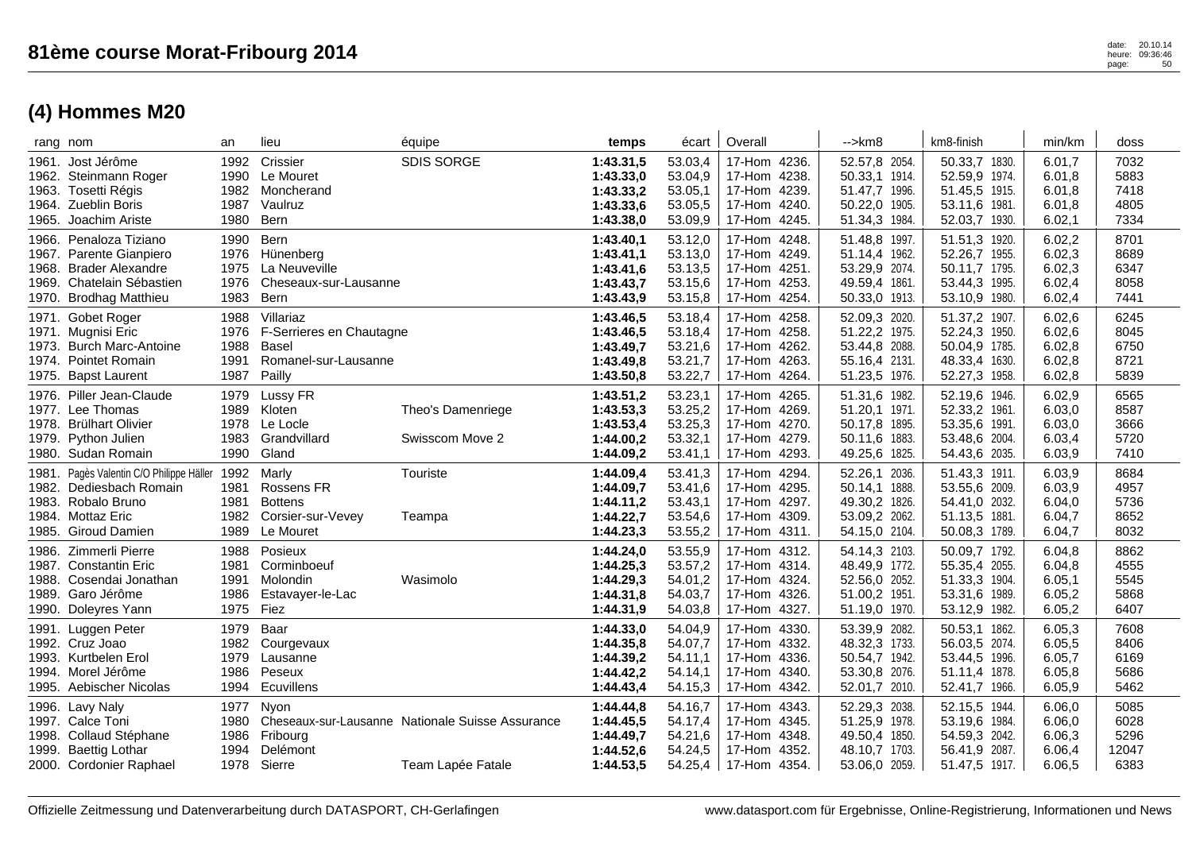# 81ème course Morat-Fribourg 2014

## (4) Hommes M20

| rang | nom | an | lieu | équipe | temps | écart | Overall | -->km8 | km8-finish | min/km | doss |
|---|---|---|---|---|---|---|---|---|---|---|---|
| 1961. | Jost Jérôme | 1992 | Crissier | SDIS SORGE | **1:43.31,5** | 53.03,4 | 17-Hom 4236. | 52.57,8 2054. | 50.33,7 1830. | 6.01,7 | 7032 |
| 1962. | Steinmann Roger | 1990 | Le Mouret | | **1:43.33,0** | 53.04,9 | 17-Hom 4238. | 50.33,1 1914. | 52.59,9 1974. | 6.01,8 | 5883 |
| 1963. | Tosetti Régis | 1982 | Moncherand | | **1:43.33,2** | 53.05,1 | 17-Hom 4239. | 51.47,7 1996. | 51.45,5 1915. | 6.01,8 | 7418 |
| 1964. | Zueblin Boris | 1987 | Vaulruz | | **1:43.33,6** | 53.05,5 | 17-Hom 4240. | 50.22,0 1905. | 53.11,6 1981. | 6.01,8 | 4805 |
| 1965. | Joachim Ariste | 1980 | Bern | | **1:43.38,0** | 53.09,9 | 17-Hom 4245. | 51.34,3 1984. | 52.03,7 1930. | 6.02,1 | 7334 |
| 1966. | Penaloza Tiziano | 1990 | Bern | | **1:43.40,1** | 53.12,0 | 17-Hom 4248. | 51.48,8 1997. | 51.51,3 1920. | 6.02,2 | 8701 |
| 1967. | Parente Gianpiero | 1976 | Hünenberg | | **1:43.41,1** | 53.13,0 | 17-Hom 4249. | 51.14,4 1962. | 52.26,7 1955. | 6.02,3 | 8689 |
| 1968. | Brader Alexandre | 1975 | La Neuveville | | **1:43.41,6** | 53.13,5 | 17-Hom 4251. | 53.29,9 2074. | 50.11,7 1795. | 6.02,3 | 6347 |
| 1969. | Chatelain Sébastien | 1976 | Cheseaux-sur-Lausanne | | **1:43.43,7** | 53.15,6 | 17-Hom 4253. | 49.59,4 1861. | 53.44,3 1995. | 6.02,4 | 8058 |
| 1970. | Brodhag Matthieu | 1983 | Bern | | **1:43.43,9** | 53.15,8 | 17-Hom 4254. | 50.33,0 1913. | 53.10,9 1980. | 6.02,4 | 7441 |
| 1971. | Gobet Roger | 1988 | Villariaz | | **1:43.46,5** | 53.18,4 | 17-Hom 4258. | 52.09,3 2020. | 51.37,2 1907. | 6.02,6 | 6245 |
| 1971. | Mugnisi Eric | 1976 | F-Serrieres en Chautagne | | **1:43.46,5** | 53.18,4 | 17-Hom 4258. | 51.22,2 1975. | 52.24,3 1950. | 6.02,6 | 8045 |
| 1973. | Burch Marc-Antoine | 1988 | Basel | | **1:43.49,7** | 53.21,6 | 17-Hom 4262. | 53.44,8 2088. | 50.04,9 1785. | 6.02,8 | 6750 |
| 1974. | Pointet Romain | 1991 | Romanel-sur-Lausanne | | **1:43.49,8** | 53.21,7 | 17-Hom 4263. | 55.16,4 2131. | 48.33,4 1630. | 6.02,8 | 8721 |
| 1975. | Bapst Laurent | 1987 | Pailly | | **1:43.50,8** | 53.22,7 | 17-Hom 4264. | 51.23,5 1976. | 52.27,3 1958. | 6.02,8 | 5839 |
| 1976. | Piller Jean-Claude | 1979 | Lussy FR | | **1:43.51,2** | 53.23,1 | 17-Hom 4265. | 51.31,6 1982. | 52.19,6 1946. | 6.02,9 | 6565 |
| 1977. | Lee Thomas | 1989 | Kloten | Theo's Damenriege | **1:43.53,3** | 53.25,2 | 17-Hom 4269. | 51.20,1 1971. | 52.33,2 1961. | 6.03,0 | 8587 |
| 1978. | Brülhart Olivier | 1978 | Le Locle | | **1:43.53,4** | 53.25,3 | 17-Hom 4270. | 50.17,8 1895. | 53.35,6 1991. | 6.03,0 | 3666 |
| 1979. | Python Julien | 1983 | Grandvillard | Swisscom Move 2 | **1:44.00,2** | 53.32,1 | 17-Hom 4279. | 50.11,6 1883. | 53.48,6 2004. | 6.03,4 | 5720 |
| 1980. | Sudan Romain | 1990 | Gland | | **1:44.09,2** | 53.41,1 | 17-Hom 4293. | 49.25,6 1825. | 54.43,6 2035. | 6.03,9 | 7410 |
| 1981. | Pagès Valentin C/O Philippe Häller | 1992 | Marly | Touriste | **1:44.09,4** | 53.41,3 | 17-Hom 4294. | 52.26,1 2036. | 51.43,3 1911. | 6.03,9 | 8684 |
| 1982. | Dediesbach Romain | 1981 | Rossens FR | | **1:44.09,7** | 53.41,6 | 17-Hom 4295. | 50.14,1 1888. | 53.55,6 2009. | 6.03,9 | 4957 |
| 1983. | Robalo Bruno | 1981 | Bottens | | **1:44.11,2** | 53.43,1 | 17-Hom 4297. | 49.30,2 1826. | 54.41,0 2032. | 6.04,0 | 5736 |
| 1984. | Mottaz Eric | 1982 | Corsier-sur-Vevey | Teampa | **1:44.22,7** | 53.54,6 | 17-Hom 4309. | 53.09,2 2062. | 51.13,5 1881. | 6.04,7 | 8652 |
| 1985. | Giroud Damien | 1989 | Le Mouret | | **1:44.23,3** | 53.55,2 | 17-Hom 4311. | 54.15,0 2104. | 50.08,3 1789. | 6.04,7 | 8032 |
| 1986. | Zimmerli Pierre | 1988 | Posieux | | **1:44.24,0** | 53.55,9 | 17-Hom 4312. | 54.14,3 2103. | 50.09,7 1792. | 6.04,8 | 8862 |
| 1987. | Constantin Eric | 1981 | Corminboeuf | | **1:44.25,3** | 53.57,2 | 17-Hom 4314. | 48.49,9 1772. | 55.35,4 2055. | 6.04,8 | 4555 |
| 1988. | Cosendai Jonathan | 1991 | Molondin | Wasimolo | **1:44.29,3** | 54.01,2 | 17-Hom 4324. | 52.56,0 2052. | 51.33,3 1904. | 6.05,1 | 5545 |
| 1989. | Garo Jérôme | 1986 | Estavayer-le-Lac | | **1:44.31,8** | 54.03,7 | 17-Hom 4326. | 51.00,2 1951. | 53.31,6 1989. | 6.05,2 | 5868 |
| 1990. | Doleyres Yann | 1975 | Fiez | | **1:44.31,9** | 54.03,8 | 17-Hom 4327. | 51.19,0 1970. | 53.12,9 1982. | 6.05,2 | 6407 |
| 1991. | Luggen Peter | 1979 | Baar | | **1:44.33,0** | 54.04,9 | 17-Hom 4330. | 53.39,9 2082. | 50.53,1 1862. | 6.05,3 | 7608 |
| 1992. | Cruz Joao | 1982 | Courgevaux | | **1:44.35,8** | 54.07,7 | 17-Hom 4332. | 48.32,3 1733. | 56.03,5 2074. | 6.05,5 | 8406 |
| 1993. | Kurtbelen Erol | 1979 | Lausanne | | **1:44.39,2** | 54.11,1 | 17-Hom 4336. | 50.54,7 1942. | 53.44,5 1996. | 6.05,7 | 6169 |
| 1994. | Morel Jérôme | 1986 | Peseux | | **1:44.42,2** | 54.14,1 | 17-Hom 4340. | 53.30,8 2076. | 51.11,4 1878. | 6.05,8 | 5686 |
| 1995. | Aebischer Nicolas | 1994 | Ecuvillens | | **1:44.43,4** | 54.15,3 | 17-Hom 4342. | 52.01,7 2010. | 52.41,7 1966. | 6.05,9 | 5462 |
| 1996. | Lavy Naly | 1977 | Nyon | | **1:44.44,8** | 54.16,7 | 17-Hom 4343. | 52.29,3 2038. | 52.15,5 1944. | 6.06,0 | 5085 |
| 1997. | Calce Toni | 1980 | Cheseaux-sur-Lausanne | Nationale Suisse Assurance | **1:44.45,5** | 54.17,4 | 17-Hom 4345. | 51.25,9 1978. | 53.19,6 1984. | 6.06,0 | 6028 |
| 1998. | Collaud Stéphane | 1986 | Fribourg | | **1:44.49,7** | 54.21,6 | 17-Hom 4348. | 49.50,4 1850. | 54.59,3 2042. | 6.06,3 | 5296 |
| 1999. | Baettig Lothar | 1994 | Delémont | | **1:44.52,6** | 54.24,5 | 17-Hom 4352. | 48.10,7 1703. | 56.41,9 2087. | 6.06,4 | 12047 |
| 2000. | Cordonier Raphael | 1978 | Sierre | Team Lapée Fatale | **1:44.53,5** | 54.25,4 | 17-Hom 4354. | 53.06,0 2059. | 51.47,5 1917. | 6.06,5 | 6383 |

Offizielle Zeitmessung und Datenverarbeitung durch DATASPORT, CH-Gerlafingen — www.datasport.com für Ergebnisse, Online-Registrierung, Informationen und News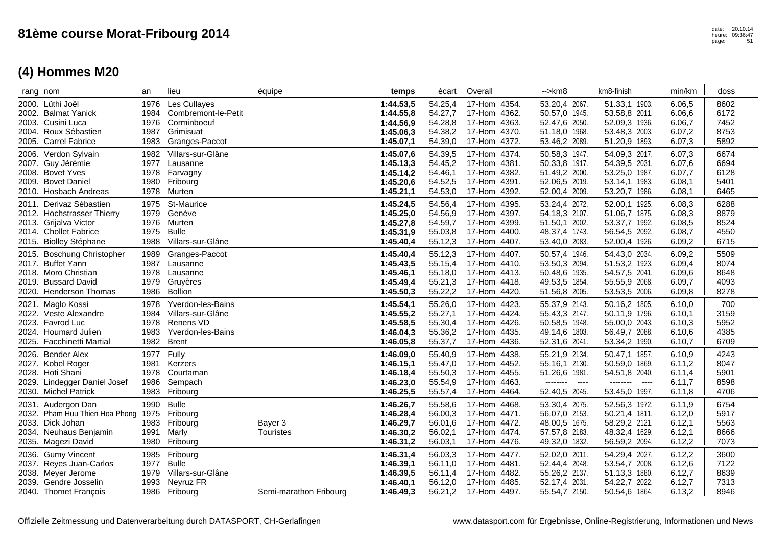# 81ème course Morat-Fribourg 2014

## (4) Hommes M20

| rang | nom | an | lieu | équipe | temps | écart | Overall | -->km8 | km8-finish | min/km | doss |
|---|---|---|---|---|---|---|---|---|---|---|---|
| 2000. | Lüthi Joël | 1976 | Les Cullayes | | **1:44.53,5** | 54.25,4 | 17-Hom 4354. | 53.20,4 2067. | 51.33,1 1903. | 6.06,5 | 8602 |
| 2002. | Balmat Yanick | 1984 | Combremont-le-Petit | | **1:44.55,8** | 54.27,7 | 17-Hom 4362. | 50.57,0 1945. | 53.58,8 2011. | 6.06,6 | 6172 |
| 2003. | Cusini Luca | 1976 | Corminboeuf | | **1:44.56,9** | 54.28,8 | 17-Hom 4363. | 52.47,6 2050. | 52.09,3 1936. | 6.06,7 | 7452 |
| 2004. | Roux Sébastien | 1987 | Grimisuat | | **1:45.06,3** | 54.38,2 | 17-Hom 4370. | 51.18,0 1968. | 53.48,3 2003. | 6.07,2 | 8753 |
| 2005. | Carrel Fabrice | 1983 | Granges-Paccot | | **1:45.07,1** | 54.39,0 | 17-Hom 4372. | 53.46,2 2089. | 51.20,9 1893. | 6.07,3 | 5892 |
| 2006. | Verdon Sylvain | 1982 | Villars-sur-Glâne | | **1:45.07,6** | 54.39,5 | 17-Hom 4374. | 50.58,3 1947. | 54.09,3 2017. | 6.07,3 | 6674 |
| 2007. | Guy Jérémie | 1977 | Lausanne | | **1:45.13,3** | 54.45,2 | 17-Hom 4381. | 50.33,8 1917. | 54.39,5 2031. | 6.07,6 | 6694 |
| 2008. | Bovet Yves | 1978 | Farvagny | | **1:45.14,2** | 54.46,1 | 17-Hom 4382. | 51.49,2 2000. | 53.25,0 1987. | 6.07,7 | 6128 |
| 2009. | Bovet Daniel | 1980 | Fribourg | | **1:45.20,6** | 54.52,5 | 17-Hom 4391. | 52.06,5 2019. | 53.14,1 1983. | 6.08,1 | 5401 |
| 2010. | Hosbach Andreas | 1978 | Murten | | **1:45.21,1** | 54.53,0 | 17-Hom 4392. | 52.00,4 2009. | 53.20,7 1986. | 6.08,1 | 6465 |
| 2011. | Derivaz Sébastien | 1975 | St-Maurice | | **1:45.24,5** | 54.56,4 | 17-Hom 4395. | 53.24,4 2072. | 52.00,1 1925. | 6.08,3 | 6288 |
| 2012. | Hochstrasser Thierry | 1979 | Genève | | **1:45.25,0** | 54.56,9 | 17-Hom 4397. | 54.18,3 2107. | 51.06,7 1875. | 6.08,3 | 8879 |
| 2013. | Grijalva Victor | 1976 | Murten | | **1:45.27,8** | 54.59,7 | 17-Hom 4399. | 51.50,1 2002. | 53.37,7 1992. | 6.08,5 | 8524 |
| 2014. | Chollet Fabrice | 1975 | Bulle | | **1:45.31,9** | 55.03,8 | 17-Hom 4400. | 48.37,4 1743. | 56.54,5 2092. | 6.08,7 | 4550 |
| 2015. | Biolley Stéphane | 1988 | Villars-sur-Glâne | | **1:45.40,4** | 55.12,3 | 17-Hom 4407. | 53.40,0 2083. | 52.00,4 1926. | 6.09,2 | 6715 |
| 2015. | Boschung Christopher | 1989 | Granges-Paccot | | **1:45.40,4** | 55.12,3 | 17-Hom 4407. | 50.57,4 1946. | 54.43,0 2034. | 6.09,2 | 5509 |
| 2017. | Buffet Yann | 1987 | Lausanne | | **1:45.43,5** | 55.15,4 | 17-Hom 4410. | 53.50,3 2094. | 51.53,2 1923. | 6.09,4 | 8074 |
| 2018. | Moro Christian | 1978 | Lausanne | | **1:45.46,1** | 55.18,0 | 17-Hom 4413. | 50.48,6 1935. | 54.57,5 2041. | 6.09,6 | 8648 |
| 2019. | Bussard David | 1979 | Gruyères | | **1:45.49,4** | 55.21,3 | 17-Hom 4418. | 49.53,5 1854. | 55.55,9 2068. | 6.09,7 | 4093 |
| 2020. | Henderson Thomas | 1986 | Bollion | | **1:45.50,3** | 55.22,2 | 17-Hom 4420. | 51.56,8 2005. | 53.53,5 2006. | 6.09,8 | 8278 |
| 2021. | Maglo Kossi | 1978 | Yverdon-les-Bains | | **1:45.54,1** | 55.26,0 | 17-Hom 4423. | 55.37,9 2143. | 50.16,2 1805. | 6.10,0 | 700 |
| 2022. | Veste Alexandre | 1984 | Villars-sur-Glâne | | **1:45.55,2** | 55.27,1 | 17-Hom 4424. | 55.43,3 2147. | 50.11,9 1796. | 6.10,1 | 3159 |
| 2023. | Favrod Luc | 1978 | Renens VD | | **1:45.58,5** | 55.30,4 | 17-Hom 4426. | 50.58,5 1948. | 55.00,0 2043. | 6.10,3 | 5952 |
| 2024. | Houmard Julien | 1983 | Yverdon-les-Bains | | **1:46.04,3** | 55.36,2 | 17-Hom 4435. | 49.14,6 1803. | 56.49,7 2088. | 6.10,6 | 4385 |
| 2025. | Facchinetti Martial | 1982 | Brent | | **1:46.05,8** | 55.37,7 | 17-Hom 4436. | 52.31,6 2041. | 53.34,2 1990. | 6.10,7 | 6709 |
| 2026. | Bender Alex | 1977 | Fully | | **1:46.09,0** | 55.40,9 | 17-Hom 4438. | 55.21,9 2134. | 50.47,1 1857. | 6.10,9 | 4243 |
| 2027. | Kobel Roger | 1981 | Kerzers | | **1:46.15,1** | 55.47,0 | 17-Hom 4452. | 55.16,1 2130. | 50.59,0 1869. | 6.11,2 | 8047 |
| 2028. | Hoti Shani | 1978 | Courtaman | | **1:46.18,4** | 55.50,3 | 17-Hom 4455. | 51.26,6 1981. | 54.51,8 2040. | 6.11,4 | 5901 |
| 2029. | Lindegger Daniel Josef | 1986 | Sempach | | **1:46.23,0** | 55.54,9 | 17-Hom 4463. | -------- ---- | -------- ---- | 6.11,7 | 8598 |
| 2030. | Michel Patrick | 1983 | Fribourg | | **1:46.25,5** | 55.57,4 | 17-Hom 4464. | 52.40,5 2045. | 53.45,0 1997. | 6.11,8 | 4706 |
| 2031. | Audergon Dan | 1990 | Bulle | | **1:46.26,7** | 55.58,6 | 17-Hom 4468. | 53.30,4 2075. | 52.56,3 1972. | 6.11,9 | 6754 |
| 2032. | Pham Huu Thien Hoa Phong | 1975 | Fribourg | | **1:46.28,4** | 56.00,3 | 17-Hom 4471. | 56.07,0 2153. | 50.21,4 1811. | 6.12,0 | 5917 |
| 2033. | Dick Johan | 1983 | Fribourg | Bayer 3 | **1:46.29,7** | 56.01,6 | 17-Hom 4472. | 48.00,5 1675. | 58.29,2 2121. | 6.12,1 | 5563 |
| 2034. | Neuhaus Benjamin | 1991 | Marly | Touristes | **1:46.30,2** | 56.02,1 | 17-Hom 4474. | 57.57,8 2183. | 48.32,4 1629. | 6.12,1 | 8666 |
| 2035. | Magezi David | 1980 | Fribourg | | **1:46.31,2** | 56.03,1 | 17-Hom 4476. | 49.32,0 1832. | 56.59,2 2094. | 6.12,2 | 7073 |
| 2036. | Gumy Vincent | 1985 | Fribourg | | **1:46.31,4** | 56.03,3 | 17-Hom 4477. | 52.02,0 2011. | 54.29,4 2027. | 6.12,2 | 3600 |
| 2037. | Reyes Juan-Carlos | 1977 | Bulle | | **1:46.39,1** | 56.11,0 | 17-Hom 4481. | 52.44,4 2048. | 53.54,7 2008. | 6.12,6 | 7122 |
| 2038. | Meyer Jerome | 1979 | Villars-sur-Glâne | | **1:46.39,5** | 56.11,4 | 17-Hom 4482. | 55.26,2 2137. | 51.13,3 1880. | 6.12,7 | 8639 |
| 2039. | Gendre Josselin | 1993 | Neyruz FR | | **1:46.40,1** | 56.12,0 | 17-Hom 4485. | 52.17,4 2031. | 54.22,7 2022. | 6.12,7 | 7313 |
| 2040. | Thomet François | 1986 | Fribourg | Semi-marathon Fribourg | **1:46.49,3** | 56.21,2 | 17-Hom 4497. | 55.54,7 2150. | 50.54,6 1864. | 6.13,2 | 8946 |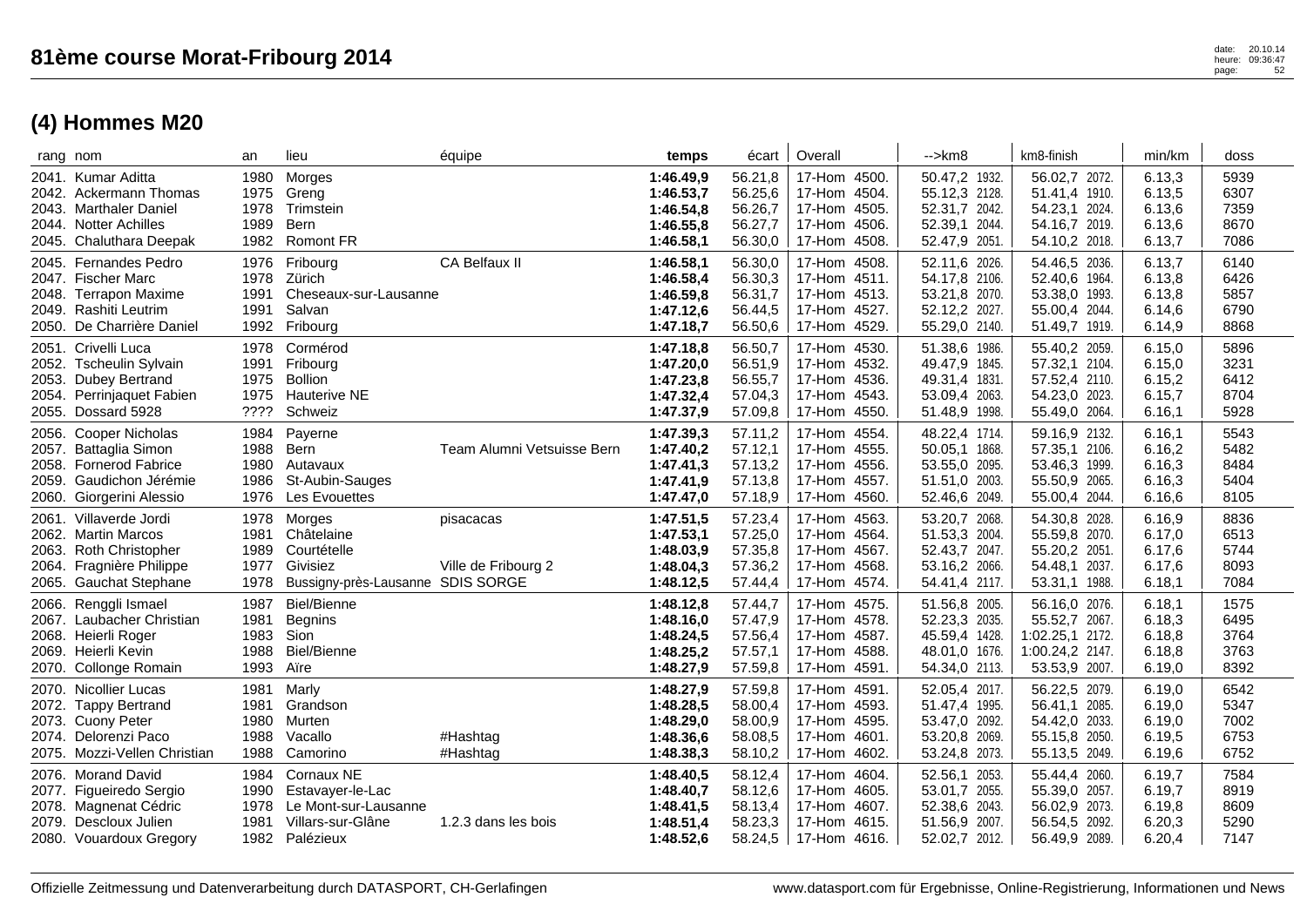# 81ème course Morat-Fribourg 2014

## (4) Hommes M20

| rang | nom | an | lieu | équipe | temps | écart | Overall | -->km8 | km8-finish | min/km | doss |
|---|---|---|---|---|---|---|---|---|---|---|---|
| 2041. | Kumar Aditta | 1980 | Morges | | **1:46.49,9** | 56.21,8 | 17-Hom 4500. | 50.47,2 1932. | 56.02,7 2072. | 6.13,3 | 5939 |
| 2042. | Ackermann Thomas | 1975 | Greng | | **1:46.53,7** | 56.25,6 | 17-Hom 4504. | 55.12,3 2128. | 51.41,4 1910. | 6.13,5 | 6307 |
| 2043. | Marthaler Daniel | 1978 | Trimstein | | **1:46.54,8** | 56.26,7 | 17-Hom 4505. | 52.31,7 2042. | 54.23,1 2024. | 6.13,6 | 7359 |
| 2044. | Notter Achilles | 1989 | Bern | | **1:46.55,8** | 56.27,7 | 17-Hom 4506. | 52.39,1 2044. | 54.16,7 2019. | 6.13,6 | 8670 |
| 2045. | Chaluthara Deepak | 1982 | Romont FR | | **1:46.58,1** | 56.30,0 | 17-Hom 4508. | 52.47,9 2051. | 54.10,2 2018. | 6.13,7 | 7086 |
| 2045. | Fernandes Pedro | 1976 | Fribourg | CA Belfaux II | **1:46.58,1** | 56.30,0 | 17-Hom 4508. | 52.11,6 2026. | 54.46,5 2036. | 6.13,7 | 6140 |
| 2047. | Fischer Marc | 1978 | Zürich | | **1:46.58,4** | 56.30,3 | 17-Hom 4511. | 54.17,8 2106. | 52.40,6 1964. | 6.13,8 | 6426 |
| 2048. | Terrapon Maxime | 1991 | Cheseaux-sur-Lausanne | | **1:46.59,8** | 56.31,7 | 17-Hom 4513. | 53.21,8 2070. | 53.38,0 1993. | 6.13,8 | 5857 |
| 2049. | Rashiti Leutrim | 1991 | Salvan | | **1:47.12,6** | 56.44,5 | 17-Hom 4527. | 52.12,2 2027. | 55.00,4 2044. | 6.14,6 | 6790 |
| 2050. | De Charrière Daniel | 1992 | Fribourg | | **1:47.18,7** | 56.50,6 | 17-Hom 4529. | 55.29,0 2140. | 51.49,7 1919. | 6.14,9 | 8868 |
| 2051. | Crivelli Luca | 1978 | Cormérod | | **1:47.18,8** | 56.50,7 | 17-Hom 4530. | 51.38,6 1986. | 55.40,2 2059. | 6.15,0 | 5896 |
| 2052. | Tscheulin Sylvain | 1991 | Fribourg | | **1:47.20,0** | 56.51,9 | 17-Hom 4532. | 49.47,9 1845. | 57.32,1 2104. | 6.15,0 | 3231 |
| 2053. | Dubey Bertrand | 1975 | Bollion | | **1:47.23,8** | 56.55,7 | 17-Hom 4536. | 49.31,4 1831. | 57.52,4 2110. | 6.15,2 | 6412 |
| 2054. | Perrinjaquet Fabien | 1975 | Hauterive NE | | **1:47.32,4** | 57.04,3 | 17-Hom 4543. | 53.09,4 2063. | 54.23,0 2023. | 6.15,7 | 8704 |
| 2055. | Dossard 5928 | ???? | Schweiz | | **1:47.37,9** | 57.09,8 | 17-Hom 4550. | 51.48,9 1998. | 55.49,0 2064. | 6.16,1 | 5928 |
| 2056. | Cooper Nicholas | 1984 | Payerne | | **1:47.39,3** | 57.11,2 | 17-Hom 4554. | 48.22,4 1714. | 59.16,9 2132. | 6.16,1 | 5543 |
| 2057. | Battaglia Simon | 1988 | Bern | Team Alumni Vetsuisse Bern | **1:47.40,2** | 57.12,1 | 17-Hom 4555. | 50.05,1 1868. | 57.35,1 2106. | 6.16,2 | 5482 |
| 2058. | Fornerod Fabrice | 1980 | Autavaux | | **1:47.41,3** | 57.13,2 | 17-Hom 4556. | 53.55,0 2095. | 53.46,3 1999. | 6.16,3 | 8484 |
| 2059. | Gaudichon Jérémie | 1986 | St-Aubin-Sauges | | **1:47.41,9** | 57.13,8 | 17-Hom 4557. | 51.51,0 2003. | 55.50,9 2065. | 6.16,3 | 5404 |
| 2060. | Giorgerini Alessio | 1976 | Les Evouettes | | **1:47.47,0** | 57.18,9 | 17-Hom 4560. | 52.46,6 2049. | 55.00,4 2044. | 6.16,6 | 8105 |
| 2061. | Villaverde Jordi | 1978 | Morges | pisacacas | **1:47.51,5** | 57.23,4 | 17-Hom 4563. | 53.20,7 2068. | 54.30,8 2028. | 6.16,9 | 8836 |
| 2062. | Martin Marcos | 1981 | Châtelaine | | **1:47.53,1** | 57.25,0 | 17-Hom 4564. | 51.53,3 2004. | 55.59,8 2070. | 6.17,0 | 6513 |
| 2063. | Roth Christopher | 1989 | Courtételle | | **1:48.03,9** | 57.35,8 | 17-Hom 4567. | 52.43,7 2047. | 55.20,2 2051. | 6.17,6 | 5744 |
| 2064. | Fragnière Philippe | 1977 | Givisiez | Ville de Fribourg 2 | **1:48.04,3** | 57.36,2 | 17-Hom 4568. | 53.16,2 2066. | 54.48,1 2037. | 6.17,6 | 8093 |
| 2065. | Gauchat Stephane | 1978 | Bussigny-près-Lausanne | SDIS SORGE | **1:48.12,5** | 57.44,4 | 17-Hom 4574. | 54.41,4 2117. | 53.31,1 1988. | 6.18,1 | 7084 |
| 2066. | Renggli Ismael | 1987 | Biel/Bienne | | **1:48.12,8** | 57.44,7 | 17-Hom 4575. | 51.56,8 2005. | 56.16,0 2076. | 6.18,1 | 1575 |
| 2067. | Laubacher Christian | 1981 | Begnins | | **1:48.16,0** | 57.47,9 | 17-Hom 4578. | 52.23,3 2035. | 55.52,7 2067. | 6.18,3 | 6495 |
| 2068. | Heierli Roger | 1983 | Sion | | **1:48.24,5** | 57.56,4 | 17-Hom 4587. | 45.59,4 1428. | 1:02.25,1 2172. | 6.18,8 | 3764 |
| 2069. | Heierli Kevin | 1988 | Biel/Bienne | | **1:48.25,2** | 57.57,1 | 17-Hom 4588. | 48.01,0 1676. | 1:00.24,2 2147. | 6.18,8 | 3763 |
| 2070. | Collonge Romain | 1993 | Aïre | | **1:48.27,9** | 57.59,8 | 17-Hom 4591. | 54.34,0 2113. | 53.53,9 2007. | 6.19,0 | 8392 |
| 2070. | Nicollier Lucas | 1981 | Marly | | **1:48.27,9** | 57.59,8 | 17-Hom 4591. | 52.05,4 2017. | 56.22,5 2079. | 6.19,0 | 6542 |
| 2072. | Tappy Bertrand | 1981 | Grandson | | **1:48.28,5** | 58.00,4 | 17-Hom 4593. | 51.47,4 1995. | 56.41,1 2085. | 6.19,0 | 5347 |
| 2073. | Cuony Peter | 1980 | Murten | | **1:48.29,0** | 58.00,9 | 17-Hom 4595. | 53.47,0 2092. | 54.42,0 2033. | 6.19,0 | 7002 |
| 2074. | Delorenzi Paco | 1988 | Vacallo | #Hashtag | **1:48.36,6** | 58.08,5 | 17-Hom 4601. | 53.20,8 2069. | 55.15,8 2050. | 6.19,5 | 6753 |
| 2075. | Mozzi-Vellen Christian | 1988 | Camorino | #Hashtag | **1:48.38,3** | 58.10,2 | 17-Hom 4602. | 53.24,8 2073. | 55.13,5 2049. | 6.19,6 | 6752 |
| 2076. | Morand David | 1984 | Cornaux NE | | **1:48.40,5** | 58.12,4 | 17-Hom 4604. | 52.56,1 2053. | 55.44,4 2060. | 6.19,7 | 7584 |
| 2077. | Figueiredo Sergio | 1990 | Estavayer-le-Lac | | **1:48.40,7** | 58.12,6 | 17-Hom 4605. | 53.01,7 2055. | 55.39,0 2057. | 6.19,7 | 8919 |
| 2078. | Magnenat Cédric | 1978 | Le Mont-sur-Lausanne | | **1:48.41,5** | 58.13,4 | 17-Hom 4607. | 52.38,6 2043. | 56.02,9 2073. | 6.19,8 | 8609 |
| 2079. | Descloux Julien | 1981 | Villars-sur-Glâne | 1.2.3 dans les bois | **1:48.51,4** | 58.23,3 | 17-Hom 4615. | 51.56,9 2007. | 56.54,5 2092. | 6.20,3 | 5290 |
| 2080. | Vouardoux Gregory | 1982 | Palézieux | | **1:48.52,6** | 58.24,5 | 17-Hom 4616. | 52.02,7 2012. | 56.49,9 2089. | 6.20,4 | 7147 |

Offizielle Zeitmessung und Datenverarbeitung durch DATASPORT, CH-Gerlafingen    www.datasport.com für Ergebnisse, Online-Registrierung, Informationen und News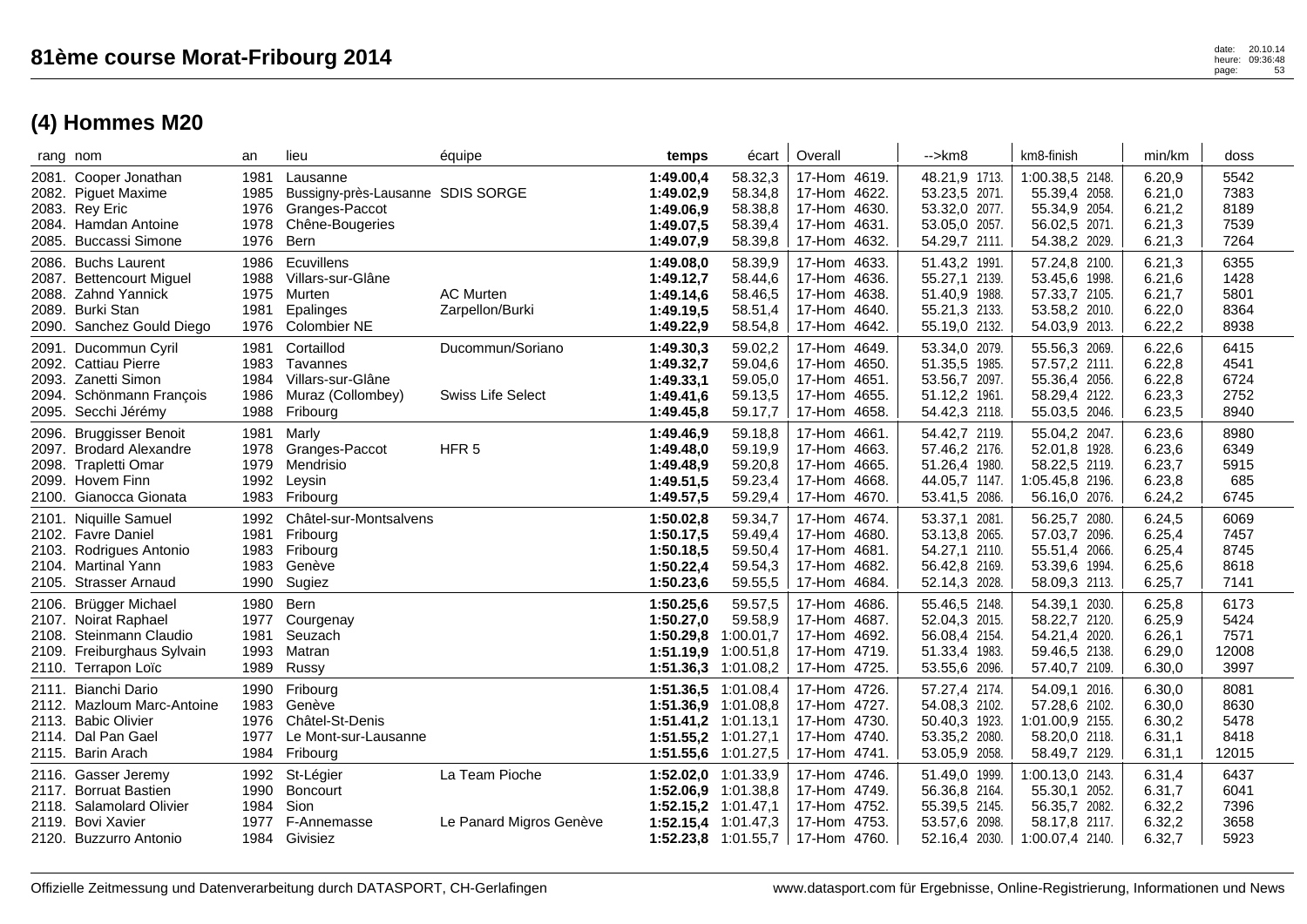# 81ème course Morat-Fribourg 2014

## (4) Hommes M20

| rang | nom | an | lieu | équipe | temps | écart | Overall | -->km8 | km8-finish | min/km | doss |
|---|---|---|---|---|---|---|---|---|---|---|---|
| 2081. | Cooper Jonathan | 1981 | Lausanne | | **1:49.00,4** | 58.32,3 | 17-Hom 4619. | 48.21,9 1713. | 1:00.38,5 2148. | 6.20,9 | 5542 |
| 2082. | Piguet Maxime | 1985 | Bussigny-près-Lausanne | SDIS SORGE | **1:49.02,9** | 58.34,8 | 17-Hom 4622. | 53.23,5 2071. | 55.39,4 2058. | 6.21,0 | 7383 |
| 2083. | Rey Eric | 1976 | Granges-Paccot | | **1:49.06,9** | 58.38,8 | 17-Hom 4630. | 53.32,0 2077. | 55.34,9 2054. | 6.21,2 | 8189 |
| 2084. | Hamdan Antoine | 1978 | Chêne-Bougeries | | **1:49.07,5** | 58.39,4 | 17-Hom 4631. | 53.05,0 2057. | 56.02,5 2071. | 6.21,3 | 7539 |
| 2085. | Buccassi Simone | 1976 | Bern | | **1:49.07,9** | 58.39,8 | 17-Hom 4632. | 54.29,7 2111. | 54.38,2 2029. | 6.21,3 | 7264 |
| 2086. | Buchs Laurent | 1986 | Ecuvillens | | **1:49.08,0** | 58.39,9 | 17-Hom 4633. | 51.43,2 1991. | 57.24,8 2100. | 6.21,3 | 6355 |
| 2087. | Bettencourt Miguel | 1988 | Villars-sur-Glâne | | **1:49.12,7** | 58.44,6 | 17-Hom 4636. | 55.27,1 2139. | 53.45,6 1998. | 6.21,6 | 1428 |
| 2088. | Zahnd Yannick | 1975 | Murten | AC Murten | **1:49.14,6** | 58.46,5 | 17-Hom 4638. | 51.40,9 1988. | 57.33,7 2105. | 6.21,7 | 5801 |
| 2089. | Burki Stan | 1981 | Epalinges | Zarpellon/Burki | **1:49.19,5** | 58.51,4 | 17-Hom 4640. | 55.21,3 2133. | 53.58,2 2010. | 6.22,0 | 8364 |
| 2090. | Sanchez Gould Diego | 1976 | Colombier NE | | **1:49.22,9** | 58.54,8 | 17-Hom 4642. | 55.19,0 2132. | 54.03,9 2013. | 6.22,2 | 8938 |
| 2091. | Ducommun Cyril | 1981 | Cortaillod | Ducommun/Soriano | **1:49.30,3** | 59.02,2 | 17-Hom 4649. | 53.34,0 2079. | 55.56,3 2069. | 6.22,6 | 6415 |
| 2092. | Cattiau Pierre | 1983 | Tavannes | | **1:49.32,7** | 59.04,6 | 17-Hom 4650. | 51.35,5 1985. | 57.57,2 2111. | 6.22,8 | 4541 |
| 2093. | Zanetti Simon | 1984 | Villars-sur-Glâne | | **1:49.33,1** | 59.05,0 | 17-Hom 4651. | 53.56,7 2097. | 55.36,4 2056. | 6.22,8 | 6724 |
| 2094. | Schönmann François | 1986 | Muraz (Collombey) | Swiss Life Select | **1:49.41,6** | 59.13,5 | 17-Hom 4655. | 51.12,2 1961. | 58.29,4 2122. | 6.23,3 | 2752 |
| 2095. | Secchi Jérémy | 1988 | Fribourg | | **1:49.45,8** | 59.17,7 | 17-Hom 4658. | 54.42,3 2118. | 55.03,5 2046. | 6.23,5 | 8940 |
| 2096. | Bruggisser Benoit | 1981 | Marly | | **1:49.46,9** | 59.18,8 | 17-Hom 4661. | 54.42,7 2119. | 55.04,2 2047. | 6.23,6 | 8980 |
| 2097. | Brodard Alexandre | 1978 | Granges-Paccot | HFR 5 | **1:49.48,0** | 59.19,9 | 17-Hom 4663. | 57.46,2 2176. | 52.01,8 1928. | 6.23,6 | 6349 |
| 2098. | Trapletti Omar | 1979 | Mendrisio | | **1:49.48,9** | 59.20,8 | 17-Hom 4665. | 51.26,4 1980. | 58.22,5 2119. | 6.23,7 | 5915 |
| 2099. | Hovem Finn | 1992 | Leysin | | **1:49.51,5** | 59.23,4 | 17-Hom 4668. | 44.05,7 1147. | 1:05.45,8 2196. | 6.23,8 | 685 |
| 2100. | Gianocca Gionata | 1983 | Fribourg | | **1:49.57,5** | 59.29,4 | 17-Hom 4670. | 53.41,5 2086. | 56.16,0 2076. | 6.24,2 | 6745 |
| 2101. | Niquille Samuel | 1992 | Châtel-sur-Montsalvens | | **1:50.02,8** | 59.34,7 | 17-Hom 4674. | 53.37,1 2081. | 56.25,7 2080. | 6.24,5 | 6069 |
| 2102. | Favre Daniel | 1981 | Fribourg | | **1:50.17,5** | 59.49,4 | 17-Hom 4680. | 53.13,8 2065. | 57.03,7 2096. | 6.25,4 | 7457 |
| 2103. | Rodrigues Antonio | 1983 | Fribourg | | **1:50.18,5** | 59.50,4 | 17-Hom 4681. | 54.27,1 2110. | 55.51,4 2066. | 6.25,4 | 8745 |
| 2104. | Martinal Yann | 1983 | Genève | | **1:50.22,4** | 59.54,3 | 17-Hom 4682. | 56.42,8 2169. | 53.39,6 1994. | 6.25,6 | 8618 |
| 2105. | Strasser Arnaud | 1990 | Sugiez | | **1:50.23,6** | 59.55,5 | 17-Hom 4684. | 52.14,3 2028. | 58.09,3 2113. | 6.25,7 | 7141 |
| 2106. | Brügger Michael | 1980 | Bern | | **1:50.25,6** | 59.57,5 | 17-Hom 4686. | 55.46,5 2148. | 54.39,1 2030. | 6.25,8 | 6173 |
| 2107. | Noirat Raphael | 1977 | Courgenay | | **1:50.27,0** | 59.58,9 | 17-Hom 4687. | 52.04,3 2015. | 58.22,7 2120. | 6.25,9 | 5424 |
| 2108. | Steinmann Claudio | 1981 | Seuzach | | **1:50.29,8** | 1:00.01,7 | 17-Hom 4692. | 56.08,4 2154. | 54.21,4 2020. | 6.26,1 | 7571 |
| 2109. | Freiburghaus Sylvain | 1993 | Matran | | **1:51.19,9** | 1:00.51,8 | 17-Hom 4719. | 51.33,4 1983. | 59.46,5 2138. | 6.29,0 | 12008 |
| 2110. | Terrapon Loïc | 1989 | Russy | | **1:51.36,3** | 1:01.08,2 | 17-Hom 4725. | 53.55,6 2096. | 57.40,7 2109. | 6.30,0 | 3997 |
| 2111. | Bianchi Dario | 1990 | Fribourg | | **1:51.36,5** | 1:01.08,4 | 17-Hom 4726. | 57.27,4 2174. | 54.09,1 2016. | 6.30,0 | 8081 |
| 2112. | Mazloum Marc-Antoine | 1983 | Genève | | **1:51.36,9** | 1:01.08,8 | 17-Hom 4727. | 54.08,3 2102. | 57.28,6 2102. | 6.30,0 | 8630 |
| 2113. | Babic Olivier | 1976 | Châtel-St-Denis | | **1:51.41,2** | 1:01.13,1 | 17-Hom 4730. | 50.40,3 1923. | 1:01.00,9 2155. | 6.30,2 | 5478 |
| 2114. | Dal Pan Gael | 1977 | Le Mont-sur-Lausanne | | **1:51.55,2** | 1:01.27,1 | 17-Hom 4740. | 53.35,2 2080. | 58.20,0 2118. | 6.31,1 | 8418 |
| 2115. | Barin Arach | 1984 | Fribourg | | **1:51.55,6** | 1:01.27,5 | 17-Hom 4741. | 53.05,9 2058. | 58.49,7 2129. | 6.31,1 | 12015 |
| 2116. | Gasser Jeremy | 1992 | St-Légier | La Team Pioche | **1:52.02,0** | 1:01.33,9 | 17-Hom 4746. | 51.49,0 1999. | 1:00.13,0 2143. | 6.31,4 | 6437 |
| 2117. | Borruat Bastien | 1990 | Boncourt | | **1:52.06,9** | 1:01.38,8 | 17-Hom 4749. | 56.36,8 2164. | 55.30,1 2052. | 6.31,7 | 6041 |
| 2118. | Salamolard Olivier | 1984 | Sion | | **1:52.15,2** | 1:01.47,1 | 17-Hom 4752. | 55.39,5 2145. | 56.35,7 2082. | 6.32,2 | 7396 |
| 2119. | Bovi Xavier | 1977 | F-Annemasse | Le Panard Migros Genève | **1:52.15,4** | 1:01.47,3 | 17-Hom 4753. | 53.57,6 2098. | 58.17,8 2117. | 6.32,2 | 3658 |
| 2120. | Buzzurro Antonio | 1984 | Givisiez | | **1:52.23,8** | 1:01.55,7 | 17-Hom 4760. | 52.16,4 2030. | 1:00.07,4 2140. | 6.32,7 | 5923 |

Offizielle Zeitmessung und Datenverarbeitung durch DATASPORT, CH-Gerlafingen — www.datasport.com für Ergebnisse, Online-Registrierung, Informationen und News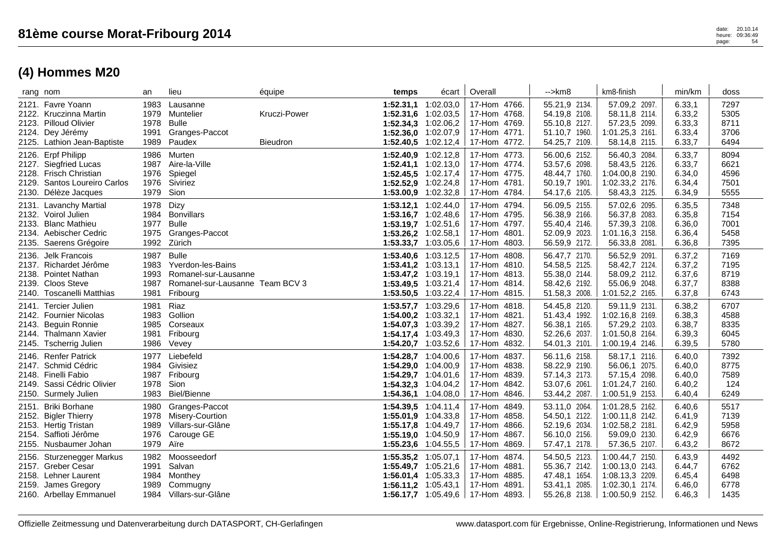# 81ème course Morat-Fribourg 2014

## (4) Hommes M20

| rang | nom | an | lieu | équipe | temps | écart | Overall | -->km8 | km8-finish | min/km | doss |
|---|---|---|---|---|---|---|---|---|---|---|---|
| 2121. | Favre Yoann | 1983 | Lausanne | | **1:52.31,1** | 1:02.03,0 | 17-Hom 4766. | 55.21,9 2134. | 57.09,2 2097. | 6.33,1 | 7297 |
| 2122. | Kruczinna Martin | 1979 | Muntelier | Kruczi-Power | **1:52.31,6** | 1:02.03,5 | 17-Hom 4768. | 54.19,8 2108. | 58.11,8 2114. | 6.33,2 | 5305 |
| 2123. | Pilloud Olivier | 1978 | Bulle | | **1:52.34,3** | 1:02.06,2 | 17-Hom 4769. | 55.10,8 2127. | 57.23,5 2099. | 6.33,3 | 8711 |
| 2124. | Dey Jérémy | 1991 | Granges-Paccot | | **1:52.36,0** | 1:02.07,9 | 17-Hom 4771. | 51.10,7 1960. | 1:01.25,3 2161. | 6.33,4 | 3706 |
| 2125. | Lathion Jean-Baptiste | 1989 | Paudex | Bieudron | **1:52.40,5** | 1:02.12,4 | 17-Hom 4772. | 54.25,7 2109. | 58.14,8 2115. | 6.33,7 | 6494 |
| 2126. | Erpf Philipp | 1986 | Murten | | **1:52.40,9** | 1:02.12,8 | 17-Hom 4773. | 56.00,6 2152. | 56.40,3 2084. | 6.33,7 | 8094 |
| 2127. | Siegfried Lucas | 1987 | Aire-la-Ville | | **1:52.41,1** | 1:02.13,0 | 17-Hom 4774. | 53.57,6 2098. | 58.43,5 2126. | 6.33,7 | 6621 |
| 2128. | Frisch Christian | 1976 | Spiegel | | **1:52.45,5** | 1:02.17,4 | 17-Hom 4775. | 48.44,7 1760. | 1:04.00,8 2190. | 6.34,0 | 4596 |
| 2129. | Santos Loureiro Carlos | 1976 | Siviriez | | **1:52.52,9** | 1:02.24,8 | 17-Hom 4781. | 50.19,7 1901. | 1:02.33,2 2176. | 6.34,4 | 7501 |
| 2130. | Délèze Jacques | 1979 | Sion | | **1:53.00,9** | 1:02.32,8 | 17-Hom 4784. | 54.17,6 2105. | 58.43,3 2125. | 6.34,9 | 5555 |
| 2131. | Lavanchy Martial | 1978 | Dizy | | **1:53.12,1** | 1:02.44,0 | 17-Hom 4794. | 56.09,5 2155. | 57.02,6 2095. | 6.35,5 | 7348 |
| 2132. | Voirol Julien | 1984 | Bonvillars | | **1:53.16,7** | 1:02.48,6 | 17-Hom 4795. | 56.38,9 2166. | 56.37,8 2083. | 6.35,8 | 7154 |
| 2133. | Blanc Mathieu | 1977 | Bulle | | **1:53.19,7** | 1:02.51,6 | 17-Hom 4797. | 55.40,4 2146. | 57.39,3 2108. | 6.36,0 | 7001 |
| 2134. | Aebischer Cedric | 1975 | Granges-Paccot | | **1:53.26,2** | 1:02.58,1 | 17-Hom 4801. | 52.09,9 2023. | 1:01.16,3 2158. | 6.36,4 | 5458 |
| 2135. | Saerens Grégoire | 1992 | Zürich | | **1:53.33,7** | 1:03.05,6 | 17-Hom 4803. | 56.59,9 2172. | 56.33,8 2081. | 6.36,8 | 7395 |
| 2136. | Jelk Francois | 1987 | Bulle | | **1:53.40,6** | 1:03.12,5 | 17-Hom 4808. | 56.47,7 2170. | 56.52,9 2091. | 6.37,2 | 7169 |
| 2137. | Richardet Jérôme | 1983 | Yverdon-les-Bains | | **1:53.41,2** | 1:03.13,1 | 17-Hom 4810. | 54.58,5 2125. | 58.42,7 2124. | 6.37,2 | 7195 |
| 2138. | Pointet Nathan | 1993 | Romanel-sur-Lausanne | | **1:53.47,2** | 1:03.19,1 | 17-Hom 4813. | 55.38,0 2144. | 58.09,2 2112. | 6.37,6 | 8719 |
| 2139. | Cloos Steve | 1987 | Romanel-sur-Lausanne | Team BCV 3 | **1:53.49,5** | 1:03.21,4 | 17-Hom 4814. | 58.42,6 2192. | 55.06,9 2048. | 6.37,7 | 8388 |
| 2140. | Toscanelli Matthias | 1981 | Fribourg | | **1:53.50,5** | 1:03.22,4 | 17-Hom 4815. | 51.58,3 2008. | 1:01.52,2 2165. | 6.37,8 | 6743 |
| 2141. | Tercier Julien | 1981 | Riaz | | **1:53.57,7** | 1:03.29,6 | 17-Hom 4818. | 54.45,8 2120. | 59.11,9 2131. | 6.38,2 | 6707 |
| 2142. | Fournier Nicolas | 1983 | Gollion | | **1:54.00,2** | 1:03.32,1 | 17-Hom 4821. | 51.43,4 1992. | 1:02.16,8 2169. | 6.38,3 | 4588 |
| 2143. | Beguin Ronnie | 1985 | Corseaux | | **1:54.07,3** | 1:03.39,2 | 17-Hom 4827. | 56.38,1 2165. | 57.29,2 2103. | 6.38,7 | 8335 |
| 2144. | Thalmann Xavier | 1981 | Fribourg | | **1:54.17,4** | 1:03.49,3 | 17-Hom 4830. | 52.26,6 2037. | 1:01.50,8 2164. | 6.39,3 | 6045 |
| 2145. | Tscherrig Julien | 1986 | Vevey | | **1:54.20,7** | 1:03.52,6 | 17-Hom 4832. | 54.01,3 2101. | 1:00.19,4 2146. | 6.39,5 | 5780 |
| 2146. | Renfer Patrick | 1977 | Liebefeld | | **1:54.28,7** | 1:04.00,6 | 17-Hom 4837. | 56.11,6 2158. | 58.17,1 2116. | 6.40,0 | 7392 |
| 2147. | Schmid Cédric | 1984 | Givisiez | | **1:54.29,0** | 1:04.00,9 | 17-Hom 4838. | 58.22,9 2190. | 56.06,1 2075. | 6.40,0 | 8775 |
| 2148. | Finelli Fabio | 1987 | Fribourg | | **1:54.29,7** | 1:04.01,6 | 17-Hom 4839. | 57.14,3 2173. | 57.15,4 2098. | 6.40,0 | 7589 |
| 2149. | Sassi Cédric Olivier | 1978 | Sion | | **1:54.32,3** | 1:04.04,2 | 17-Hom 4842. | 53.07,6 2061. | 1:01.24,7 2160. | 6.40,2 | 124 |
| 2150. | Surmely Julien | 1983 | Biel/Bienne | | **1:54.36,1** | 1:04.08,0 | 17-Hom 4846. | 53.44,2 2087. | 1:00.51,9 2153. | 6.40,4 | 6249 |
| 2151. | Briki Borhane | 1980 | Granges-Paccot | | **1:54.39,5** | 1:04.11,4 | 17-Hom 4849. | 53.11,0 2064. | 1:01.28,5 2162. | 6.40,6 | 5517 |
| 2152. | Bigler Thierry | 1978 | Misery-Courtion | | **1:55.01,9** | 1:04.33,8 | 17-Hom 4858. | 54.50,1 2122. | 1:00.11,8 2142. | 6.41,9 | 7139 |
| 2153. | Hertig Tristan | 1989 | Villars-sur-Glâne | | **1:55.17,8** | 1:04.49,7 | 17-Hom 4866. | 52.19,6 2034. | 1:02.58,2 2181. | 6.42,9 | 5958 |
| 2154. | Saffioti Jérôme | 1976 | Carouge GE | | **1:55.19,0** | 1:04.50,9 | 17-Hom 4867. | 56.10,0 2156. | 59.09,0 2130. | 6.42,9 | 6676 |
| 2155. | Nusbaumer Johan | 1979 | Aïre | | **1:55.23,6** | 1:04.55,5 | 17-Hom 4869. | 57.47,1 2178. | 57.36,5 2107. | 6.43,2 | 8672 |
| 2156. | Sturzenegger Markus | 1982 | Moosseedorf | | **1:55.35,2** | 1:05.07,1 | 17-Hom 4874. | 54.50,5 2123. | 1:00.44,7 2150. | 6.43,9 | 4492 |
| 2157. | Greber Cesar | 1991 | Salvan | | **1:55.49,7** | 1:05.21,6 | 17-Hom 4881. | 55.36,7 2142. | 1:00.13,0 2143. | 6.44,7 | 6762 |
| 2158. | Lehner Laurent | 1984 | Monthey | | **1:56.01,4** | 1:05.33,3 | 17-Hom 4885. | 47.48,1 1654. | 1:08.13,3 2209. | 6.45,4 | 6498 |
| 2159. | James Gregory | 1989 | Commugny | | **1:56.11,2** | 1:05.43,1 | 17-Hom 4891. | 53.41,1 2085. | 1:02.30,1 2174. | 6.46,0 | 6778 |
| 2160. | Arbellay Emmanuel | 1984 | Villars-sur-Glâne | | **1:56.17,7** | 1:05.49,6 | 17-Hom 4893. | 55.26,8 2138. | 1:00.50,9 2152. | 6.46,3 | 1435 |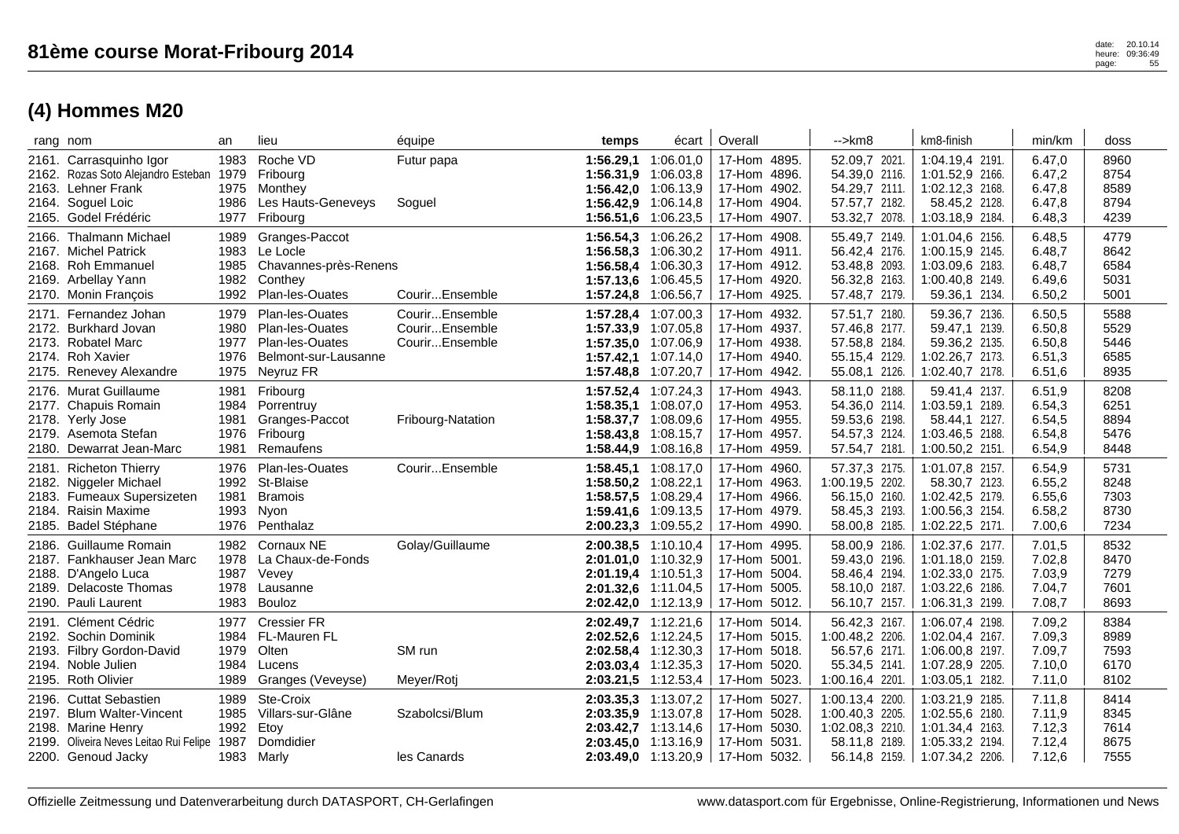# 81ème course Morat-Fribourg 2014

## (4) Hommes M20

| rang | nom | an | lieu | équipe | temps | écart | Overall | -->km8 | km8-finish | min/km | doss |
|---|---|---|---|---|---|---|---|---|---|---|---|
| 2161. | Carrasquinho Igor | 1983 | Roche VD | Futur papa | **1:56.29,1** | 1:06.01,0 | 17-Hom 4895. | 52.09,7 2021. | 1:04.19,4 2191. | 6.47,0 | 8960 |
| 2162. | Rozas Soto Alejandro Esteban | 1979 | Fribourg | | **1:56.31,9** | 1:06.03,8 | 17-Hom 4896. | 54.39,0 2116. | 1:01.52,9 2166. | 6.47,2 | 8754 |
| 2163. | Lehner Frank | 1975 | Monthey | | **1:56.42,0** | 1:06.13,9 | 17-Hom 4902. | 54.29,7 2111. | 1:02.12,3 2168. | 6.47,8 | 8589 |
| 2164. | Soguel Loic | 1986 | Les Hauts-Geneveys | Soguel | **1:56.42,9** | 1:06.14,8 | 17-Hom 4904. | 57.57,7 2182. | 58.45,2 2128. | 6.47,8 | 8794 |
| 2165. | Godel Frédéric | 1977 | Fribourg | | **1:56.51,6** | 1:06.23,5 | 17-Hom 4907. | 53.32,7 2078. | 1:03.18,9 2184. | 6.48,3 | 4239 |
| 2166. | Thalmann Michael | 1989 | Granges-Paccot | | **1:56.54,3** | 1:06.26,2 | 17-Hom 4908. | 55.49,7 2149. | 1:01.04,6 2156. | 6.48,5 | 4779 |
| 2167. | Michel Patrick | 1983 | Le Locle | | **1:56.58,3** | 1:06.30,2 | 17-Hom 4911. | 56.42,4 2176. | 1:00.15,9 2145. | 6.48,7 | 8642 |
| 2168. | Roh Emmanuel | 1985 | Chavannes-près-Renens | | **1:56.58,4** | 1:06.30,3 | 17-Hom 4912. | 53.48,8 2093. | 1:03.09,6 2183. | 6.48,7 | 6584 |
| 2169. | Arbellay Yann | 1982 | Conthey | | **1:57.13,6** | 1:06.45,5 | 17-Hom 4920. | 56.32,8 2163. | 1:00.40,8 2149. | 6.49,6 | 5031 |
| 2170. | Monin François | 1992 | Plan-les-Ouates | Courir...Ensemble | **1:57.24,8** | 1:06.56,7 | 17-Hom 4925. | 57.48,7 2179. | 59.36,1 2134. | 6.50,2 | 5001 |
| 2171. | Fernandez Johan | 1979 | Plan-les-Ouates | Courir...Ensemble | **1:57.28,4** | 1:07.00,3 | 17-Hom 4932. | 57.51,7 2180. | 59.36,7 2136. | 6.50,5 | 5588 |
| 2172. | Burkhard Jovan | 1980 | Plan-les-Ouates | Courir...Ensemble | **1:57.33,9** | 1:07.05,8 | 17-Hom 4937. | 57.46,8 2177. | 59.47,1 2139. | 6.50,8 | 5529 |
| 2173. | Robatel Marc | 1977 | Plan-les-Ouates | Courir...Ensemble | **1:57.35,0** | 1:07.06,9 | 17-Hom 4938. | 57.58,8 2184. | 59.36,2 2135. | 6.50,8 | 5446 |
| 2174. | Roh Xavier | 1976 | Belmont-sur-Lausanne | | **1:57.42,1** | 1:07.14,0 | 17-Hom 4940. | 55.15,4 2129. | 1:02.26,7 2173. | 6.51,3 | 6585 |
| 2175. | Renevey Alexandre | 1975 | Neyruz FR | | **1:57.48,8** | 1:07.20,7 | 17-Hom 4942. | 55.08,1 2126. | 1:02.40,7 2178. | 6.51,6 | 8935 |
| 2176. | Murat Guillaume | 1981 | Fribourg | | **1:57.52,4** | 1:07.24,3 | 17-Hom 4943. | 58.11,0 2188. | 59.41,4 2137. | 6.51,9 | 8208 |
| 2177. | Chapuis Romain | 1984 | Porrentruy | | **1:58.35,1** | 1:08.07,0 | 17-Hom 4953. | 54.36,0 2114. | 1:03.59,1 2189. | 6.54,3 | 6251 |
| 2178. | Yerly Jose | 1981 | Granges-Paccot | Fribourg-Natation | **1:58.37,7** | 1:08.09,6 | 17-Hom 4955. | 59.53,6 2198. | 58.44,1 2127. | 6.54,5 | 8894 |
| 2179. | Asemota Stefan | 1976 | Fribourg | | **1:58.43,8** | 1:08.15,7 | 17-Hom 4957. | 54.57,3 2124. | 1:03.46,5 2188. | 6.54,8 | 5476 |
| 2180. | Dewarrat Jean-Marc | 1981 | Remaufens | | **1:58.44,9** | 1:08.16,8 | 17-Hom 4959. | 57.54,7 2181. | 1:00.50,2 2151. | 6.54,9 | 8448 |
| 2181. | Richeton Thierry | 1976 | Plan-les-Ouates | Courir...Ensemble | **1:58.45,1** | 1:08.17,0 | 17-Hom 4960. | 57.37,3 2175. | 1:01.07,8 2157. | 6.54,9 | 5731 |
| 2182. | Niggeler Michael | 1992 | St-Blaise | | **1:58.50,2** | 1:08.22,1 | 17-Hom 4963. | 1:00.19,5 2202. | 58.30,7 2123. | 6.55,2 | 8248 |
| 2183. | Fumeaux Supersizeten | 1981 | Bramois | | **1:58.57,5** | 1:08.29,4 | 17-Hom 4966. | 56.15,0 2160. | 1:02.42,5 2179. | 6.55,6 | 7303 |
| 2184. | Raisin Maxime | 1993 | Nyon | | **1:59.41,6** | 1:09.13,5 | 17-Hom 4979. | 58.45,3 2193. | 1:00.56,3 2154. | 6.58,2 | 8730 |
| 2185. | Badel Stéphane | 1976 | Penthalaz | | **2:00.23,3** | 1:09.55,2 | 17-Hom 4990. | 58.00,8 2185. | 1:02.22,5 2171. | 7.00,6 | 7234 |
| 2186. | Guillaume Romain | 1982 | Cornaux NE | Golay/Guillaume | **2:00.38,5** | 1:10.10,4 | 17-Hom 4995. | 58.00,9 2186. | 1:02.37,6 2177. | 7.01,5 | 8532 |
| 2187. | Fankhauser Jean Marc | 1978 | La Chaux-de-Fonds | | **2:01.01,0** | 1:10.32,9 | 17-Hom 5001. | 59.43,0 2196. | 1:01.18,0 2159. | 7.02,8 | 8470 |
| 2188. | D'Angelo Luca | 1987 | Vevey | | **2:01.19,4** | 1:10.51,3 | 17-Hom 5004. | 58.46,4 2194. | 1:02.33,0 2175. | 7.03,9 | 7279 |
| 2189. | Delacoste Thomas | 1978 | Lausanne | | **2:01.32,6** | 1:11.04,5 | 17-Hom 5005. | 58.10,0 2187. | 1:03.22,6 2186. | 7.04,7 | 7601 |
| 2190. | Pauli Laurent | 1983 | Bouloz | | **2:02.42,0** | 1:12.13,9 | 17-Hom 5012. | 56.10,7 2157. | 1:06.31,3 2199. | 7.08,7 | 8693 |
| 2191. | Clément Cédric | 1977 | Cressier FR | | **2:02.49,7** | 1:12.21,6 | 17-Hom 5014. | 56.42,3 2167. | 1:06.07,4 2198. | 7.09,2 | 8384 |
| 2192. | Sochin Dominik | 1984 | FL-Mauren FL | | **2:02.52,6** | 1:12.24,5 | 17-Hom 5015. | 1:00.48,2 2206. | 1:02.04,4 2167. | 7.09,3 | 8989 |
| 2193. | Filbry Gordon-David | 1979 | Olten | SM run | **2:02.58,4** | 1:12.30,3 | 17-Hom 5018. | 56.57,6 2171. | 1:06.00,8 2197. | 7.09,7 | 7593 |
| 2194. | Noble Julien | 1984 | Lucens | | **2:03.03,4** | 1:12.35,3 | 17-Hom 5020. | 55.34,5 2141. | 1:07.28,9 2205. | 7.10,0 | 6170 |
| 2195. | Roth Olivier | 1989 | Granges (Veveyse) | Meyer/Rotj | **2:03.21,5** | 1:12.53,4 | 17-Hom 5023. | 1:00.16,4 2201. | 1:03.05,1 2182. | 7.11,0 | 8102 |
| 2196. | Cuttat Sebastien | 1989 | Ste-Croix | | **2:03.35,3** | 1:13.07,2 | 17-Hom 5027. | 1:00.13,4 2200. | 1:03.21,9 2185. | 7.11,8 | 8414 |
| 2197. | Blum Walter-Vincent | 1985 | Villars-sur-Glâne | Szabolcsi/Blum | **2:03.35,9** | 1:13.07,8 | 17-Hom 5028. | 1:00.40,3 2205. | 1:02.55,6 2180. | 7.11,9 | 8345 |
| 2198. | Marine Henry | 1992 | Etoy | | **2:03.42,7** | 1:13.14,6 | 17-Hom 5030. | 1:02.08,3 2210. | 1:01.34,4 2163. | 7.12,3 | 7614 |
| 2199. | Oliveira Neves Leitao Rui Felipe | 1987 | Domdidier | | **2:03.45,0** | 1:13.16,9 | 17-Hom 5031. | 58.11,8 2189. | 1:05.33,2 2194. | 7.12,4 | 8675 |
| 2200. | Genoud Jacky | 1983 | Marly | les Canards | **2:03.49,0** | 1:13.20,9 | 17-Hom 5032. | 56.14,8 2159. | 1:07.34,2 2206. | 7.12,6 | 7555 |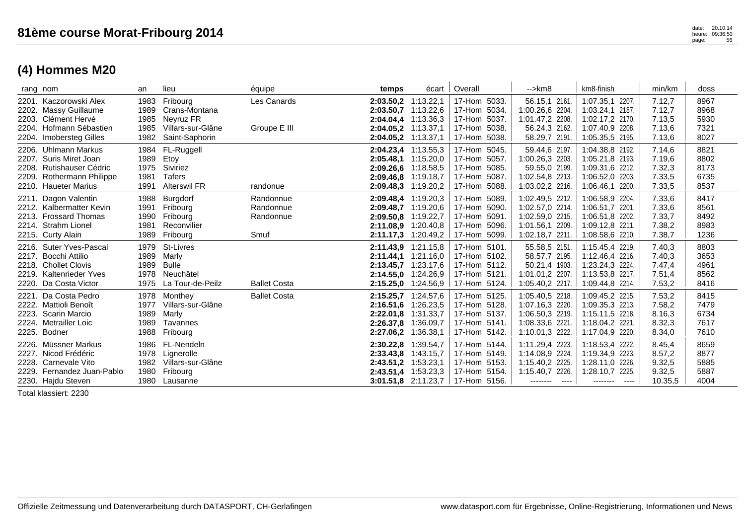# 81ème course Morat-Fribourg 2014

## (4) Hommes M20

| rang | nom | an | lieu | équipe | temps | écart | Overall | -->km8 | km8-finish | min/km | doss |
|---|---|---|---|---|---|---|---|---|---|---|---|
| 2201. | Kaczorowski Alex | 1983 | Fribourg | Les Canards | **2:03.50,2** | 1:13.22,1 | 17-Hom 5033. | 56.15,1 2161. | 1:07.35,1 2207. | 7.12,7 | 8967 |
| 2202. | Massy Guillaume | 1989 | Crans-Montana | | **2:03.50,7** | 1:13.22,6 | 17-Hom 5034. | 1:00.26,6 2204. | 1:03.24,1 2187. | 7.12,7 | 8968 |
| 2203. | Clément Hervé | 1985 | Neyruz FR | | **2:04.04,4** | 1:13.36,3 | 17-Hom 5037. | 1:01.47,2 2208. | 1:02.17,2 2170. | 7.13,5 | 5930 |
| 2204. | Hofmann Sébastien | 1985 | Villars-sur-Glâne | Groupe E III | **2:04.05,2** | 1:13.37,1 | 17-Hom 5038. | 56.24,3 2162. | 1:07.40,9 2208. | 7.13,6 | 7321 |
| 2204. | Imobersteg Gilles | 1982 | Saint-Saphorin | | **2:04.05,2** | 1:13.37,1 | 17-Hom 5038. | 58.29,7 2191. | 1:05.35,5 2195. | 7.13,6 | 8027 |
| 2206. | Uhlmann Markus | 1984 | FL-Ruggell | | **2:04.23,4** | 1:13.55,3 | 17-Hom 5045. | 59.44,6 2197. | 1:04.38,8 2192. | 7.14,6 | 8821 |
| 2207. | Suris Miret Joan | 1989 | Etoy | | **2:05.48,1** | 1:15.20,0 | 17-Hom 5057. | 1:00.26,3 2203. | 1:05.21,8 2193. | 7.19,6 | 8802 |
| 2208. | Rutishauser Cédric | 1975 | Siviriez | | **2:09.26,6** | 1:18.58,5 | 17-Hom 5085. | 59.55,0 2199. | 1:09.31,6 2212. | 7.32,3 | 8173 |
| 2209. | Rothermann Philippe | 1981 | Tafers | | **2:09.46,8** | 1:19.18,7 | 17-Hom 5087. | 1:02.54,8 2213. | 1:06.52,0 2203. | 7.33,5 | 6735 |
| 2210. | Haueter Marius | 1991 | Alterswil FR | randonue | **2:09.48,3** | 1:19.20,2 | 17-Hom 5088. | 1:03.02,2 2216. | 1:06.46,1 2200. | 7.33,5 | 8537 |
| 2211. | Dagon Valentin | 1988 | Burgdorf | Randonnue | **2:09.48,4** | 1:19.20,3 | 17-Hom 5089. | 1:02.49,5 2212. | 1:06.58,9 2204. | 7.33,6 | 8417 |
| 2212. | Kalbermatter Kevin | 1991 | Fribourg | Randonnue | **2:09.48,7** | 1:19.20,6 | 17-Hom 5090. | 1:02.57,0 2214. | 1:06.51,7 2201. | 7.33,6 | 8561 |
| 2213. | Frossard Thomas | 1990 | Fribourg | Randonnue | **2:09.50,8** | 1:19.22,7 | 17-Hom 5091. | 1:02.59,0 2215. | 1:06.51,8 2202. | 7.33,7 | 8492 |
| 2214. | Strahm Lionel | 1981 | Reconvilier | | **2:11.08,9** | 1:20.40,8 | 17-Hom 5096. | 1:01.56,1 2209. | 1:09.12,8 2211. | 7.38,2 | 8983 |
| 2215. | Curty Alain | 1989 | Fribourg | Smuf | **2:11.17,3** | 1:20.49,2 | 17-Hom 5099. | 1:02.18,7 2211. | 1:08.58,6 2210. | 7.38,7 | 1236 |
| 2216. | Suter Yves-Pascal | 1979 | St-Livres | | **2:11.43,9** | 1:21.15,8 | 17-Hom 5101. | 55.58,5 2151. | 1:15.45,4 2219. | 7.40,3 | 8803 |
| 2217. | Bocchi Attilio | 1989 | Marly | | **2:11.44,1** | 1:21.16,0 | 17-Hom 5102. | 58.57,7 2195. | 1:12.46,4 2216. | 7.40,3 | 3653 |
| 2218. | Chollet Clovis | 1989 | Bulle | | **2:13.45,7** | 1:23.17,6 | 17-Hom 5112. | 50.21,4 1903. | 1:23.24,3 2224. | 7.47,4 | 4961 |
| 2219. | Kaltenrieder Yves | 1978 | Neuchâtel | | **2:14.55,0** | 1:24.26,9 | 17-Hom 5121. | 1:01.01,2 2207. | 1:13.53,8 2217. | 7.51,4 | 8562 |
| 2220. | Da Costa Victor | 1975 | La Tour-de-Peilz | Ballet Costa | **2:15.25,0** | 1:24.56,9 | 17-Hom 5124. | 1:05.40,2 2217. | 1:09.44,8 2214. | 7.53,2 | 8416 |
| 2221. | Da Costa Pedro | 1978 | Monthey | Ballet Costa | **2:15.25,7** | 1:24.57,6 | 17-Hom 5125. | 1:05.40,5 2218. | 1:09.45,2 2215. | 7.53,2 | 8415 |
| 2222. | Mattioli Benoît | 1977 | Villars-sur-Glâne | | **2:16.51,6** | 1:26.23,5 | 17-Hom 5128. | 1:07.16,3 2220. | 1:09.35,3 2213. | 7.58,2 | 7479 |
| 2223. | Scarin Marcio | 1989 | Marly | | **2:22.01,8** | 1:31.33,7 | 17-Hom 5137. | 1:06.50,3 2219. | 1:15.11,5 2218. | 8.16,3 | 6734 |
| 2224. | Metrailler Loic | 1989 | Tavannes | | **2:26.37,8** | 1:36.09,7 | 17-Hom 5141. | 1:08.33,6 2221. | 1:18.04,2 2221. | 8.32,3 | 7617 |
| 2225. | Bodner | 1988 | Fribourg | | **2:27.06,2** | 1:36.38,1 | 17-Hom 5142. | 1:10.01,3 2222. | 1:17.04,9 2220. | 8.34,0 | 7610 |
| 2226. | Müssner Markus | 1986 | FL-Nendeln | | **2:30.22,8** | 1:39.54,7 | 17-Hom 5144. | 1:11.29,4 2223. | 1:18.53,4 2222. | 8.45,4 | 8659 |
| 2227. | Nicod Frédéric | 1978 | Lignerolle | | **2:33.43,8** | 1:43.15,7 | 17-Hom 5149. | 1:14.08,9 2224. | 1:19.34,9 2223. | 8.57,2 | 8877 |
| 2228. | Carnevale Vito | 1982 | Villars-sur-Glâne | | **2:43.51,2** | 1:53.23,1 | 17-Hom 5153. | 1:15.40,2 2225. | 1:28.11,0 2226. | 9.32,5 | 5885 |
| 2229. | Fernandez Juan-Pablo | 1980 | Fribourg | | **2:43.51,4** | 1:53.23,3 | 17-Hom 5154. | 1:15.40,7 2226. | 1:28.10,7 2225. | 9.32,5 | 5887 |
| 2230. | Hajdu Steven | 1980 | Lausanne | | **3:01.51,8** | 2:11.23,7 | 17-Hom 5156. | -------- ---- | -------- ---- | 10.35,5 | 4004 |

Total klassiert: 2230

Offizielle Zeitmessung und Datenverarbeitung durch DATASPORT, CH-Gerlafingen — www.datasport.com für Ergebnisse, Online-Registrierung, Informationen und News